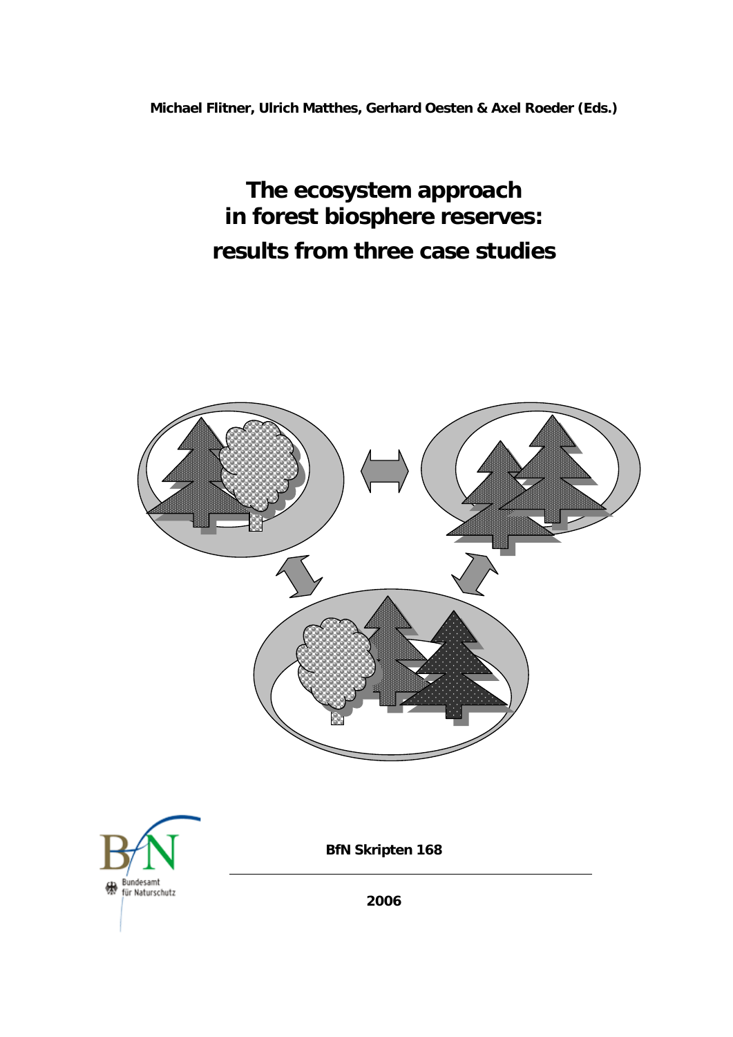**Michael Flitner, Ulrich Matthes, Gerhard Oesten & Axel Roeder (Eds.)**

# The ecosystem approach in forest biosphere reserves: results from three case studies

Bundesamt für Naturschutz

**BfN Skripten 168**

**2006**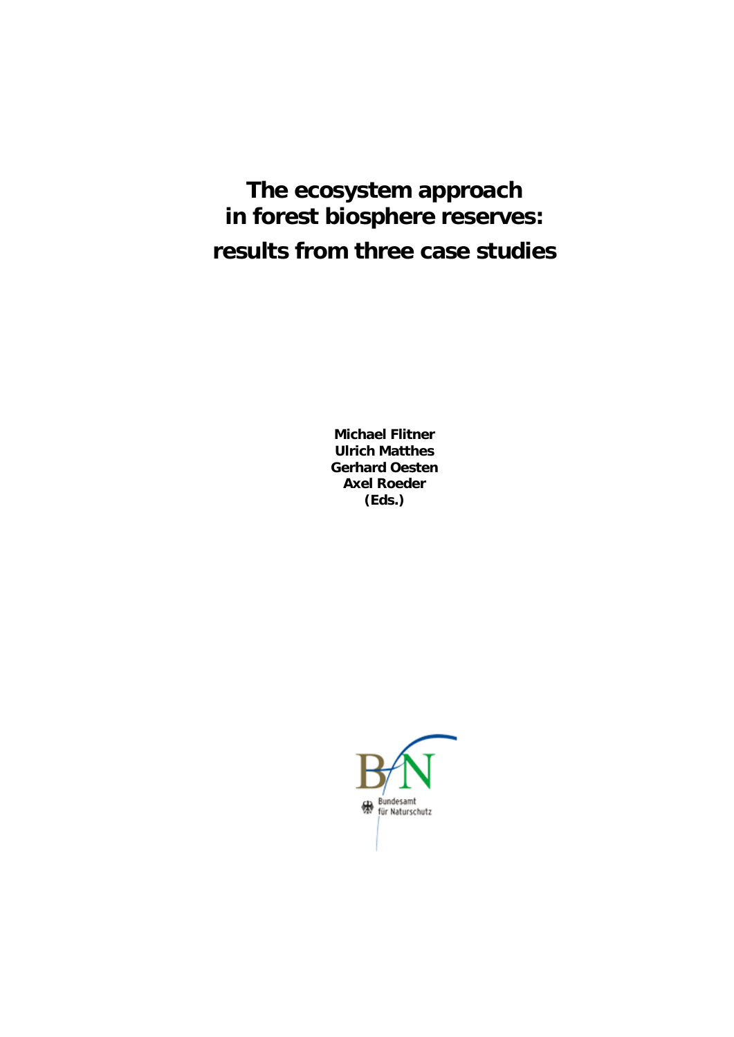# The ecosystem approach in forest biosphere reserves: results from three case studies

**Michael Flitner**
**Ulrich Matthes**
**Gerhard Oesten**
**Axel Roeder**
**(Eds.)**

Bundesamt für Naturschutz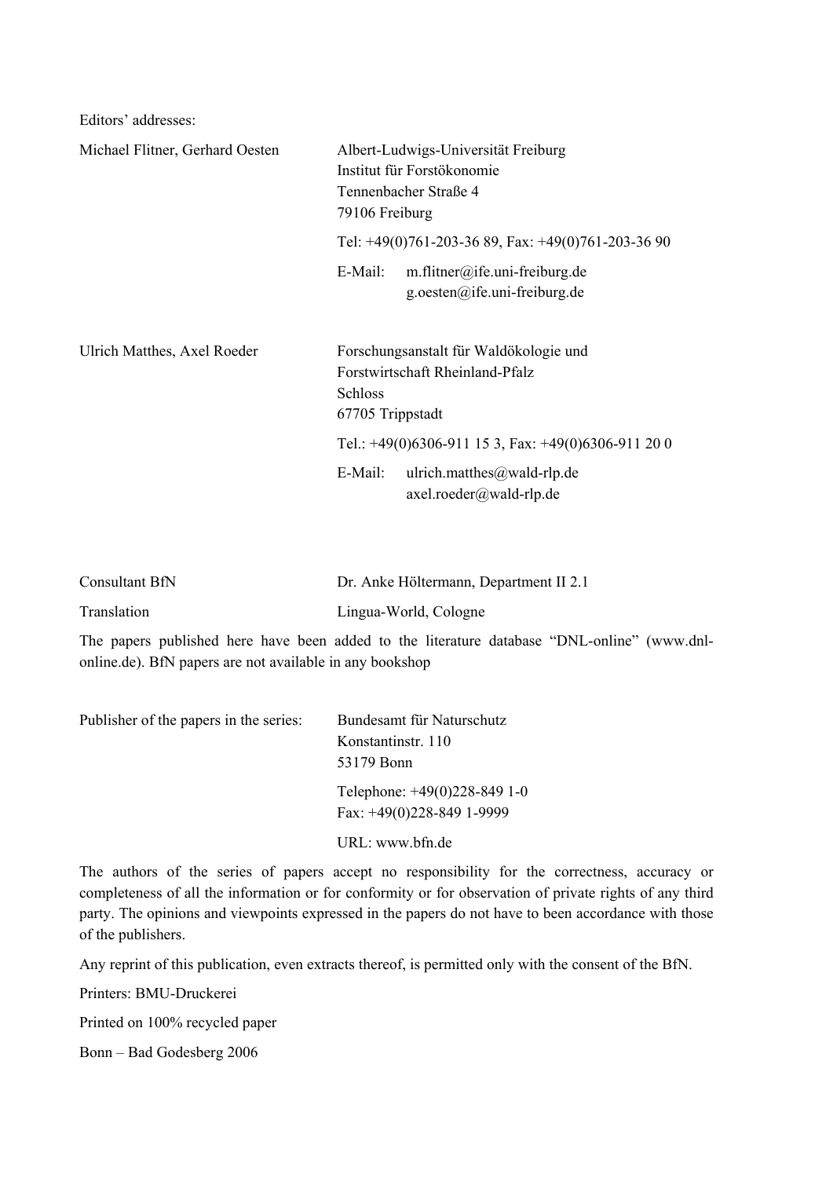Editors' addresses:

| | |
|---|---|
| Michael Flitner, Gerhard Oesten | Albert-Ludwigs-Universität Freiburg<br>Institut für Forstökonomie<br>Tennenbacher Straße 4<br>79106 Freiburg<br>Tel: +49(0)761-203-36 89, Fax: +49(0)761-203-36 90<br>E-Mail: m.flitner@ife.uni-freiburg.de<br>g.oesten@ife.uni-freiburg.de |
| Ulrich Matthes, Axel Roeder | Forschungsanstalt für Waldökologie und Forstwirtschaft Rheinland-Pfalz<br>Schloss<br>67705 Trippstadt<br>Tel.: +49(0)6306-911 15 3, Fax: +49(0)6306-911 20 0<br>E-Mail: ulrich.matthes@wald-rlp.de<br>axel.roeder@wald-rlp.de |
| Consultant BfN | Dr. Anke Höltermann, Department II 2.1 |
| Translation | Lingua-World, Cologne |

The papers published here have been added to the literature database "DNL-online" (www.dnl-online.de). BfN papers are not available in any bookshop

| | |
|---|---|
| Publisher of the papers in the series: | Bundesamt für Naturschutz<br>Konstantinstr. 110<br>53179 Bonn<br>Telephone: +49(0)228-849 1-0<br>Fax: +49(0)228-849 1-9999<br>URL: www.bfn.de |

The authors of the series of papers accept no responsibility for the correctness, accuracy or completeness of all the information or for conformity or for observation of private rights of any third party. The opinions and viewpoints expressed in the papers do not have to been accordance with those of the publishers.

Any reprint of this publication, even extracts thereof, is permitted only with the consent of the BfN.

Printers: BMU-Druckerei

Printed on 100% recycled paper

Bonn – Bad Godesberg 2006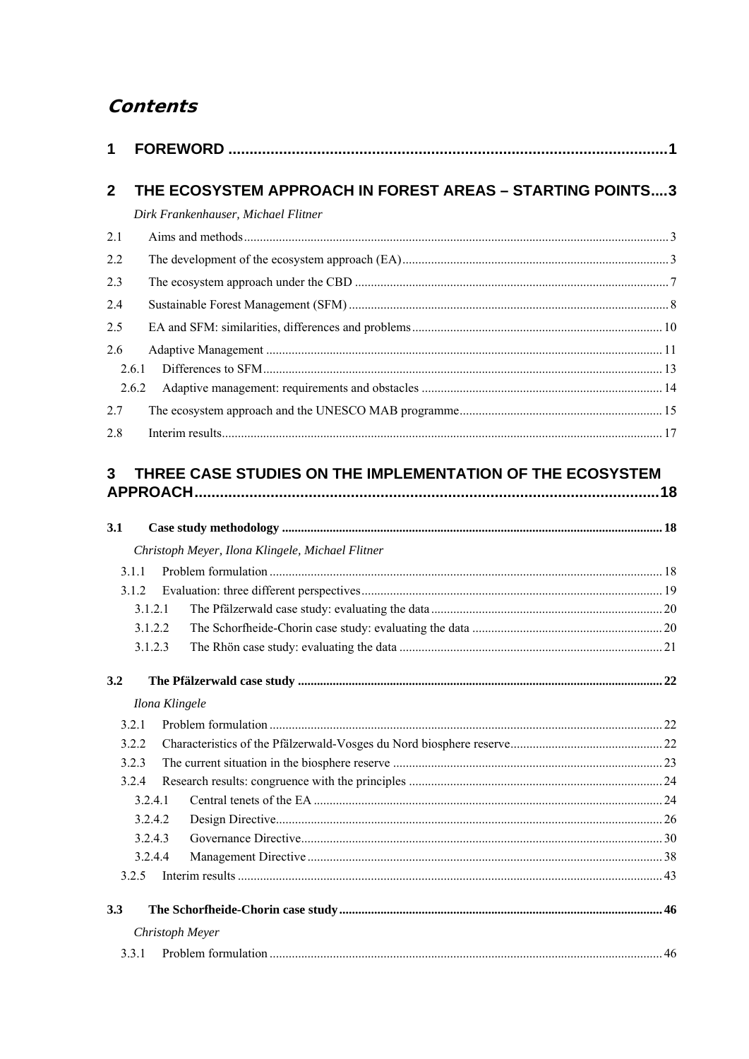# *Contents*

**1 FOREWORD ........................................................................................................1**

**2 THE ECOSYSTEM APPROACH IN FOREST AREAS – STARTING POINTS....3**

*Dirk Frankenhauser, Michael Flitner*

2.1 Aims and methods .................................................................................................................... 3

2.2 The development of the ecosystem approach (EA)................................................................... 3

2.3 The ecosystem approach under the CBD .................................................................................. 7

2.4 Sustainable Forest Management (SFM) .................................................................................... 8

2.5 EA and SFM: similarities, differences and problems.............................................................. 10

2.6 Adaptive Management ............................................................................................................ 11

2.6.1 Differences to SFM............................................................................................................. 13

2.6.2 Adaptive management: requirements and obstacles ........................................................... 14

2.7 The ecosystem approach and the UNESCO MAB programme................................................ 15

2.8 Interim results.......................................................................................................................... 17

**3 THREE CASE STUDIES ON THE IMPLEMENTATION OF THE ECOSYSTEM APPROACH..............................................................................................................18**

**3.1 Case study methodology ........................................................................................................ 18**

*Christoph Meyer, Ilona Klingele, Michael Flitner*

3.1.1 Problem formulation ........................................................................................................... 18

3.1.2 Evaluation: three different perspectives............................................................................... 19

3.1.2.1 The Pfälzerwald case study: evaluating the data ......................................................................... 20

3.1.2.2 The Schorfheide-Chorin case study: evaluating the data ............................................................ 20

3.1.2.3 The Rhön case study: evaluating the data .................................................................................. 21

**3.2 The Pfälzerwald case study .................................................................................................. 22**

*Ilona Klingele*

3.2.1 Problem formulation ........................................................................................................... 22

3.2.2 Characteristics of the Pfälzerwald-Vosges du Nord biosphere reserve................................ 22

3.2.3 The current situation in the biosphere reserve .................................................................... 23

3.2.4 Research results: congruence with the principles ............................................................... 24

3.2.4.1 Central tenets of the EA ............................................................................................................. 24

3.2.4.2 Design Directive.......................................................................................................................... 26

3.2.4.3 Governance Directive.................................................................................................................. 30

3.2.4.4 Management Directive ............................................................................................................... 38

3.2.5 Interim results ..................................................................................................................... 43

**3.3 The Schorfheide-Chorin case study ...................................................................................... 46**

*Christoph Meyer*

3.3.1 Problem formulation ........................................................................................................... 46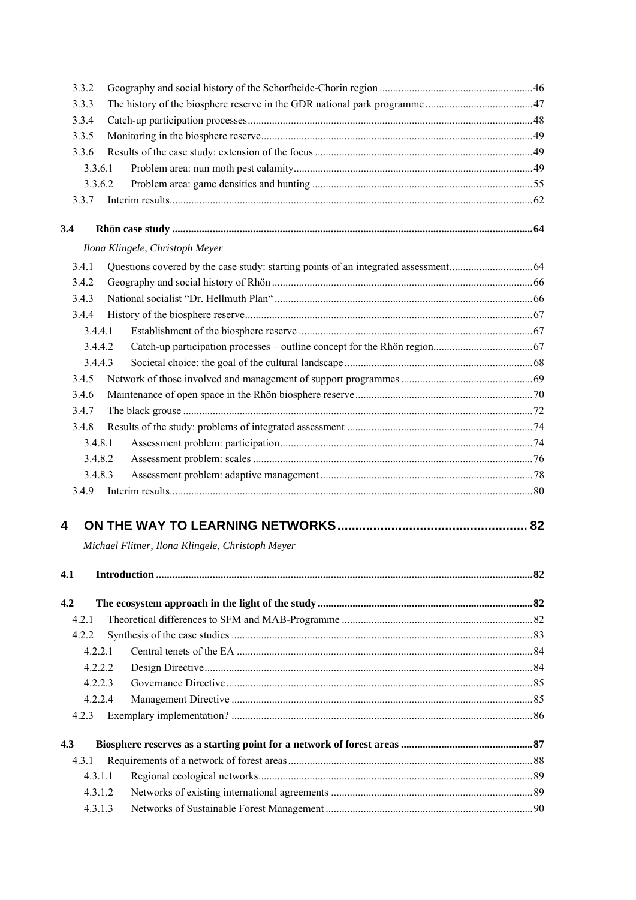3.3.2 Geography and social history of the Schorfheide-Chorin region ........................................................46

3.3.3 The history of the biosphere reserve in the GDR national park programme ........................................47

3.3.4 Catch-up participation processes.........................................................................................................48

3.3.5 Monitoring in the biosphere reserve....................................................................................................49

3.3.6 Results of the case study: extension of the focus ................................................................................49

3.3.6.1 Problem area: nun moth pest calamity........................................................................................49

3.3.6.2 Problem area: game densities and hunting .................................................................................55

3.3.7 Interim results......................................................................................................................................62

**3.4 Rhön case study ....................................................................................................................................64**

*Ilona Klingele, Christoph Meyer*

3.4.1 Questions covered by the case study: starting points of an integrated assessment..............................64

3.4.2 Geography and social history of Rhön................................................................................................66

3.4.3 National socialist "Dr. Hellmuth Plan" ...............................................................................................66

3.4.4 History of the biosphere reserve..........................................................................................................67

3.4.4.1 Establishment of the biosphere reserve ......................................................................................67

3.4.4.2 Catch-up participation processes – outline concept for the Rhön region....................................67

3.4.4.3 Societal choice: the goal of the cultural landscape .....................................................................68

3.4.5 Network of those involved and management of support programmes ................................................69

3.4.6 Maintenance of open space in the Rhön biosphere reserve.................................................................70

3.4.7 The black grouse ................................................................................................................................72

3.4.8 Results of the study: problems of integrated assessment ....................................................................74

3.4.8.1 Assessment problem: participation.............................................................................................74

3.4.8.2 Assessment problem: scales .......................................................................................................76

3.4.8.3 Assessment problem: adaptive management ..............................................................................78

3.4.9 Interim results......................................................................................................................................80

# 4 ON THE WAY TO LEARNING NETWORKS..................................................... 82

*Michael Flitner, Ilona Klingele, Christoph Meyer*

**4.1 Introduction ..........................................................................................................................................82**

**4.2 The ecosystem approach in the light of the study ...............................................................................82**

4.2.1 Theoretical differences to SFM and MAB-Programme ......................................................................82

4.2.2 Synthesis of the case studies ...............................................................................................................83

4.2.2.1 Central tenets of the EA .............................................................................................................84

4.2.2.2 Design Directive.........................................................................................................................84

4.2.2.3 Governance Directive.................................................................................................................85

4.2.2.4 Management Directive ...............................................................................................................85

4.2.3 Exemplary implementation? ...............................................................................................................86

**4.3 Biosphere reserves as a starting point for a network of forest areas ................................................87**

4.3.1 Requirements of a network of forest areas..........................................................................................88

4.3.1.1 Regional ecological networks.....................................................................................................89

4.3.1.2 Networks of existing international agreements ..........................................................................89

4.3.1.3 Networks of Sustainable Forest Management ............................................................................90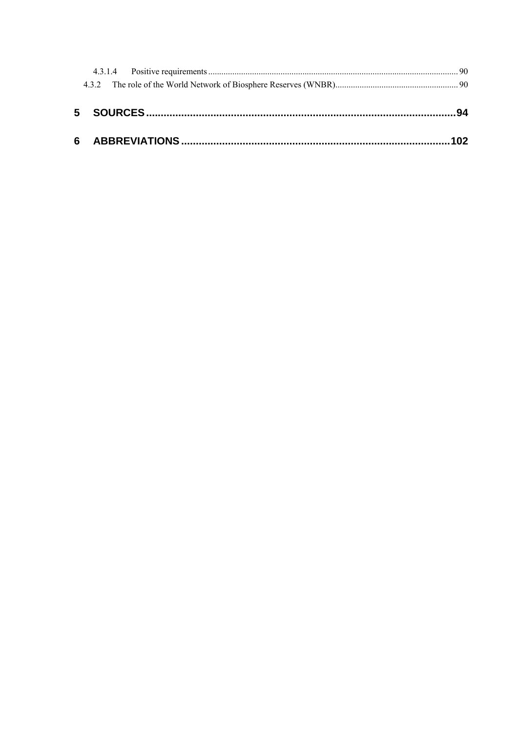4.3.1.4 Positive requirements ........................................................................................................................ 90

4.3.2 The role of the World Network of Biosphere Reserves (WNBR)........................................................ 90

**5 SOURCES ........................................................................................................94**

**6 ABBREVIATIONS ..........................................................................................102**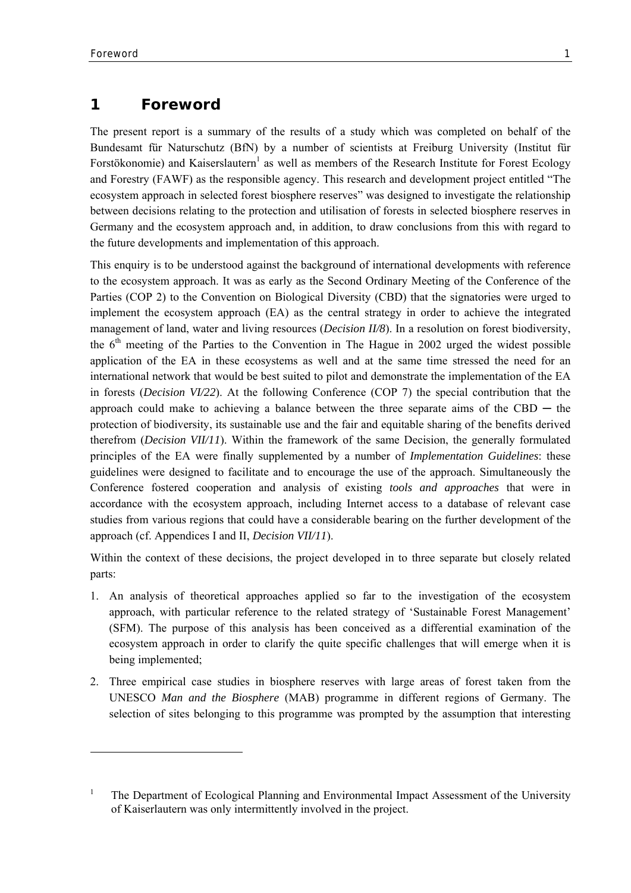# 1 Foreword

The present report is a summary of the results of a study which was completed on behalf of the Bundesamt für Naturschutz (BfN) by a number of scientists at Freiburg University (Institut für Forstökonomie) and Kaiserslautern[1] as well as members of the Research Institute for Forest Ecology and Forestry (FAWF) as the responsible agency. This research and development project entitled "The ecosystem approach in selected forest biosphere reserves" was designed to investigate the relationship between decisions relating to the protection and utilisation of forests in selected biosphere reserves in Germany and the ecosystem approach and, in addition, to draw conclusions from this with regard to the future developments and implementation of this approach.

This enquiry is to be understood against the background of international developments with reference to the ecosystem approach. It was as early as the Second Ordinary Meeting of the Conference of the Parties (COP 2) to the Convention on Biological Diversity (CBD) that the signatories were urged to implement the ecosystem approach (EA) as the central strategy in order to achieve the integrated management of land, water and living resources (*Decision II/8*). In a resolution on forest biodiversity, the 6th meeting of the Parties to the Convention in The Hague in 2002 urged the widest possible application of the EA in these ecosystems as well and at the same time stressed the need for an international network that would be best suited to pilot and demonstrate the implementation of the EA in forests (*Decision VI/22*). At the following Conference (COP 7) the special contribution that the approach could make to achieving a balance between the three separate aims of the CBD ─ the protection of biodiversity, its sustainable use and the fair and equitable sharing of the benefits derived therefrom (*Decision VII/11*). Within the framework of the same Decision, the generally formulated principles of the EA were finally supplemented by a number of *Implementation Guidelines*: these guidelines were designed to facilitate and to encourage the use of the approach. Simultaneously the Conference fostered cooperation and analysis of existing *tools and approaches* that were in accordance with the ecosystem approach, including Internet access to a database of relevant case studies from various regions that could have a considerable bearing on the further development of the approach (cf. Appendices I and II, *Decision VII/11*).

Within the context of these decisions, the project developed in to three separate but closely related parts:

1. An analysis of theoretical approaches applied so far to the investigation of the ecosystem approach, with particular reference to the related strategy of 'Sustainable Forest Management' (SFM). The purpose of this analysis has been conceived as a differential examination of the ecosystem approach in order to clarify the quite specific challenges that will emerge when it is being implemented;
2. Three empirical case studies in biosphere reserves with large areas of forest taken from the UNESCO *Man and the Biosphere* (MAB) programme in different regions of Germany. The selection of sites belonging to this programme was prompted by the assumption that interesting

[1] The Department of Ecological Planning and Environmental Impact Assessment of the University of Kaiserlautern was only intermittently involved in the project.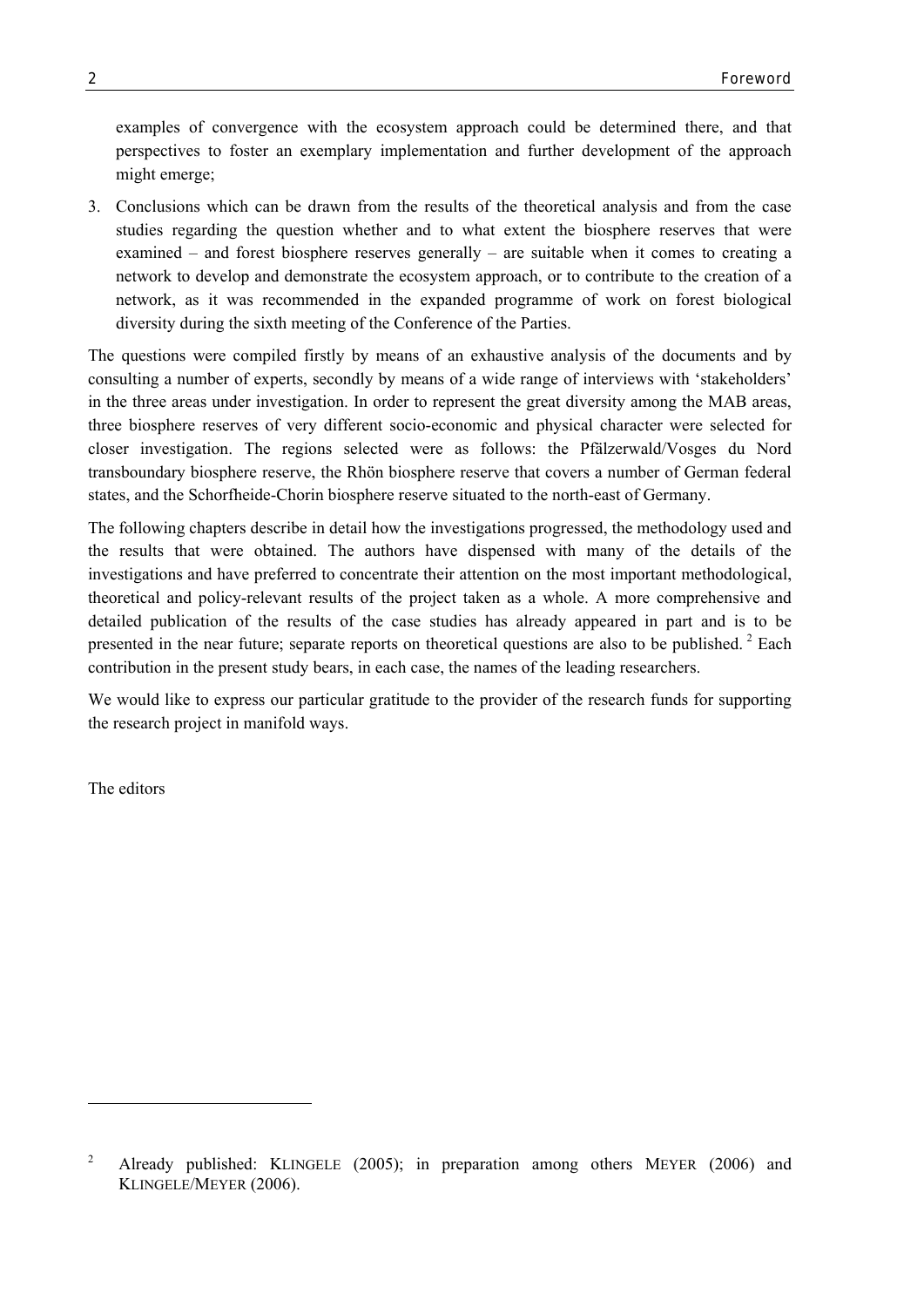examples of convergence with the ecosystem approach could be determined there, and that perspectives to foster an exemplary implementation and further development of the approach might emerge;

3. Conclusions which can be drawn from the results of the theoretical analysis and from the case studies regarding the question whether and to what extent the biosphere reserves that were examined – and forest biosphere reserves generally – are suitable when it comes to creating a network to develop and demonstrate the ecosystem approach, or to contribute to the creation of a network, as it was recommended in the expanded programme of work on forest biological diversity during the sixth meeting of the Conference of the Parties.

The questions were compiled firstly by means of an exhaustive analysis of the documents and by consulting a number of experts, secondly by means of a wide range of interviews with 'stakeholders' in the three areas under investigation. In order to represent the great diversity among the MAB areas, three biosphere reserves of very different socio-economic and physical character were selected for closer investigation. The regions selected were as follows: the Pfälzerwald/Vosges du Nord transboundary biosphere reserve, the Rhön biosphere reserve that covers a number of German federal states, and the Schorfheide-Chorin biosphere reserve situated to the north-east of Germany.

The following chapters describe in detail how the investigations progressed, the methodology used and the results that were obtained. The authors have dispensed with many of the details of the investigations and have preferred to concentrate their attention on the most important methodological, theoretical and policy-relevant results of the project taken as a whole. A more comprehensive and detailed publication of the results of the case studies has already appeared in part and is to be presented in the near future; separate reports on theoretical questions are also to be published.[2] Each contribution in the present study bears, in each case, the names of the leading researchers.

We would like to express our particular gratitude to the provider of the research funds for supporting the research project in manifold ways.

The editors

---

[2] Already published: KLINGELE (2005); in preparation among others MEYER (2006) and KLINGELE/MEYER (2006).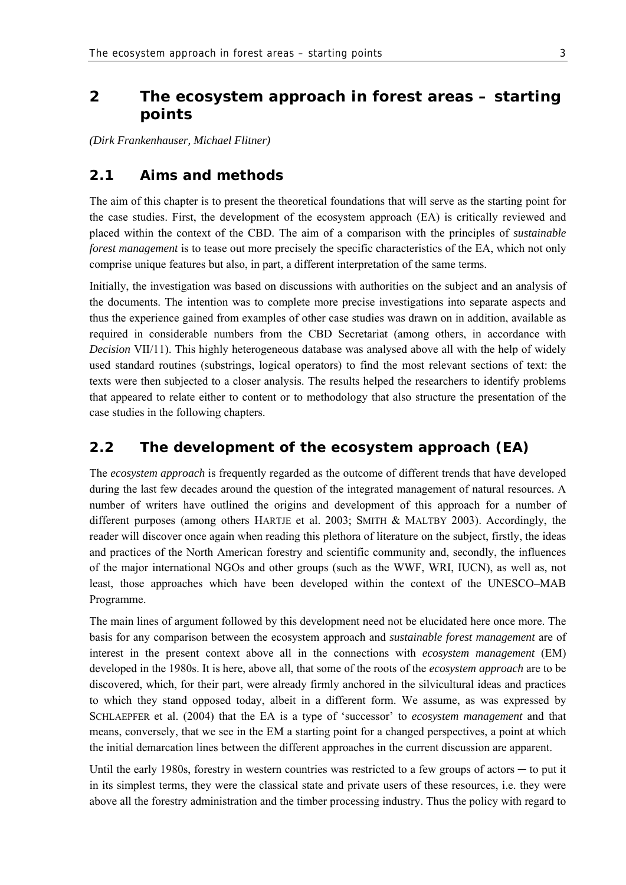# 2 The ecosystem approach in forest areas – starting points

*(Dirk Frankenhauser, Michael Flitner)*

## 2.1 Aims and methods

The aim of this chapter is to present the theoretical foundations that will serve as the starting point for the case studies. First, the development of the ecosystem approach (EA) is critically reviewed and placed within the context of the CBD. The aim of a comparison with the principles of *sustainable forest management* is to tease out more precisely the specific characteristics of the EA, which not only comprise unique features but also, in part, a different interpretation of the same terms.

Initially, the investigation was based on discussions with authorities on the subject and an analysis of the documents. The intention was to complete more precise investigations into separate aspects and thus the experience gained from examples of other case studies was drawn on in addition, available as required in considerable numbers from the CBD Secretariat (among others, in accordance with *Decision* VII/11). This highly heterogeneous database was analysed above all with the help of widely used standard routines (substrings, logical operators) to find the most relevant sections of text: the texts were then subjected to a closer analysis. The results helped the researchers to identify problems that appeared to relate either to content or to methodology that also structure the presentation of the case studies in the following chapters.

## 2.2 The development of the ecosystem approach (EA)

The *ecosystem approach* is frequently regarded as the outcome of different trends that have developed during the last few decades around the question of the integrated management of natural resources. A number of writers have outlined the origins and development of this approach for a number of different purposes (among others HARTJE et al. 2003; SMITH & MALTBY 2003). Accordingly, the reader will discover once again when reading this plethora of literature on the subject, firstly, the ideas and practices of the North American forestry and scientific community and, secondly, the influences of the major international NGOs and other groups (such as the WWF, WRI, IUCN), as well as, not least, those approaches which have been developed within the context of the UNESCO–MAB Programme.

The main lines of argument followed by this development need not be elucidated here once more. The basis for any comparison between the ecosystem approach and *sustainable forest management* are of interest in the present context above all in the connections with *ecosystem management* (EM) developed in the 1980s. It is here, above all, that some of the roots of the *ecosystem approach* are to be discovered, which, for their part, were already firmly anchored in the silvicultural ideas and practices to which they stand opposed today, albeit in a different form. We assume, as was expressed by SCHLAEPFER et al. (2004) that the EA is a type of 'successor' to *ecosystem management* and that means, conversely, that we see in the EM a starting point for a changed perspectives, a point at which the initial demarcation lines between the different approaches in the current discussion are apparent.

Until the early 1980s, forestry in western countries was restricted to a few groups of actors ─ to put it in its simplest terms, they were the classical state and private users of these resources, i.e. they were above all the forestry administration and the timber processing industry. Thus the policy with regard to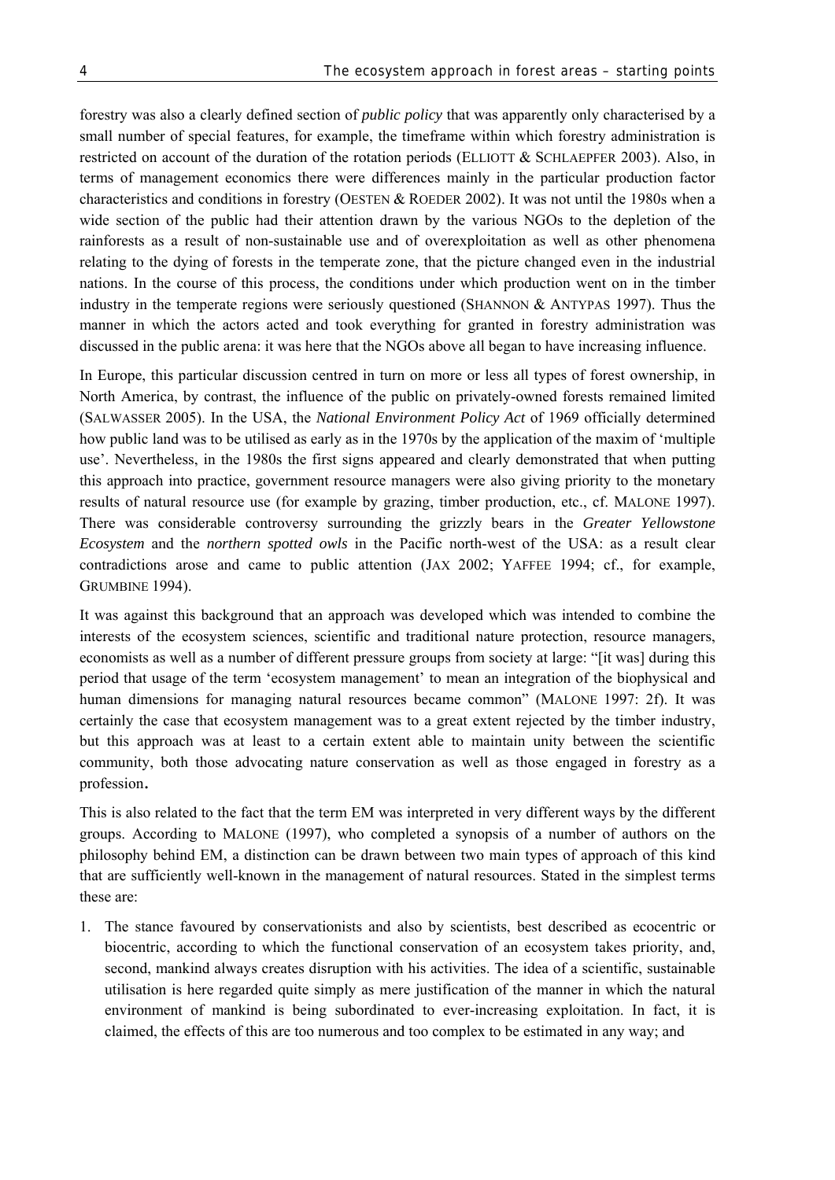forestry was also a clearly defined section of *public policy* that was apparently only characterised by a small number of special features, for example, the timeframe within which forestry administration is restricted on account of the duration of the rotation periods (ELLIOTT & SCHLAEPFER 2003). Also, in terms of management economics there were differences mainly in the particular production factor characteristics and conditions in forestry (OESTEN & ROEDER 2002). It was not until the 1980s when a wide section of the public had their attention drawn by the various NGOs to the depletion of the rainforests as a result of non-sustainable use and of overexploitation as well as other phenomena relating to the dying of forests in the temperate zone, that the picture changed even in the industrial nations. In the course of this process, the conditions under which production went on in the timber industry in the temperate regions were seriously questioned (SHANNON & ANTYPAS 1997). Thus the manner in which the actors acted and took everything for granted in forestry administration was discussed in the public arena: it was here that the NGOs above all began to have increasing influence.

In Europe, this particular discussion centred in turn on more or less all types of forest ownership, in North America, by contrast, the influence of the public on privately-owned forests remained limited (SALWASSER 2005). In the USA, the *National Environment Policy Act* of 1969 officially determined how public land was to be utilised as early as in the 1970s by the application of the maxim of 'multiple use'. Nevertheless, in the 1980s the first signs appeared and clearly demonstrated that when putting this approach into practice, government resource managers were also giving priority to the monetary results of natural resource use (for example by grazing, timber production, etc., cf. MALONE 1997). There was considerable controversy surrounding the grizzly bears in the *Greater Yellowstone Ecosystem* and the *northern spotted owls* in the Pacific north-west of the USA: as a result clear contradictions arose and came to public attention (JAX 2002; YAFFEE 1994; cf., for example, GRUMBINE 1994).

It was against this background that an approach was developed which was intended to combine the interests of the ecosystem sciences, scientific and traditional nature protection, resource managers, economists as well as a number of different pressure groups from society at large: "[it was] during this period that usage of the term 'ecosystem management' to mean an integration of the biophysical and human dimensions for managing natural resources became common" (MALONE 1997: 2f). It was certainly the case that ecosystem management was to a great extent rejected by the timber industry, but this approach was at least to a certain extent able to maintain unity between the scientific community, both those advocating nature conservation as well as those engaged in forestry as a profession**.**

This is also related to the fact that the term EM was interpreted in very different ways by the different groups. According to MALONE (1997), who completed a synopsis of a number of authors on the philosophy behind EM, a distinction can be drawn between two main types of approach of this kind that are sufficiently well-known in the management of natural resources. Stated in the simplest terms these are:

1. The stance favoured by conservationists and also by scientists, best described as ecocentric or biocentric, according to which the functional conservation of an ecosystem takes priority, and, second, mankind always creates disruption with his activities. The idea of a scientific, sustainable utilisation is here regarded quite simply as mere justification of the manner in which the natural environment of mankind is being subordinated to ever-increasing exploitation. In fact, it is claimed, the effects of this are too numerous and too complex to be estimated in any way; and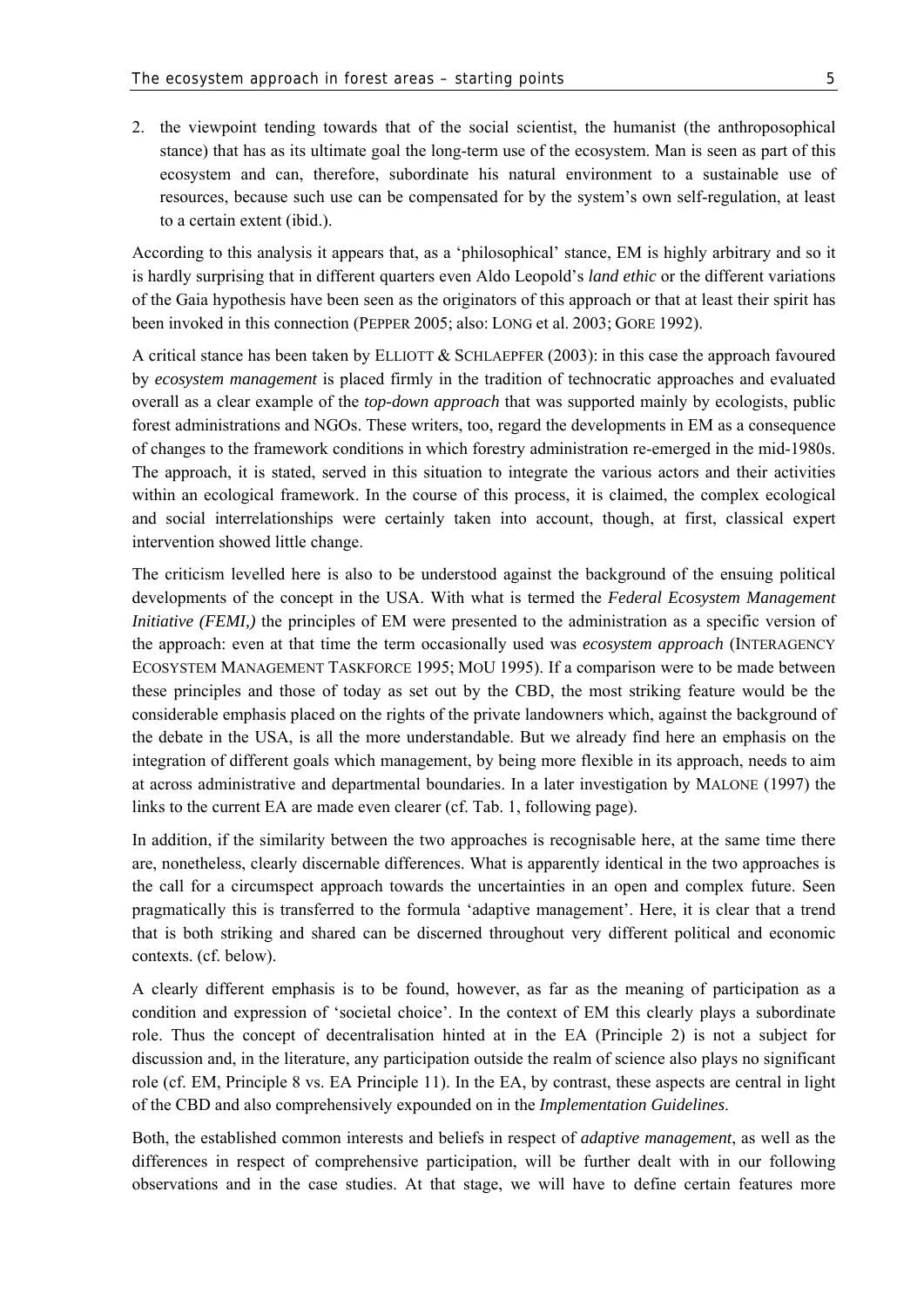2. the viewpoint tending towards that of the social scientist, the humanist (the anthroposophical stance) that has as its ultimate goal the long-term use of the ecosystem. Man is seen as part of this ecosystem and can, therefore, subordinate his natural environment to a sustainable use of resources, because such use can be compensated for by the system's own self-regulation, at least to a certain extent (ibid.).

According to this analysis it appears that, as a 'philosophical' stance, EM is highly arbitrary and so it is hardly surprising that in different quarters even Aldo Leopold's *land ethic* or the different variations of the Gaia hypothesis have been seen as the originators of this approach or that at least their spirit has been invoked in this connection (PEPPER 2005; also: LONG et al. 2003; GORE 1992).

A critical stance has been taken by ELLIOTT & SCHLAEPFER (2003): in this case the approach favoured by *ecosystem management* is placed firmly in the tradition of technocratic approaches and evaluated overall as a clear example of the *top-down approach* that was supported mainly by ecologists, public forest administrations and NGOs. These writers, too, regard the developments in EM as a consequence of changes to the framework conditions in which forestry administration re-emerged in the mid-1980s. The approach, it is stated, served in this situation to integrate the various actors and their activities within an ecological framework. In the course of this process, it is claimed, the complex ecological and social interrelationships were certainly taken into account, though, at first, classical expert intervention showed little change.

The criticism levelled here is also to be understood against the background of the ensuing political developments of the concept in the USA. With what is termed the *Federal Ecosystem Management Initiative (FEMI,)* the principles of EM were presented to the administration as a specific version of the approach: even at that time the term occasionally used was *ecosystem approach* (INTERAGENCY ECOSYSTEM MANAGEMENT TASKFORCE 1995; MOU 1995). If a comparison were to be made between these principles and those of today as set out by the CBD, the most striking feature would be the considerable emphasis placed on the rights of the private landowners which, against the background of the debate in the USA, is all the more understandable. But we already find here an emphasis on the integration of different goals which management, by being more flexible in its approach, needs to aim at across administrative and departmental boundaries. In a later investigation by MALONE (1997) the links to the current EA are made even clearer (cf. Tab. 1, following page).

In addition, if the similarity between the two approaches is recognisable here, at the same time there are, nonetheless, clearly discernable differences. What is apparently identical in the two approaches is the call for a circumspect approach towards the uncertainties in an open and complex future. Seen pragmatically this is transferred to the formula 'adaptive management'. Here, it is clear that a trend that is both striking and shared can be discerned throughout very different political and economic contexts. (cf. below).

A clearly different emphasis is to be found, however, as far as the meaning of participation as a condition and expression of 'societal choice'. In the context of EM this clearly plays a subordinate role. Thus the concept of decentralisation hinted at in the EA (Principle 2) is not a subject for discussion and, in the literature, any participation outside the realm of science also plays no significant role (cf. EM, Principle 8 vs. EA Principle 11). In the EA, by contrast, these aspects are central in light of the CBD and also comprehensively expounded on in the *Implementation Guidelines*.

Both, the established common interests and beliefs in respect of *adaptive management*, as well as the differences in respect of comprehensive participation, will be further dealt with in our following observations and in the case studies. At that stage, we will have to define certain features more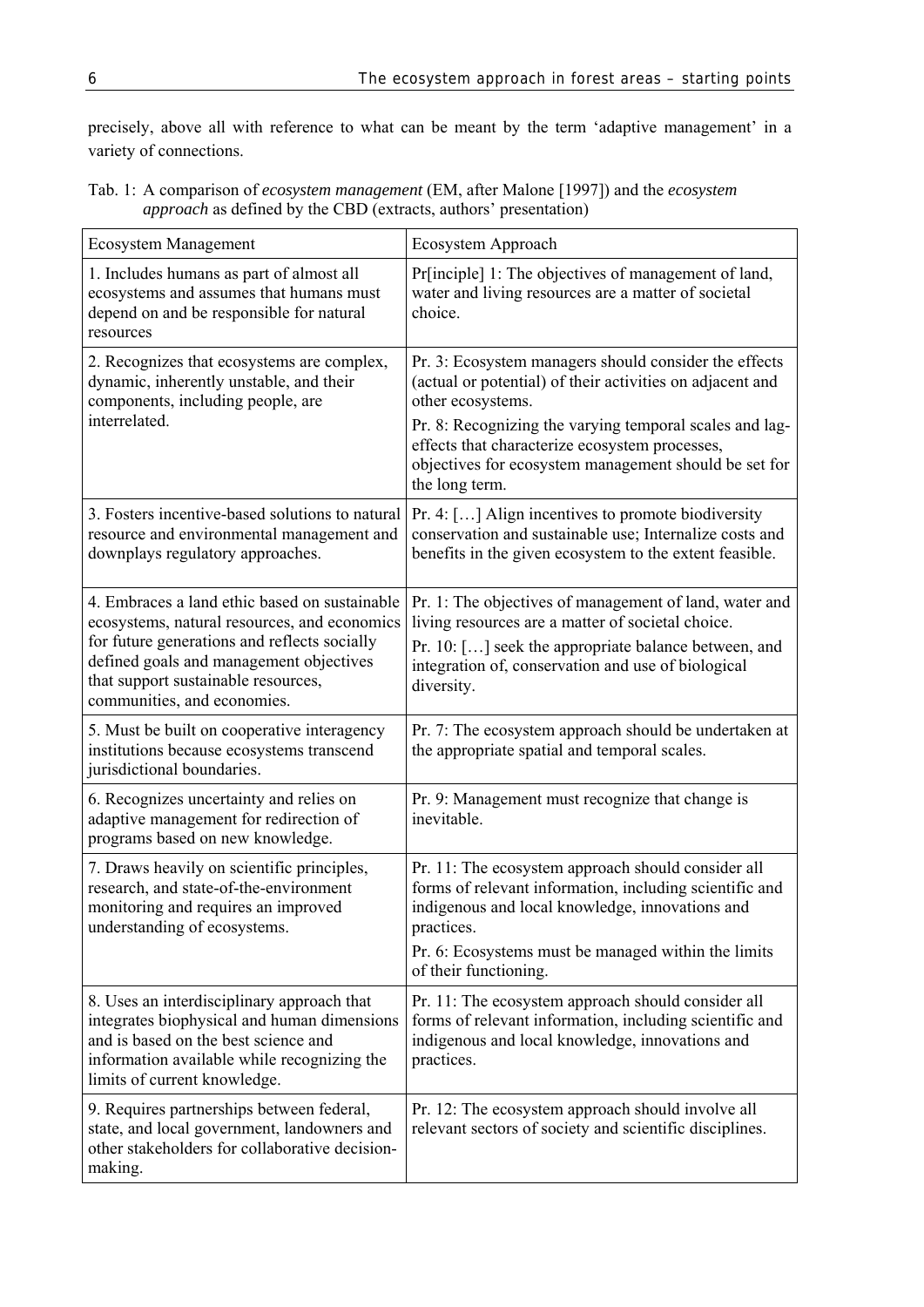precisely, above all with reference to what can be meant by the term 'adaptive management' in a variety of connections.

Tab. 1: A comparison of *ecosystem management* (EM, after Malone [1997]) and the *ecosystem approach* as defined by the CBD (extracts, authors' presentation)

| Ecosystem Management | Ecosystem Approach |
|---|---|
| 1. Includes humans as part of almost all ecosystems and assumes that humans must depend on and be responsible for natural resources | Pr[inciple] 1: The objectives of management of land, water and living resources are a matter of societal choice. |
| 2. Recognizes that ecosystems are complex, dynamic, inherently unstable, and their components, including people, are interrelated. | Pr. 3: Ecosystem managers should consider the effects (actual or potential) of their activities on adjacent and other ecosystems.<br>Pr. 8: Recognizing the varying temporal scales and lag-effects that characterize ecosystem processes, objectives for ecosystem management should be set for the long term. |
| 3. Fosters incentive-based solutions to natural resource and environmental management and downplays regulatory approaches. | Pr. 4: […] Align incentives to promote biodiversity conservation and sustainable use; Internalize costs and benefits in the given ecosystem to the extent feasible. |
| 4. Embraces a land ethic based on sustainable ecosystems, natural resources, and economics for future generations and reflects socially defined goals and management objectives that support sustainable resources, communities, and economies. | Pr. 1: The objectives of management of land, water and living resources are a matter of societal choice.<br>Pr. 10: […] seek the appropriate balance between, and integration of, conservation and use of biological diversity. |
| 5. Must be built on cooperative interagency institutions because ecosystems transcend jurisdictional boundaries. | Pr. 7: The ecosystem approach should be undertaken at the appropriate spatial and temporal scales. |
| 6. Recognizes uncertainty and relies on adaptive management for redirection of programs based on new knowledge. | Pr. 9: Management must recognize that change is inevitable. |
| 7. Draws heavily on scientific principles, research, and state-of-the-environment monitoring and requires an improved understanding of ecosystems. | Pr. 11: The ecosystem approach should consider all forms of relevant information, including scientific and indigenous and local knowledge, innovations and practices.<br>Pr. 6: Ecosystems must be managed within the limits of their functioning. |
| 8. Uses an interdisciplinary approach that integrates biophysical and human dimensions and is based on the best science and information available while recognizing the limits of current knowledge. | Pr. 11: The ecosystem approach should consider all forms of relevant information, including scientific and indigenous and local knowledge, innovations and practices. |
| 9. Requires partnerships between federal, state, and local government, landowners and other stakeholders for collaborative decision-making. | Pr. 12: The ecosystem approach should involve all relevant sectors of society and scientific disciplines. |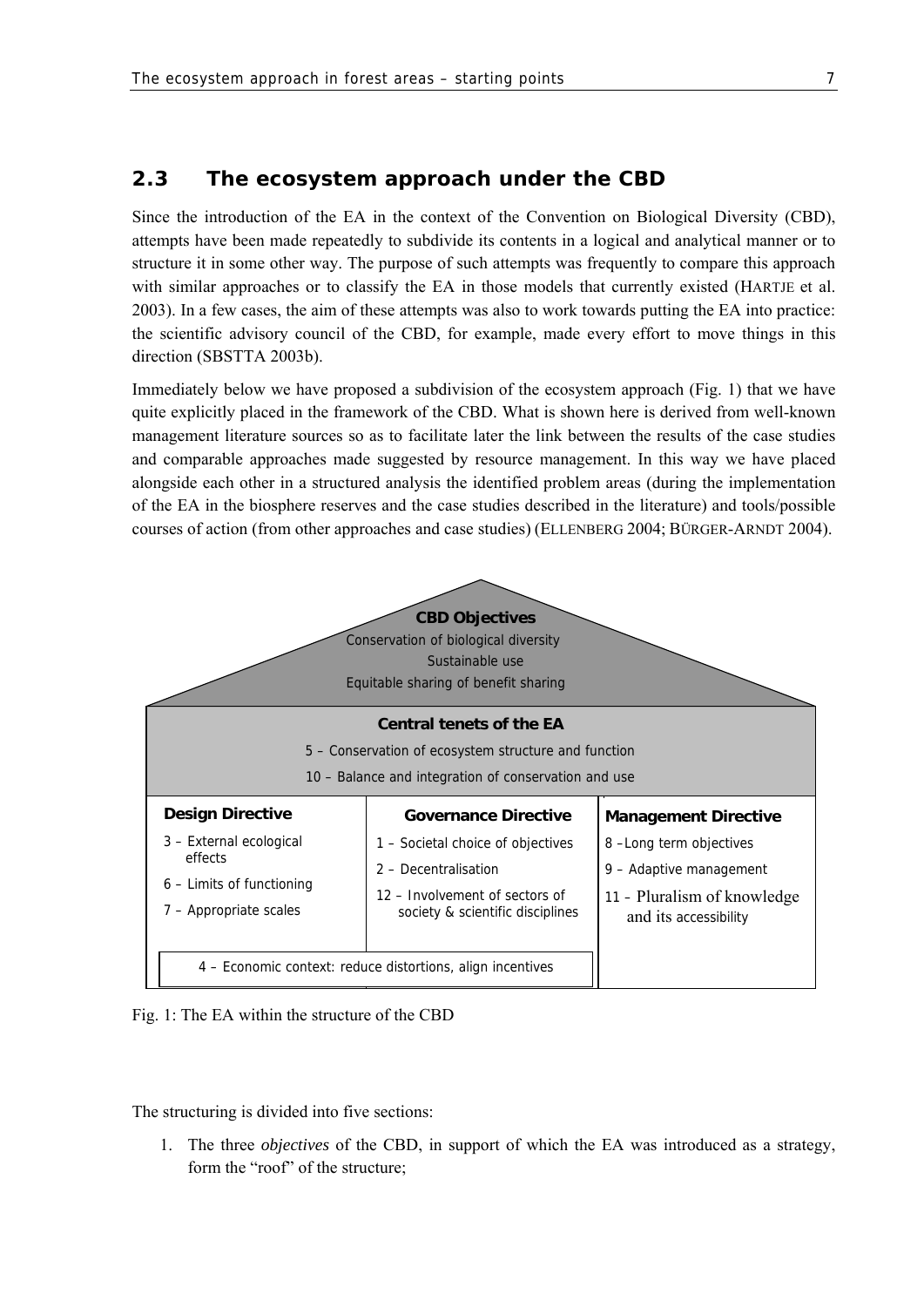## 2.3 The ecosystem approach under the CBD

Since the introduction of the EA in the context of the Convention on Biological Diversity (CBD), attempts have been made repeatedly to subdivide its contents in a logical and analytical manner or to structure it in some other way. The purpose of such attempts was frequently to compare this approach with similar approaches or to classify the EA in those models that currently existed (HARTJE et al. 2003). In a few cases, the aim of these attempts was also to work towards putting the EA into practice: the scientific advisory council of the CBD, for example, made every effort to move things in this direction (SBSTTA 2003b).

Immediately below we have proposed a subdivision of the ecosystem approach (Fig. 1) that we have quite explicitly placed in the framework of the CBD. What is shown here is derived from well-known management literature sources so as to facilitate later the link between the results of the case studies and comparable approaches made suggested by resource management. In this way we have placed alongside each other in a structured analysis the identified problem areas (during the implementation of the EA in the biosphere reserves and the case studies described in the literature) and tools/possible courses of action (from other approaches and case studies) (ELLENBERG 2004; BÜRGER-ARNDT 2004).

**CBD Objectives**
Conservation of biological diversity
Sustainable use
Equitable sharing of benefit sharing

**Central tenets of the EA**
5 – Conservation of ecosystem structure and function
10 – Balance and integration of conservation and use

| **Design Directive** | **Governance Directive** | **Management Directive** |
|---|---|---|
| 3 – External ecological effects | 1 – Societal choice of objectives | 8 – Long term objectives |
| 6 – Limits of functioning | 2 – Decentralisation | 9 – Adaptive management |
| 7 – Appropriate scales | 12 – Involvement of sectors of society & scientific disciplines | 11 – Pluralism of knowledge and its accessibility |
| 4 – Economic context: reduce distortions, align incentives | | |

Fig. 1: The EA within the structure of the CBD

The structuring is divided into five sections:

1. The three *objectives* of the CBD, in support of which the EA was introduced as a strategy, form the "roof" of the structure;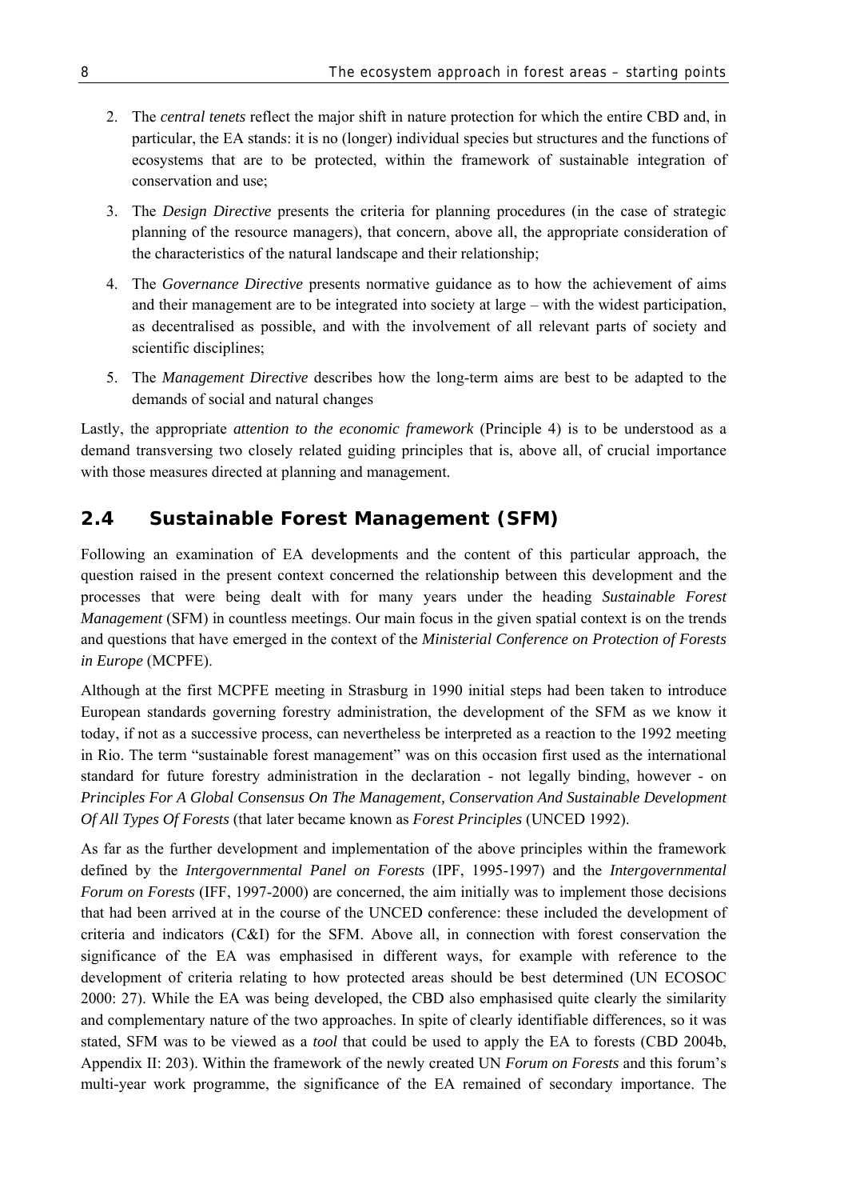2. The *central tenets* reflect the major shift in nature protection for which the entire CBD and, in particular, the EA stands: it is no (longer) individual species but structures and the functions of ecosystems that are to be protected, within the framework of sustainable integration of conservation and use;
3. The *Design Directive* presents the criteria for planning procedures (in the case of strategic planning of the resource managers), that concern, above all, the appropriate consideration of the characteristics of the natural landscape and their relationship;
4. The *Governance Directive* presents normative guidance as to how the achievement of aims and their management are to be integrated into society at large – with the widest participation, as decentralised as possible, and with the involvement of all relevant parts of society and scientific disciplines;
5. The *Management Directive* describes how the long-term aims are best to be adapted to the demands of social and natural changes

Lastly, the appropriate *attention to the economic framework* (Principle 4) is to be understood as a demand transversing two closely related guiding principles that is, above all, of crucial importance with those measures directed at planning and management.

## 2.4 Sustainable Forest Management (SFM)

Following an examination of EA developments and the content of this particular approach, the question raised in the present context concerned the relationship between this development and the processes that were being dealt with for many years under the heading *Sustainable Forest Management* (SFM) in countless meetings. Our main focus in the given spatial context is on the trends and questions that have emerged in the context of the *Ministerial Conference on Protection of Forests in Europe* (MCPFE).

Although at the first MCPFE meeting in Strasburg in 1990 initial steps had been taken to introduce European standards governing forestry administration, the development of the SFM as we know it today, if not as a successive process, can nevertheless be interpreted as a reaction to the 1992 meeting in Rio. The term "sustainable forest management" was on this occasion first used as the international standard for future forestry administration in the declaration - not legally binding, however - on *Principles For A Global Consensus On The Management, Conservation And Sustainable Development Of All Types Of Forests* (that later became known as *Forest Principles* (UNCED 1992).

As far as the further development and implementation of the above principles within the framework defined by the *Intergovernmental Panel on Forests* (IPF, 1995-1997) and the *Intergovernmental Forum on Forests* (IFF, 1997-2000) are concerned, the aim initially was to implement those decisions that had been arrived at in the course of the UNCED conference: these included the development of criteria and indicators (C&I) for the SFM. Above all, in connection with forest conservation the significance of the EA was emphasised in different ways, for example with reference to the development of criteria relating to how protected areas should be best determined (UN ECOSOC 2000: 27). While the EA was being developed, the CBD also emphasised quite clearly the similarity and complementary nature of the two approaches. In spite of clearly identifiable differences, so it was stated, SFM was to be viewed as a *tool* that could be used to apply the EA to forests (CBD 2004b, Appendix II: 203). Within the framework of the newly created UN *Forum on Forests* and this forum's multi-year work programme, the significance of the EA remained of secondary importance. The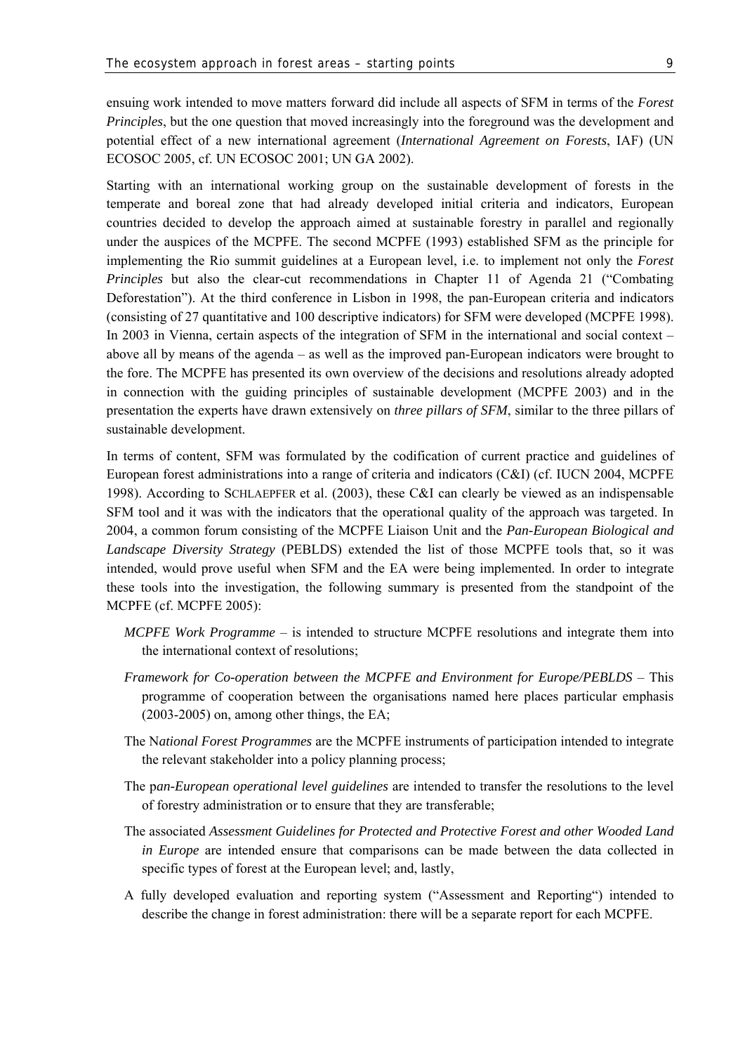ensuing work intended to move matters forward did include all aspects of SFM in terms of the *Forest Principles*, but the one question that moved increasingly into the foreground was the development and potential effect of a new international agreement (*International Agreement on Forests*, IAF) (UN ECOSOC 2005, cf. UN ECOSOC 2001; UN GA 2002).

Starting with an international working group on the sustainable development of forests in the temperate and boreal zone that had already developed initial criteria and indicators, European countries decided to develop the approach aimed at sustainable forestry in parallel and regionally under the auspices of the MCPFE. The second MCPFE (1993) established SFM as the principle for implementing the Rio summit guidelines at a European level, i.e. to implement not only the *Forest Principles* but also the clear-cut recommendations in Chapter 11 of Agenda 21 ("Combating Deforestation"). At the third conference in Lisbon in 1998, the pan-European criteria and indicators (consisting of 27 quantitative and 100 descriptive indicators) for SFM were developed (MCPFE 1998). In 2003 in Vienna, certain aspects of the integration of SFM in the international and social context – above all by means of the agenda – as well as the improved pan-European indicators were brought to the fore. The MCPFE has presented its own overview of the decisions and resolutions already adopted in connection with the guiding principles of sustainable development (MCPFE 2003) and in the presentation the experts have drawn extensively on *three pillars of SFM*, similar to the three pillars of sustainable development.

In terms of content, SFM was formulated by the codification of current practice and guidelines of European forest administrations into a range of criteria and indicators (C&I) (cf. IUCN 2004, MCPFE 1998). According to SCHLAEPFER et al. (2003), these C&I can clearly be viewed as an indispensable SFM tool and it was with the indicators that the operational quality of the approach was targeted. In 2004, a common forum consisting of the MCPFE Liaison Unit and the *Pan-European Biological and Landscape Diversity Strategy* (PEBLDS) extended the list of those MCPFE tools that, so it was intended, would prove useful when SFM and the EA were being implemented. In order to integrate these tools into the investigation, the following summary is presented from the standpoint of the MCPFE (cf. MCPFE 2005):

- *MCPFE Work Programme* – is intended to structure MCPFE resolutions and integrate them into the international context of resolutions;
- *Framework for Co-operation between the MCPFE and Environment for Europe/PEBLDS* – This programme of cooperation between the organisations named here places particular emphasis (2003-2005) on, among other things, the EA;
- The N*ational Forest Programmes* are the MCPFE instruments of participation intended to integrate the relevant stakeholder into a policy planning process;
- The p*an-European operational level guidelines* are intended to transfer the resolutions to the level of forestry administration or to ensure that they are transferable;
- The associated *Assessment Guidelines for Protected and Protective Forest and other Wooded Land in Europe* are intended ensure that comparisons can be made between the data collected in specific types of forest at the European level; and, lastly,
- A fully developed evaluation and reporting system ("Assessment and Reporting") intended to describe the change in forest administration: there will be a separate report for each MCPFE.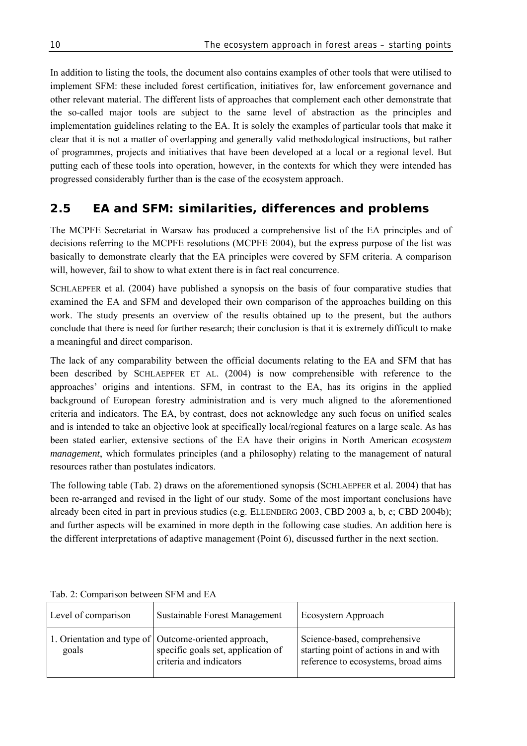In addition to listing the tools, the document also contains examples of other tools that were utilised to implement SFM: these included forest certification, initiatives for, law enforcement governance and other relevant material. The different lists of approaches that complement each other demonstrate that the so-called major tools are subject to the same level of abstraction as the principles and implementation guidelines relating to the EA. It is solely the examples of particular tools that make it clear that it is not a matter of overlapping and generally valid methodological instructions, but rather of programmes, projects and initiatives that have been developed at a local or a regional level. But putting each of these tools into operation, however, in the contexts for which they were intended has progressed considerably further than is the case of the ecosystem approach.

## 2.5 EA and SFM: similarities, differences and problems

The MCPFE Secretariat in Warsaw has produced a comprehensive list of the EA principles and of decisions referring to the MCPFE resolutions (MCPFE 2004), but the express purpose of the list was basically to demonstrate clearly that the EA principles were covered by SFM criteria. A comparison will, however, fail to show to what extent there is in fact real concurrence.

SCHLAEPFER et al. (2004) have published a synopsis on the basis of four comparative studies that examined the EA and SFM and developed their own comparison of the approaches building on this work. The study presents an overview of the results obtained up to the present, but the authors conclude that there is need for further research; their conclusion is that it is extremely difficult to make a meaningful and direct comparison.

The lack of any comparability between the official documents relating to the EA and SFM that has been described by SCHLAEPFER ET AL. (2004) is now comprehensible with reference to the approaches' origins and intentions. SFM, in contrast to the EA, has its origins in the applied background of European forestry administration and is very much aligned to the aforementioned criteria and indicators. The EA, by contrast, does not acknowledge any such focus on unified scales and is intended to take an objective look at specifically local/regional features on a large scale. As has been stated earlier, extensive sections of the EA have their origins in North American *ecosystem management*, which formulates principles (and a philosophy) relating to the management of natural resources rather than postulates indicators.

The following table (Tab. 2) draws on the aforementioned synopsis (SCHLAEPFER et al. 2004) that has been re-arranged and revised in the light of our study. Some of the most important conclusions have already been cited in part in previous studies (e.g. ELLENBERG 2003, CBD 2003 a, b, c; CBD 2004b); and further aspects will be examined in more depth in the following case studies. An addition here is the different interpretations of adaptive management (Point 6), discussed further in the next section.

Tab. 2: Comparison between SFM and EA

| Level of comparison | Sustainable Forest Management | Ecosystem Approach |
|---|---|---|
| 1. Orientation and type of goals | Outcome-oriented approach, specific goals set, application of criteria and indicators | Science-based, comprehensive starting point of actions in and with reference to ecosystems, broad aims |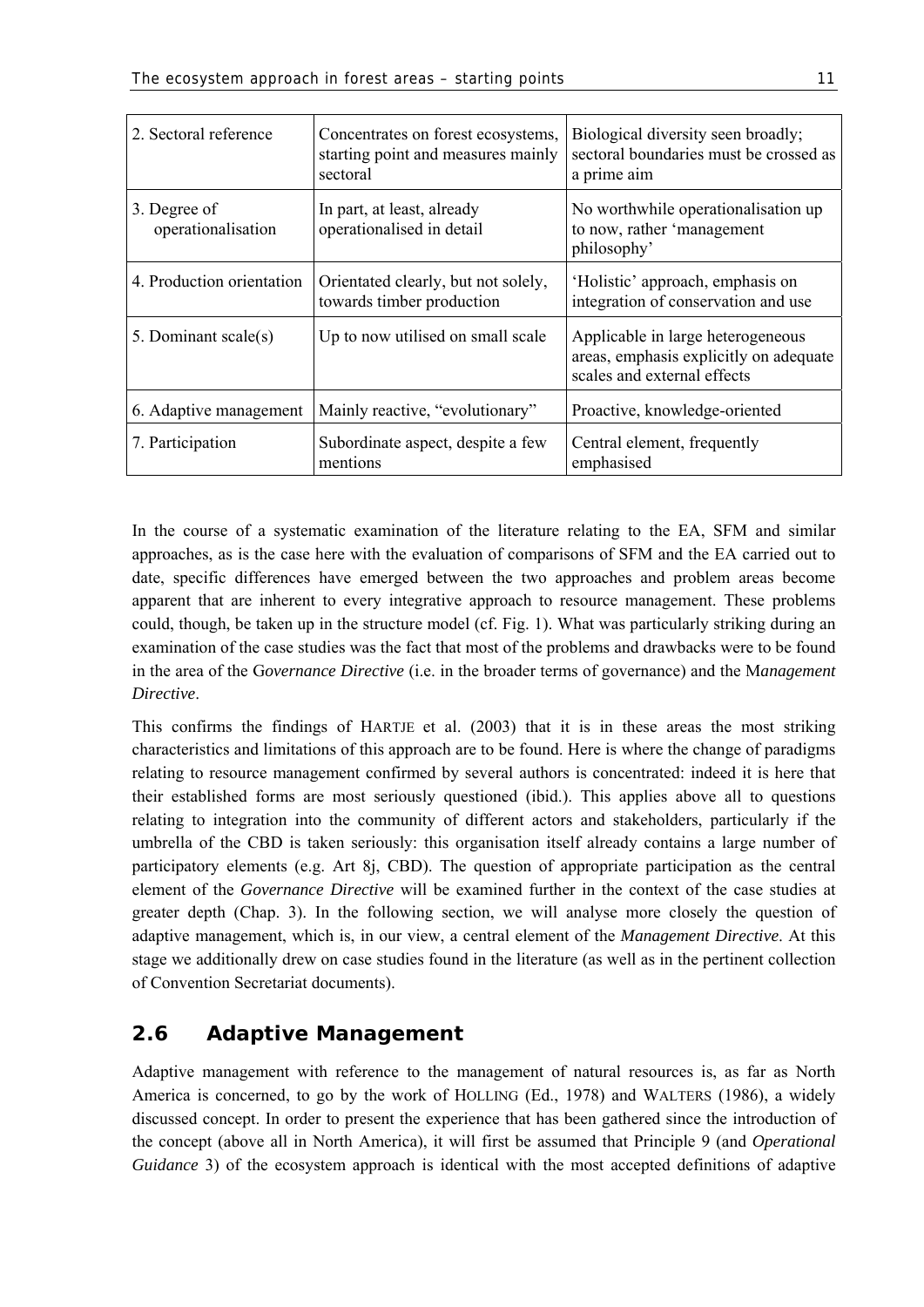| 2. Sectoral reference | Concentrates on forest ecosystems, starting point and measures mainly sectoral | Biological diversity seen broadly; sectoral boundaries must be crossed as a prime aim |
|---|---|---|
| 3. Degree of operationalisation | In part, at least, already operationalised in detail | No worthwhile operationalisation up to now, rather 'management philosophy' |
| 4. Production orientation | Orientated clearly, but not solely, towards timber production | 'Holistic' approach, emphasis on integration of conservation and use |
| 5. Dominant scale(s) | Up to now utilised on small scale | Applicable in large heterogeneous areas, emphasis explicitly on adequate scales and external effects |
| 6. Adaptive management | Mainly reactive, "evolutionary" | Proactive, knowledge-oriented |
| 7. Participation | Subordinate aspect, despite a few mentions | Central element, frequently emphasised |

In the course of a systematic examination of the literature relating to the EA, SFM and similar approaches, as is the case here with the evaluation of comparisons of SFM and the EA carried out to date, specific differences have emerged between the two approaches and problem areas become apparent that are inherent to every integrative approach to resource management. These problems could, though, be taken up in the structure model (cf. Fig. 1). What was particularly striking during an examination of the case studies was the fact that most of the problems and drawbacks were to be found in the area of the G*overnance Directive* (i.e. in the broader terms of governance) and the M*anagement Directive*.

This confirms the findings of HARTJE et al. (2003) that it is in these areas the most striking characteristics and limitations of this approach are to be found. Here is where the change of paradigms relating to resource management confirmed by several authors is concentrated: indeed it is here that their established forms are most seriously questioned (ibid.). This applies above all to questions relating to integration into the community of different actors and stakeholders, particularly if the umbrella of the CBD is taken seriously: this organisation itself already contains a large number of participatory elements (e.g. Art 8j, CBD). The question of appropriate participation as the central element of the *Governance Directive* will be examined further in the context of the case studies at greater depth (Chap. 3). In the following section, we will analyse more closely the question of adaptive management, which is, in our view, a central element of the *Management Directive*. At this stage we additionally drew on case studies found in the literature (as well as in the pertinent collection of Convention Secretariat documents).

## 2.6 Adaptive Management

Adaptive management with reference to the management of natural resources is, as far as North America is concerned, to go by the work of HOLLING (Ed., 1978) and WALTERS (1986), a widely discussed concept. In order to present the experience that has been gathered since the introduction of the concept (above all in North America), it will first be assumed that Principle 9 (and *Operational Guidance* 3) of the ecosystem approach is identical with the most accepted definitions of adaptive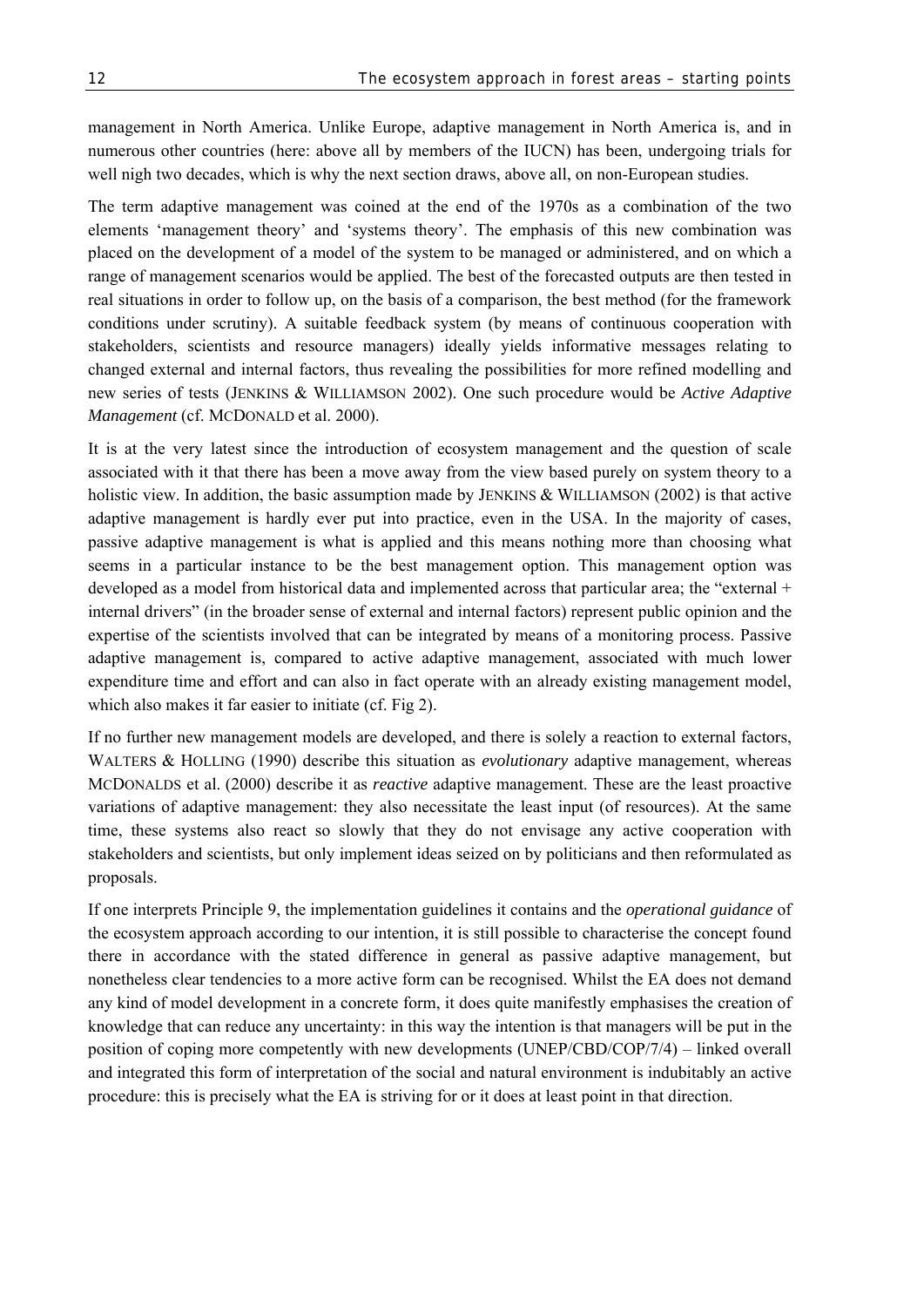management in North America. Unlike Europe, adaptive management in North America is, and in numerous other countries (here: above all by members of the IUCN) has been, undergoing trials for well nigh two decades, which is why the next section draws, above all, on non-European studies.

The term adaptive management was coined at the end of the 1970s as a combination of the two elements 'management theory' and 'systems theory'. The emphasis of this new combination was placed on the development of a model of the system to be managed or administered, and on which a range of management scenarios would be applied. The best of the forecasted outputs are then tested in real situations in order to follow up, on the basis of a comparison, the best method (for the framework conditions under scrutiny). A suitable feedback system (by means of continuous cooperation with stakeholders, scientists and resource managers) ideally yields informative messages relating to changed external and internal factors, thus revealing the possibilities for more refined modelling and new series of tests (JENKINS & WILLIAMSON 2002). One such procedure would be *Active Adaptive Management* (cf. MCDONALD et al. 2000).

It is at the very latest since the introduction of ecosystem management and the question of scale associated with it that there has been a move away from the view based purely on system theory to a holistic view. In addition, the basic assumption made by JENKINS & WILLIAMSON (2002) is that active adaptive management is hardly ever put into practice, even in the USA. In the majority of cases, passive adaptive management is what is applied and this means nothing more than choosing what seems in a particular instance to be the best management option. This management option was developed as a model from historical data and implemented across that particular area; the "external + internal drivers" (in the broader sense of external and internal factors) represent public opinion and the expertise of the scientists involved that can be integrated by means of a monitoring process. Passive adaptive management is, compared to active adaptive management, associated with much lower expenditure time and effort and can also in fact operate with an already existing management model, which also makes it far easier to initiate (cf. Fig 2).

If no further new management models are developed, and there is solely a reaction to external factors, WALTERS & HOLLING (1990) describe this situation as *evolutionary* adaptive management, whereas MCDONALDS et al. (2000) describe it as *reactive* adaptive management. These are the least proactive variations of adaptive management: they also necessitate the least input (of resources). At the same time, these systems also react so slowly that they do not envisage any active cooperation with stakeholders and scientists, but only implement ideas seized on by politicians and then reformulated as proposals.

If one interprets Principle 9, the implementation guidelines it contains and the *operational guidance* of the ecosystem approach according to our intention, it is still possible to characterise the concept found there in accordance with the stated difference in general as passive adaptive management, but nonetheless clear tendencies to a more active form can be recognised. Whilst the EA does not demand any kind of model development in a concrete form, it does quite manifestly emphasises the creation of knowledge that can reduce any uncertainty: in this way the intention is that managers will be put in the position of coping more competently with new developments (UNEP/CBD/COP/7/4) – linked overall and integrated this form of interpretation of the social and natural environment is indubitably an active procedure: this is precisely what the EA is striving for or it does at least point in that direction.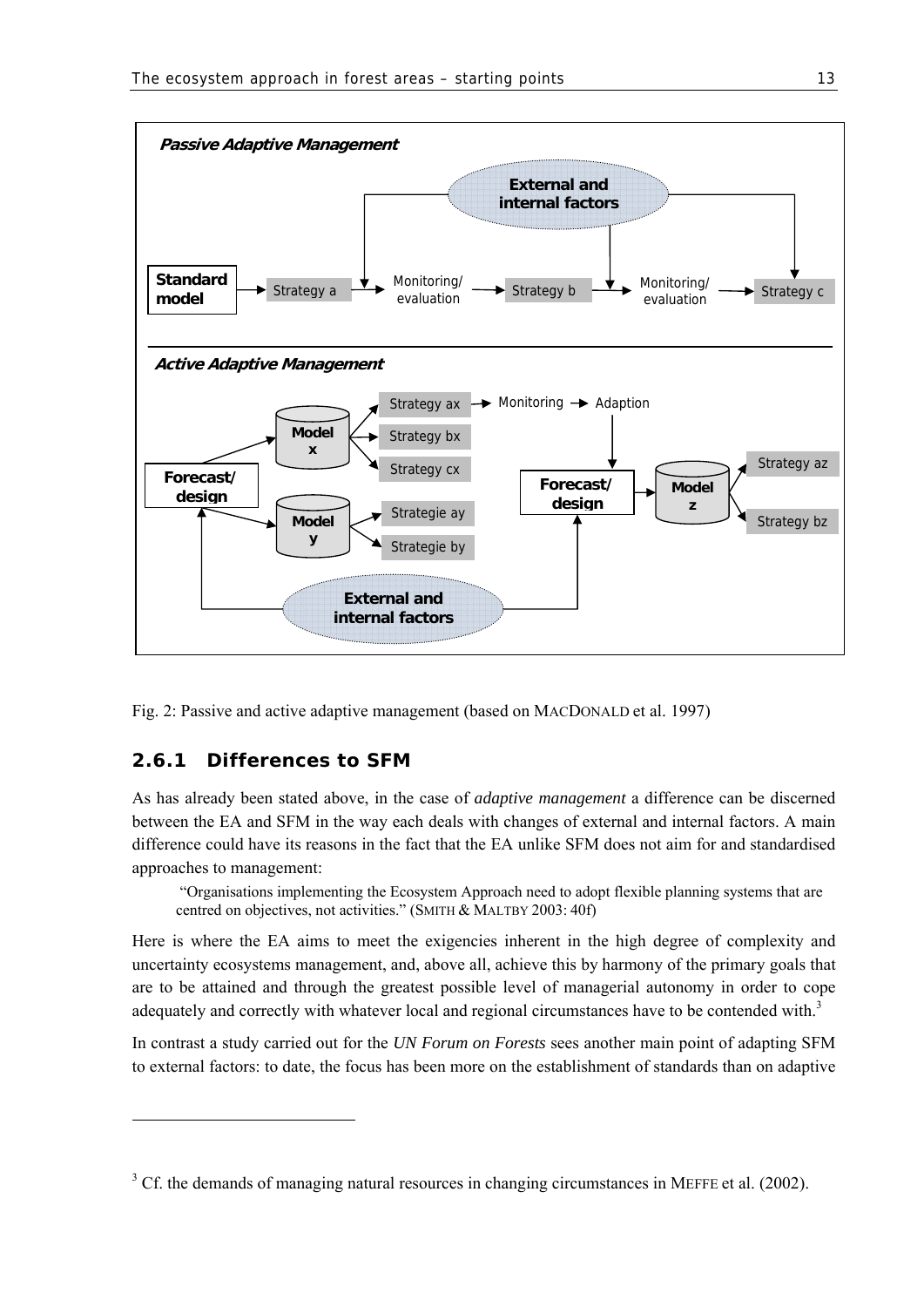Fig. 2: Passive and active adaptive management (based on MACDONALD et al. 1997)

### 2.6.1 Differences to SFM

As has already been stated above, in the case of *adaptive management* a difference can be discerned between the EA and SFM in the way each deals with changes of external and internal factors. A main difference could have its reasons in the fact that the EA unlike SFM does not aim for and standardised approaches to management:

> "Organisations implementing the Ecosystem Approach need to adopt flexible planning systems that are centred on objectives, not activities." (SMITH & MALTBY 2003: 40f)

Here is where the EA aims to meet the exigencies inherent in the high degree of complexity and uncertainty ecosystems management, and, above all, achieve this by harmony of the primary goals that are to be attained and through the greatest possible level of managerial autonomy in order to cope adequately and correctly with whatever local and regional circumstances have to be contended with.[3]

In contrast a study carried out for the *UN Forum on Forests* sees another main point of adapting SFM to external factors: to date, the focus has been more on the establishment of standards than on adaptive

[3] Cf. the demands of managing natural resources in changing circumstances in MEFFE et al. (2002).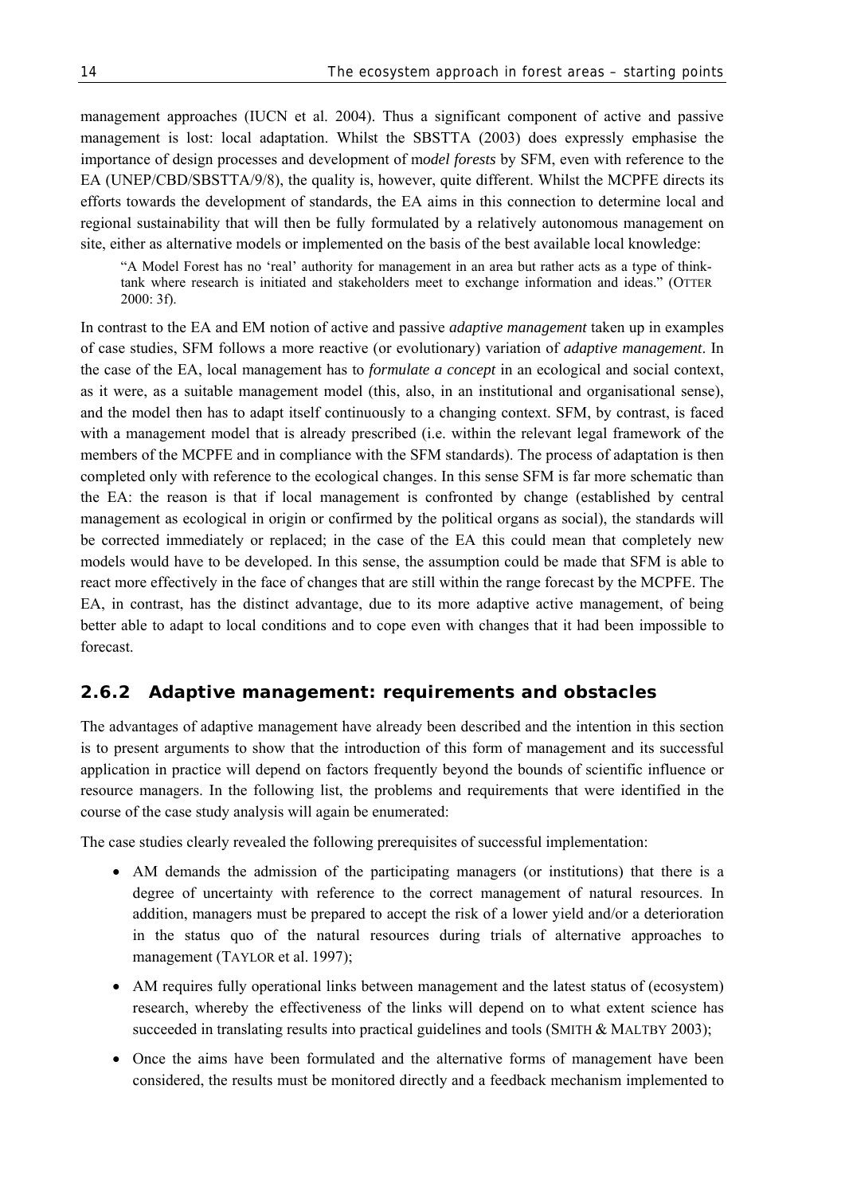management approaches (IUCN et al. 2004). Thus a significant component of active and passive management is lost: local adaptation. Whilst the SBSTTA (2003) does expressly emphasise the importance of design processes and development of m*odel forests* by SFM, even with reference to the EA (UNEP/CBD/SBSTTA/9/8), the quality is, however, quite different. Whilst the MCPFE directs its efforts towards the development of standards, the EA aims in this connection to determine local and regional sustainability that will then be fully formulated by a relatively autonomous management on site, either as alternative models or implemented on the basis of the best available local knowledge:

> "A Model Forest has no 'real' authority for management in an area but rather acts as a type of think-tank where research is initiated and stakeholders meet to exchange information and ideas." (OTTER 2000: 3f).

In contrast to the EA and EM notion of active and passive *adaptive management* taken up in examples of case studies, SFM follows a more reactive (or evolutionary) variation of *adaptive management*. In the case of the EA, local management has to *formulate a concept* in an ecological and social context, as it were, as a suitable management model (this, also, in an institutional and organisational sense), and the model then has to adapt itself continuously to a changing context. SFM, by contrast, is faced with a management model that is already prescribed (i.e. within the relevant legal framework of the members of the MCPFE and in compliance with the SFM standards). The process of adaptation is then completed only with reference to the ecological changes. In this sense SFM is far more schematic than the EA: the reason is that if local management is confronted by change (established by central management as ecological in origin or confirmed by the political organs as social), the standards will be corrected immediately or replaced; in the case of the EA this could mean that completely new models would have to be developed. In this sense, the assumption could be made that SFM is able to react more effectively in the face of changes that are still within the range forecast by the MCPFE. The EA, in contrast, has the distinct advantage, due to its more adaptive active management, of being better able to adapt to local conditions and to cope even with changes that it had been impossible to forecast.

### 2.6.2 Adaptive management: requirements and obstacles

The advantages of adaptive management have already been described and the intention in this section is to present arguments to show that the introduction of this form of management and its successful application in practice will depend on factors frequently beyond the bounds of scientific influence or resource managers. In the following list, the problems and requirements that were identified in the course of the case study analysis will again be enumerated:

The case studies clearly revealed the following prerequisites of successful implementation:

- AM demands the admission of the participating managers (or institutions) that there is a degree of uncertainty with reference to the correct management of natural resources. In addition, managers must be prepared to accept the risk of a lower yield and/or a deterioration in the status quo of the natural resources during trials of alternative approaches to management (TAYLOR et al. 1997);
- AM requires fully operational links between management and the latest status of (ecosystem) research, whereby the effectiveness of the links will depend on to what extent science has succeeded in translating results into practical guidelines and tools (SMITH & MALTBY 2003);
- Once the aims have been formulated and the alternative forms of management have been considered, the results must be monitored directly and a feedback mechanism implemented to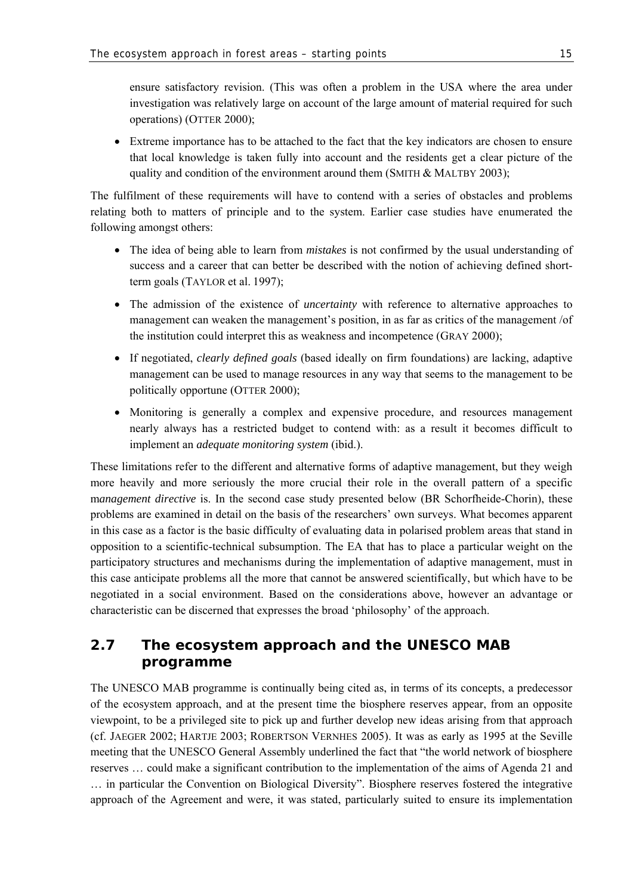ensure satisfactory revision. (This was often a problem in the USA where the area under investigation was relatively large on account of the large amount of material required for such operations) (OTTER 2000);

- Extreme importance has to be attached to the fact that the key indicators are chosen to ensure that local knowledge is taken fully into account and the residents get a clear picture of the quality and condition of the environment around them (SMITH & MALTBY 2003);

The fulfilment of these requirements will have to contend with a series of obstacles and problems relating both to matters of principle and to the system. Earlier case studies have enumerated the following amongst others:

- The idea of being able to learn from *mistakes* is not confirmed by the usual understanding of success and a career that can better be described with the notion of achieving defined short-term goals (TAYLOR et al. 1997);
- The admission of the existence of *uncertainty* with reference to alternative approaches to management can weaken the management's position, in as far as critics of the management /of the institution could interpret this as weakness and incompetence (GRAY 2000);
- If negotiated, *clearly defined goals* (based ideally on firm foundations) are lacking, adaptive management can be used to manage resources in any way that seems to the management to be politically opportune (OTTER 2000);
- Monitoring is generally a complex and expensive procedure, and resources management nearly always has a restricted budget to contend with: as a result it becomes difficult to implement an *adequate monitoring system* (ibid.).

These limitations refer to the different and alternative forms of adaptive management, but they weigh more heavily and more seriously the more crucial their role in the overall pattern of a specific m*anagement directive* is. In the second case study presented below (BR Schorfheide-Chorin), these problems are examined in detail on the basis of the researchers' own surveys. What becomes apparent in this case as a factor is the basic difficulty of evaluating data in polarised problem areas that stand in opposition to a scientific-technical subsumption. The EA that has to place a particular weight on the participatory structures and mechanisms during the implementation of adaptive management, must in this case anticipate problems all the more that cannot be answered scientifically, but which have to be negotiated in a social environment. Based on the considerations above, however an advantage or characteristic can be discerned that expresses the broad 'philosophy' of the approach.

## 2.7 The ecosystem approach and the UNESCO MAB programme

The UNESCO MAB programme is continually being cited as, in terms of its concepts, a predecessor of the ecosystem approach, and at the present time the biosphere reserves appear, from an opposite viewpoint, to be a privileged site to pick up and further develop new ideas arising from that approach (cf. JAEGER 2002; HARTJE 2003; ROBERTSON VERNHES 2005). It was as early as 1995 at the Seville meeting that the UNESCO General Assembly underlined the fact that "the world network of biosphere reserves … could make a significant contribution to the implementation of the aims of Agenda 21 and … in particular the Convention on Biological Diversity". Biosphere reserves fostered the integrative approach of the Agreement and were, it was stated, particularly suited to ensure its implementation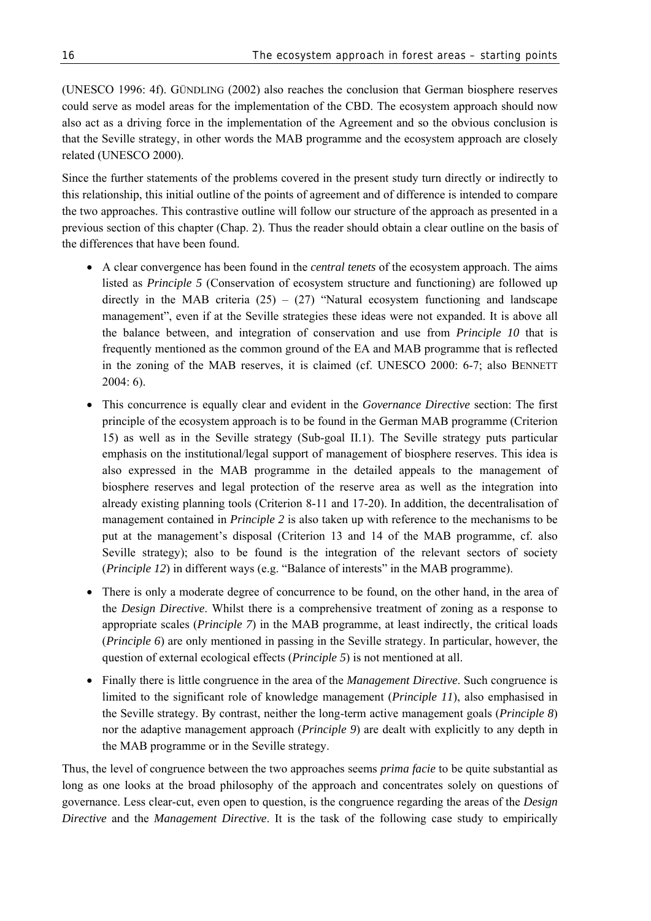(UNESCO 1996: 4f). GÜNDLING (2002) also reaches the conclusion that German biosphere reserves could serve as model areas for the implementation of the CBD. The ecosystem approach should now also act as a driving force in the implementation of the Agreement and so the obvious conclusion is that the Seville strategy, in other words the MAB programme and the ecosystem approach are closely related (UNESCO 2000).

Since the further statements of the problems covered in the present study turn directly or indirectly to this relationship, this initial outline of the points of agreement and of difference is intended to compare the two approaches. This contrastive outline will follow our structure of the approach as presented in a previous section of this chapter (Chap. 2). Thus the reader should obtain a clear outline on the basis of the differences that have been found.

- A clear convergence has been found in the *central tenets* of the ecosystem approach. The aims listed as *Principle 5* (Conservation of ecosystem structure and functioning) are followed up directly in the MAB criteria (25) – (27) "Natural ecosystem functioning and landscape management", even if at the Seville strategies these ideas were not expanded. It is above all the balance between, and integration of conservation and use from *Principle 10* that is frequently mentioned as the common ground of the EA and MAB programme that is reflected in the zoning of the MAB reserves, it is claimed (cf. UNESCO 2000: 6-7; also BENNETT 2004: 6).
- This concurrence is equally clear and evident in the *Governance Directive* section: The first principle of the ecosystem approach is to be found in the German MAB programme (Criterion 15) as well as in the Seville strategy (Sub-goal II.1). The Seville strategy puts particular emphasis on the institutional/legal support of management of biosphere reserves. This idea is also expressed in the MAB programme in the detailed appeals to the management of biosphere reserves and legal protection of the reserve area as well as the integration into already existing planning tools (Criterion 8-11 and 17-20). In addition, the decentralisation of management contained in *Principle 2* is also taken up with reference to the mechanisms to be put at the management's disposal (Criterion 13 and 14 of the MAB programme, cf. also Seville strategy); also to be found is the integration of the relevant sectors of society (*Principle 12*) in different ways (e.g. "Balance of interests" in the MAB programme).
- There is only a moderate degree of concurrence to be found, on the other hand, in the area of the *Design Directive*. Whilst there is a comprehensive treatment of zoning as a response to appropriate scales (*Principle 7*) in the MAB programme, at least indirectly, the critical loads (*Principle 6*) are only mentioned in passing in the Seville strategy. In particular, however, the question of external ecological effects (*Principle 5*) is not mentioned at all.
- Finally there is little congruence in the area of the *Management Directive*. Such congruence is limited to the significant role of knowledge management (*Principle 11*), also emphasised in the Seville strategy. By contrast, neither the long-term active management goals (*Principle 8*) nor the adaptive management approach (*Principle 9*) are dealt with explicitly to any depth in the MAB programme or in the Seville strategy.

Thus, the level of congruence between the two approaches seems *prima facie* to be quite substantial as long as one looks at the broad philosophy of the approach and concentrates solely on questions of governance. Less clear-cut, even open to question, is the congruence regarding the areas of the *Design Directive* and the *Management Directive*. It is the task of the following case study to empirically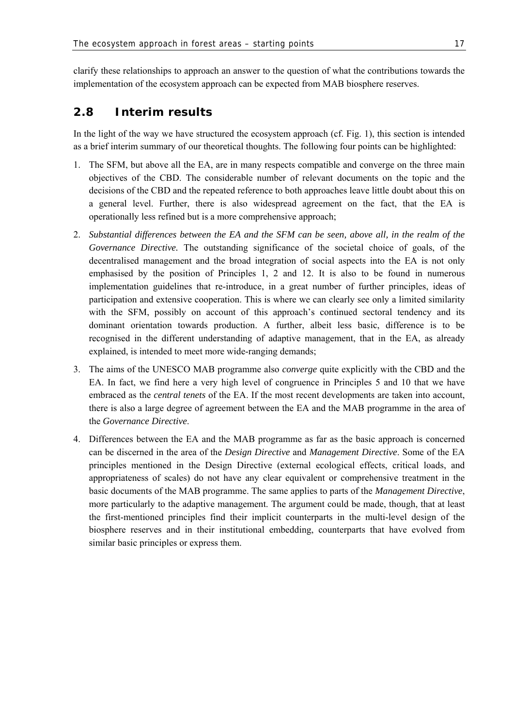clarify these relationships to approach an answer to the question of what the contributions towards the implementation of the ecosystem approach can be expected from MAB biosphere reserves.

## 2.8 Interim results

In the light of the way we have structured the ecosystem approach (cf. Fig. 1), this section is intended as a brief interim summary of our theoretical thoughts. The following four points can be highlighted:

1. The SFM, but above all the EA, are in many respects compatible and converge on the three main objectives of the CBD. The considerable number of relevant documents on the topic and the decisions of the CBD and the repeated reference to both approaches leave little doubt about this on a general level. Further, there is also widespread agreement on the fact, that the EA is operationally less refined but is a more comprehensive approach;
2. *Substantial differences between the EA and the SFM can be seen, above all, in the realm of the Governance Directive.* The outstanding significance of the societal choice of goals, of the decentralised management and the broad integration of social aspects into the EA is not only emphasised by the position of Principles 1, 2 and 12. It is also to be found in numerous implementation guidelines that re-introduce, in a great number of further principles, ideas of participation and extensive cooperation. This is where we can clearly see only a limited similarity with the SFM, possibly on account of this approach's continued sectoral tendency and its dominant orientation towards production. A further, albeit less basic, difference is to be recognised in the different understanding of adaptive management, that in the EA, as already explained, is intended to meet more wide-ranging demands;
3. The aims of the UNESCO MAB programme also *converge* quite explicitly with the CBD and the EA. In fact, we find here a very high level of congruence in Principles 5 and 10 that we have embraced as the *central tenets* of the EA. If the most recent developments are taken into account, there is also a large degree of agreement between the EA and the MAB programme in the area of the *Governance Directive*.
4. Differences between the EA and the MAB programme as far as the basic approach is concerned can be discerned in the area of the *Design Directive* and *Management Directive*. Some of the EA principles mentioned in the Design Directive (external ecological effects, critical loads, and appropriateness of scales) do not have any clear equivalent or comprehensive treatment in the basic documents of the MAB programme. The same applies to parts of the *Management Directive*, more particularly to the adaptive management. The argument could be made, though, that at least the first-mentioned principles find their implicit counterparts in the multi-level design of the biosphere reserves and in their institutional embedding, counterparts that have evolved from similar basic principles or express them.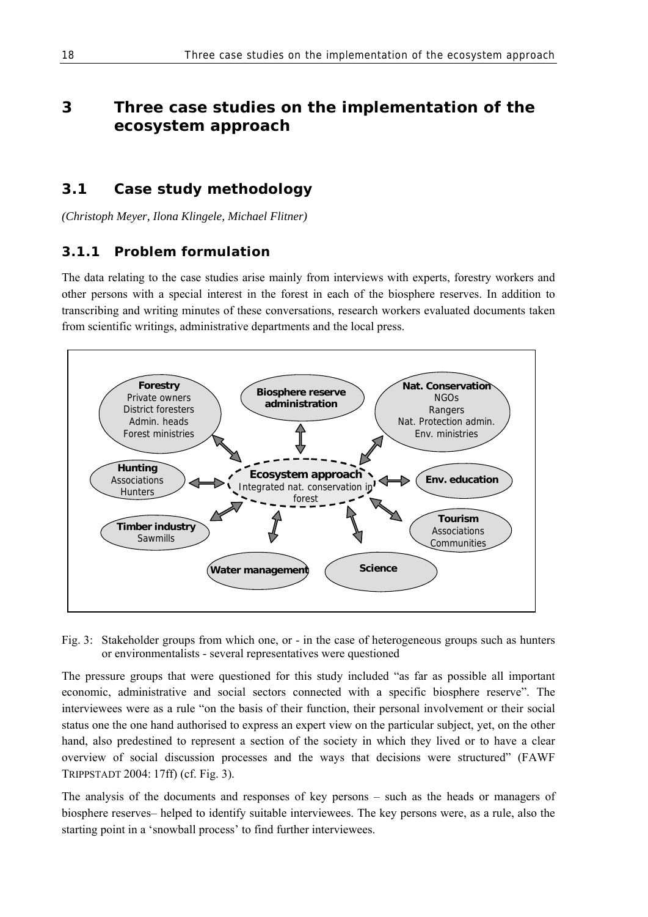# 3 Three case studies on the implementation of the ecosystem approach

## 3.1 Case study methodology

*(Christoph Meyer, Ilona Klingele, Michael Flitner)*

### 3.1.1 Problem formulation

The data relating to the case studies arise mainly from interviews with experts, forestry workers and other persons with a special interest in the forest in each of the biosphere reserves. In addition to transcribing and writing minutes of these conversations, research workers evaluated documents taken from scientific writings, administrative departments and the local press.

**Forestry**
Private owners
District foresters
Admin. heads
Forest ministries

**Biosphere reserve administration**

**Nat. Conservation**
NGOs
Rangers
Nat. Protection admin.
Env. ministries

**Hunting**
Associations
Hunters

**Ecosystem approach**
Integrated nat. conservation in forest

**Env. education**

**Timber industry**
Sawmills

**Tourism**
Associations
Communities

**Water management**

**Science**

Fig. 3: Stakeholder groups from which one, or - in the case of heterogeneous groups such as hunters or environmentalists - several representatives were questioned

The pressure groups that were questioned for this study included "as far as possible all important economic, administrative and social sectors connected with a specific biosphere reserve". The interviewees were as a rule "on the basis of their function, their personal involvement or their social status one the one hand authorised to express an expert view on the particular subject, yet, on the other hand, also predestined to represent a section of the society in which they lived or to have a clear overview of social discussion processes and the ways that decisions were structured" (FAWF TRIPPSTADT 2004: 17ff) (cf. Fig. 3).

The analysis of the documents and responses of key persons – such as the heads or managers of biosphere reserves– helped to identify suitable interviewees. The key persons were, as a rule, also the starting point in a 'snowball process' to find further interviewees.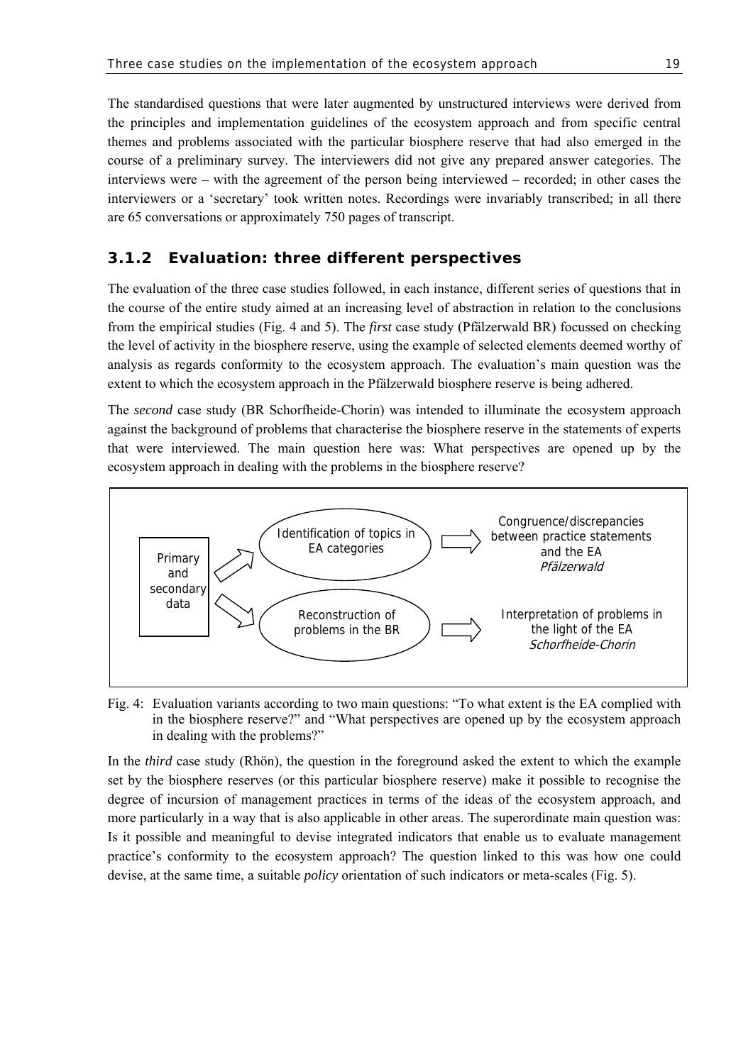The standardised questions that were later augmented by unstructured interviews were derived from the principles and implementation guidelines of the ecosystem approach and from specific central themes and problems associated with the particular biosphere reserve that had also emerged in the course of a preliminary survey. The interviewers did not give any prepared answer categories. The interviews were – with the agreement of the person being interviewed – recorded; in other cases the interviewers or a 'secretary' took written notes. Recordings were invariably transcribed; in all there are 65 conversations or approximately 750 pages of transcript.

### 3.1.2 Evaluation: three different perspectives

The evaluation of the three case studies followed, in each instance, different series of questions that in the course of the entire study aimed at an increasing level of abstraction in relation to the conclusions from the empirical studies (Fig. 4 and 5). The *first* case study (Pfälzerwald BR) focussed on checking the level of activity in the biosphere reserve, using the example of selected elements deemed worthy of analysis as regards conformity to the ecosystem approach. The evaluation's main question was the extent to which the ecosystem approach in the Pfälzerwald biosphere reserve is being adhered.

The *second* case study (BR Schorfheide-Chorin) was intended to illuminate the ecosystem approach against the background of problems that characterise the biosphere reserve in the statements of experts that were interviewed. The main question here was: What perspectives are opened up by the ecosystem approach in dealing with the problems in the biosphere reserve?

Primary and secondary data

Identification of topics in EA categories → Congruence/discrepancies between practice statements and the EA *Pfälzerwald*

Reconstruction of problems in the BR → Interpretation of problems in the light of the EA *Schorfheide-Chorin*

Fig. 4: Evaluation variants according to two main questions: "To what extent is the EA complied with in the biosphere reserve?" and "What perspectives are opened up by the ecosystem approach in dealing with the problems?"

In the *third* case study (Rhön), the question in the foreground asked the extent to which the example set by the biosphere reserves (or this particular biosphere reserve) make it possible to recognise the degree of incursion of management practices in terms of the ideas of the ecosystem approach, and more particularly in a way that is also applicable in other areas. The superordinate main question was: Is it possible and meaningful to devise integrated indicators that enable us to evaluate management practice's conformity to the ecosystem approach? The question linked to this was how one could devise, at the same time, a suitable *policy* orientation of such indicators or meta-scales (Fig. 5).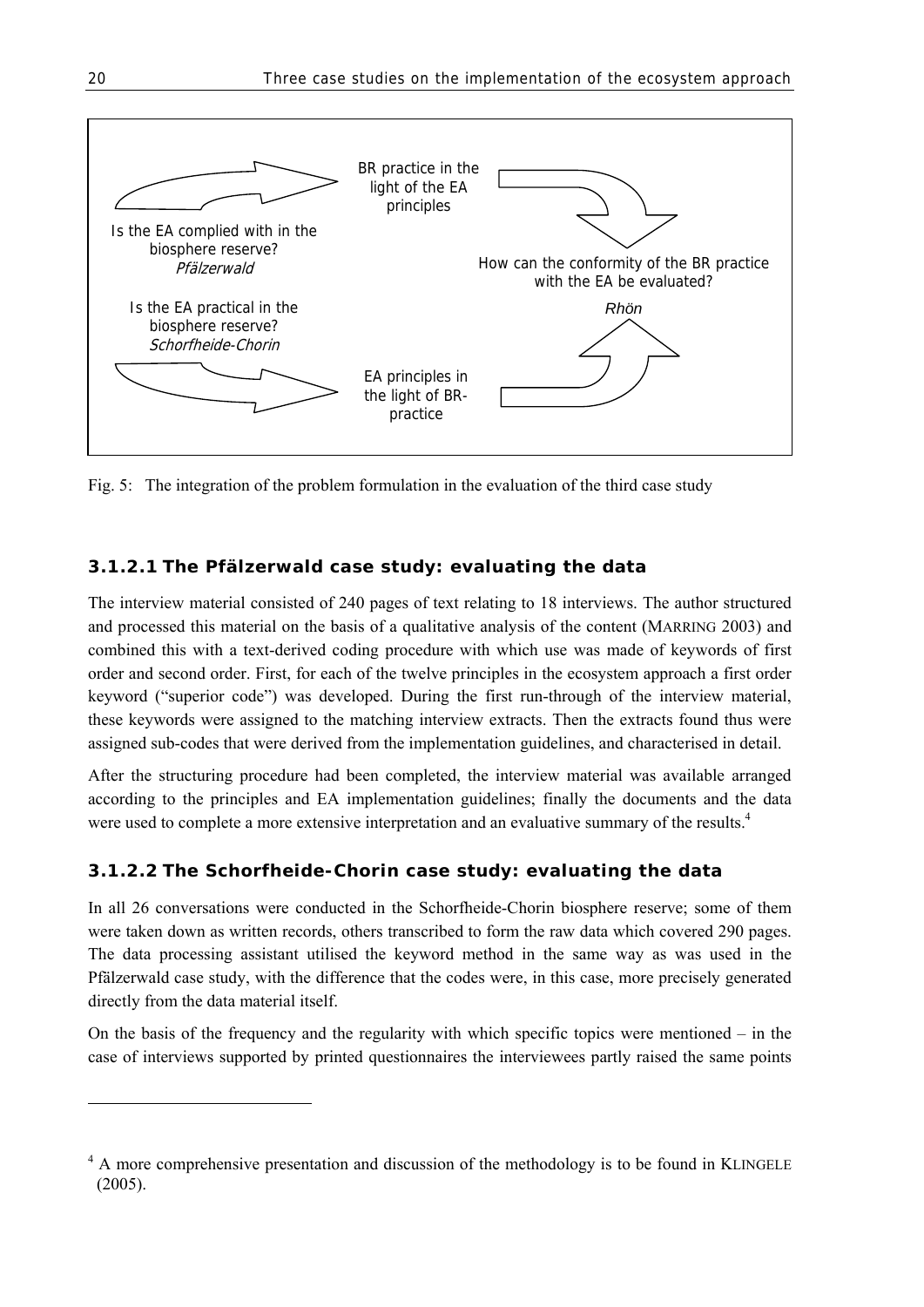BR practice in the light of the EA principles

Is the EA complied with in the biosphere reserve?
*Pfälzerwald*

How can the conformity of the BR practice with the EA be evaluated?
*Rhön*

Is the EA practical in the biosphere reserve?
*Schorfheide-Chorin*

EA principles in the light of BR-practice

Fig. 5: The integration of the problem formulation in the evaluation of the third case study

### 3.1.2.1 The Pfälzerwald case study: evaluating the data

The interview material consisted of 240 pages of text relating to 18 interviews. The author structured and processed this material on the basis of a qualitative analysis of the content (MARRING 2003) and combined this with a text-derived coding procedure with which use was made of keywords of first order and second order. First, for each of the twelve principles in the ecosystem approach a first order keyword ("superior code") was developed. During the first run-through of the interview material, these keywords were assigned to the matching interview extracts. Then the extracts found thus were assigned sub-codes that were derived from the implementation guidelines, and characterised in detail.

After the structuring procedure had been completed, the interview material was available arranged according to the principles and EA implementation guidelines; finally the documents and the data were used to complete a more extensive interpretation and an evaluative summary of the results.[4]

### 3.1.2.2 The Schorfheide-Chorin case study: evaluating the data

In all 26 conversations were conducted in the Schorfheide-Chorin biosphere reserve; some of them were taken down as written records, others transcribed to form the raw data which covered 290 pages. The data processing assistant utilised the keyword method in the same way as was used in the Pfälzerwald case study, with the difference that the codes were, in this case, more precisely generated directly from the data material itself.

On the basis of the frequency and the regularity with which specific topics were mentioned – in the case of interviews supported by printed questionnaires the interviewees partly raised the same points

---

[4] A more comprehensive presentation and discussion of the methodology is to be found in KLINGELE (2005).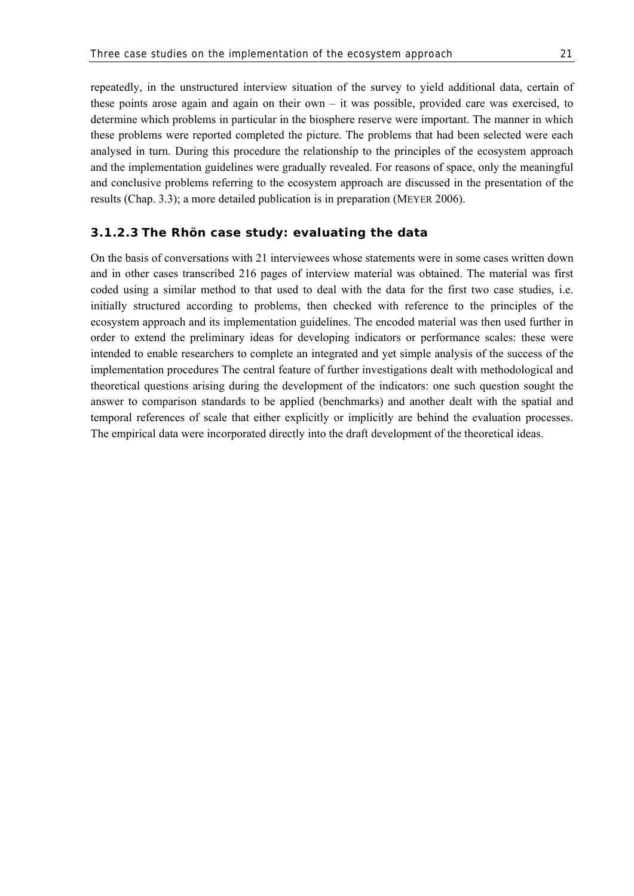repeatedly, in the unstructured interview situation of the survey to yield additional data, certain of these points arose again and again on their own – it was possible, provided care was exercised, to determine which problems in particular in the biosphere reserve were important. The manner in which these problems were reported completed the picture. The problems that had been selected were each analysed in turn. During this procedure the relationship to the principles of the ecosystem approach and the implementation guidelines were gradually revealed. For reasons of space, only the meaningful and conclusive problems referring to the ecosystem approach are discussed in the presentation of the results (Chap. 3.3); a more detailed publication is in preparation (MEYER 2006).

### 3.1.2.3 The Rhön case study: evaluating the data

On the basis of conversations with 21 interviewees whose statements were in some cases written down and in other cases transcribed 216 pages of interview material was obtained. The material was first coded using a similar method to that used to deal with the data for the first two case studies, i.e. initially structured according to problems, then checked with reference to the principles of the ecosystem approach and its implementation guidelines. The encoded material was then used further in order to extend the preliminary ideas for developing indicators or performance scales: these were intended to enable researchers to complete an integrated and yet simple analysis of the success of the implementation procedures The central feature of further investigations dealt with methodological and theoretical questions arising during the development of the indicators: one such question sought the answer to comparison standards to be applied (benchmarks) and another dealt with the spatial and temporal references of scale that either explicitly or implicitly are behind the evaluation processes. The empirical data were incorporated directly into the draft development of the theoretical ideas.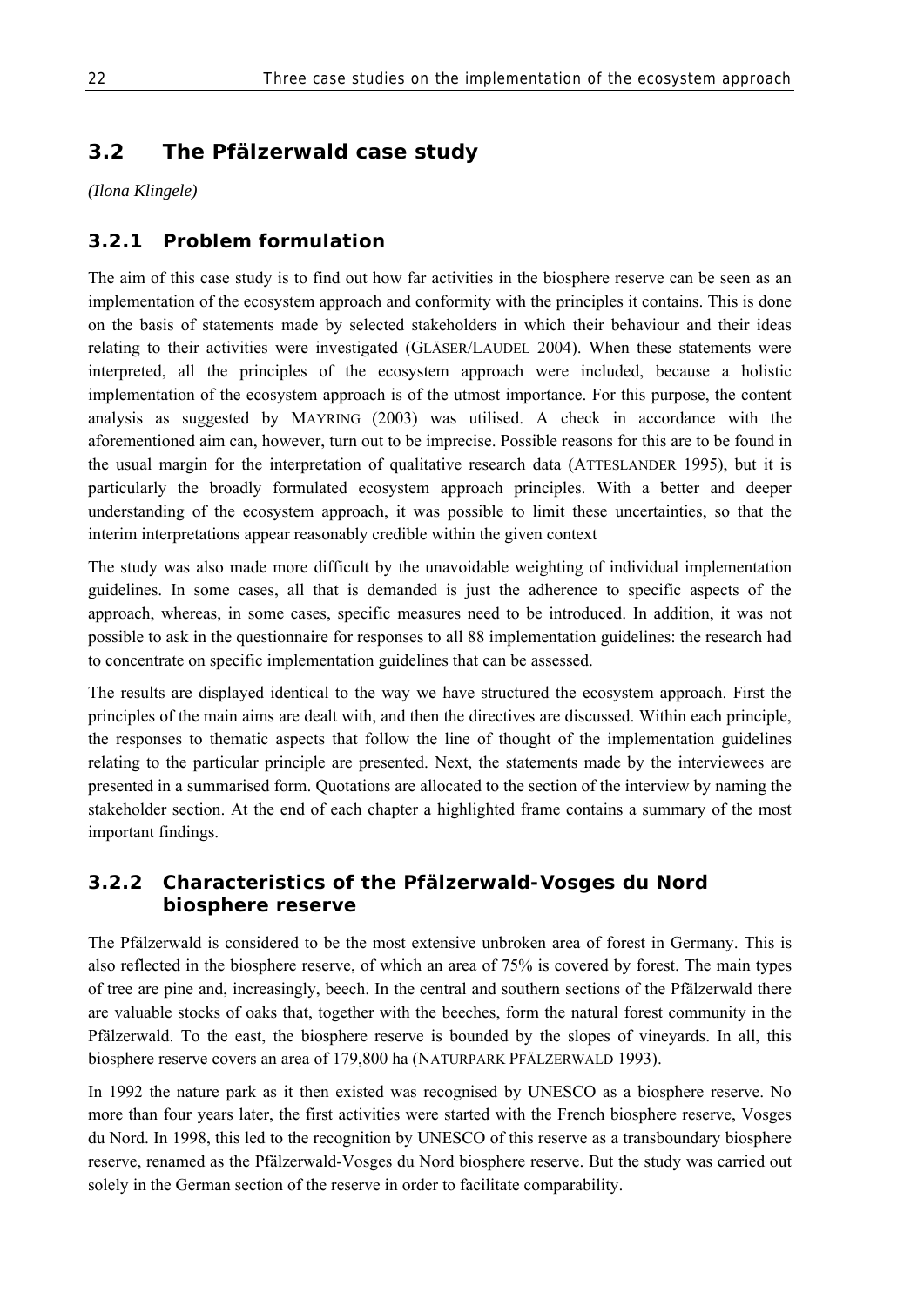## 3.2 The Pfälzerwald case study

*(Ilona Klingele)*

### 3.2.1 Problem formulation

The aim of this case study is to find out how far activities in the biosphere reserve can be seen as an implementation of the ecosystem approach and conformity with the principles it contains. This is done on the basis of statements made by selected stakeholders in which their behaviour and their ideas relating to their activities were investigated (GLÄSER/LAUDEL 2004). When these statements were interpreted, all the principles of the ecosystem approach were included, because a holistic implementation of the ecosystem approach is of the utmost importance. For this purpose, the content analysis as suggested by MAYRING (2003) was utilised. A check in accordance with the aforementioned aim can, however, turn out to be imprecise. Possible reasons for this are to be found in the usual margin for the interpretation of qualitative research data (ATTESLANDER 1995), but it is particularly the broadly formulated ecosystem approach principles. With a better and deeper understanding of the ecosystem approach, it was possible to limit these uncertainties, so that the interim interpretations appear reasonably credible within the given context

The study was also made more difficult by the unavoidable weighting of individual implementation guidelines. In some cases, all that is demanded is just the adherence to specific aspects of the approach, whereas, in some cases, specific measures need to be introduced. In addition, it was not possible to ask in the questionnaire for responses to all 88 implementation guidelines: the research had to concentrate on specific implementation guidelines that can be assessed.

The results are displayed identical to the way we have structured the ecosystem approach. First the principles of the main aims are dealt with, and then the directives are discussed. Within each principle, the responses to thematic aspects that follow the line of thought of the implementation guidelines relating to the particular principle are presented. Next, the statements made by the interviewees are presented in a summarised form. Quotations are allocated to the section of the interview by naming the stakeholder section. At the end of each chapter a highlighted frame contains a summary of the most important findings.

### 3.2.2 Characteristics of the Pfälzerwald-Vosges du Nord biosphere reserve

The Pfälzerwald is considered to be the most extensive unbroken area of forest in Germany. This is also reflected in the biosphere reserve, of which an area of 75% is covered by forest. The main types of tree are pine and, increasingly, beech. In the central and southern sections of the Pfälzerwald there are valuable stocks of oaks that, together with the beeches, form the natural forest community in the Pfälzerwald. To the east, the biosphere reserve is bounded by the slopes of vineyards. In all, this biosphere reserve covers an area of 179,800 ha (NATURPARK PFÄLZERWALD 1993).

In 1992 the nature park as it then existed was recognised by UNESCO as a biosphere reserve. No more than four years later, the first activities were started with the French biosphere reserve, Vosges du Nord. In 1998, this led to the recognition by UNESCO of this reserve as a transboundary biosphere reserve, renamed as the Pfälzerwald-Vosges du Nord biosphere reserve. But the study was carried out solely in the German section of the reserve in order to facilitate comparability.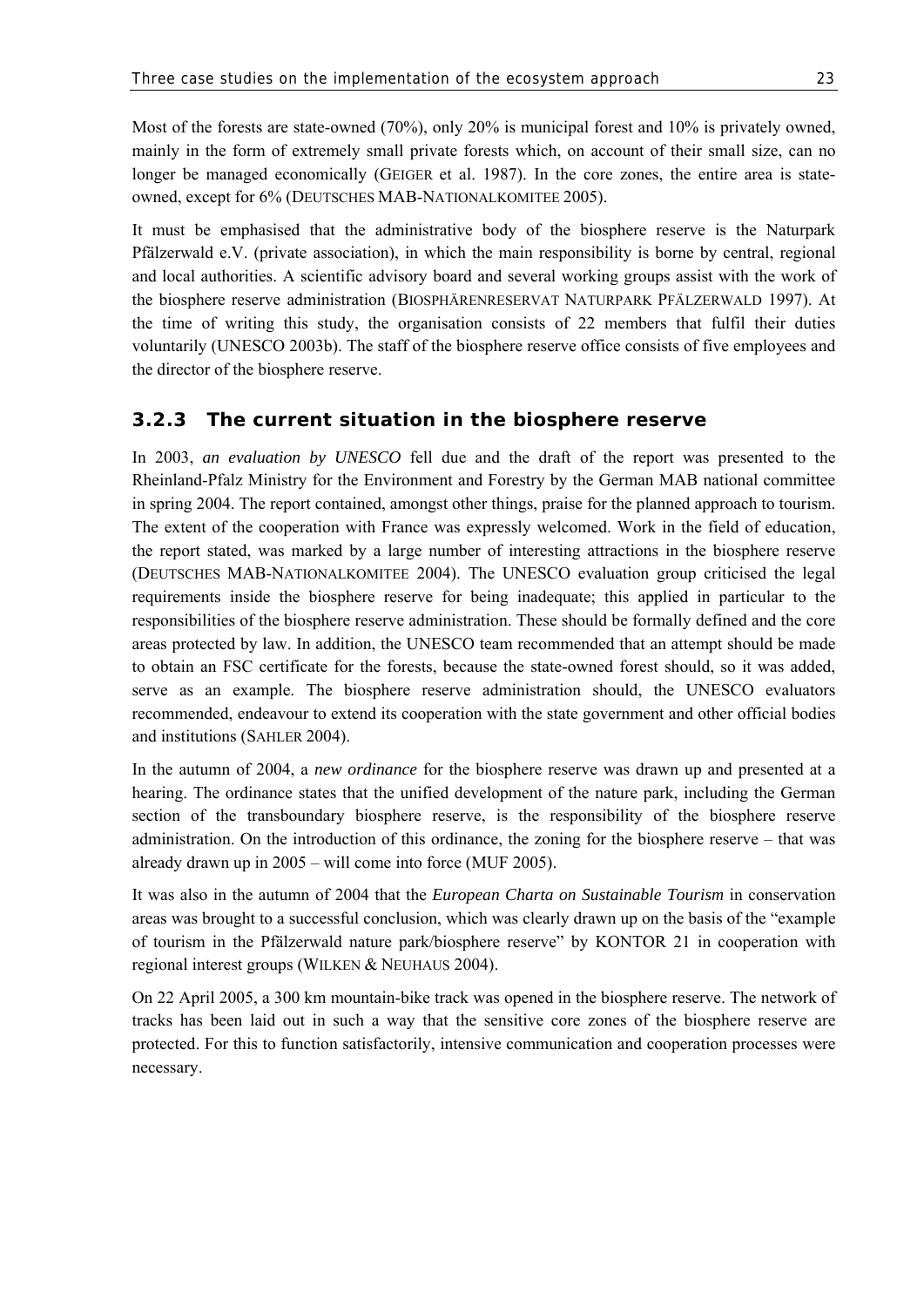Most of the forests are state-owned (70%), only 20% is municipal forest and 10% is privately owned, mainly in the form of extremely small private forests which, on account of their small size, can no longer be managed economically (GEIGER et al. 1987). In the core zones, the entire area is state-owned, except for 6% (DEUTSCHES MAB-NATIONALKOMITEE 2005).

It must be emphasised that the administrative body of the biosphere reserve is the Naturpark Pfälzerwald e.V. (private association), in which the main responsibility is borne by central, regional and local authorities. A scientific advisory board and several working groups assist with the work of the biosphere reserve administration (BIOSPHÄRENRESERVAT NATURPARK PFÄLZERWALD 1997). At the time of writing this study, the organisation consists of 22 members that fulfil their duties voluntarily (UNESCO 2003b). The staff of the biosphere reserve office consists of five employees and the director of the biosphere reserve.

### 3.2.3 The current situation in the biosphere reserve

In 2003, *an evaluation by UNESCO* fell due and the draft of the report was presented to the Rheinland-Pfalz Ministry for the Environment and Forestry by the German MAB national committee in spring 2004. The report contained, amongst other things, praise for the planned approach to tourism. The extent of the cooperation with France was expressly welcomed. Work in the field of education, the report stated, was marked by a large number of interesting attractions in the biosphere reserve (DEUTSCHES MAB-NATIONALKOMITEE 2004). The UNESCO evaluation group criticised the legal requirements inside the biosphere reserve for being inadequate; this applied in particular to the responsibilities of the biosphere reserve administration. These should be formally defined and the core areas protected by law. In addition, the UNESCO team recommended that an attempt should be made to obtain an FSC certificate for the forests, because the state-owned forest should, so it was added, serve as an example. The biosphere reserve administration should, the UNESCO evaluators recommended, endeavour to extend its cooperation with the state government and other official bodies and institutions (SAHLER 2004).

In the autumn of 2004, a *new ordinance* for the biosphere reserve was drawn up and presented at a hearing. The ordinance states that the unified development of the nature park, including the German section of the transboundary biosphere reserve, is the responsibility of the biosphere reserve administration. On the introduction of this ordinance, the zoning for the biosphere reserve – that was already drawn up in 2005 – will come into force (MUF 2005).

It was also in the autumn of 2004 that the *European Charta on Sustainable Tourism* in conservation areas was brought to a successful conclusion, which was clearly drawn up on the basis of the "example of tourism in the Pfälzerwald nature park/biosphere reserve" by KONTOR 21 in cooperation with regional interest groups (WILKEN & NEUHAUS 2004).

On 22 April 2005, a 300 km mountain-bike track was opened in the biosphere reserve. The network of tracks has been laid out in such a way that the sensitive core zones of the biosphere reserve are protected. For this to function satisfactorily, intensive communication and cooperation processes were necessary.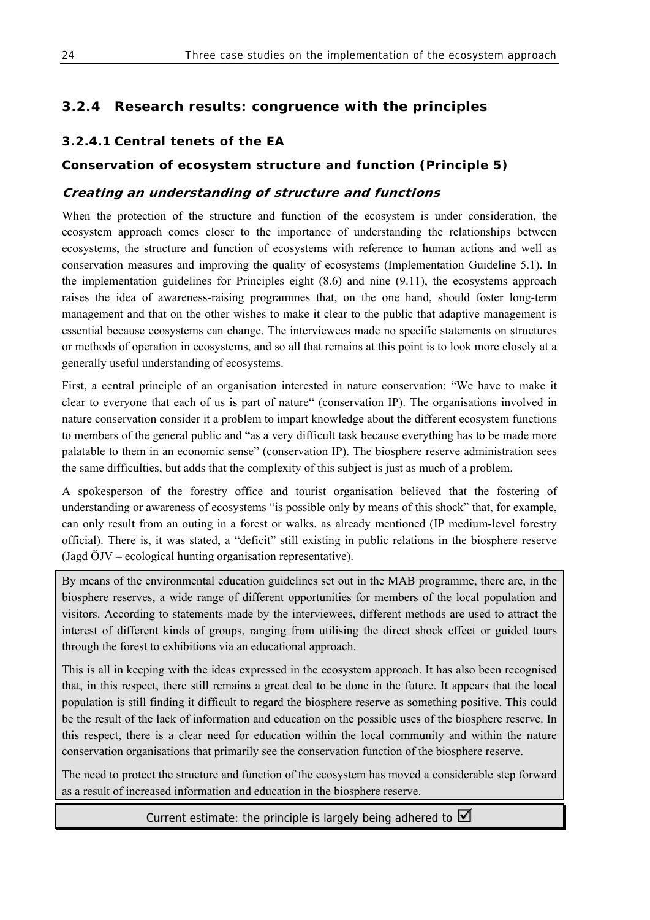### 3.2.4 Research results: congruence with the principles

#### 3.2.4.1 Central tenets of the EA

**Conservation of ecosystem structure and function (Principle 5)**

***Creating an understanding of structure and functions***

When the protection of the structure and function of the ecosystem is under consideration, the ecosystem approach comes closer to the importance of understanding the relationships between ecosystems, the structure and function of ecosystems with reference to human actions and well as conservation measures and improving the quality of ecosystems (Implementation Guideline 5.1). In the implementation guidelines for Principles eight (8.6) and nine (9.11), the ecosystems approach raises the idea of awareness-raising programmes that, on the one hand, should foster long-term management and that on the other wishes to make it clear to the public that adaptive management is essential because ecosystems can change. The interviewees made no specific statements on structures or methods of operation in ecosystems, and so all that remains at this point is to look more closely at a generally useful understanding of ecosystems.

First, a central principle of an organisation interested in nature conservation: "We have to make it clear to everyone that each of us is part of nature" (conservation IP). The organisations involved in nature conservation consider it a problem to impart knowledge about the different ecosystem functions to members of the general public and "as a very difficult task because everything has to be made more palatable to them in an economic sense" (conservation IP). The biosphere reserve administration sees the same difficulties, but adds that the complexity of this subject is just as much of a problem.

A spokesperson of the forestry office and tourist organisation believed that the fostering of understanding or awareness of ecosystems "is possible only by means of this shock" that, for example, can only result from an outing in a forest or walks, as already mentioned (IP medium-level forestry official). There is, it was stated, a "deficit" still existing in public relations in the biosphere reserve (Jagd ÖJV – ecological hunting organisation representative).

By means of the environmental education guidelines set out in the MAB programme, there are, in the biosphere reserves, a wide range of different opportunities for members of the local population and visitors. According to statements made by the interviewees, different methods are used to attract the interest of different kinds of groups, ranging from utilising the direct shock effect or guided tours through the forest to exhibitions via an educational approach.

This is all in keeping with the ideas expressed in the ecosystem approach. It has also been recognised that, in this respect, there still remains a great deal to be done in the future. It appears that the local population is still finding it difficult to regard the biosphere reserve as something positive. This could be the result of the lack of information and education on the possible uses of the biosphere reserve. In this respect, there is a clear need for education within the local community and within the nature conservation organisations that primarily see the conservation function of the biosphere reserve.

The need to protect the structure and function of the ecosystem has moved a considerable step forward as a result of increased information and education in the biosphere reserve.

Current estimate: the principle is largely being adhered to ☑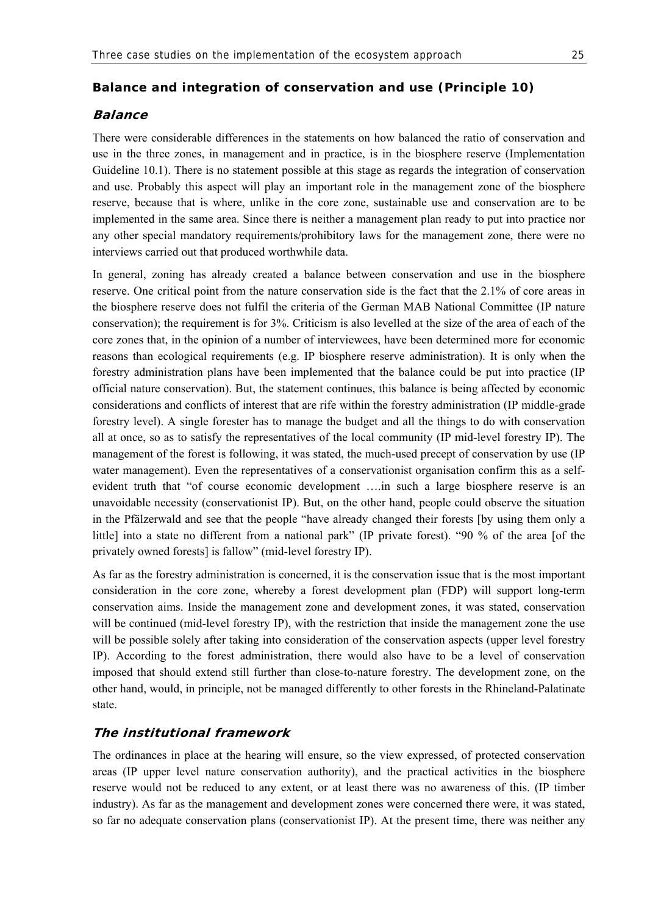## Balance and integration of conservation and use (Principle 10)

### *Balance*

There were considerable differences in the statements on how balanced the ratio of conservation and use in the three zones, in management and in practice, is in the biosphere reserve (Implementation Guideline 10.1). There is no statement possible at this stage as regards the integration of conservation and use. Probably this aspect will play an important role in the management zone of the biosphere reserve, because that is where, unlike in the core zone, sustainable use and conservation are to be implemented in the same area. Since there is neither a management plan ready to put into practice nor any other special mandatory requirements/prohibitory laws for the management zone, there were no interviews carried out that produced worthwhile data.

In general, zoning has already created a balance between conservation and use in the biosphere reserve. One critical point from the nature conservation side is the fact that the 2.1% of core areas in the biosphere reserve does not fulfil the criteria of the German MAB National Committee (IP nature conservation); the requirement is for 3%. Criticism is also levelled at the size of the area of each of the core zones that, in the opinion of a number of interviewees, have been determined more for economic reasons than ecological requirements (e.g. IP biosphere reserve administration). It is only when the forestry administration plans have been implemented that the balance could be put into practice (IP official nature conservation). But, the statement continues, this balance is being affected by economic considerations and conflicts of interest that are rife within the forestry administration (IP middle-grade forestry level). A single forester has to manage the budget and all the things to do with conservation all at once, so as to satisfy the representatives of the local community (IP mid-level forestry IP). The management of the forest is following, it was stated, the much-used precept of conservation by use (IP water management). Even the representatives of a conservationist organisation confirm this as a self-evident truth that "of course economic development ….in such a large biosphere reserve is an unavoidable necessity (conservationist IP). But, on the other hand, people could observe the situation in the Pfälzerwald and see that the people "have already changed their forests [by using them only a little] into a state no different from a national park" (IP private forest). "90 % of the area [of the privately owned forests] is fallow" (mid-level forestry IP).

As far as the forestry administration is concerned, it is the conservation issue that is the most important consideration in the core zone, whereby a forest development plan (FDP) will support long-term conservation aims. Inside the management zone and development zones, it was stated, conservation will be continued (mid-level forestry IP), with the restriction that inside the management zone the use will be possible solely after taking into consideration of the conservation aspects (upper level forestry IP). According to the forest administration, there would also have to be a level of conservation imposed that should extend still further than close-to-nature forestry. The development zone, on the other hand, would, in principle, not be managed differently to other forests in the Rhineland-Palatinate state.

### *The institutional framework*

The ordinances in place at the hearing will ensure, so the view expressed, of protected conservation areas (IP upper level nature conservation authority), and the practical activities in the biosphere reserve would not be reduced to any extent, or at least there was no awareness of this. (IP timber industry). As far as the management and development zones were concerned there were, it was stated, so far no adequate conservation plans (conservationist IP). At the present time, there was neither any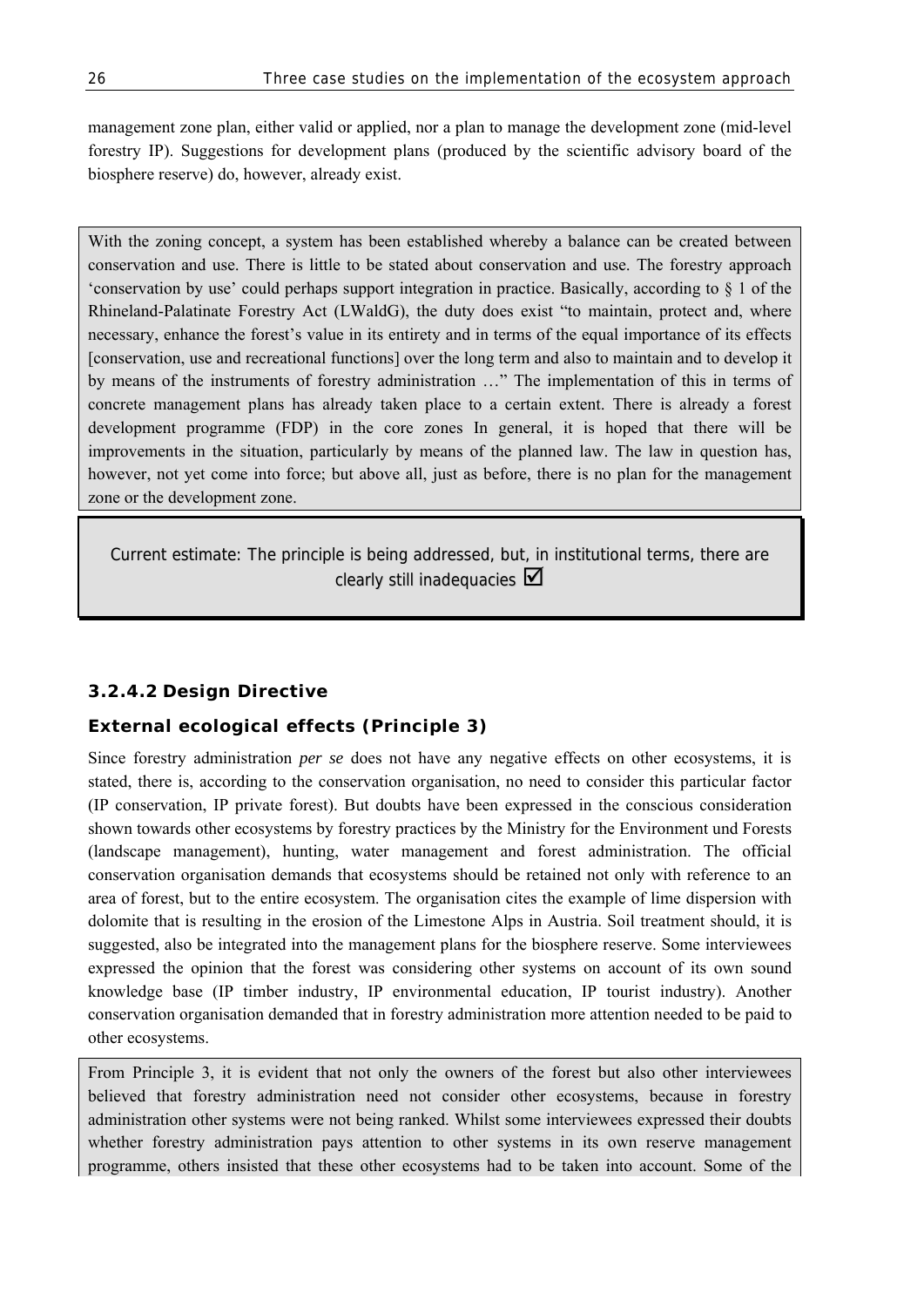management zone plan, either valid or applied, nor a plan to manage the development zone (mid-level forestry IP). Suggestions for development plans (produced by the scientific advisory board of the biosphere reserve) do, however, already exist.

With the zoning concept, a system has been established whereby a balance can be created between conservation and use. There is little to be stated about conservation and use. The forestry approach 'conservation by use' could perhaps support integration in practice. Basically, according to § 1 of the Rhineland-Palatinate Forestry Act (LWaldG), the duty does exist "to maintain, protect and, where necessary, enhance the forest's value in its entirety and in terms of the equal importance of its effects [conservation, use and recreational functions] over the long term and also to maintain and to develop it by means of the instruments of forestry administration …" The implementation of this in terms of concrete management plans has already taken place to a certain extent. There is already a forest development programme (FDP) in the core zones In general, it is hoped that there will be improvements in the situation, particularly by means of the planned law. The law in question has, however, not yet come into force; but above all, just as before, there is no plan for the management zone or the development zone.

Current estimate: The principle is being addressed, but, in institutional terms, there are clearly still inadequacies ☑

### 3.2.4.2 Design Directive

#### External ecological effects (Principle 3)

Since forestry administration *per se* does not have any negative effects on other ecosystems, it is stated, there is, according to the conservation organisation, no need to consider this particular factor (IP conservation, IP private forest). But doubts have been expressed in the conscious consideration shown towards other ecosystems by forestry practices by the Ministry for the Environment und Forests (landscape management), hunting, water management and forest administration. The official conservation organisation demands that ecosystems should be retained not only with reference to an area of forest, but to the entire ecosystem. The organisation cites the example of lime dispersion with dolomite that is resulting in the erosion of the Limestone Alps in Austria. Soil treatment should, it is suggested, also be integrated into the management plans for the biosphere reserve. Some interviewees expressed the opinion that the forest was considering other systems on account of its own sound knowledge base (IP timber industry, IP environmental education, IP tourist industry). Another conservation organisation demanded that in forestry administration more attention needed to be paid to other ecosystems.

From Principle 3, it is evident that not only the owners of the forest but also other interviewees believed that forestry administration need not consider other ecosystems, because in forestry administration other systems were not being ranked. Whilst some interviewees expressed their doubts whether forestry administration pays attention to other systems in its own reserve management programme, others insisted that these other ecosystems had to be taken into account. Some of the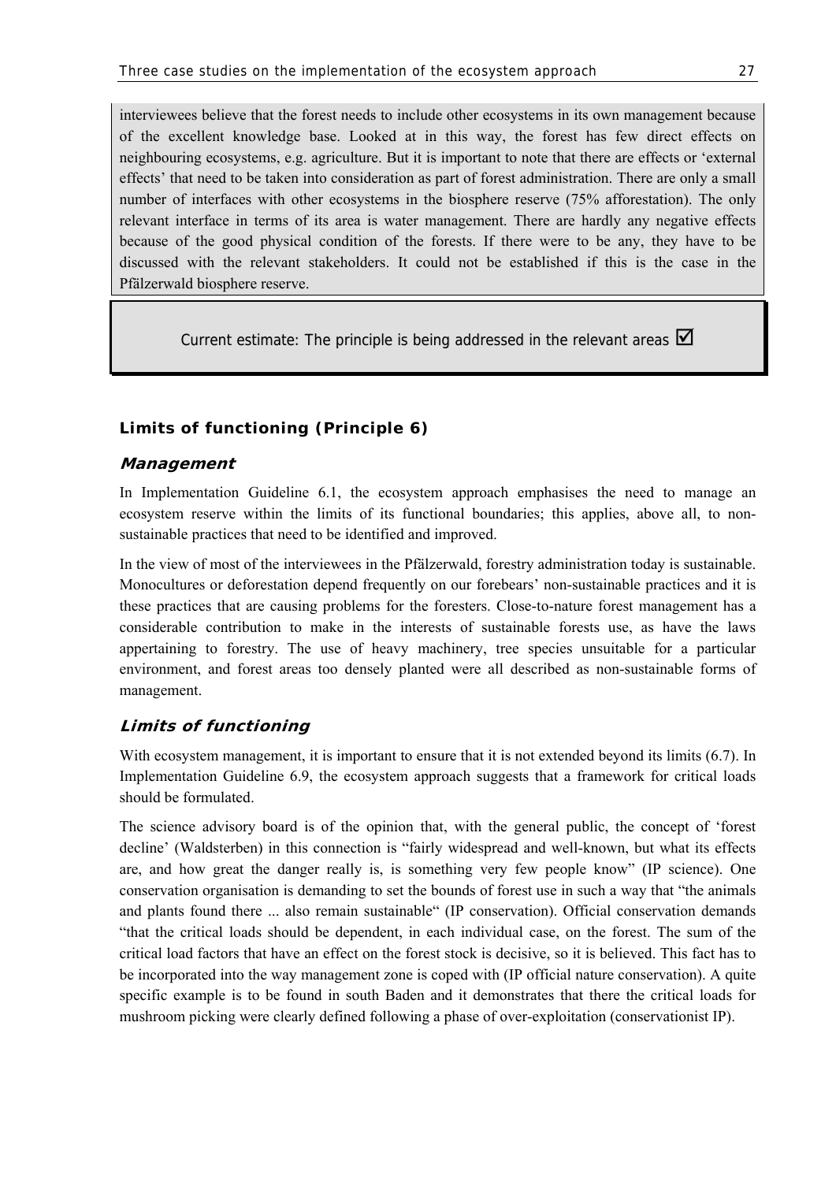interviewees believe that the forest needs to include other ecosystems in its own management because of the excellent knowledge base. Looked at in this way, the forest has few direct effects on neighbouring ecosystems, e.g. agriculture. But it is important to note that there are effects or 'external effects' that need to be taken into consideration as part of forest administration. There are only a small number of interfaces with other ecosystems in the biosphere reserve (75% afforestation). The only relevant interface in terms of its area is water management. There are hardly any negative effects because of the good physical condition of the forests. If there were to be any, they have to be discussed with the relevant stakeholders. It could not be established if this is the case in the Pfälzerwald biosphere reserve.

Current estimate: The principle is being addressed in the relevant areas ☑

### Limits of functioning (Principle 6)

#### *Management*

In Implementation Guideline 6.1, the ecosystem approach emphasises the need to manage an ecosystem reserve within the limits of its functional boundaries; this applies, above all, to non-sustainable practices that need to be identified and improved.

In the view of most of the interviewees in the Pfälzerwald, forestry administration today is sustainable. Monocultures or deforestation depend frequently on our forebears' non-sustainable practices and it is these practices that are causing problems for the foresters. Close-to-nature forest management has a considerable contribution to make in the interests of sustainable forests use, as have the laws appertaining to forestry. The use of heavy machinery, tree species unsuitable for a particular environment, and forest areas too densely planted were all described as non-sustainable forms of management.

#### *Limits of functioning*

With ecosystem management, it is important to ensure that it is not extended beyond its limits (6.7). In Implementation Guideline 6.9, the ecosystem approach suggests that a framework for critical loads should be formulated.

The science advisory board is of the opinion that, with the general public, the concept of 'forest decline' (Waldsterben) in this connection is "fairly widespread and well-known, but what its effects are, and how great the danger really is, is something very few people know" (IP science). One conservation organisation is demanding to set the bounds of forest use in such a way that "the animals and plants found there ... also remain sustainable" (IP conservation). Official conservation demands "that the critical loads should be dependent, in each individual case, on the forest. The sum of the critical load factors that have an effect on the forest stock is decisive, so it is believed. This fact has to be incorporated into the way management zone is coped with (IP official nature conservation). A quite specific example is to be found in south Baden and it demonstrates that there the critical loads for mushroom picking were clearly defined following a phase of over-exploitation (conservationist IP).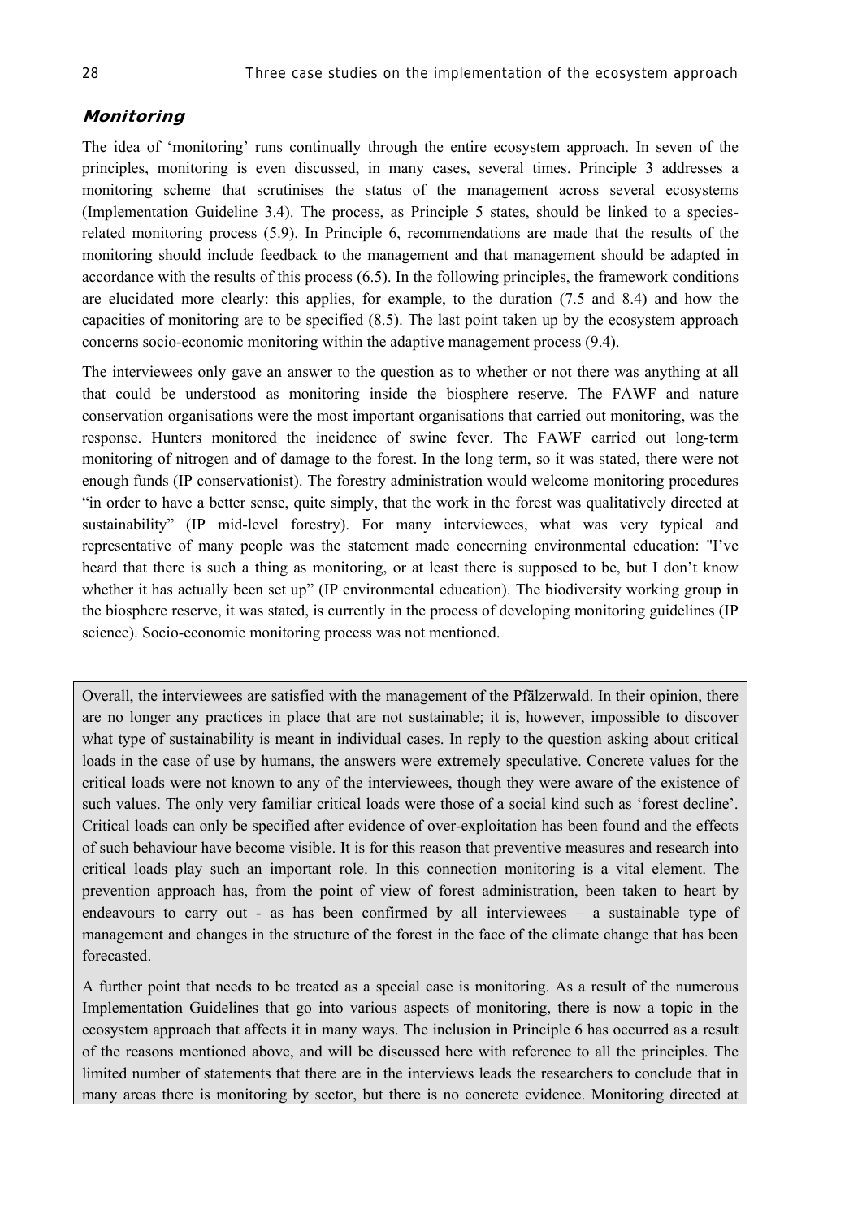### *Monitoring*

The idea of 'monitoring' runs continually through the entire ecosystem approach. In seven of the principles, monitoring is even discussed, in many cases, several times. Principle 3 addresses a monitoring scheme that scrutinises the status of the management across several ecosystems (Implementation Guideline 3.4). The process, as Principle 5 states, should be linked to a species-related monitoring process (5.9). In Principle 6, recommendations are made that the results of the monitoring should include feedback to the management and that management should be adapted in accordance with the results of this process (6.5). In the following principles, the framework conditions are elucidated more clearly: this applies, for example, to the duration (7.5 and 8.4) and how the capacities of monitoring are to be specified (8.5). The last point taken up by the ecosystem approach concerns socio-economic monitoring within the adaptive management process (9.4).

The interviewees only gave an answer to the question as to whether or not there was anything at all that could be understood as monitoring inside the biosphere reserve. The FAWF and nature conservation organisations were the most important organisations that carried out monitoring, was the response. Hunters monitored the incidence of swine fever. The FAWF carried out long-term monitoring of nitrogen and of damage to the forest. In the long term, so it was stated, there were not enough funds (IP conservationist). The forestry administration would welcome monitoring procedures "in order to have a better sense, quite simply, that the work in the forest was qualitatively directed at sustainability" (IP mid-level forestry). For many interviewees, what was very typical and representative of many people was the statement made concerning environmental education: "I've heard that there is such a thing as monitoring, or at least there is supposed to be, but I don't know whether it has actually been set up" (IP environmental education). The biodiversity working group in the biosphere reserve, it was stated, is currently in the process of developing monitoring guidelines (IP science). Socio-economic monitoring process was not mentioned.

Overall, the interviewees are satisfied with the management of the Pfälzerwald. In their opinion, there are no longer any practices in place that are not sustainable; it is, however, impossible to discover what type of sustainability is meant in individual cases. In reply to the question asking about critical loads in the case of use by humans, the answers were extremely speculative. Concrete values for the critical loads were not known to any of the interviewees, though they were aware of the existence of such values. The only very familiar critical loads were those of a social kind such as 'forest decline'. Critical loads can only be specified after evidence of over-exploitation has been found and the effects of such behaviour have become visible. It is for this reason that preventive measures and research into critical loads play such an important role. In this connection monitoring is a vital element. The prevention approach has, from the point of view of forest administration, been taken to heart by endeavours to carry out - as has been confirmed by all interviewees – a sustainable type of management and changes in the structure of the forest in the face of the climate change that has been forecasted.

A further point that needs to be treated as a special case is monitoring. As a result of the numerous Implementation Guidelines that go into various aspects of monitoring, there is now a topic in the ecosystem approach that affects it in many ways. The inclusion in Principle 6 has occurred as a result of the reasons mentioned above, and will be discussed here with reference to all the principles. The limited number of statements that there are in the interviews leads the researchers to conclude that in many areas there is monitoring by sector, but there is no concrete evidence. Monitoring directed at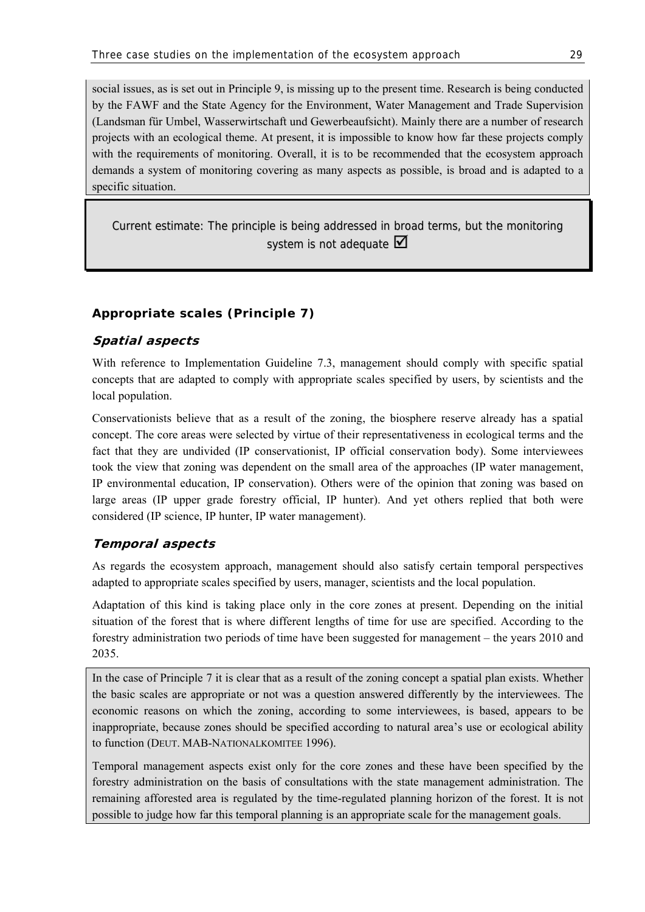social issues, as is set out in Principle 9, is missing up to the present time. Research is being conducted by the FAWF and the State Agency for the Environment, Water Management and Trade Supervision (Landsman für Umbel, Wasserwirtschaft und Gewerbeaufsicht). Mainly there are a number of research projects with an ecological theme. At present, it is impossible to know how far these projects comply with the requirements of monitoring. Overall, it is to be recommended that the ecosystem approach demands a system of monitoring covering as many aspects as possible, is broad and is adapted to a specific situation.

Current estimate: The principle is being addressed in broad terms, but the monitoring system is not adequate ☑

### Appropriate scales (Principle 7)

#### *Spatial aspects*

With reference to Implementation Guideline 7.3, management should comply with specific spatial concepts that are adapted to comply with appropriate scales specified by users, by scientists and the local population.

Conservationists believe that as a result of the zoning, the biosphere reserve already has a spatial concept. The core areas were selected by virtue of their representativeness in ecological terms and the fact that they are undivided (IP conservationist, IP official conservation body). Some interviewees took the view that zoning was dependent on the small area of the approaches (IP water management, IP environmental education, IP conservation). Others were of the opinion that zoning was based on large areas (IP upper grade forestry official, IP hunter). And yet others replied that both were considered (IP science, IP hunter, IP water management).

#### *Temporal aspects*

As regards the ecosystem approach, management should also satisfy certain temporal perspectives adapted to appropriate scales specified by users, manager, scientists and the local population.

Adaptation of this kind is taking place only in the core zones at present. Depending on the initial situation of the forest that is where different lengths of time for use are specified. According to the forestry administration two periods of time have been suggested for management – the years 2010 and 2035.

In the case of Principle 7 it is clear that as a result of the zoning concept a spatial plan exists. Whether the basic scales are appropriate or not was a question answered differently by the interviewees. The economic reasons on which the zoning, according to some interviewees, is based, appears to be inappropriate, because zones should be specified according to natural area's use or ecological ability to function (DEUT. MAB-NATIONALKOMITEE 1996).

Temporal management aspects exist only for the core zones and these have been specified by the forestry administration on the basis of consultations with the state management administration. The remaining afforested area is regulated by the time-regulated planning horizon of the forest. It is not possible to judge how far this temporal planning is an appropriate scale for the management goals.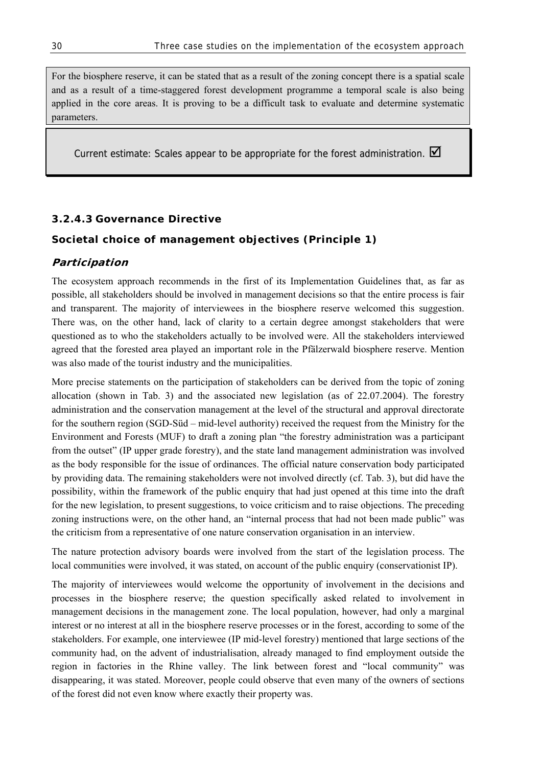For the biosphere reserve, it can be stated that as a result of the zoning concept there is a spatial scale and as a result of a time-staggered forest development programme a temporal scale is also being applied in the core areas. It is proving to be a difficult task to evaluate and determine systematic parameters.

Current estimate: Scales appear to be appropriate for the forest administration. ☑

### 3.2.4.3 Governance Directive

#### Societal choice of management objectives (Principle 1)

##### *Participation*

The ecosystem approach recommends in the first of its Implementation Guidelines that, as far as possible, all stakeholders should be involved in management decisions so that the entire process is fair and transparent. The majority of interviewees in the biosphere reserve welcomed this suggestion. There was, on the other hand, lack of clarity to a certain degree amongst stakeholders that were questioned as to who the stakeholders actually to be involved were. All the stakeholders interviewed agreed that the forested area played an important role in the Pfälzerwald biosphere reserve. Mention was also made of the tourist industry and the municipalities.

More precise statements on the participation of stakeholders can be derived from the topic of zoning allocation (shown in Tab. 3) and the associated new legislation (as of 22.07.2004). The forestry administration and the conservation management at the level of the structural and approval directorate for the southern region (SGD-Süd – mid-level authority) received the request from the Ministry for the Environment and Forests (MUF) to draft a zoning plan "the forestry administration was a participant from the outset" (IP upper grade forestry), and the state land management administration was involved as the body responsible for the issue of ordinances. The official nature conservation body participated by providing data. The remaining stakeholders were not involved directly (cf. Tab. 3), but did have the possibility, within the framework of the public enquiry that had just opened at this time into the draft for the new legislation, to present suggestions, to voice criticism and to raise objections. The preceding zoning instructions were, on the other hand, an "internal process that had not been made public" was the criticism from a representative of one nature conservation organisation in an interview.

The nature protection advisory boards were involved from the start of the legislation process. The local communities were involved, it was stated, on account of the public enquiry (conservationist IP).

The majority of interviewees would welcome the opportunity of involvement in the decisions and processes in the biosphere reserve; the question specifically asked related to involvement in management decisions in the management zone. The local population, however, had only a marginal interest or no interest at all in the biosphere reserve processes or in the forest, according to some of the stakeholders. For example, one interviewee (IP mid-level forestry) mentioned that large sections of the community had, on the advent of industrialisation, already managed to find employment outside the region in factories in the Rhine valley. The link between forest and "local community" was disappearing, it was stated. Moreover, people could observe that even many of the owners of sections of the forest did not even know where exactly their property was.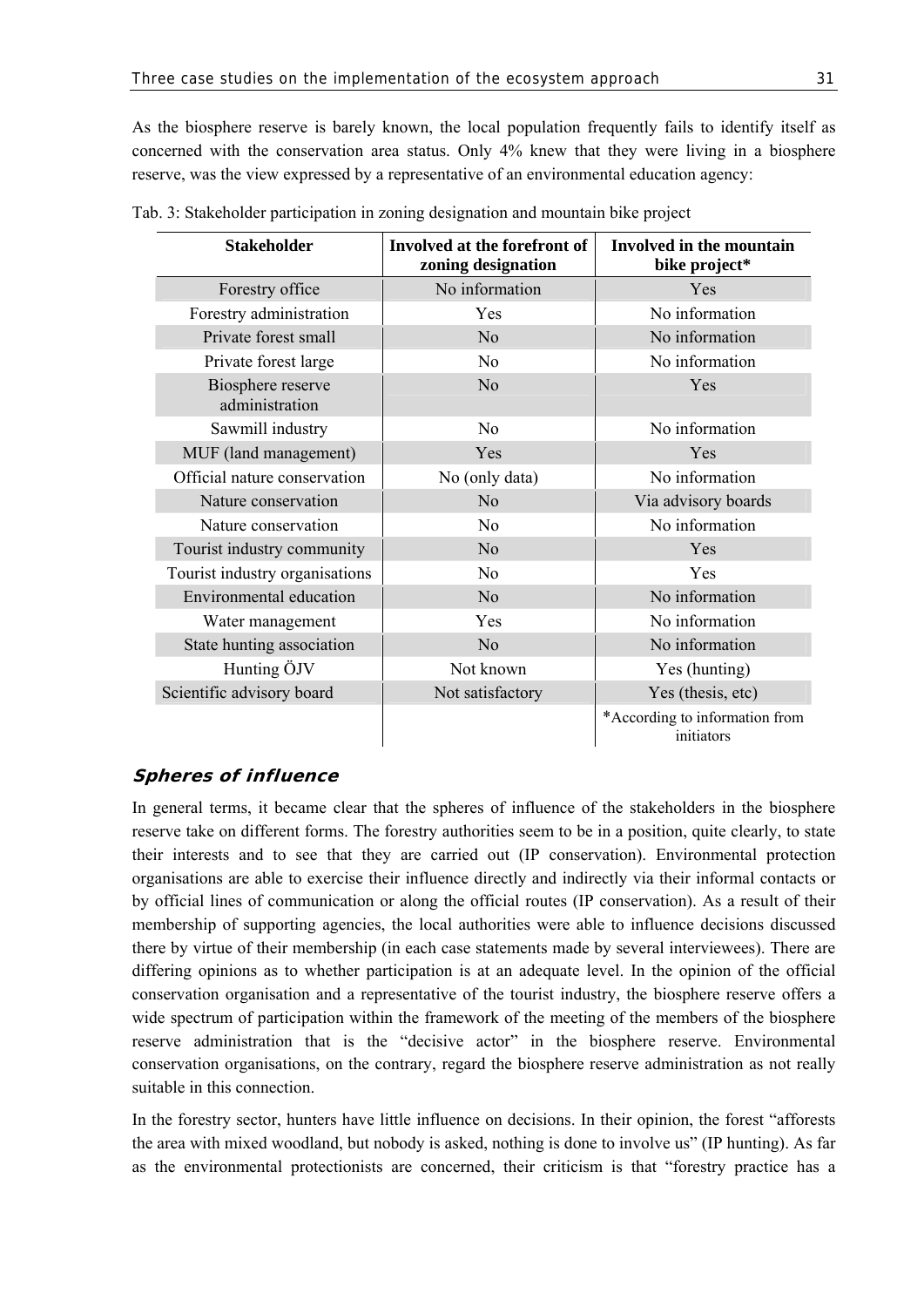As the biosphere reserve is barely known, the local population frequently fails to identify itself as concerned with the conservation area status. Only 4% knew that they were living in a biosphere reserve, was the view expressed by a representative of an environmental education agency:

Tab. 3: Stakeholder participation in zoning designation and mountain bike project

| Stakeholder | Involved at the forefront of zoning designation | Involved in the mountain bike project* |
|---|---|---|
| Forestry office | No information | Yes |
| Forestry administration | Yes | No information |
| Private forest small | No | No information |
| Private forest large | No | No information |
| Biosphere reserve administration | No | Yes |
| Sawmill industry | No | No information |
| MUF (land management) | Yes | Yes |
| Official nature conservation | No (only data) | No information |
| Nature conservation | No | Via advisory boards |
| Nature conservation | No | No information |
| Tourist industry community | No | Yes |
| Tourist industry organisations | No | Yes |
| Environmental education | No | No information |
| Water management | Yes | No information |
| State hunting association | No | No information |
| Hunting ÖJV | Not known | Yes (hunting) |
| Scientific advisory board | Not satisfactory | Yes (thesis, etc) |
| | | *According to information from initiators |

### *Spheres of influence*

In general terms, it became clear that the spheres of influence of the stakeholders in the biosphere reserve take on different forms. The forestry authorities seem to be in a position, quite clearly, to state their interests and to see that they are carried out (IP conservation). Environmental protection organisations are able to exercise their influence directly and indirectly via their informal contacts or by official lines of communication or along the official routes (IP conservation). As a result of their membership of supporting agencies, the local authorities were able to influence decisions discussed there by virtue of their membership (in each case statements made by several interviewees). There are differing opinions as to whether participation is at an adequate level. In the opinion of the official conservation organisation and a representative of the tourist industry, the biosphere reserve offers a wide spectrum of participation within the framework of the meeting of the members of the biosphere reserve administration that is the "decisive actor" in the biosphere reserve. Environmental conservation organisations, on the contrary, regard the biosphere reserve administration as not really suitable in this connection.

In the forestry sector, hunters have little influence on decisions. In their opinion, the forest "afforests the area with mixed woodland, but nobody is asked, nothing is done to involve us" (IP hunting). As far as the environmental protectionists are concerned, their criticism is that "forestry practice has a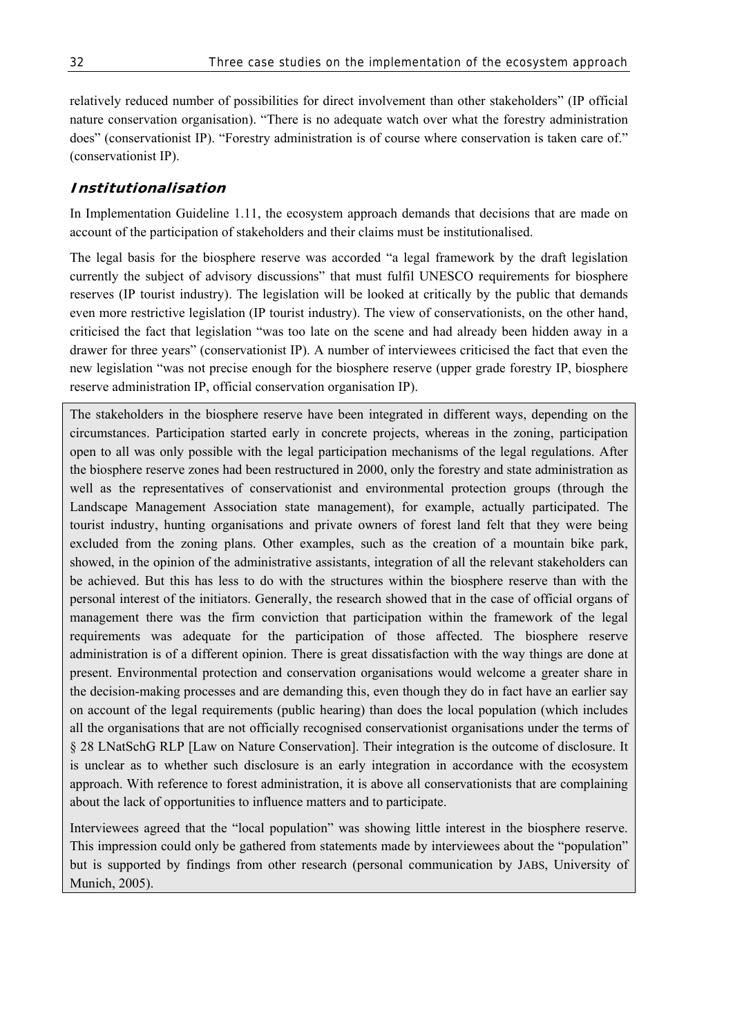relatively reduced number of possibilities for direct involvement than other stakeholders" (IP official nature conservation organisation). "There is no adequate watch over what the forestry administration does" (conservationist IP). "Forestry administration is of course where conservation is taken care of." (conservationist IP).

### *Institutionalisation*

In Implementation Guideline 1.11, the ecosystem approach demands that decisions that are made on account of the participation of stakeholders and their claims must be institutionalised.

The legal basis for the biosphere reserve was accorded "a legal framework by the draft legislation currently the subject of advisory discussions" that must fulfil UNESCO requirements for biosphere reserves (IP tourist industry). The legislation will be looked at critically by the public that demands even more restrictive legislation (IP tourist industry). The view of conservationists, on the other hand, criticised the fact that legislation "was too late on the scene and had already been hidden away in a drawer for three years" (conservationist IP). A number of interviewees criticised the fact that even the new legislation "was not precise enough for the biosphere reserve (upper grade forestry IP, biosphere reserve administration IP, official conservation organisation IP).

The stakeholders in the biosphere reserve have been integrated in different ways, depending on the circumstances. Participation started early in concrete projects, whereas in the zoning, participation open to all was only possible with the legal participation mechanisms of the legal regulations. After the biosphere reserve zones had been restructured in 2000, only the forestry and state administration as well as the representatives of conservationist and environmental protection groups (through the Landscape Management Association state management), for example, actually participated. The tourist industry, hunting organisations and private owners of forest land felt that they were being excluded from the zoning plans. Other examples, such as the creation of a mountain bike park, showed, in the opinion of the administrative assistants, integration of all the relevant stakeholders can be achieved. But this has less to do with the structures within the biosphere reserve than with the personal interest of the initiators. Generally, the research showed that in the case of official organs of management there was the firm conviction that participation within the framework of the legal requirements was adequate for the participation of those affected. The biosphere reserve administration is of a different opinion. There is great dissatisfaction with the way things are done at present. Environmental protection and conservation organisations would welcome a greater share in the decision-making processes and are demanding this, even though they do in fact have an earlier say on account of the legal requirements (public hearing) than does the local population (which includes all the organisations that are not officially recognised conservationist organisations under the terms of § 28 LNatSchG RLP [Law on Nature Conservation]. Their integration is the outcome of disclosure. It is unclear as to whether such disclosure is an early integration in accordance with the ecosystem approach. With reference to forest administration, it is above all conservationists that are complaining about the lack of opportunities to influence matters and to participate.

Interviewees agreed that the "local population" was showing little interest in the biosphere reserve. This impression could only be gathered from statements made by interviewees about the "population" but is supported by findings from other research (personal communication by JABS, University of Munich, 2005).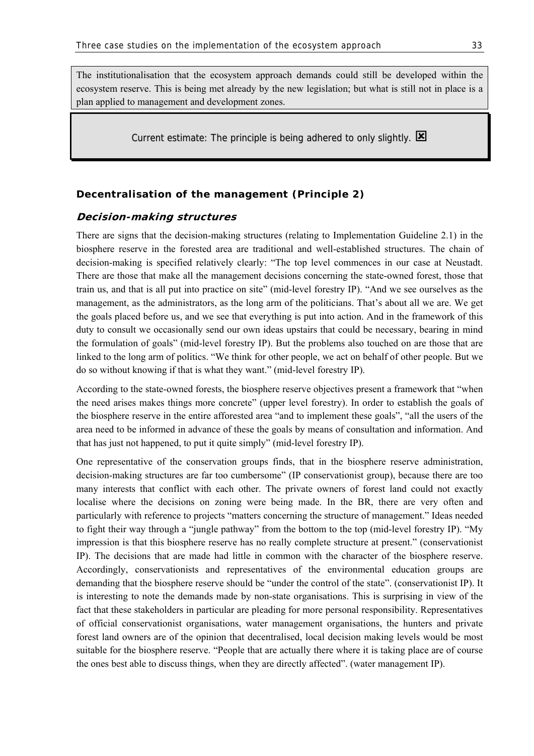The institutionalisation that the ecosystem approach demands could still be developed within the ecosystem reserve. This is being met already by the new legislation; but what is still not in place is a plan applied to management and development zones.

Current estimate: The principle is being adhered to only slightly. ☒

### Decentralisation of the management (Principle 2)

#### *Decision-making structures*

There are signs that the decision-making structures (relating to Implementation Guideline 2.1) in the biosphere reserve in the forested area are traditional and well-established structures. The chain of decision-making is specified relatively clearly: "The top level commences in our case at Neustadt. There are those that make all the management decisions concerning the state-owned forest, those that train us, and that is all put into practice on site" (mid-level forestry IP). "And we see ourselves as the management, as the administrators, as the long arm of the politicians. That's about all we are. We get the goals placed before us, and we see that everything is put into action. And in the framework of this duty to consult we occasionally send our own ideas upstairs that could be necessary, bearing in mind the formulation of goals" (mid-level forestry IP). But the problems also touched on are those that are linked to the long arm of politics. "We think for other people, we act on behalf of other people. But we do so without knowing if that is what they want." (mid-level forestry IP).

According to the state-owned forests, the biosphere reserve objectives present a framework that "when the need arises makes things more concrete" (upper level forestry). In order to establish the goals of the biosphere reserve in the entire afforested area "and to implement these goals", "all the users of the area need to be informed in advance of these the goals by means of consultation and information. And that has just not happened, to put it quite simply" (mid-level forestry IP).

One representative of the conservation groups finds, that in the biosphere reserve administration, decision-making structures are far too cumbersome" (IP conservationist group), because there are too many interests that conflict with each other. The private owners of forest land could not exactly localise where the decisions on zoning were being made. In the BR, there are very often and particularly with reference to projects "matters concerning the structure of management." Ideas needed to fight their way through a "jungle pathway" from the bottom to the top (mid-level forestry IP). "My impression is that this biosphere reserve has no really complete structure at present." (conservationist IP). The decisions that are made had little in common with the character of the biosphere reserve. Accordingly, conservationists and representatives of the environmental education groups are demanding that the biosphere reserve should be "under the control of the state". (conservationist IP). It is interesting to note the demands made by non-state organisations. This is surprising in view of the fact that these stakeholders in particular are pleading for more personal responsibility. Representatives of official conservationist organisations, water management organisations, the hunters and private forest land owners are of the opinion that decentralised, local decision making levels would be most suitable for the biosphere reserve. "People that are actually there where it is taking place are of course the ones best able to discuss things, when they are directly affected". (water management IP).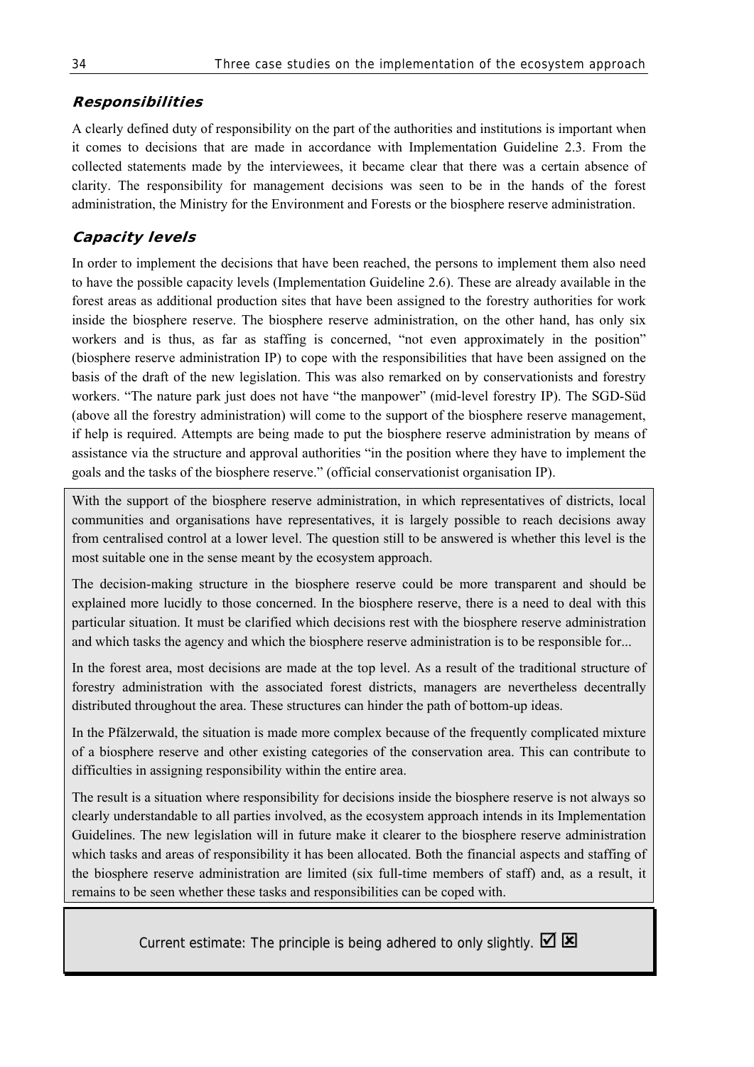### *Responsibilities*

A clearly defined duty of responsibility on the part of the authorities and institutions is important when it comes to decisions that are made in accordance with Implementation Guideline 2.3. From the collected statements made by the interviewees, it became clear that there was a certain absence of clarity. The responsibility for management decisions was seen to be in the hands of the forest administration, the Ministry for the Environment and Forests or the biosphere reserve administration.

### *Capacity levels*

In order to implement the decisions that have been reached, the persons to implement them also need to have the possible capacity levels (Implementation Guideline 2.6). These are already available in the forest areas as additional production sites that have been assigned to the forestry authorities for work inside the biosphere reserve. The biosphere reserve administration, on the other hand, has only six workers and is thus, as far as staffing is concerned, "not even approximately in the position" (biosphere reserve administration IP) to cope with the responsibilities that have been assigned on the basis of the draft of the new legislation. This was also remarked on by conservationists and forestry workers. "The nature park just does not have "the manpower" (mid-level forestry IP). The SGD-Süd (above all the forestry administration) will come to the support of the biosphere reserve management, if help is required. Attempts are being made to put the biosphere reserve administration by means of assistance via the structure and approval authorities "in the position where they have to implement the goals and the tasks of the biosphere reserve." (official conservationist organisation IP).

With the support of the biosphere reserve administration, in which representatives of districts, local communities and organisations have representatives, it is largely possible to reach decisions away from centralised control at a lower level. The question still to be answered is whether this level is the most suitable one in the sense meant by the ecosystem approach.

The decision-making structure in the biosphere reserve could be more transparent and should be explained more lucidly to those concerned. In the biosphere reserve, there is a need to deal with this particular situation. It must be clarified which decisions rest with the biosphere reserve administration and which tasks the agency and which the biosphere reserve administration is to be responsible for...

In the forest area, most decisions are made at the top level. As a result of the traditional structure of forestry administration with the associated forest districts, managers are nevertheless decentrally distributed throughout the area. These structures can hinder the path of bottom-up ideas.

In the Pfälzerwald, the situation is made more complex because of the frequently complicated mixture of a biosphere reserve and other existing categories of the conservation area. This can contribute to difficulties in assigning responsibility within the entire area.

The result is a situation where responsibility for decisions inside the biosphere reserve is not always so clearly understandable to all parties involved, as the ecosystem approach intends in its Implementation Guidelines. The new legislation will in future make it clearer to the biosphere reserve administration which tasks and areas of responsibility it has been allocated. Both the financial aspects and staffing of the biosphere reserve administration are limited (six full-time members of staff) and, as a result, it remains to be seen whether these tasks and responsibilities can be coped with.

Current estimate: The principle is being adhered to only slightly. ☑ ☒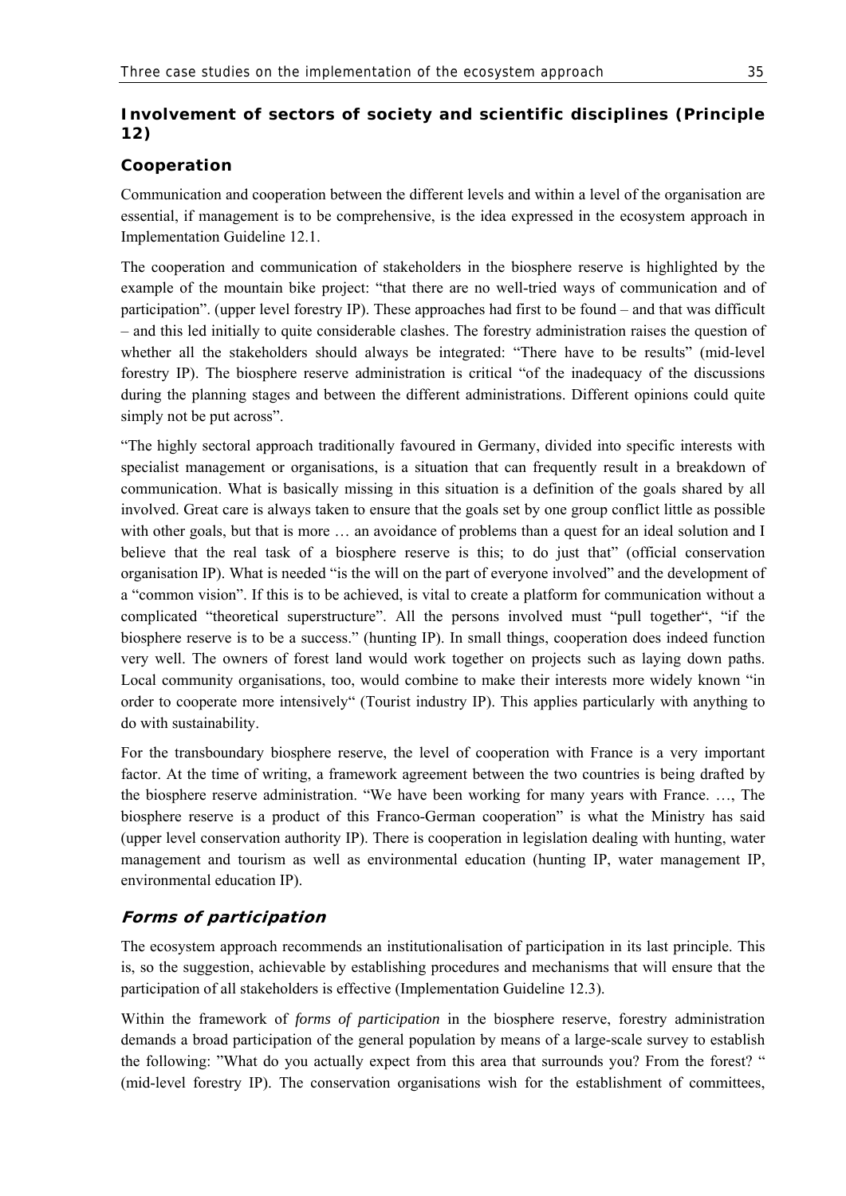### Involvement of sectors of society and scientific disciplines (Principle 12)

#### Cooperation

Communication and cooperation between the different levels and within a level of the organisation are essential, if management is to be comprehensive, is the idea expressed in the ecosystem approach in Implementation Guideline 12.1.

The cooperation and communication of stakeholders in the biosphere reserve is highlighted by the example of the mountain bike project: "that there are no well-tried ways of communication and of participation". (upper level forestry IP). These approaches had first to be found – and that was difficult – and this led initially to quite considerable clashes. The forestry administration raises the question of whether all the stakeholders should always be integrated: "There have to be results" (mid-level forestry IP). The biosphere reserve administration is critical "of the inadequacy of the discussions during the planning stages and between the different administrations. Different opinions could quite simply not be put across".

"The highly sectoral approach traditionally favoured in Germany, divided into specific interests with specialist management or organisations, is a situation that can frequently result in a breakdown of communication. What is basically missing in this situation is a definition of the goals shared by all involved. Great care is always taken to ensure that the goals set by one group conflict little as possible with other goals, but that is more … an avoidance of problems than a quest for an ideal solution and I believe that the real task of a biosphere reserve is this; to do just that" (official conservation organisation IP). What is needed "is the will on the part of everyone involved" and the development of a "common vision". If this is to be achieved, is vital to create a platform for communication without a complicated "theoretical superstructure". All the persons involved must "pull together", "if the biosphere reserve is to be a success." (hunting IP). In small things, cooperation does indeed function very well. The owners of forest land would work together on projects such as laying down paths. Local community organisations, too, would combine to make their interests more widely known "in order to cooperate more intensively" (Tourist industry IP). This applies particularly with anything to do with sustainability.

For the transboundary biosphere reserve, the level of cooperation with France is a very important factor. At the time of writing, a framework agreement between the two countries is being drafted by the biosphere reserve administration. "We have been working for many years with France. …, The biosphere reserve is a product of this Franco-German cooperation" is what the Ministry has said (upper level conservation authority IP). There is cooperation in legislation dealing with hunting, water management and tourism as well as environmental education (hunting IP, water management IP, environmental education IP).

#### *Forms of participation*

The ecosystem approach recommends an institutionalisation of participation in its last principle. This is, so the suggestion, achievable by establishing procedures and mechanisms that will ensure that the participation of all stakeholders is effective (Implementation Guideline 12.3).

Within the framework of *forms of participation* in the biosphere reserve, forestry administration demands a broad participation of the general population by means of a large-scale survey to establish the following: "What do you actually expect from this area that surrounds you? From the forest? " (mid-level forestry IP). The conservation organisations wish for the establishment of committees,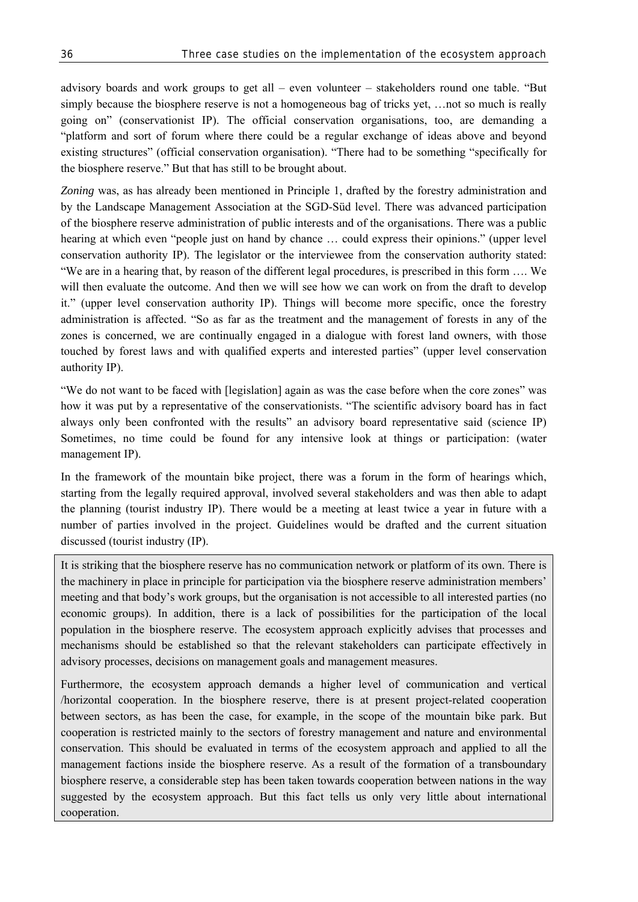advisory boards and work groups to get all – even volunteer – stakeholders round one table. "But simply because the biosphere reserve is not a homogeneous bag of tricks yet, …not so much is really going on" (conservationist IP). The official conservation organisations, too, are demanding a "platform and sort of forum where there could be a regular exchange of ideas above and beyond existing structures" (official conservation organisation). "There had to be something "specifically for the biosphere reserve." But that has still to be brought about.

*Zoning* was, as has already been mentioned in Principle 1, drafted by the forestry administration and by the Landscape Management Association at the SGD-Süd level. There was advanced participation of the biosphere reserve administration of public interests and of the organisations. There was a public hearing at which even "people just on hand by chance … could express their opinions." (upper level conservation authority IP). The legislator or the interviewee from the conservation authority stated: "We are in a hearing that, by reason of the different legal procedures, is prescribed in this form …. We will then evaluate the outcome. And then we will see how we can work on from the draft to develop it." (upper level conservation authority IP). Things will become more specific, once the forestry administration is affected. "So as far as the treatment and the management of forests in any of the zones is concerned, we are continually engaged in a dialogue with forest land owners, with those touched by forest laws and with qualified experts and interested parties" (upper level conservation authority IP).

"We do not want to be faced with [legislation] again as was the case before when the core zones" was how it was put by a representative of the conservationists. "The scientific advisory board has in fact always only been confronted with the results" an advisory board representative said (science IP) Sometimes, no time could be found for any intensive look at things or participation: (water management IP).

In the framework of the mountain bike project, there was a forum in the form of hearings which, starting from the legally required approval, involved several stakeholders and was then able to adapt the planning (tourist industry IP). There would be a meeting at least twice a year in future with a number of parties involved in the project. Guidelines would be drafted and the current situation discussed (tourist industry (IP).

> It is striking that the biosphere reserve has no communication network or platform of its own. There is the machinery in place in principle for participation via the biosphere reserve administration members' meeting and that body's work groups, but the organisation is not accessible to all interested parties (no economic groups). In addition, there is a lack of possibilities for the participation of the local population in the biosphere reserve. The ecosystem approach explicitly advises that processes and mechanisms should be established so that the relevant stakeholders can participate effectively in advisory processes, decisions on management goals and management measures.
>
> Furthermore, the ecosystem approach demands a higher level of communication and vertical /horizontal cooperation. In the biosphere reserve, there is at present project-related cooperation between sectors, as has been the case, for example, in the scope of the mountain bike park. But cooperation is restricted mainly to the sectors of forestry management and nature and environmental conservation. This should be evaluated in terms of the ecosystem approach and applied to all the management factions inside the biosphere reserve. As a result of the formation of a transboundary biosphere reserve, a considerable step has been taken towards cooperation between nations in the way suggested by the ecosystem approach. But this fact tells us only very little about international cooperation.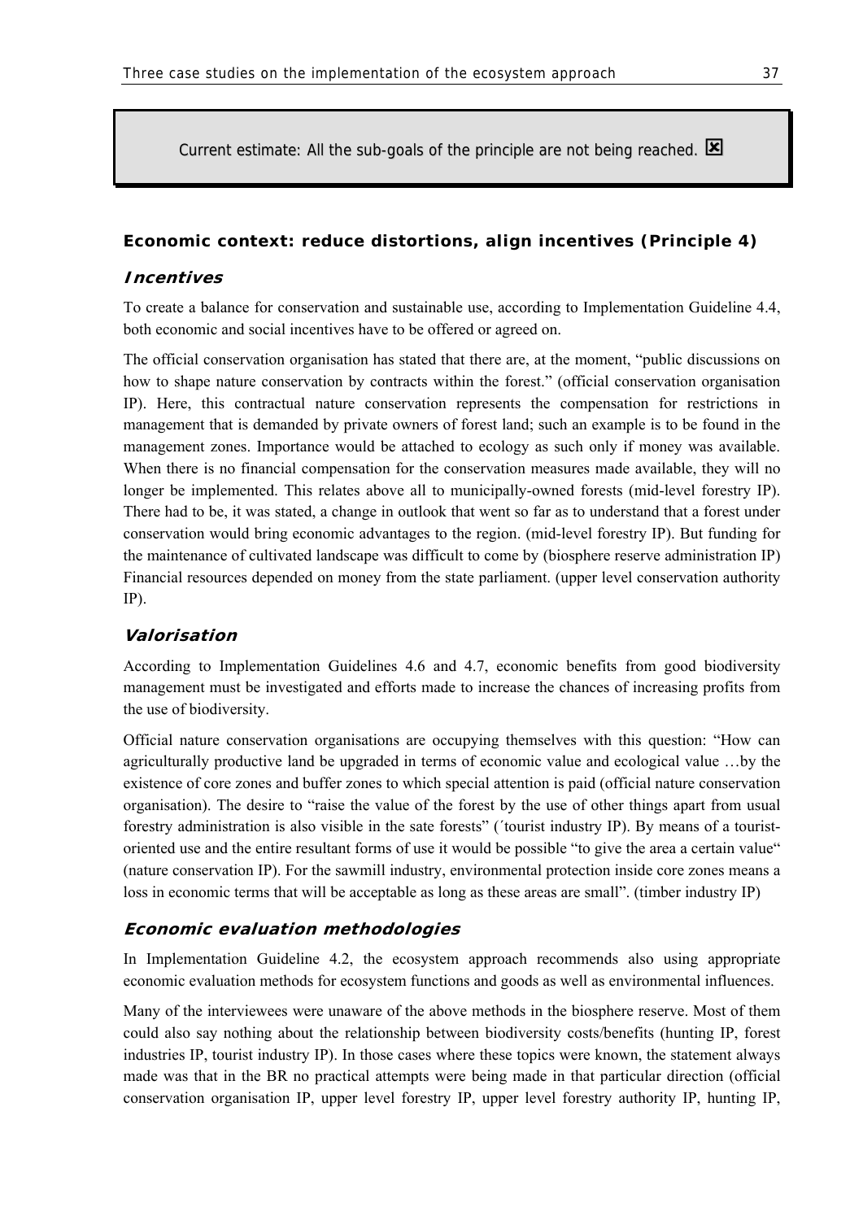Current estimate: All the sub-goals of the principle are not being reached. ☒

### Economic context: reduce distortions, align incentives (Principle 4)

#### *Incentives*

To create a balance for conservation and sustainable use, according to Implementation Guideline 4.4, both economic and social incentives have to be offered or agreed on.

The official conservation organisation has stated that there are, at the moment, "public discussions on how to shape nature conservation by contracts within the forest." (official conservation organisation IP). Here, this contractual nature conservation represents the compensation for restrictions in management that is demanded by private owners of forest land; such an example is to be found in the management zones. Importance would be attached to ecology as such only if money was available. When there is no financial compensation for the conservation measures made available, they will no longer be implemented. This relates above all to municipally-owned forests (mid-level forestry IP). There had to be, it was stated, a change in outlook that went so far as to understand that a forest under conservation would bring economic advantages to the region. (mid-level forestry IP). But funding for the maintenance of cultivated landscape was difficult to come by (biosphere reserve administration IP) Financial resources depended on money from the state parliament. (upper level conservation authority IP).

#### *Valorisation*

According to Implementation Guidelines 4.6 and 4.7, economic benefits from good biodiversity management must be investigated and efforts made to increase the chances of increasing profits from the use of biodiversity.

Official nature conservation organisations are occupying themselves with this question: "How can agriculturally productive land be upgraded in terms of economic value and ecological value …by the existence of core zones and buffer zones to which special attention is paid (official nature conservation organisation). The desire to "raise the value of the forest by the use of other things apart from usual forestry administration is also visible in the sate forests" (´tourist industry IP). By means of a tourist-oriented use and the entire resultant forms of use it would be possible "to give the area a certain value" (nature conservation IP). For the sawmill industry, environmental protection inside core zones means a loss in economic terms that will be acceptable as long as these areas are small". (timber industry IP)

#### *Economic evaluation methodologies*

In Implementation Guideline 4.2, the ecosystem approach recommends also using appropriate economic evaluation methods for ecosystem functions and goods as well as environmental influences.

Many of the interviewees were unaware of the above methods in the biosphere reserve. Most of them could also say nothing about the relationship between biodiversity costs/benefits (hunting IP, forest industries IP, tourist industry IP). In those cases where these topics were known, the statement always made was that in the BR no practical attempts were being made in that particular direction (official conservation organisation IP, upper level forestry IP, upper level forestry authority IP, hunting IP,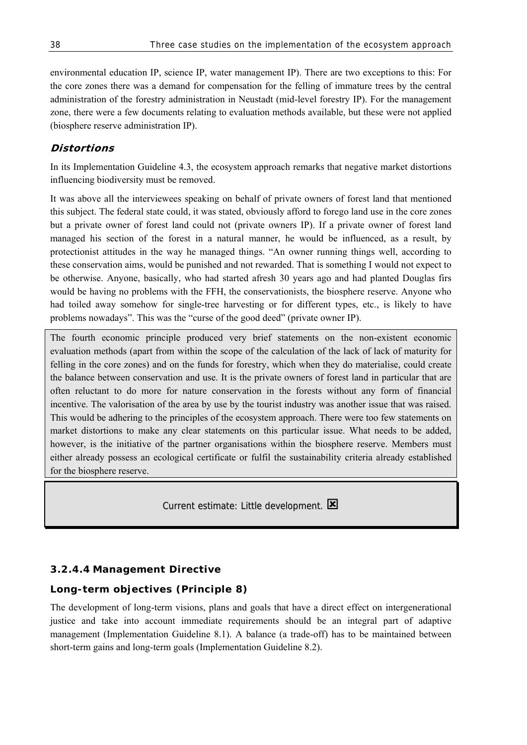environmental education IP, science IP, water management IP). There are two exceptions to this: For the core zones there was a demand for compensation for the felling of immature trees by the central administration of the forestry administration in Neustadt (mid-level forestry IP). For the management zone, there were a few documents relating to evaluation methods available, but these were not applied (biosphere reserve administration IP).

#### *Distortions*

In its Implementation Guideline 4.3, the ecosystem approach remarks that negative market distortions influencing biodiversity must be removed.

It was above all the interviewees speaking on behalf of private owners of forest land that mentioned this subject. The federal state could, it was stated, obviously afford to forego land use in the core zones but a private owner of forest land could not (private owners IP). If a private owner of forest land managed his section of the forest in a natural manner, he would be influenced, as a result, by protectionist attitudes in the way he managed things. "An owner running things well, according to these conservation aims, would be punished and not rewarded. That is something I would not expect to be otherwise. Anyone, basically, who had started afresh 30 years ago and had planted Douglas firs would be having no problems with the FFH, the conservationists, the biosphere reserve. Anyone who had toiled away somehow for single-tree harvesting or for different types, etc., is likely to have problems nowadays". This was the "curse of the good deed" (private owner IP).

The fourth economic principle produced very brief statements on the non-existent economic evaluation methods (apart from within the scope of the calculation of the lack of lack of maturity for felling in the core zones) and on the funds for forestry, which when they do materialise, could create the balance between conservation and use. It is the private owners of forest land in particular that are often reluctant to do more for nature conservation in the forests without any form of financial incentive. The valorisation of the area by use by the tourist industry was another issue that was raised. This would be adhering to the principles of the ecosystem approach. There were too few statements on market distortions to make any clear statements on this particular issue. What needs to be added, however, is the initiative of the partner organisations within the biosphere reserve. Members must either already possess an ecological certificate or fulfil the sustainability criteria already established for the biosphere reserve.

Current estimate: Little development. ☒

### 3.2.4.4 Management Directive

#### Long-term objectives (Principle 8)

The development of long-term visions, plans and goals that have a direct effect on intergenerational justice and take into account immediate requirements should be an integral part of adaptive management (Implementation Guideline 8.1). A balance (a trade-off) has to be maintained between short-term gains and long-term goals (Implementation Guideline 8.2).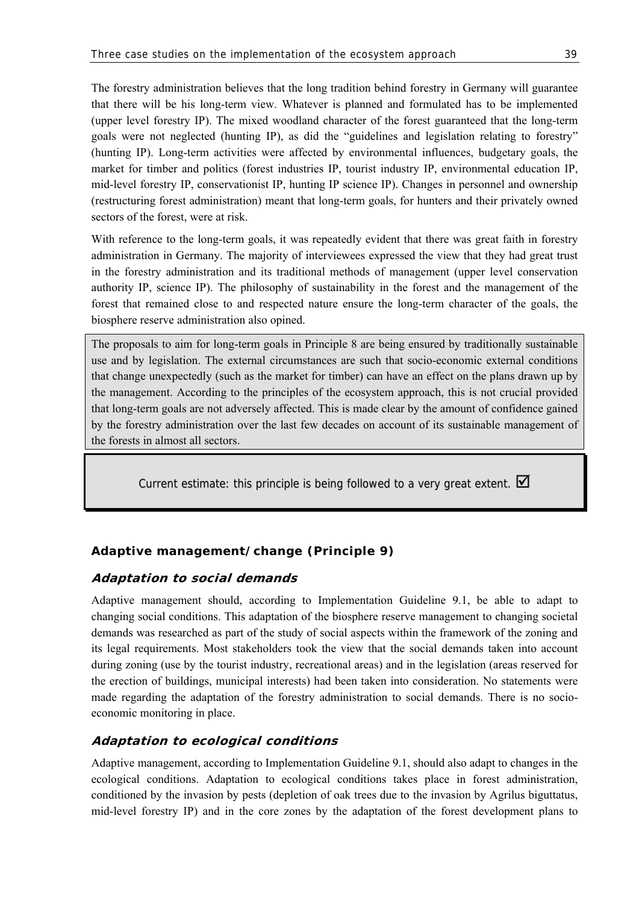The forestry administration believes that the long tradition behind forestry in Germany will guarantee that there will be his long-term view. Whatever is planned and formulated has to be implemented (upper level forestry IP). The mixed woodland character of the forest guaranteed that the long-term goals were not neglected (hunting IP), as did the "guidelines and legislation relating to forestry" (hunting IP). Long-term activities were affected by environmental influences, budgetary goals, the market for timber and politics (forest industries IP, tourist industry IP, environmental education IP, mid-level forestry IP, conservationist IP, hunting IP science IP). Changes in personnel and ownership (restructuring forest administration) meant that long-term goals, for hunters and their privately owned sectors of the forest, were at risk.

With reference to the long-term goals, it was repeatedly evident that there was great faith in forestry administration in Germany. The majority of interviewees expressed the view that they had great trust in the forestry administration and its traditional methods of management (upper level conservation authority IP, science IP). The philosophy of sustainability in the forest and the management of the forest that remained close to and respected nature ensure the long-term character of the goals, the biosphere reserve administration also opined.

> The proposals to aim for long-term goals in Principle 8 are being ensured by traditionally sustainable use and by legislation. The external circumstances are such that socio-economic external conditions that change unexpectedly (such as the market for timber) can have an effect on the plans drawn up by the management. According to the principles of the ecosystem approach, this is not crucial provided that long-term goals are not adversely affected. This is made clear by the amount of confidence gained by the forestry administration over the last few decades on account of its sustainable management of the forests in almost all sectors.

> Current estimate: this principle is being followed to a very great extent. ☑

### Adaptive management/change (Principle 9)

#### *Adaptation to social demands*

Adaptive management should, according to Implementation Guideline 9.1, be able to adapt to changing social conditions. This adaptation of the biosphere reserve management to changing societal demands was researched as part of the study of social aspects within the framework of the zoning and its legal requirements. Most stakeholders took the view that the social demands taken into account during zoning (use by the tourist industry, recreational areas) and in the legislation (areas reserved for the erection of buildings, municipal interests) had been taken into consideration. No statements were made regarding the adaptation of the forestry administration to social demands. There is no socio-economic monitoring in place.

#### *Adaptation to ecological conditions*

Adaptive management, according to Implementation Guideline 9.1, should also adapt to changes in the ecological conditions. Adaptation to ecological conditions takes place in forest administration, conditioned by the invasion by pests (depletion of oak trees due to the invasion by Agrilus biguttatus, mid-level forestry IP) and in the core zones by the adaptation of the forest development plans to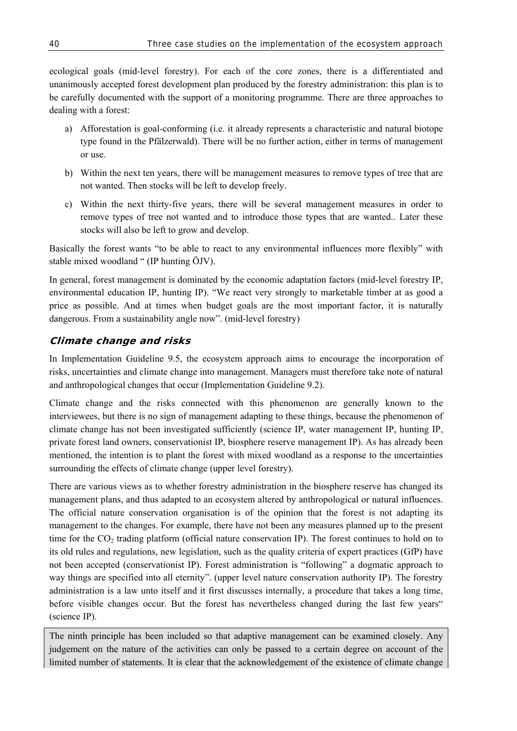ecological goals (mid-level forestry). For each of the core zones, there is a differentiated and unanimously accepted forest development plan produced by the forestry administration: this plan is to be carefully documented with the support of a monitoring programme. There are three approaches to dealing with a forest:

a) Afforestation is goal-conforming (i.e. it already represents a characteristic and natural biotope type found in the Pfälzerwald). There will be no further action, either in terms of management or use.

b) Within the next ten years, there will be management measures to remove types of tree that are not wanted. Then stocks will be left to develop freely.

c) Within the next thirty-five years, there will be several management measures in order to remove types of tree not wanted and to introduce those types that are wanted.. Later these stocks will also be left to grow and develop.

Basically the forest wants "to be able to react to any environmental influences more flexibly" with stable mixed woodland " (IP hunting ÖJV).

In general, forest management is dominated by the economic adaptation factors (mid-level forestry IP, environmental education IP, hunting IP). "We react very strongly to marketable timber at as good a price as possible. And at times when budget goals are the most important factor, it is naturally dangerous. From a sustainability angle now". (mid-level forestry)

### *Climate change and risks*

In Implementation Guideline 9.5, the ecosystem approach aims to encourage the incorporation of risks, uncertainties and climate change into management. Managers must therefore take note of natural and anthropological changes that occur (Implementation Guideline 9.2).

Climate change and the risks connected with this phenomenon are generally known to the interviewees, but there is no sign of management adapting to these things, because the phenomenon of climate change has not been investigated sufficiently (science IP, water management IP, hunting IP, private forest land owners, conservationist IP, biosphere reserve management IP). As has already been mentioned, the intention is to plant the forest with mixed woodland as a response to the uncertainties surrounding the effects of climate change (upper level forestry).

There are various views as to whether forestry administration in the biosphere reserve has changed its management plans, and thus adapted to an ecosystem altered by anthropological or natural influences. The official nature conservation organisation is of the opinion that the forest is not adapting its management to the changes. For example, there have not been any measures planned up to the present time for the $CO_2$ trading platform (official nature conservation IP). The forest continues to hold on to its old rules and regulations, new legislation, such as the quality criteria of expert practices (GfP) have not been accepted (conservationist IP). Forest administration is "following" a dogmatic approach to way things are specified into all eternity". (upper level nature conservation authority IP). The forestry administration is a law unto itself and it first discusses internally, a procedure that takes a long time, before visible changes occur. But the forest has nevertheless changed during the last few years" (science IP).

The ninth principle has been included so that adaptive management can be examined closely. Any judgement on the nature of the activities can only be passed to a certain degree on account of the limited number of statements. It is clear that the acknowledgement of the existence of climate change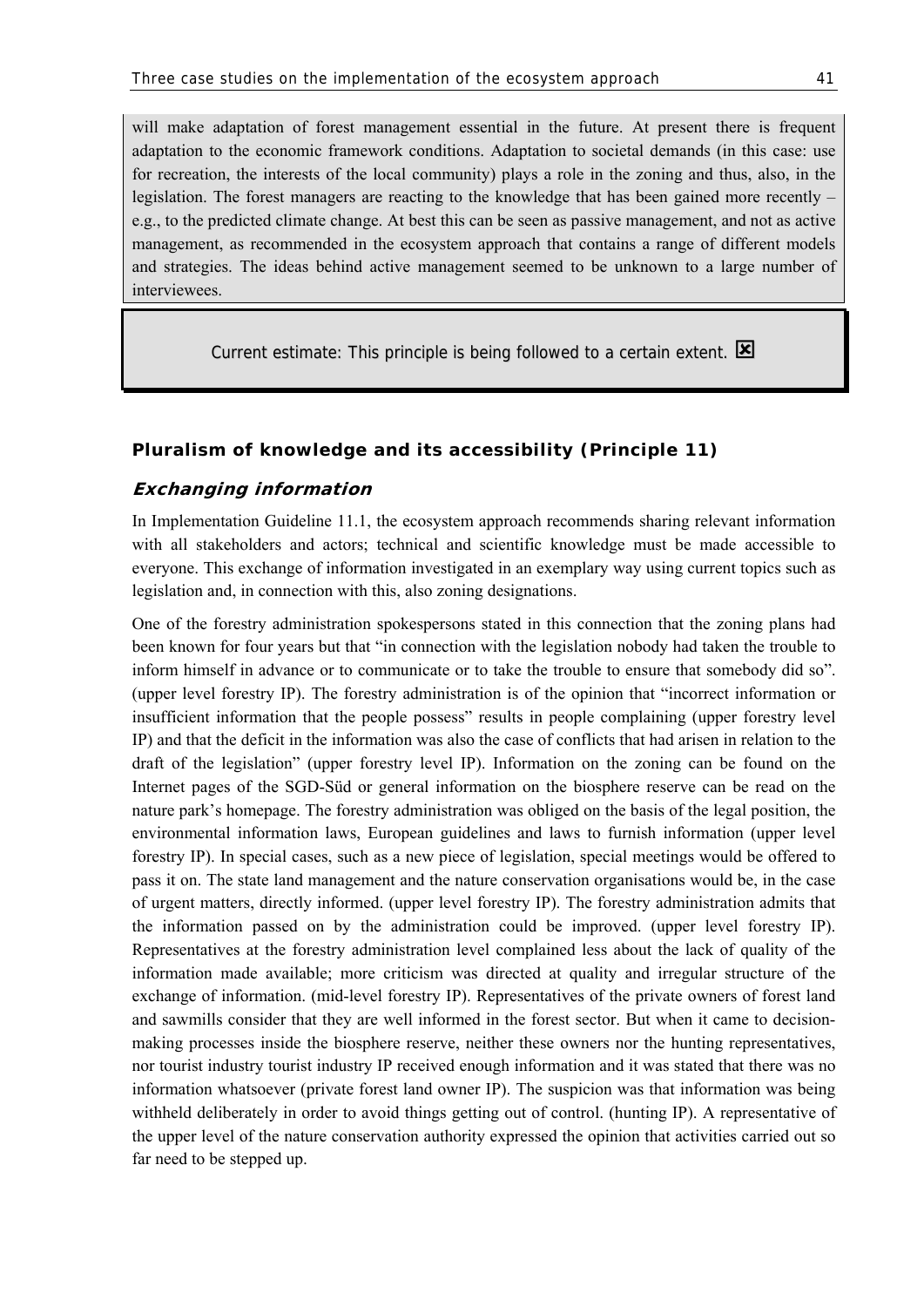will make adaptation of forest management essential in the future. At present there is frequent adaptation to the economic framework conditions. Adaptation to societal demands (in this case: use for recreation, the interests of the local community) plays a role in the zoning and thus, also, in the legislation. The forest managers are reacting to the knowledge that has been gained more recently – e.g., to the predicted climate change. At best this can be seen as passive management, and not as active management, as recommended in the ecosystem approach that contains a range of different models and strategies. The ideas behind active management seemed to be unknown to a large number of interviewees.

Current estimate: This principle is being followed to a certain extent. ☒

### Pluralism of knowledge and its accessibility (Principle 11)

#### *Exchanging information*

In Implementation Guideline 11.1, the ecosystem approach recommends sharing relevant information with all stakeholders and actors; technical and scientific knowledge must be made accessible to everyone. This exchange of information investigated in an exemplary way using current topics such as legislation and, in connection with this, also zoning designations.

One of the forestry administration spokespersons stated in this connection that the zoning plans had been known for four years but that "in connection with the legislation nobody had taken the trouble to inform himself in advance or to communicate or to take the trouble to ensure that somebody did so". (upper level forestry IP). The forestry administration is of the opinion that "incorrect information or insufficient information that the people possess" results in people complaining (upper forestry level IP) and that the deficit in the information was also the case of conflicts that had arisen in relation to the draft of the legislation" (upper forestry level IP). Information on the zoning can be found on the Internet pages of the SGD-Süd or general information on the biosphere reserve can be read on the nature park's homepage. The forestry administration was obliged on the basis of the legal position, the environmental information laws, European guidelines and laws to furnish information (upper level forestry IP). In special cases, such as a new piece of legislation, special meetings would be offered to pass it on. The state land management and the nature conservation organisations would be, in the case of urgent matters, directly informed. (upper level forestry IP). The forestry administration admits that the information passed on by the administration could be improved. (upper level forestry IP). Representatives at the forestry administration level complained less about the lack of quality of the information made available; more criticism was directed at quality and irregular structure of the exchange of information. (mid-level forestry IP). Representatives of the private owners of forest land and sawmills consider that they are well informed in the forest sector. But when it came to decision-making processes inside the biosphere reserve, neither these owners nor the hunting representatives, nor tourist industry tourist industry IP received enough information and it was stated that there was no information whatsoever (private forest land owner IP). The suspicion was that information was being withheld deliberately in order to avoid things getting out of control. (hunting IP). A representative of the upper level of the nature conservation authority expressed the opinion that activities carried out so far need to be stepped up.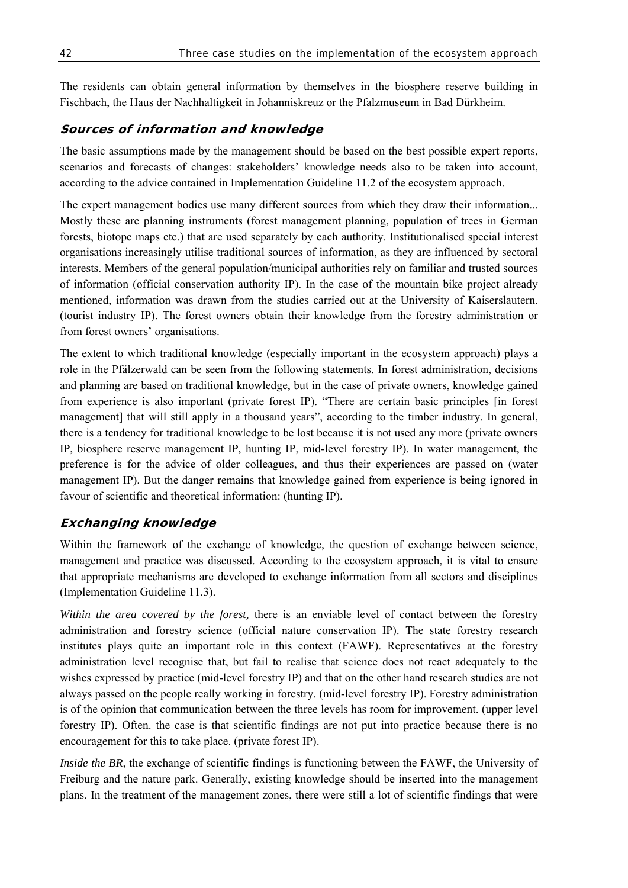The residents can obtain general information by themselves in the biosphere reserve building in Fischbach, the Haus der Nachhaltigkeit in Johanniskreuz or the Pfalzmuseum in Bad Dürkheim.

### *Sources of information and knowledge*

The basic assumptions made by the management should be based on the best possible expert reports, scenarios and forecasts of changes: stakeholders' knowledge needs also to be taken into account, according to the advice contained in Implementation Guideline 11.2 of the ecosystem approach.

The expert management bodies use many different sources from which they draw their information... Mostly these are planning instruments (forest management planning, population of trees in German forests, biotope maps etc.) that are used separately by each authority. Institutionalised special interest organisations increasingly utilise traditional sources of information, as they are influenced by sectoral interests. Members of the general population/municipal authorities rely on familiar and trusted sources of information (official conservation authority IP). In the case of the mountain bike project already mentioned, information was drawn from the studies carried out at the University of Kaiserslautern. (tourist industry IP). The forest owners obtain their knowledge from the forestry administration or from forest owners' organisations.

The extent to which traditional knowledge (especially important in the ecosystem approach) plays a role in the Pfälzerwald can be seen from the following statements. In forest administration, decisions and planning are based on traditional knowledge, but in the case of private owners, knowledge gained from experience is also important (private forest IP). "There are certain basic principles [in forest management] that will still apply in a thousand years", according to the timber industry. In general, there is a tendency for traditional knowledge to be lost because it is not used any more (private owners IP, biosphere reserve management IP, hunting IP, mid-level forestry IP). In water management, the preference is for the advice of older colleagues, and thus their experiences are passed on (water management IP). But the danger remains that knowledge gained from experience is being ignored in favour of scientific and theoretical information: (hunting IP).

### *Exchanging knowledge*

Within the framework of the exchange of knowledge, the question of exchange between science, management and practice was discussed. According to the ecosystem approach, it is vital to ensure that appropriate mechanisms are developed to exchange information from all sectors and disciplines (Implementation Guideline 11.3).

*Within the area covered by the forest,* there is an enviable level of contact between the forestry administration and forestry science (official nature conservation IP). The state forestry research institutes plays quite an important role in this context (FAWF). Representatives at the forestry administration level recognise that, but fail to realise that science does not react adequately to the wishes expressed by practice (mid-level forestry IP) and that on the other hand research studies are not always passed on the people really working in forestry. (mid-level forestry IP). Forestry administration is of the opinion that communication between the three levels has room for improvement. (upper level forestry IP). Often. the case is that scientific findings are not put into practice because there is no encouragement for this to take place. (private forest IP).

*Inside the BR,* the exchange of scientific findings is functioning between the FAWF, the University of Freiburg and the nature park. Generally, existing knowledge should be inserted into the management plans. In the treatment of the management zones, there were still a lot of scientific findings that were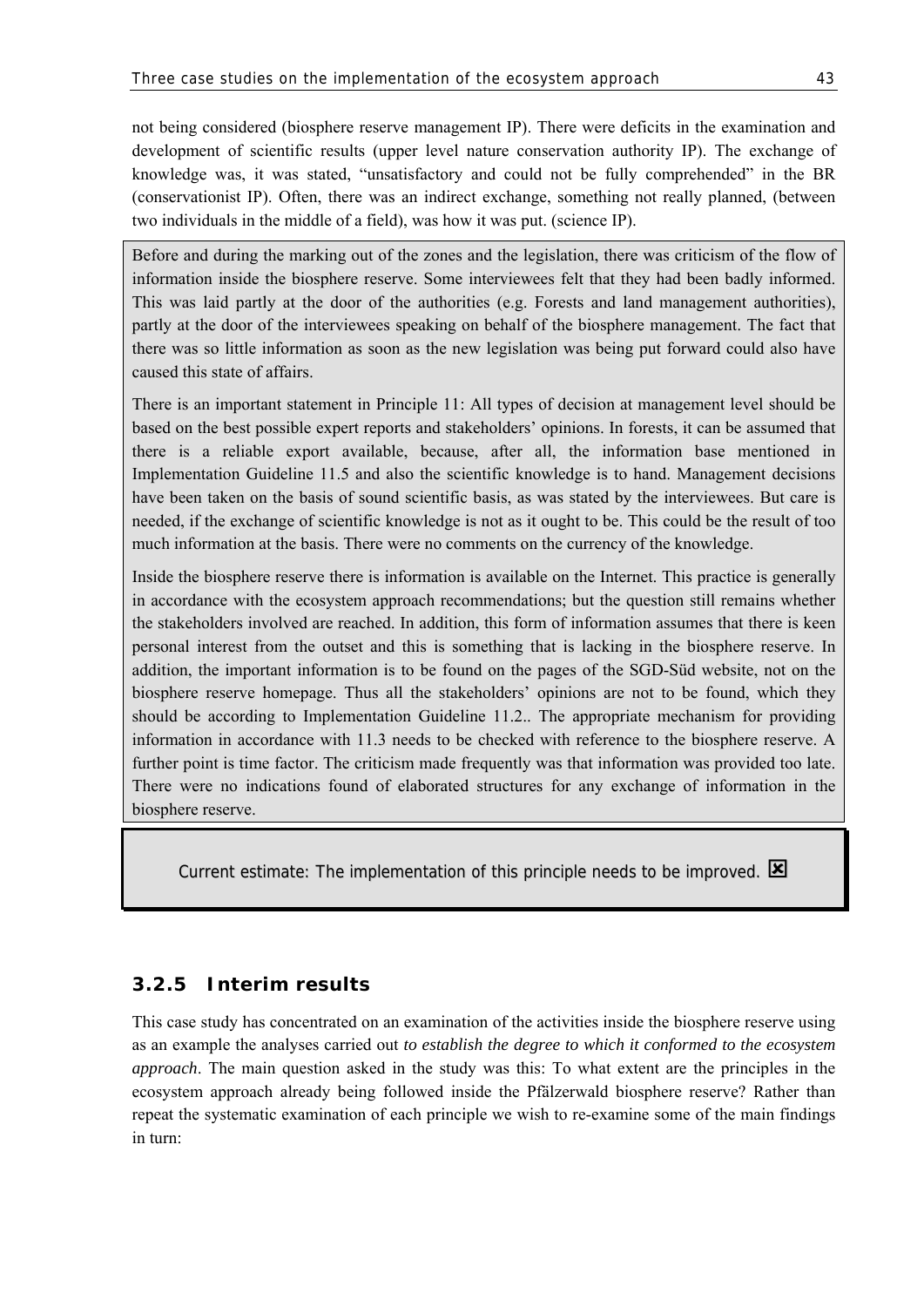not being considered (biosphere reserve management IP). There were deficits in the examination and development of scientific results (upper level nature conservation authority IP). The exchange of knowledge was, it was stated, "unsatisfactory and could not be fully comprehended" in the BR (conservationist IP). Often, there was an indirect exchange, something not really planned, (between two individuals in the middle of a field), was how it was put. (science IP).

Before and during the marking out of the zones and the legislation, there was criticism of the flow of information inside the biosphere reserve. Some interviewees felt that they had been badly informed. This was laid partly at the door of the authorities (e.g. Forests and land management authorities), partly at the door of the interviewees speaking on behalf of the biosphere management. The fact that there was so little information as soon as the new legislation was being put forward could also have caused this state of affairs.

There is an important statement in Principle 11: All types of decision at management level should be based on the best possible expert reports and stakeholders' opinions. In forests, it can be assumed that there is a reliable export available, because, after all, the information base mentioned in Implementation Guideline 11.5 and also the scientific knowledge is to hand. Management decisions have been taken on the basis of sound scientific basis, as was stated by the interviewees. But care is needed, if the exchange of scientific knowledge is not as it ought to be. This could be the result of too much information at the basis. There were no comments on the currency of the knowledge.

Inside the biosphere reserve there is information is available on the Internet. This practice is generally in accordance with the ecosystem approach recommendations; but the question still remains whether the stakeholders involved are reached. In addition, this form of information assumes that there is keen personal interest from the outset and this is something that is lacking in the biosphere reserve. In addition, the important information is to be found on the pages of the SGD-Süd website, not on the biosphere reserve homepage. Thus all the stakeholders' opinions are not to be found, which they should be according to Implementation Guideline 11.2.. The appropriate mechanism for providing information in accordance with 11.3 needs to be checked with reference to the biosphere reserve. A further point is time factor. The criticism made frequently was that information was provided too late. There were no indications found of elaborated structures for any exchange of information in the biosphere reserve.

Current estimate: The implementation of this principle needs to be improved. ☒

### 3.2.5 Interim results

This case study has concentrated on an examination of the activities inside the biosphere reserve using as an example the analyses carried out *to establish the degree to which it conformed to the ecosystem approach*. The main question asked in the study was this: To what extent are the principles in the ecosystem approach already being followed inside the Pfälzerwald biosphere reserve? Rather than repeat the systematic examination of each principle we wish to re-examine some of the main findings in turn: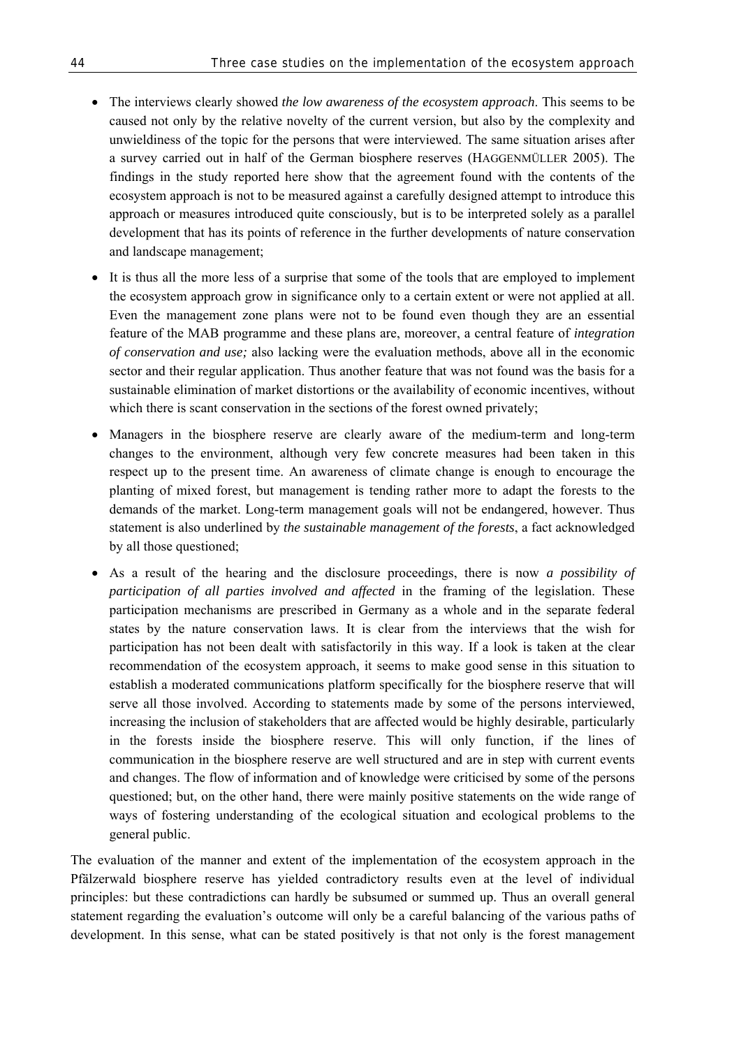- The interviews clearly showed *the low awareness of the ecosystem approach*. This seems to be caused not only by the relative novelty of the current version, but also by the complexity and unwieldiness of the topic for the persons that were interviewed. The same situation arises after a survey carried out in half of the German biosphere reserves (HAGGENMÜLLER 2005). The findings in the study reported here show that the agreement found with the contents of the ecosystem approach is not to be measured against a carefully designed attempt to introduce this approach or measures introduced quite consciously, but is to be interpreted solely as a parallel development that has its points of reference in the further developments of nature conservation and landscape management;

- It is thus all the more less of a surprise that some of the tools that are employed to implement the ecosystem approach grow in significance only to a certain extent or were not applied at all. Even the management zone plans were not to be found even though they are an essential feature of the MAB programme and these plans are, moreover, a central feature of *integration of conservation and use;* also lacking were the evaluation methods, above all in the economic sector and their regular application. Thus another feature that was not found was the basis for a sustainable elimination of market distortions or the availability of economic incentives, without which there is scant conservation in the sections of the forest owned privately;

- Managers in the biosphere reserve are clearly aware of the medium-term and long-term changes to the environment, although very few concrete measures had been taken in this respect up to the present time. An awareness of climate change is enough to encourage the planting of mixed forest, but management is tending rather more to adapt the forests to the demands of the market. Long-term management goals will not be endangered, however. Thus statement is also underlined by *the sustainable management of the forests*, a fact acknowledged by all those questioned;

- As a result of the hearing and the disclosure proceedings, there is now *a possibility of participation of all parties involved and affected* in the framing of the legislation. These participation mechanisms are prescribed in Germany as a whole and in the separate federal states by the nature conservation laws. It is clear from the interviews that the wish for participation has not been dealt with satisfactorily in this way. If a look is taken at the clear recommendation of the ecosystem approach, it seems to make good sense in this situation to establish a moderated communications platform specifically for the biosphere reserve that will serve all those involved. According to statements made by some of the persons interviewed, increasing the inclusion of stakeholders that are affected would be highly desirable, particularly in the forests inside the biosphere reserve. This will only function, if the lines of communication in the biosphere reserve are well structured and are in step with current events and changes. The flow of information and of knowledge were criticised by some of the persons questioned; but, on the other hand, there were mainly positive statements on the wide range of ways of fostering understanding of the ecological situation and ecological problems to the general public.

The evaluation of the manner and extent of the implementation of the ecosystem approach in the Pfälzerwald biosphere reserve has yielded contradictory results even at the level of individual principles: but these contradictions can hardly be subsumed or summed up. Thus an overall general statement regarding the evaluation's outcome will only be a careful balancing of the various paths of development. In this sense, what can be stated positively is that not only is the forest management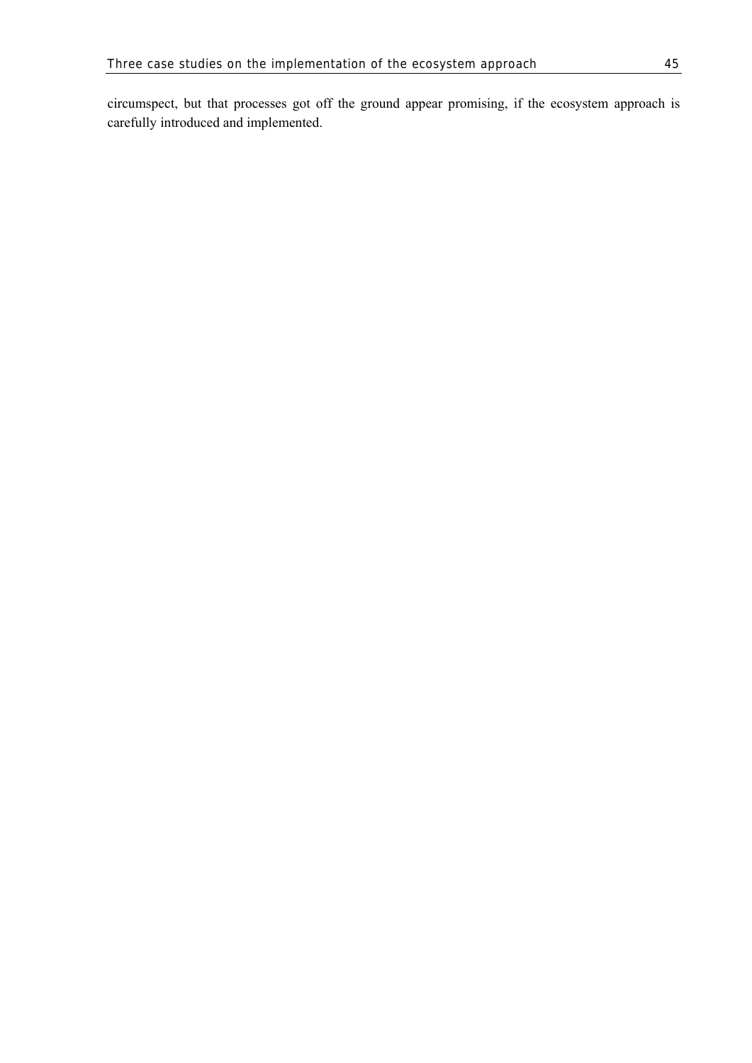circumspect, but that processes got off the ground appear promising, if the ecosystem approach is carefully introduced and implemented.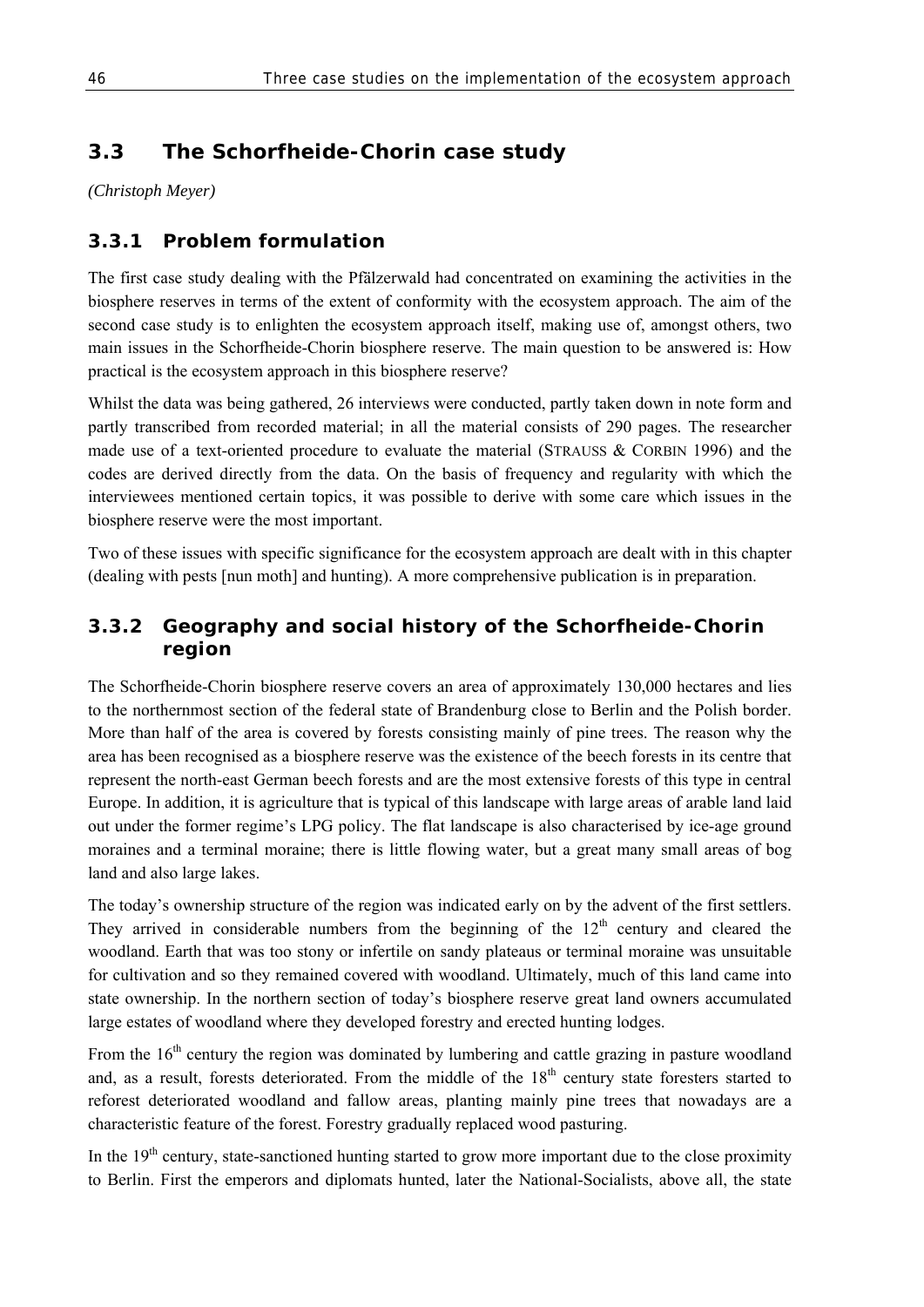## 3.3 The Schorfheide-Chorin case study

*(Christoph Meyer)*

### 3.3.1 Problem formulation

The first case study dealing with the Pfälzerwald had concentrated on examining the activities in the biosphere reserves in terms of the extent of conformity with the ecosystem approach. The aim of the second case study is to enlighten the ecosystem approach itself, making use of, amongst others, two main issues in the Schorfheide-Chorin biosphere reserve. The main question to be answered is: How practical is the ecosystem approach in this biosphere reserve?

Whilst the data was being gathered, 26 interviews were conducted, partly taken down in note form and partly transcribed from recorded material; in all the material consists of 290 pages. The researcher made use of a text-oriented procedure to evaluate the material (STRAUSS & CORBIN 1996) and the codes are derived directly from the data. On the basis of frequency and regularity with which the interviewees mentioned certain topics, it was possible to derive with some care which issues in the biosphere reserve were the most important.

Two of these issues with specific significance for the ecosystem approach are dealt with in this chapter (dealing with pests [nun moth] and hunting). A more comprehensive publication is in preparation.

### 3.3.2 Geography and social history of the Schorfheide-Chorin region

The Schorfheide-Chorin biosphere reserve covers an area of approximately 130,000 hectares and lies to the northernmost section of the federal state of Brandenburg close to Berlin and the Polish border. More than half of the area is covered by forests consisting mainly of pine trees. The reason why the area has been recognised as a biosphere reserve was the existence of the beech forests in its centre that represent the north-east German beech forests and are the most extensive forests of this type in central Europe. In addition, it is agriculture that is typical of this landscape with large areas of arable land laid out under the former regime's LPG policy. The flat landscape is also characterised by ice-age ground moraines and a terminal moraine; there is little flowing water, but a great many small areas of bog land and also large lakes.

The today's ownership structure of the region was indicated early on by the advent of the first settlers. They arrived in considerable numbers from the beginning of the 12th century and cleared the woodland. Earth that was too stony or infertile on sandy plateaus or terminal moraine was unsuitable for cultivation and so they remained covered with woodland. Ultimately, much of this land came into state ownership. In the northern section of today's biosphere reserve great land owners accumulated large estates of woodland where they developed forestry and erected hunting lodges.

From the 16th century the region was dominated by lumbering and cattle grazing in pasture woodland and, as a result, forests deteriorated. From the middle of the 18th century state foresters started to reforest deteriorated woodland and fallow areas, planting mainly pine trees that nowadays are a characteristic feature of the forest. Forestry gradually replaced wood pasturing.

In the 19th century, state-sanctioned hunting started to grow more important due to the close proximity to Berlin. First the emperors and diplomats hunted, later the National-Socialists, above all, the state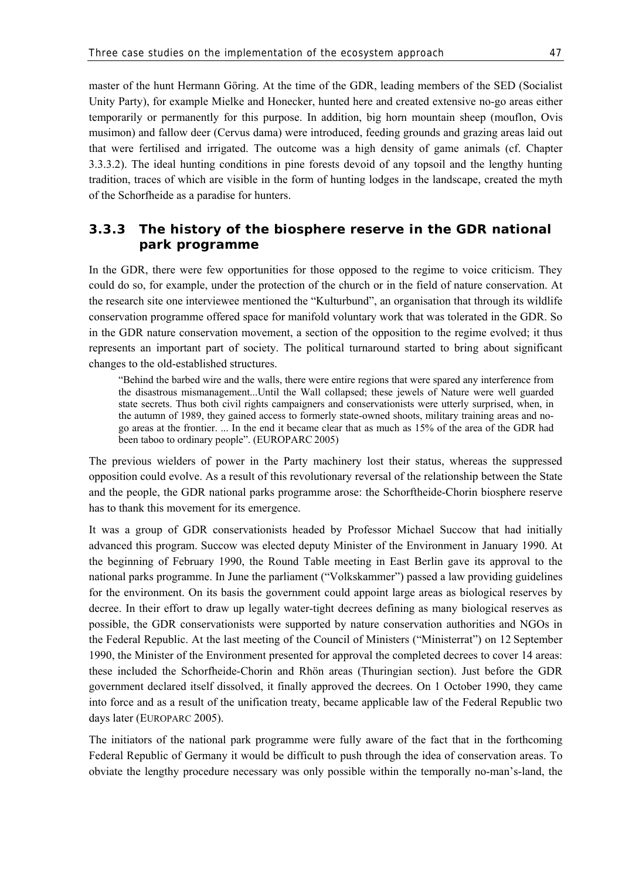master of the hunt Hermann Göring. At the time of the GDR, leading members of the SED (Socialist Unity Party), for example Mielke and Honecker, hunted here and created extensive no-go areas either temporarily or permanently for this purpose. In addition, big horn mountain sheep (mouflon, Ovis musimon) and fallow deer (Cervus dama) were introduced, feeding grounds and grazing areas laid out that were fertilised and irrigated. The outcome was a high density of game animals (cf. Chapter 3.3.3.2). The ideal hunting conditions in pine forests devoid of any topsoil and the lengthy hunting tradition, traces of which are visible in the form of hunting lodges in the landscape, created the myth of the Schorfheide as a paradise for hunters.

### 3.3.3 The history of the biosphere reserve in the GDR national park programme

In the GDR, there were few opportunities for those opposed to the regime to voice criticism. They could do so, for example, under the protection of the church or in the field of nature conservation. At the research site one interviewee mentioned the "Kulturbund", an organisation that through its wildlife conservation programme offered space for manifold voluntary work that was tolerated in the GDR. So in the GDR nature conservation movement, a section of the opposition to the regime evolved; it thus represents an important part of society. The political turnaround started to bring about significant changes to the old-established structures.

> "Behind the barbed wire and the walls, there were entire regions that were spared any interference from the disastrous mismanagement...Until the Wall collapsed; these jewels of Nature were well guarded state secrets. Thus both civil rights campaigners and conservationists were utterly surprised, when, in the autumn of 1989, they gained access to formerly state-owned shoots, military training areas and no-go areas at the frontier. ... In the end it became clear that as much as 15% of the area of the GDR had been taboo to ordinary people". (EUROPARC 2005)

The previous wielders of power in the Party machinery lost their status, whereas the suppressed opposition could evolve. As a result of this revolutionary reversal of the relationship between the State and the people, the GDR national parks programme arose: the Schorftheide-Chorin biosphere reserve has to thank this movement for its emergence.

It was a group of GDR conservationists headed by Professor Michael Succow that had initially advanced this program. Succow was elected deputy Minister of the Environment in January 1990. At the beginning of February 1990, the Round Table meeting in East Berlin gave its approval to the national parks programme. In June the parliament ("Volkskammer") passed a law providing guidelines for the environment. On its basis the government could appoint large areas as biological reserves by decree. In their effort to draw up legally water-tight decrees defining as many biological reserves as possible, the GDR conservationists were supported by nature conservation authorities and NGOs in the Federal Republic. At the last meeting of the Council of Ministers ("Ministerrat") on 12 September 1990, the Minister of the Environment presented for approval the completed decrees to cover 14 areas: these included the Schorfheide-Chorin and Rhön areas (Thuringian section). Just before the GDR government declared itself dissolved, it finally approved the decrees. On 1 October 1990, they came into force and as a result of the unification treaty, became applicable law of the Federal Republic two days later (EUROPARC 2005).

The initiators of the national park programme were fully aware of the fact that in the forthcoming Federal Republic of Germany it would be difficult to push through the idea of conservation areas. To obviate the lengthy procedure necessary was only possible within the temporally no-man's-land, the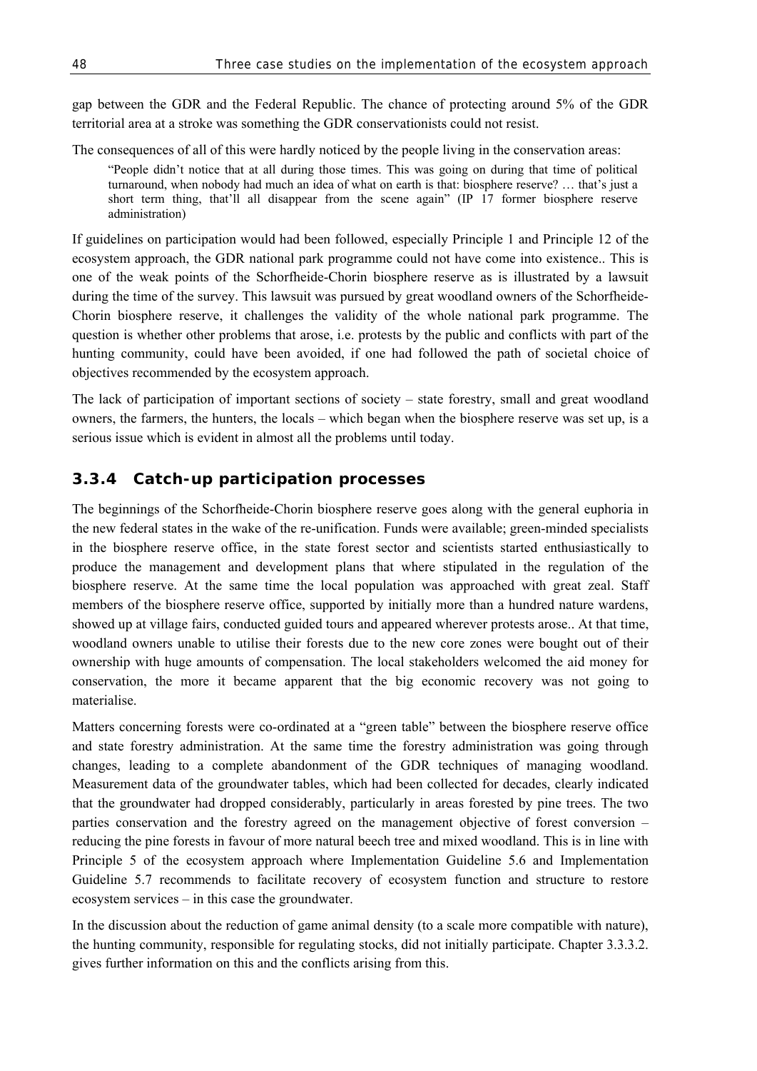gap between the GDR and the Federal Republic. The chance of protecting around 5% of the GDR territorial area at a stroke was something the GDR conservationists could not resist.

The consequences of all of this were hardly noticed by the people living in the conservation areas:

> "People didn't notice that at all during those times. This was going on during that time of political turnaround, when nobody had much an idea of what on earth is that: biosphere reserve? … that's just a short term thing, that'll all disappear from the scene again" (IP 17 former biosphere reserve administration)

If guidelines on participation would had been followed, especially Principle 1 and Principle 12 of the ecosystem approach, the GDR national park programme could not have come into existence.. This is one of the weak points of the Schorfheide-Chorin biosphere reserve as is illustrated by a lawsuit during the time of the survey. This lawsuit was pursued by great woodland owners of the Schorfheide-Chorin biosphere reserve, it challenges the validity of the whole national park programme. The question is whether other problems that arose, i.e. protests by the public and conflicts with part of the hunting community, could have been avoided, if one had followed the path of societal choice of objectives recommended by the ecosystem approach.

The lack of participation of important sections of society – state forestry, small and great woodland owners, the farmers, the hunters, the locals – which began when the biosphere reserve was set up, is a serious issue which is evident in almost all the problems until today.

### 3.3.4 Catch-up participation processes

The beginnings of the Schorfheide-Chorin biosphere reserve goes along with the general euphoria in the new federal states in the wake of the re-unification. Funds were available; green-minded specialists in the biosphere reserve office, in the state forest sector and scientists started enthusiastically to produce the management and development plans that where stipulated in the regulation of the biosphere reserve. At the same time the local population was approached with great zeal. Staff members of the biosphere reserve office, supported by initially more than a hundred nature wardens, showed up at village fairs, conducted guided tours and appeared wherever protests arose.. At that time, woodland owners unable to utilise their forests due to the new core zones were bought out of their ownership with huge amounts of compensation. The local stakeholders welcomed the aid money for conservation, the more it became apparent that the big economic recovery was not going to materialise.

Matters concerning forests were co-ordinated at a "green table" between the biosphere reserve office and state forestry administration. At the same time the forestry administration was going through changes, leading to a complete abandonment of the GDR techniques of managing woodland. Measurement data of the groundwater tables, which had been collected for decades, clearly indicated that the groundwater had dropped considerably, particularly in areas forested by pine trees. The two parties conservation and the forestry agreed on the management objective of forest conversion – reducing the pine forests in favour of more natural beech tree and mixed woodland. This is in line with Principle 5 of the ecosystem approach where Implementation Guideline 5.6 and Implementation Guideline 5.7 recommends to facilitate recovery of ecosystem function and structure to restore ecosystem services – in this case the groundwater.

In the discussion about the reduction of game animal density (to a scale more compatible with nature), the hunting community, responsible for regulating stocks, did not initially participate. Chapter 3.3.3.2. gives further information on this and the conflicts arising from this.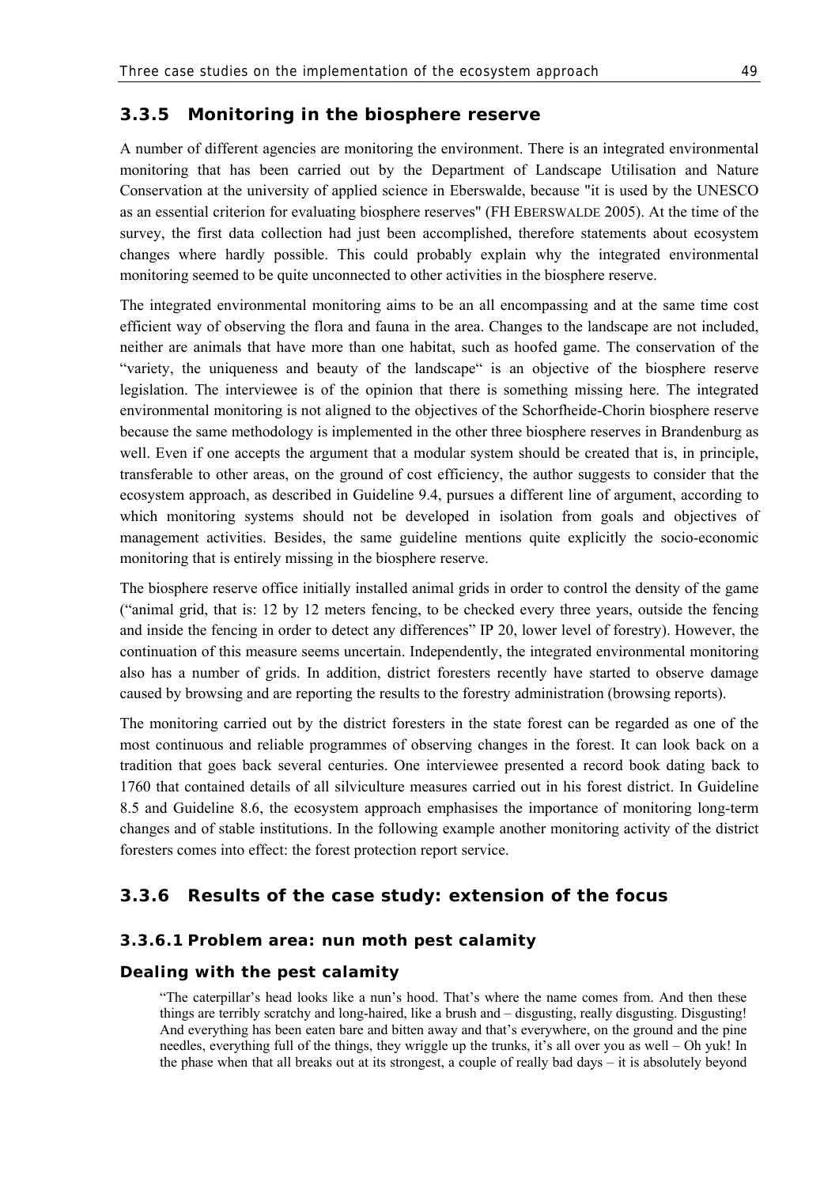### 3.3.5 Monitoring in the biosphere reserve

A number of different agencies are monitoring the environment. There is an integrated environmental monitoring that has been carried out by the Department of Landscape Utilisation and Nature Conservation at the university of applied science in Eberswalde, because "it is used by the UNESCO as an essential criterion for evaluating biosphere reserves" (FH EBERSWALDE 2005). At the time of the survey, the first data collection had just been accomplished, therefore statements about ecosystem changes where hardly possible. This could probably explain why the integrated environmental monitoring seemed to be quite unconnected to other activities in the biosphere reserve.

The integrated environmental monitoring aims to be an all encompassing and at the same time cost efficient way of observing the flora and fauna in the area. Changes to the landscape are not included, neither are animals that have more than one habitat, such as hoofed game. The conservation of the "variety, the uniqueness and beauty of the landscape" is an objective of the biosphere reserve legislation. The interviewee is of the opinion that there is something missing here. The integrated environmental monitoring is not aligned to the objectives of the Schorfheide-Chorin biosphere reserve because the same methodology is implemented in the other three biosphere reserves in Brandenburg as well. Even if one accepts the argument that a modular system should be created that is, in principle, transferable to other areas, on the ground of cost efficiency, the author suggests to consider that the ecosystem approach, as described in Guideline 9.4, pursues a different line of argument, according to which monitoring systems should not be developed in isolation from goals and objectives of management activities. Besides, the same guideline mentions quite explicitly the socio-economic monitoring that is entirely missing in the biosphere reserve.

The biosphere reserve office initially installed animal grids in order to control the density of the game ("animal grid, that is: 12 by 12 meters fencing, to be checked every three years, outside the fencing and inside the fencing in order to detect any differences" IP 20, lower level of forestry). However, the continuation of this measure seems uncertain. Independently, the integrated environmental monitoring also has a number of grids. In addition, district foresters recently have started to observe damage caused by browsing and are reporting the results to the forestry administration (browsing reports).

The monitoring carried out by the district foresters in the state forest can be regarded as one of the most continuous and reliable programmes of observing changes in the forest. It can look back on a tradition that goes back several centuries. One interviewee presented a record book dating back to 1760 that contained details of all silviculture measures carried out in his forest district. In Guideline 8.5 and Guideline 8.6, the ecosystem approach emphasises the importance of monitoring long-term changes and of stable institutions. In the following example another monitoring activity of the district foresters comes into effect: the forest protection report service.

### 3.3.6 Results of the case study: extension of the focus

#### 3.3.6.1 Problem area: nun moth pest calamity

##### Dealing with the pest calamity

> "The caterpillar's head looks like a nun's hood. That's where the name comes from. And then these things are terribly scratchy and long-haired, like a brush and – disgusting, really disgusting. Disgusting! And everything has been eaten bare and bitten away and that's everywhere, on the ground and the pine needles, everything full of the things, they wriggle up the trunks, it's all over you as well – Oh yuk! In the phase when that all breaks out at its strongest, a couple of really bad days – it is absolutely beyond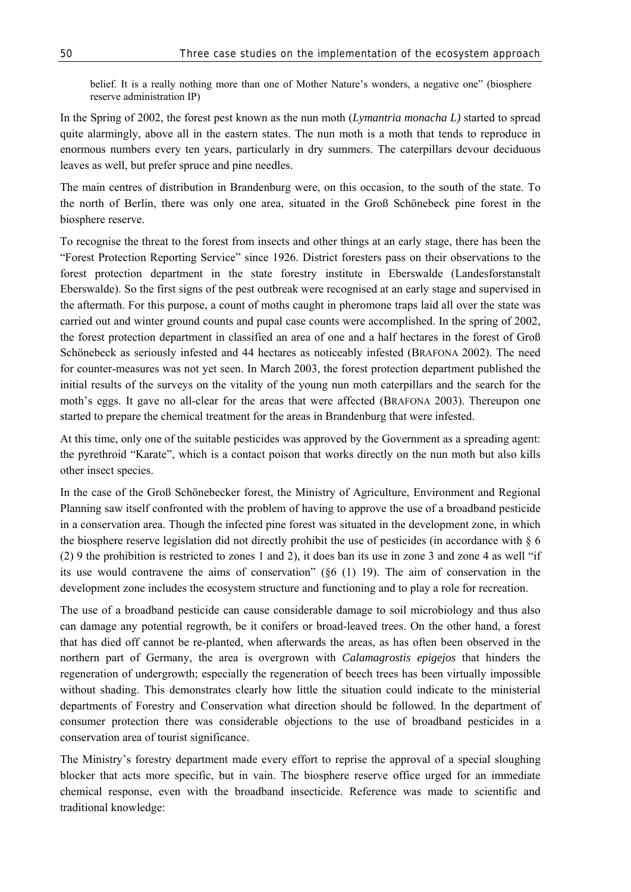> belief. It is a really nothing more than one of Mother Nature's wonders, a negative one" (biosphere reserve administration IP)

In the Spring of 2002, the forest pest known as the nun moth (*Lymantria monacha L)* started to spread quite alarmingly, above all in the eastern states. The nun moth is a moth that tends to reproduce in enormous numbers every ten years, particularly in dry summers. The caterpillars devour deciduous leaves as well, but prefer spruce and pine needles.

The main centres of distribution in Brandenburg were, on this occasion, to the south of the state. To the north of Berlin, there was only one area, situated in the Groß Schönebeck pine forest in the biosphere reserve.

To recognise the threat to the forest from insects and other things at an early stage, there has been the "Forest Protection Reporting Service" since 1926. District foresters pass on their observations to the forest protection department in the state forestry institute in Eberswalde (Landesforstanstalt Eberswalde). So the first signs of the pest outbreak were recognised at an early stage and supervised in the aftermath. For this purpose, a count of moths caught in pheromone traps laid all over the state was carried out and winter ground counts and pupal case counts were accomplished. In the spring of 2002, the forest protection department in classified an area of one and a half hectares in the forest of Groß Schönebeck as seriously infested and 44 hectares as noticeably infested (BRAFONA 2002). The need for counter-measures was not yet seen. In March 2003, the forest protection department published the initial results of the surveys on the vitality of the young nun moth caterpillars and the search for the moth's eggs. It gave no all-clear for the areas that were affected (BRAFONA 2003). Thereupon one started to prepare the chemical treatment for the areas in Brandenburg that were infested.

At this time, only one of the suitable pesticides was approved by the Government as a spreading agent: the pyrethroid "Karate", which is a contact poison that works directly on the nun moth but also kills other insect species.

In the case of the Groß Schönebecker forest, the Ministry of Agriculture, Environment and Regional Planning saw itself confronted with the problem of having to approve the use of a broadband pesticide in a conservation area. Though the infected pine forest was situated in the development zone, in which the biosphere reserve legislation did not directly prohibit the use of pesticides (in accordance with § 6 (2) 9 the prohibition is restricted to zones 1 and 2), it does ban its use in zone 3 and zone 4 as well "if its use would contravene the aims of conservation" (§6 (1) 19). The aim of conservation in the development zone includes the ecosystem structure and functioning and to play a role for recreation.

The use of a broadband pesticide can cause considerable damage to soil microbiology and thus also can damage any potential regrowth, be it conifers or broad-leaved trees. On the other hand, a forest that has died off cannot be re-planted, when afterwards the areas, as has often been observed in the northern part of Germany, the area is overgrown with *Calamagrostis epigejos* that hinders the regeneration of undergrowth; especially the regeneration of beech trees has been virtually impossible without shading. This demonstrates clearly how little the situation could indicate to the ministerial departments of Forestry and Conservation what direction should be followed. In the department of consumer protection there was considerable objections to the use of broadband pesticides in a conservation area of tourist significance.

The Ministry's forestry department made every effort to reprise the approval of a special sloughing blocker that acts more specific, but in vain. The biosphere reserve office urged for an immediate chemical response, even with the broadband insecticide. Reference was made to scientific and traditional knowledge: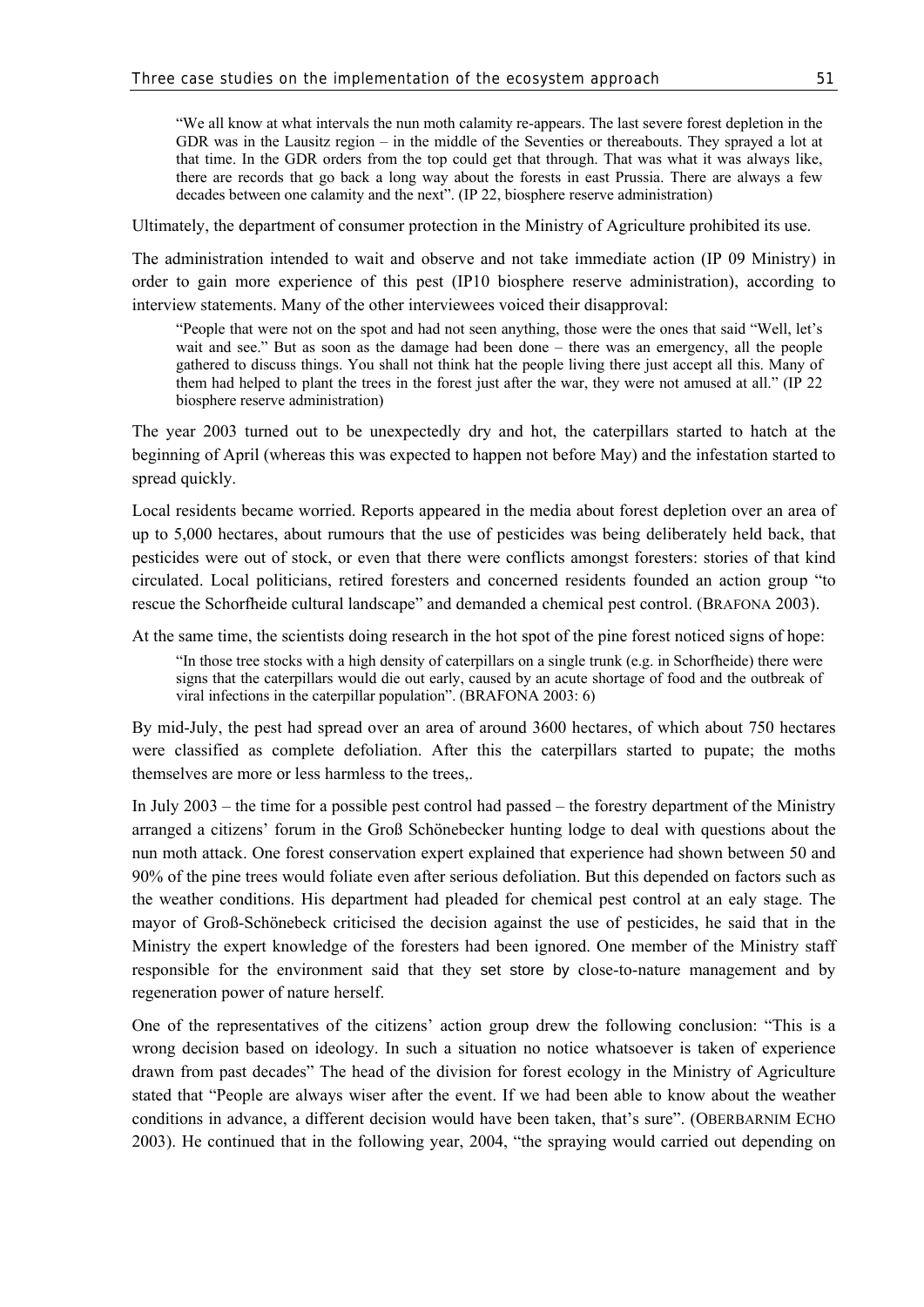> "We all know at what intervals the nun moth calamity re-appears. The last severe forest depletion in the GDR was in the Lausitz region – in the middle of the Seventies or thereabouts. They sprayed a lot at that time. In the GDR orders from the top could get that through. That was what it was always like, there are records that go back a long way about the forests in east Prussia. There are always a few decades between one calamity and the next". (IP 22, biosphere reserve administration)

Ultimately, the department of consumer protection in the Ministry of Agriculture prohibited its use.

The administration intended to wait and observe and not take immediate action (IP 09 Ministry) in order to gain more experience of this pest (IP10 biosphere reserve administration), according to interview statements. Many of the other interviewees voiced their disapproval:

> "People that were not on the spot and had not seen anything, those were the ones that said "Well, let's wait and see." But as soon as the damage had been done – there was an emergency, all the people gathered to discuss things. You shall not think hat the people living there just accept all this. Many of them had helped to plant the trees in the forest just after the war, they were not amused at all." (IP 22 biosphere reserve administration)

The year 2003 turned out to be unexpectedly dry and hot, the caterpillars started to hatch at the beginning of April (whereas this was expected to happen not before May) and the infestation started to spread quickly.

Local residents became worried. Reports appeared in the media about forest depletion over an area of up to 5,000 hectares, about rumours that the use of pesticides was being deliberately held back, that pesticides were out of stock, or even that there were conflicts amongst foresters: stories of that kind circulated. Local politicians, retired foresters and concerned residents founded an action group "to rescue the Schorfheide cultural landscape" and demanded a chemical pest control. (BRAFONA 2003).

At the same time, the scientists doing research in the hot spot of the pine forest noticed signs of hope:

> "In those tree stocks with a high density of caterpillars on a single trunk (e.g. in Schorfheide) there were signs that the caterpillars would die out early, caused by an acute shortage of food and the outbreak of viral infections in the caterpillar population". (BRAFONA 2003: 6)

By mid-July, the pest had spread over an area of around 3600 hectares, of which about 750 hectares were classified as complete defoliation. After this the caterpillars started to pupate; the moths themselves are more or less harmless to the trees,.

In July 2003 – the time for a possible pest control had passed – the forestry department of the Ministry arranged a citizens' forum in the Groß Schönebecker hunting lodge to deal with questions about the nun moth attack. One forest conservation expert explained that experience had shown between 50 and 90% of the pine trees would foliate even after serious defoliation. But this depended on factors such as the weather conditions. His department had pleaded for chemical pest control at an ealy stage. The mayor of Groß-Schönebeck criticised the decision against the use of pesticides, he said that in the Ministry the expert knowledge of the foresters had been ignored. One member of the Ministry staff responsible for the environment said that they set store by close-to-nature management and by regeneration power of nature herself.

One of the representatives of the citizens' action group drew the following conclusion: "This is a wrong decision based on ideology. In such a situation no notice whatsoever is taken of experience drawn from past decades" The head of the division for forest ecology in the Ministry of Agriculture stated that "People are always wiser after the event. If we had been able to know about the weather conditions in advance, a different decision would have been taken, that's sure". (OBERBARNIM ECHO 2003). He continued that in the following year, 2004, "the spraying would carried out depending on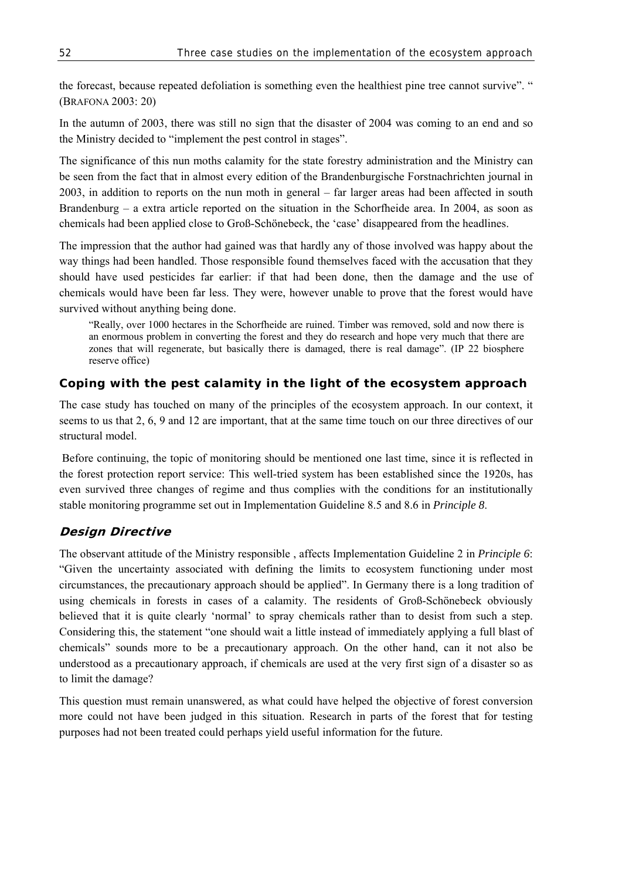the forecast, because repeated defoliation is something even the healthiest pine tree cannot survive". " (BRAFONA 2003: 20)

In the autumn of 2003, there was still no sign that the disaster of 2004 was coming to an end and so the Ministry decided to "implement the pest control in stages".

The significance of this nun moths calamity for the state forestry administration and the Ministry can be seen from the fact that in almost every edition of the Brandenburgische Forstnachrichten journal in 2003, in addition to reports on the nun moth in general – far larger areas had been affected in south Brandenburg – a extra article reported on the situation in the Schorfheide area. In 2004, as soon as chemicals had been applied close to Groß-Schönebeck, the 'case' disappeared from the headlines.

The impression that the author had gained was that hardly any of those involved was happy about the way things had been handled. Those responsible found themselves faced with the accusation that they should have used pesticides far earlier: if that had been done, then the damage and the use of chemicals would have been far less. They were, however unable to prove that the forest would have survived without anything being done.

> "Really, over 1000 hectares in the Schorfheide are ruined. Timber was removed, sold and now there is an enormous problem in converting the forest and they do research and hope very much that there are zones that will regenerate, but basically there is damaged, there is real damage". (IP 22 biosphere reserve office)

### Coping with the pest calamity in the light of the ecosystem approach

The case study has touched on many of the principles of the ecosystem approach. In our context, it seems to us that 2, 6, 9 and 12 are important, that at the same time touch on our three directives of our structural model.

Before continuing, the topic of monitoring should be mentioned one last time, since it is reflected in the forest protection report service: This well-tried system has been established since the 1920s, has even survived three changes of regime and thus complies with the conditions for an institutionally stable monitoring programme set out in Implementation Guideline 8.5 and 8.6 in *Principle 8*.

### *Design Directive*

The observant attitude of the Ministry responsible , affects Implementation Guideline 2 in *Principle 6*: "Given the uncertainty associated with defining the limits to ecosystem functioning under most circumstances, the precautionary approach should be applied". In Germany there is a long tradition of using chemicals in forests in cases of a calamity. The residents of Groß-Schönebeck obviously believed that it is quite clearly 'normal' to spray chemicals rather than to desist from such a step. Considering this, the statement "one should wait a little instead of immediately applying a full blast of chemicals" sounds more to be a precautionary approach. On the other hand, can it not also be understood as a precautionary approach, if chemicals are used at the very first sign of a disaster so as to limit the damage?

This question must remain unanswered, as what could have helped the objective of forest conversion more could not have been judged in this situation. Research in parts of the forest that for testing purposes had not been treated could perhaps yield useful information for the future.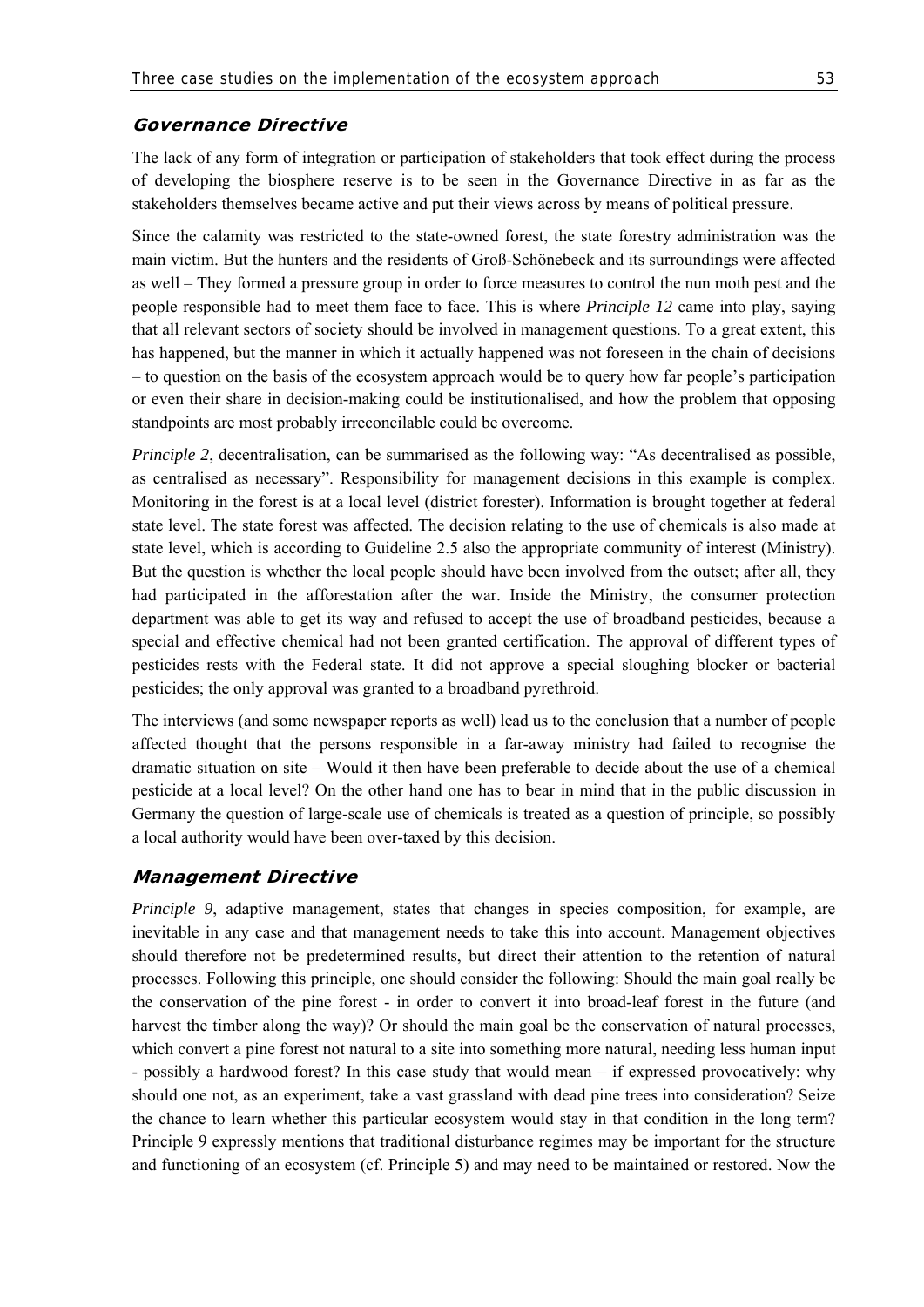### *Governance Directive*

The lack of any form of integration or participation of stakeholders that took effect during the process of developing the biosphere reserve is to be seen in the Governance Directive in as far as the stakeholders themselves became active and put their views across by means of political pressure.

Since the calamity was restricted to the state-owned forest, the state forestry administration was the main victim. But the hunters and the residents of Groß-Schönebeck and its surroundings were affected as well – They formed a pressure group in order to force measures to control the nun moth pest and the people responsible had to meet them face to face. This is where *Principle 12* came into play, saying that all relevant sectors of society should be involved in management questions. To a great extent, this has happened, but the manner in which it actually happened was not foreseen in the chain of decisions – to question on the basis of the ecosystem approach would be to query how far people's participation or even their share in decision-making could be institutionalised, and how the problem that opposing standpoints are most probably irreconcilable could be overcome.

*Principle 2*, decentralisation, can be summarised as the following way: "As decentralised as possible, as centralised as necessary". Responsibility for management decisions in this example is complex. Monitoring in the forest is at a local level (district forester). Information is brought together at federal state level. The state forest was affected. The decision relating to the use of chemicals is also made at state level, which is according to Guideline 2.5 also the appropriate community of interest (Ministry). But the question is whether the local people should have been involved from the outset; after all, they had participated in the afforestation after the war. Inside the Ministry, the consumer protection department was able to get its way and refused to accept the use of broadband pesticides, because a special and effective chemical had not been granted certification. The approval of different types of pesticides rests with the Federal state. It did not approve a special sloughing blocker or bacterial pesticides; the only approval was granted to a broadband pyrethroid.

The interviews (and some newspaper reports as well) lead us to the conclusion that a number of people affected thought that the persons responsible in a far-away ministry had failed to recognise the dramatic situation on site – Would it then have been preferable to decide about the use of a chemical pesticide at a local level? On the other hand one has to bear in mind that in the public discussion in Germany the question of large-scale use of chemicals is treated as a question of principle, so possibly a local authority would have been over-taxed by this decision.

### *Management Directive*

*Principle 9*, adaptive management, states that changes in species composition, for example, are inevitable in any case and that management needs to take this into account. Management objectives should therefore not be predetermined results, but direct their attention to the retention of natural processes. Following this principle, one should consider the following: Should the main goal really be the conservation of the pine forest - in order to convert it into broad-leaf forest in the future (and harvest the timber along the way)? Or should the main goal be the conservation of natural processes, which convert a pine forest not natural to a site into something more natural, needing less human input - possibly a hardwood forest? In this case study that would mean – if expressed provocatively: why should one not, as an experiment, take a vast grassland with dead pine trees into consideration? Seize the chance to learn whether this particular ecosystem would stay in that condition in the long term? Principle 9 expressly mentions that traditional disturbance regimes may be important for the structure and functioning of an ecosystem (cf. Principle 5) and may need to be maintained or restored. Now the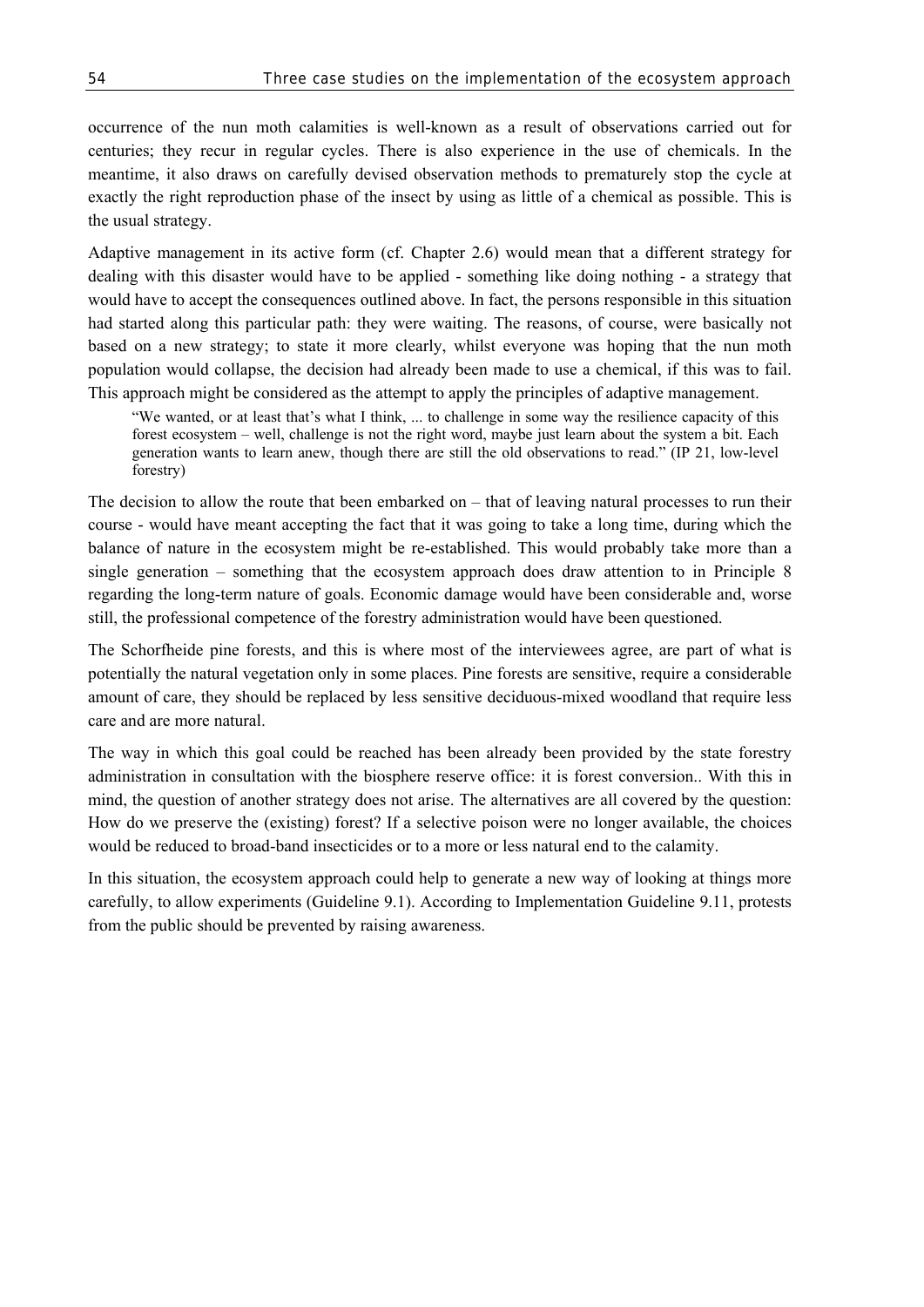occurrence of the nun moth calamities is well-known as a result of observations carried out for centuries; they recur in regular cycles. There is also experience in the use of chemicals. In the meantime, it also draws on carefully devised observation methods to prematurely stop the cycle at exactly the right reproduction phase of the insect by using as little of a chemical as possible. This is the usual strategy.

Adaptive management in its active form (cf. Chapter 2.6) would mean that a different strategy for dealing with this disaster would have to be applied - something like doing nothing - a strategy that would have to accept the consequences outlined above. In fact, the persons responsible in this situation had started along this particular path: they were waiting. The reasons, of course, were basically not based on a new strategy; to state it more clearly, whilst everyone was hoping that the nun moth population would collapse, the decision had already been made to use a chemical, if this was to fail. This approach might be considered as the attempt to apply the principles of adaptive management.

> "We wanted, or at least that's what I think, ... to challenge in some way the resilience capacity of this forest ecosystem – well, challenge is not the right word, maybe just learn about the system a bit. Each generation wants to learn anew, though there are still the old observations to read." (IP 21, low-level forestry)

The decision to allow the route that been embarked on – that of leaving natural processes to run their course - would have meant accepting the fact that it was going to take a long time, during which the balance of nature in the ecosystem might be re-established. This would probably take more than a single generation – something that the ecosystem approach does draw attention to in Principle 8 regarding the long-term nature of goals. Economic damage would have been considerable and, worse still, the professional competence of the forestry administration would have been questioned.

The Schorfheide pine forests, and this is where most of the interviewees agree, are part of what is potentially the natural vegetation only in some places. Pine forests are sensitive, require a considerable amount of care, they should be replaced by less sensitive deciduous-mixed woodland that require less care and are more natural.

The way in which this goal could be reached has been already been provided by the state forestry administration in consultation with the biosphere reserve office: it is forest conversion.. With this in mind, the question of another strategy does not arise. The alternatives are all covered by the question: How do we preserve the (existing) forest? If a selective poison were no longer available, the choices would be reduced to broad-band insecticides or to a more or less natural end to the calamity.

In this situation, the ecosystem approach could help to generate a new way of looking at things more carefully, to allow experiments (Guideline 9.1). According to Implementation Guideline 9.11, protests from the public should be prevented by raising awareness.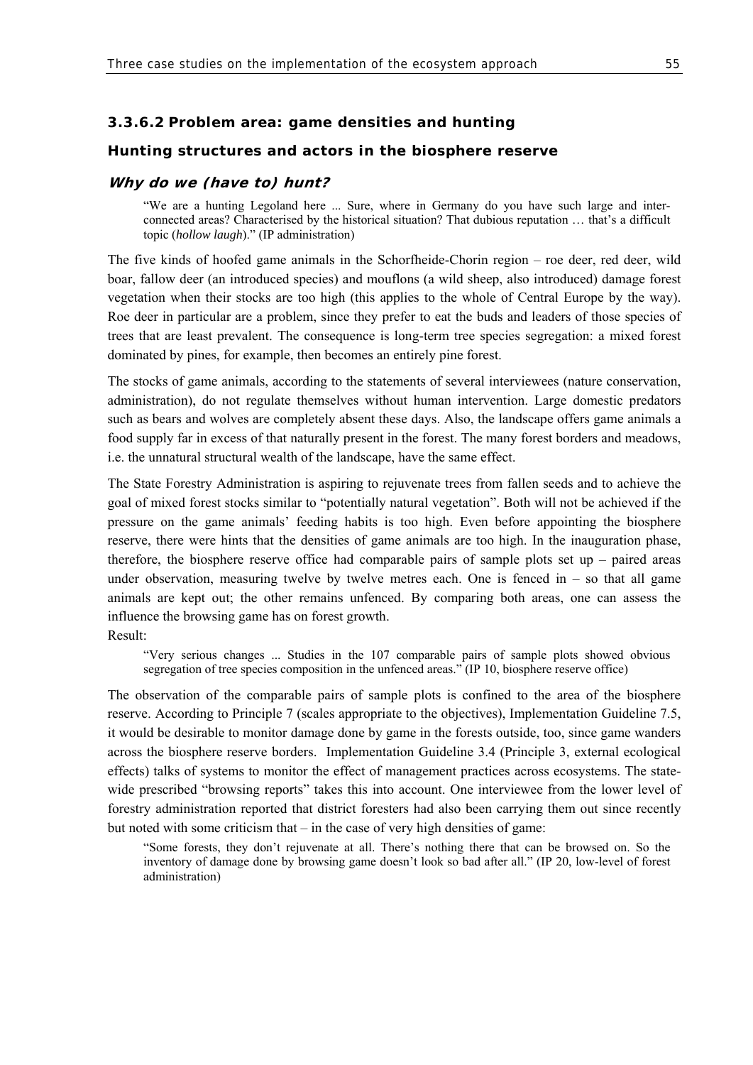### 3.3.6.2 Problem area: game densities and hunting

#### Hunting structures and actors in the biosphere reserve

##### *Why do we (have to) hunt?*

> "We are a hunting Legoland here ... Sure, where in Germany do you have such large and inter-connected areas? Characterised by the historical situation? That dubious reputation … that's a difficult topic (*hollow laugh*)." (IP administration)

The five kinds of hoofed game animals in the Schorfheide-Chorin region – roe deer, red deer, wild boar, fallow deer (an introduced species) and mouflons (a wild sheep, also introduced) damage forest vegetation when their stocks are too high (this applies to the whole of Central Europe by the way). Roe deer in particular are a problem, since they prefer to eat the buds and leaders of those species of trees that are least prevalent. The consequence is long-term tree species segregation: a mixed forest dominated by pines, for example, then becomes an entirely pine forest.

The stocks of game animals, according to the statements of several interviewees (nature conservation, administration), do not regulate themselves without human intervention. Large domestic predators such as bears and wolves are completely absent these days. Also, the landscape offers game animals a food supply far in excess of that naturally present in the forest. The many forest borders and meadows, i.e. the unnatural structural wealth of the landscape, have the same effect.

The State Forestry Administration is aspiring to rejuvenate trees from fallen seeds and to achieve the goal of mixed forest stocks similar to "potentially natural vegetation". Both will not be achieved if the pressure on the game animals' feeding habits is too high. Even before appointing the biosphere reserve, there were hints that the densities of game animals are too high. In the inauguration phase, therefore, the biosphere reserve office had comparable pairs of sample plots set up – paired areas under observation, measuring twelve by twelve metres each. One is fenced in – so that all game animals are kept out; the other remains unfenced. By comparing both areas, one can assess the influence the browsing game has on forest growth.

Result:

> "Very serious changes ... Studies in the 107 comparable pairs of sample plots showed obvious segregation of tree species composition in the unfenced areas." (IP 10, biosphere reserve office)

The observation of the comparable pairs of sample plots is confined to the area of the biosphere reserve. According to Principle 7 (scales appropriate to the objectives), Implementation Guideline 7.5, it would be desirable to monitor damage done by game in the forests outside, too, since game wanders across the biosphere reserve borders. Implementation Guideline 3.4 (Principle 3, external ecological effects) talks of systems to monitor the effect of management practices across ecosystems. The state-wide prescribed "browsing reports" takes this into account. One interviewee from the lower level of forestry administration reported that district foresters had also been carrying them out since recently but noted with some criticism that – in the case of very high densities of game:

> "Some forests, they don't rejuvenate at all. There's nothing there that can be browsed on. So the inventory of damage done by browsing game doesn't look so bad after all." (IP 20, low-level of forest administration)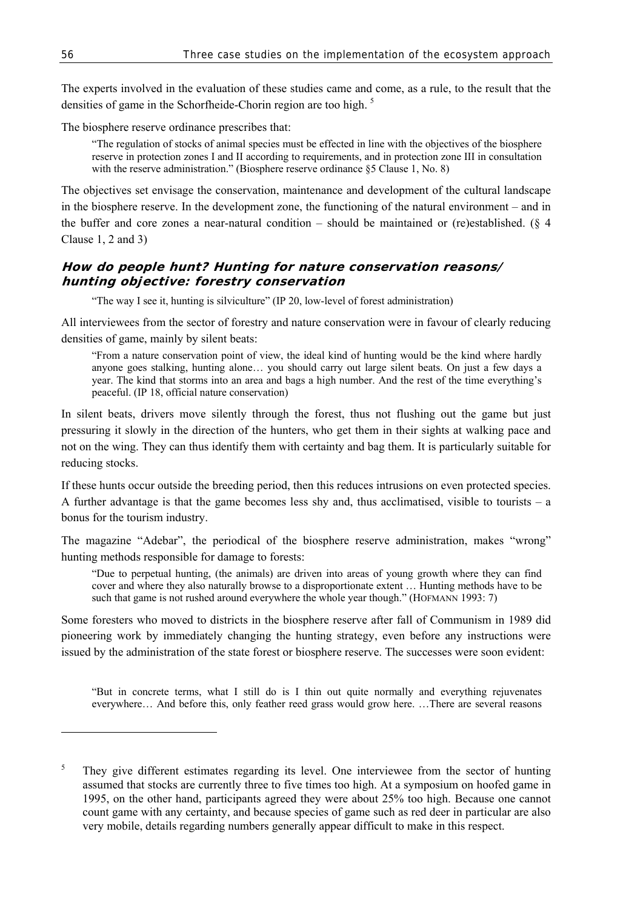The experts involved in the evaluation of these studies came and come, as a rule, to the result that the densities of game in the Schorfheide-Chorin region are too high. [5]

The biosphere reserve ordinance prescribes that:

> "The regulation of stocks of animal species must be effected in line with the objectives of the biosphere reserve in protection zones I and II according to requirements, and in protection zone III in consultation with the reserve administration." (Biosphere reserve ordinance §5 Clause 1, No. 8)

The objectives set envisage the conservation, maintenance and development of the cultural landscape in the biosphere reserve. In the development zone, the functioning of the natural environment – and in the buffer and core zones a near-natural condition – should be maintained or (re)established. (§ 4 Clause 1, 2 and 3)

### *How do people hunt? Hunting for nature conservation reasons/ hunting objective: forestry conservation*

> "The way I see it, hunting is silviculture" (IP 20, low-level of forest administration)

All interviewees from the sector of forestry and nature conservation were in favour of clearly reducing densities of game, mainly by silent beats:

> "From a nature conservation point of view, the ideal kind of hunting would be the kind where hardly anyone goes stalking, hunting alone… you should carry out large silent beats. On just a few days a year. The kind that storms into an area and bags a high number. And the rest of the time everything's peaceful. (IP 18, official nature conservation)

In silent beats, drivers move silently through the forest, thus not flushing out the game but just pressuring it slowly in the direction of the hunters, who get them in their sights at walking pace and not on the wing. They can thus identify them with certainty and bag them. It is particularly suitable for reducing stocks.

If these hunts occur outside the breeding period, then this reduces intrusions on even protected species. A further advantage is that the game becomes less shy and, thus acclimatised, visible to tourists – a bonus for the tourism industry.

The magazine "Adebar", the periodical of the biosphere reserve administration, makes "wrong" hunting methods responsible for damage to forests:

> "Due to perpetual hunting, (the animals) are driven into areas of young growth where they can find cover and where they also naturally browse to a disproportionate extent … Hunting methods have to be such that game is not rushed around everywhere the whole year though." (HOFMANN 1993: 7)

Some foresters who moved to districts in the biosphere reserve after fall of Communism in 1989 did pioneering work by immediately changing the hunting strategy, even before any instructions were issued by the administration of the state forest or biosphere reserve. The successes were soon evident:

> "But in concrete terms, what I still do is I thin out quite normally and everything rejuvenates everywhere… And before this, only feather reed grass would grow here. …There are several reasons

---

[5] They give different estimates regarding its level. One interviewee from the sector of hunting assumed that stocks are currently three to five times too high. At a symposium on hoofed game in 1995, on the other hand, participants agreed they were about 25% too high. Because one cannot count game with any certainty, and because species of game such as red deer in particular are also very mobile, details regarding numbers generally appear difficult to make in this respect.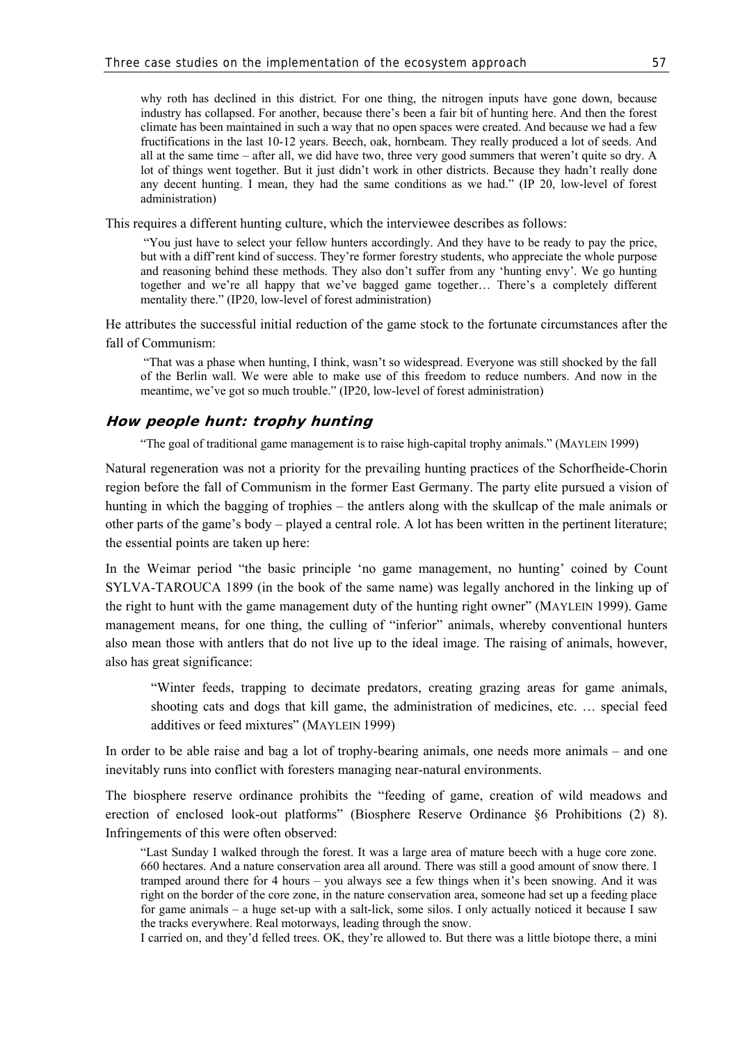> why roth has declined in this district. For one thing, the nitrogen inputs have gone down, because industry has collapsed. For another, because there's been a fair bit of hunting here. And then the forest climate has been maintained in such a way that no open spaces were created. And because we had a few fructifications in the last 10-12 years. Beech, oak, hornbeam. They really produced a lot of seeds. And all at the same time – after all, we did have two, three very good summers that weren't quite so dry. A lot of things went together. But it just didn't work in other districts. Because they hadn't really done any decent hunting. I mean, they had the same conditions as we had." (IP 20, low-level of forest administration)

This requires a different hunting culture, which the interviewee describes as follows:

> "You just have to select your fellow hunters accordingly. And they have to be ready to pay the price, but with a diff'rent kind of success. They're former forestry students, who appreciate the whole purpose and reasoning behind these methods. They also don't suffer from any 'hunting envy'. We go hunting together and we're all happy that we've bagged game together… There's a completely different mentality there." (IP20, low-level of forest administration)

He attributes the successful initial reduction of the game stock to the fortunate circumstances after the fall of Communism:

> "That was a phase when hunting, I think, wasn't so widespread. Everyone was still shocked by the fall of the Berlin wall. We were able to make use of this freedom to reduce numbers. And now in the meantime, we've got so much trouble." (IP20, low-level of forest administration)

## *How people hunt: trophy hunting*

> "The goal of traditional game management is to raise high-capital trophy animals." (MAYLEIN 1999)

Natural regeneration was not a priority for the prevailing hunting practices of the Schorfheide-Chorin region before the fall of Communism in the former East Germany. The party elite pursued a vision of hunting in which the bagging of trophies – the antlers along with the skullcap of the male animals or other parts of the game's body – played a central role. A lot has been written in the pertinent literature; the essential points are taken up here:

In the Weimar period "the basic principle 'no game management, no hunting' coined by Count SYLVA-TAROUCA 1899 (in the book of the same name) was legally anchored in the linking up of the right to hunt with the game management duty of the hunting right owner" (MAYLEIN 1999). Game management means, for one thing, the culling of "inferior" animals, whereby conventional hunters also mean those with antlers that do not live up to the ideal image. The raising of animals, however, also has great significance:

> "Winter feeds, trapping to decimate predators, creating grazing areas for game animals, shooting cats and dogs that kill game, the administration of medicines, etc. … special feed additives or feed mixtures" (MAYLEIN 1999)

In order to be able raise and bag a lot of trophy-bearing animals, one needs more animals – and one inevitably runs into conflict with foresters managing near-natural environments.

The biosphere reserve ordinance prohibits the "feeding of game, creation of wild meadows and erection of enclosed look-out platforms" (Biosphere Reserve Ordinance §6 Prohibitions (2) 8). Infringements of this were often observed:

> "Last Sunday I walked through the forest. It was a large area of mature beech with a huge core zone. 660 hectares. And a nature conservation area all around. There was still a good amount of snow there. I tramped around there for 4 hours – you always see a few things when it's been snowing. And it was right on the border of the core zone, in the nature conservation area, someone had set up a feeding place for game animals – a huge set-up with a salt-lick, some silos. I only actually noticed it because I saw the tracks everywhere. Real motorways, leading through the snow.
>
> I carried on, and they'd felled trees. OK, they're allowed to. But there was a little biotope there, a mini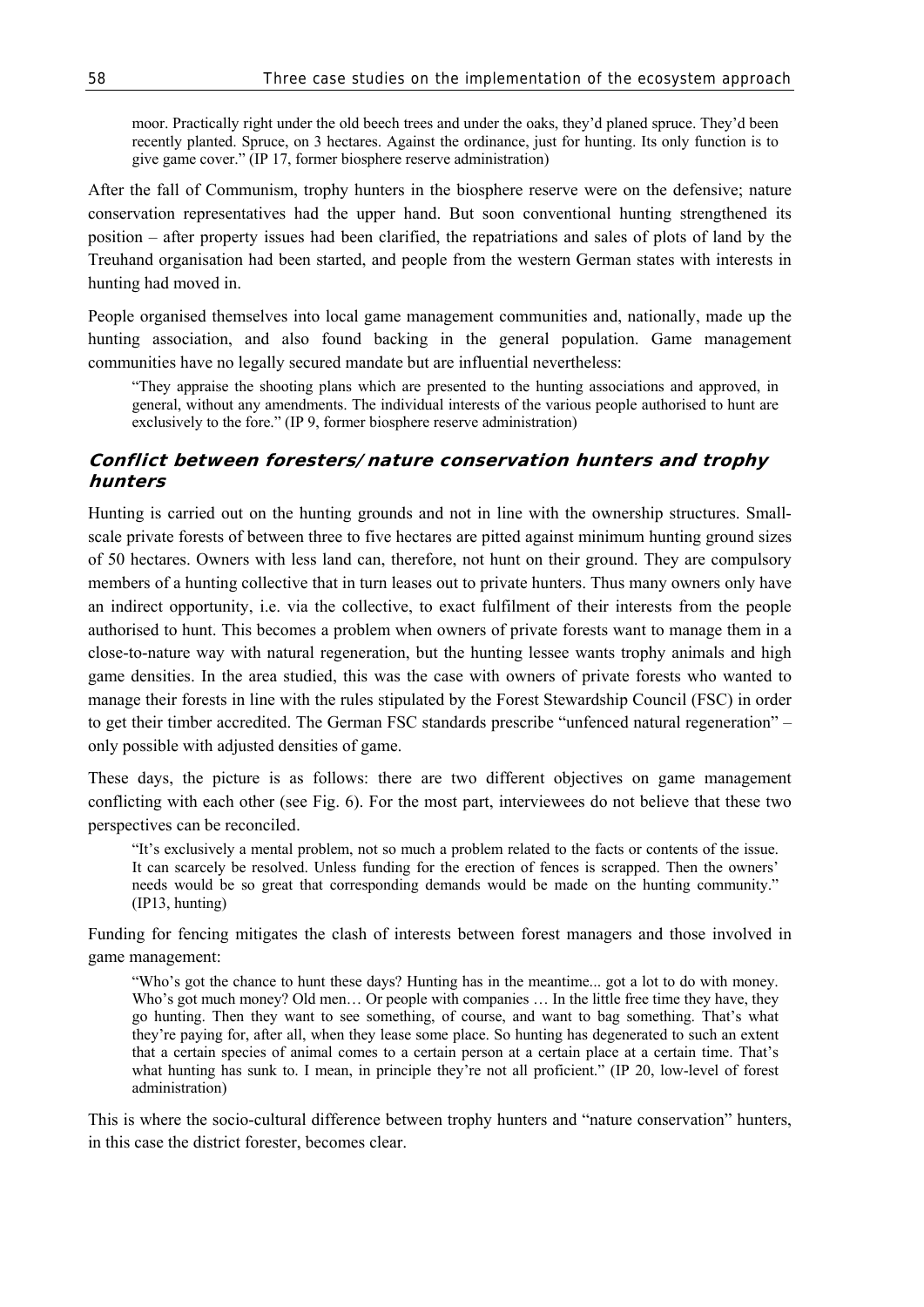moor. Practically right under the old beech trees and under the oaks, they'd planed spruce. They'd been recently planted. Spruce, on 3 hectares. Against the ordinance, just for hunting. Its only function is to give game cover." (IP 17, former biosphere reserve administration)

After the fall of Communism, trophy hunters in the biosphere reserve were on the defensive; nature conservation representatives had the upper hand. But soon conventional hunting strengthened its position – after property issues had been clarified, the repatriations and sales of plots of land by the Treuhand organisation had been started, and people from the western German states with interests in hunting had moved in.

People organised themselves into local game management communities and, nationally, made up the hunting association, and also found backing in the general population. Game management communities have no legally secured mandate but are influential nevertheless:

> "They appraise the shooting plans which are presented to the hunting associations and approved, in general, without any amendments. The individual interests of the various people authorised to hunt are exclusively to the fore." (IP 9, former biosphere reserve administration)

### *Conflict between foresters/nature conservation hunters and trophy hunters*

Hunting is carried out on the hunting grounds and not in line with the ownership structures. Small-scale private forests of between three to five hectares are pitted against minimum hunting ground sizes of 50 hectares. Owners with less land can, therefore, not hunt on their ground. They are compulsory members of a hunting collective that in turn leases out to private hunters. Thus many owners only have an indirect opportunity, i.e. via the collective, to exact fulfilment of their interests from the people authorised to hunt. This becomes a problem when owners of private forests want to manage them in a close-to-nature way with natural regeneration, but the hunting lessee wants trophy animals and high game densities. In the area studied, this was the case with owners of private forests who wanted to manage their forests in line with the rules stipulated by the Forest Stewardship Council (FSC) in order to get their timber accredited. The German FSC standards prescribe "unfenced natural regeneration" – only possible with adjusted densities of game.

These days, the picture is as follows: there are two different objectives on game management conflicting with each other (see Fig. 6). For the most part, interviewees do not believe that these two perspectives can be reconciled.

> "It's exclusively a mental problem, not so much a problem related to the facts or contents of the issue. It can scarcely be resolved. Unless funding for the erection of fences is scrapped. Then the owners' needs would be so great that corresponding demands would be made on the hunting community." (IP13, hunting)

Funding for fencing mitigates the clash of interests between forest managers and those involved in game management:

> "Who's got the chance to hunt these days? Hunting has in the meantime... got a lot to do with money. Who's got much money? Old men… Or people with companies … In the little free time they have, they go hunting. Then they want to see something, of course, and want to bag something. That's what they're paying for, after all, when they lease some place. So hunting has degenerated to such an extent that a certain species of animal comes to a certain person at a certain place at a certain time. That's what hunting has sunk to. I mean, in principle they're not all proficient." (IP 20, low-level of forest administration)

This is where the socio-cultural difference between trophy hunters and "nature conservation" hunters, in this case the district forester, becomes clear.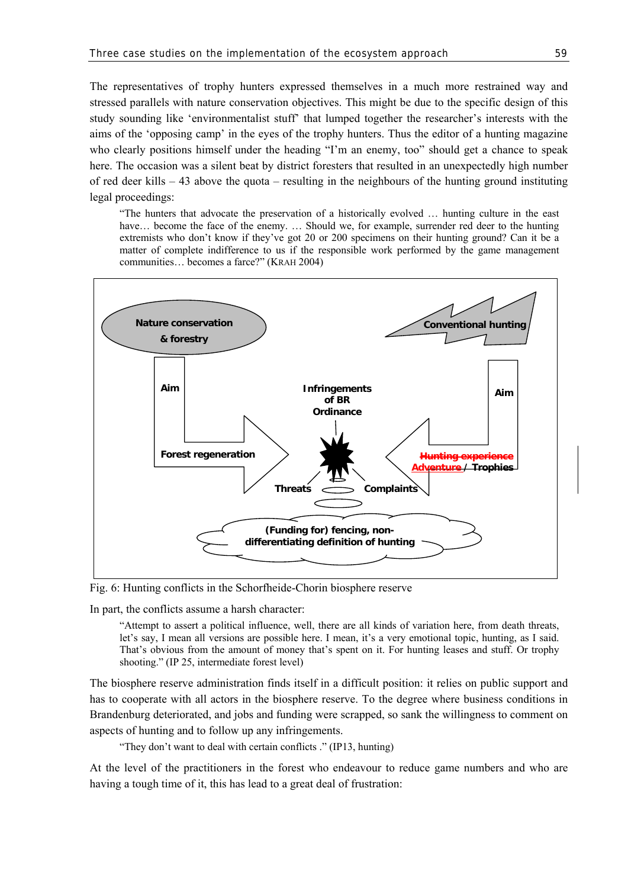The representatives of trophy hunters expressed themselves in a much more restrained way and stressed parallels with nature conservation objectives. This might be due to the specific design of this study sounding like 'environmentalist stuff' that lumped together the researcher's interests with the aims of the 'opposing camp' in the eyes of the trophy hunters. Thus the editor of a hunting magazine who clearly positions himself under the heading "I'm an enemy, too" should get a chance to speak here. The occasion was a silent beat by district foresters that resulted in an unexpectedly high number of red deer kills – 43 above the quota – resulting in the neighbours of the hunting ground instituting legal proceedings:

> "The hunters that advocate the preservation of a historically evolved … hunting culture in the east have… become the face of the enemy. … Should we, for example, surrender red deer to the hunting extremists who don't know if they've got 20 or 200 specimens on their hunting ground? Can it be a matter of complete indifference to us if the responsible work performed by the game management communities… becomes a farce?" (KRAH 2004)

Fig. 6: Hunting conflicts in the Schorfheide-Chorin biosphere reserve

In part, the conflicts assume a harsh character:

> "Attempt to assert a political influence, well, there are all kinds of variation here, from death threats, let's say, I mean all versions are possible here. I mean, it's a very emotional topic, hunting, as I said. That's obvious from the amount of money that's spent on it. For hunting leases and stuff. Or trophy shooting." (IP 25, intermediate forest level)

The biosphere reserve administration finds itself in a difficult position: it relies on public support and has to cooperate with all actors in the biosphere reserve. To the degree where business conditions in Brandenburg deteriorated, and jobs and funding were scrapped, so sank the willingness to comment on aspects of hunting and to follow up any infringements.

> "They don't want to deal with certain conflicts ." (IP13, hunting)

At the level of the practitioners in the forest who endeavour to reduce game numbers and who are having a tough time of it, this has lead to a great deal of frustration: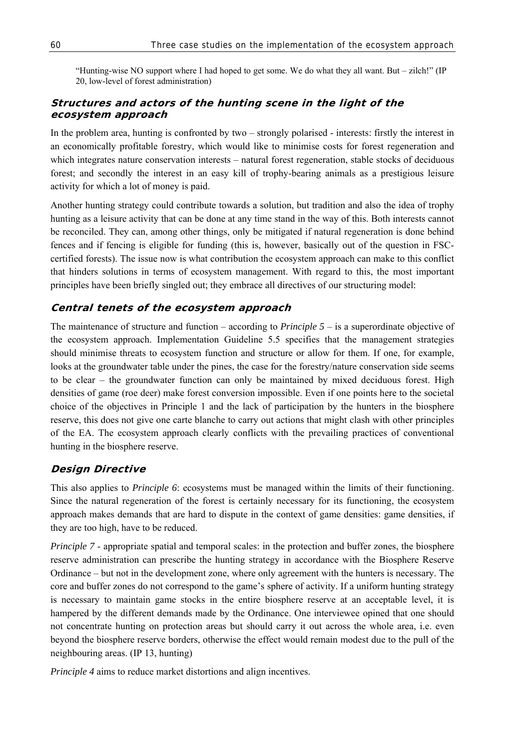> "Hunting-wise NO support where I had hoped to get some. We do what they all want. But – zilch!" (IP 20, low-level of forest administration)

### *Structures and actors of the hunting scene in the light of the ecosystem approach*

In the problem area, hunting is confronted by two – strongly polarised - interests: firstly the interest in an economically profitable forestry, which would like to minimise costs for forest regeneration and which integrates nature conservation interests – natural forest regeneration, stable stocks of deciduous forest; and secondly the interest in an easy kill of trophy-bearing animals as a prestigious leisure activity for which a lot of money is paid.

Another hunting strategy could contribute towards a solution, but tradition and also the idea of trophy hunting as a leisure activity that can be done at any time stand in the way of this. Both interests cannot be reconciled. They can, among other things, only be mitigated if natural regeneration is done behind fences and if fencing is eligible for funding (this is, however, basically out of the question in FSC-certified forests). The issue now is what contribution the ecosystem approach can make to this conflict that hinders solutions in terms of ecosystem management. With regard to this, the most important principles have been briefly singled out; they embrace all directives of our structuring model:

### *Central tenets of the ecosystem approach*

The maintenance of structure and function – according to *Principle 5* – is a superordinate objective of the ecosystem approach. Implementation Guideline 5.5 specifies that the management strategies should minimise threats to ecosystem function and structure or allow for them. If one, for example, looks at the groundwater table under the pines, the case for the forestry/nature conservation side seems to be clear – the groundwater function can only be maintained by mixed deciduous forest. High densities of game (roe deer) make forest conversion impossible. Even if one points here to the societal choice of the objectives in Principle 1 and the lack of participation by the hunters in the biosphere reserve, this does not give one carte blanche to carry out actions that might clash with other principles of the EA. The ecosystem approach clearly conflicts with the prevailing practices of conventional hunting in the biosphere reserve.

### *Design Directive*

This also applies to *Principle 6*: ecosystems must be managed within the limits of their functioning. Since the natural regeneration of the forest is certainly necessary for its functioning, the ecosystem approach makes demands that are hard to dispute in the context of game densities: game densities, if they are too high, have to be reduced.

*Principle 7* - appropriate spatial and temporal scales: in the protection and buffer zones, the biosphere reserve administration can prescribe the hunting strategy in accordance with the Biosphere Reserve Ordinance – but not in the development zone, where only agreement with the hunters is necessary. The core and buffer zones do not correspond to the game's sphere of activity. If a uniform hunting strategy is necessary to maintain game stocks in the entire biosphere reserve at an acceptable level, it is hampered by the different demands made by the Ordinance. One interviewee opined that one should not concentrate hunting on protection areas but should carry it out across the whole area, i.e. even beyond the biosphere reserve borders, otherwise the effect would remain modest due to the pull of the neighbouring areas. (IP 13, hunting)

*Principle 4* aims to reduce market distortions and align incentives.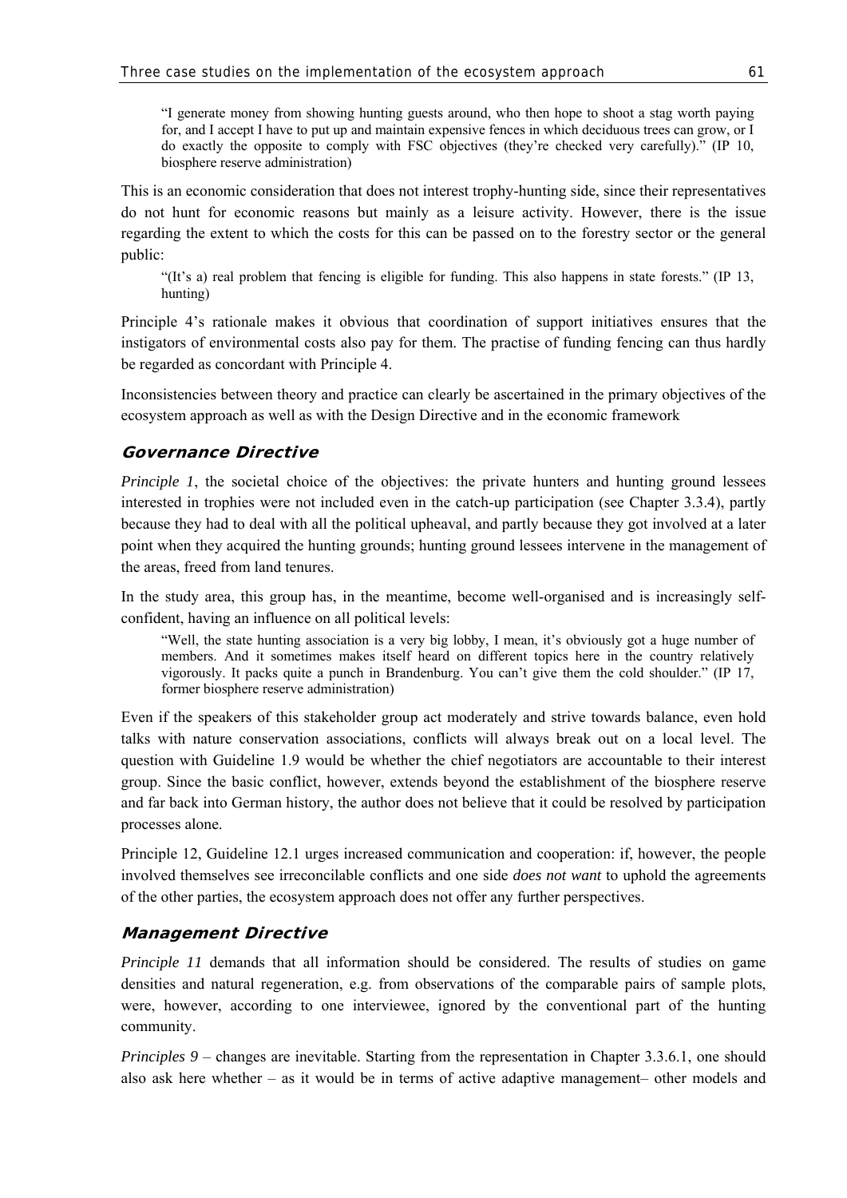> "I generate money from showing hunting guests around, who then hope to shoot a stag worth paying for, and I accept I have to put up and maintain expensive fences in which deciduous trees can grow, or I do exactly the opposite to comply with FSC objectives (they're checked very carefully)." (IP 10, biosphere reserve administration)

This is an economic consideration that does not interest trophy-hunting side, since their representatives do not hunt for economic reasons but mainly as a leisure activity. However, there is the issue regarding the extent to which the costs for this can be passed on to the forestry sector or the general public:

> "(It's a) real problem that fencing is eligible for funding. This also happens in state forests." (IP 13, hunting)

Principle 4's rationale makes it obvious that coordination of support initiatives ensures that the instigators of environmental costs also pay for them. The practise of funding fencing can thus hardly be regarded as concordant with Principle 4.

Inconsistencies between theory and practice can clearly be ascertained in the primary objectives of the ecosystem approach as well as with the Design Directive and in the economic framework

### Governance Directive

*Principle 1*, the societal choice of the objectives: the private hunters and hunting ground lessees interested in trophies were not included even in the catch-up participation (see Chapter 3.3.4), partly because they had to deal with all the political upheaval, and partly because they got involved at a later point when they acquired the hunting grounds; hunting ground lessees intervene in the management of the areas, freed from land tenures.

In the study area, this group has, in the meantime, become well-organised and is increasingly self-confident, having an influence on all political levels:

> "Well, the state hunting association is a very big lobby, I mean, it's obviously got a huge number of members. And it sometimes makes itself heard on different topics here in the country relatively vigorously. It packs quite a punch in Brandenburg. You can't give them the cold shoulder." (IP 17, former biosphere reserve administration)

Even if the speakers of this stakeholder group act moderately and strive towards balance, even hold talks with nature conservation associations, conflicts will always break out on a local level. The question with Guideline 1.9 would be whether the chief negotiators are accountable to their interest group. Since the basic conflict, however, extends beyond the establishment of the biosphere reserve and far back into German history, the author does not believe that it could be resolved by participation processes alone.

Principle 12, Guideline 12.1 urges increased communication and cooperation: if, however, the people involved themselves see irreconcilable conflicts and one side *does not want* to uphold the agreements of the other parties, the ecosystem approach does not offer any further perspectives.

### Management Directive

*Principle 11* demands that all information should be considered. The results of studies on game densities and natural regeneration, e.g. from observations of the comparable pairs of sample plots, were, however, according to one interviewee, ignored by the conventional part of the hunting community.

*Principles 9* – changes are inevitable. Starting from the representation in Chapter 3.3.6.1, one should also ask here whether – as it would be in terms of active adaptive management– other models and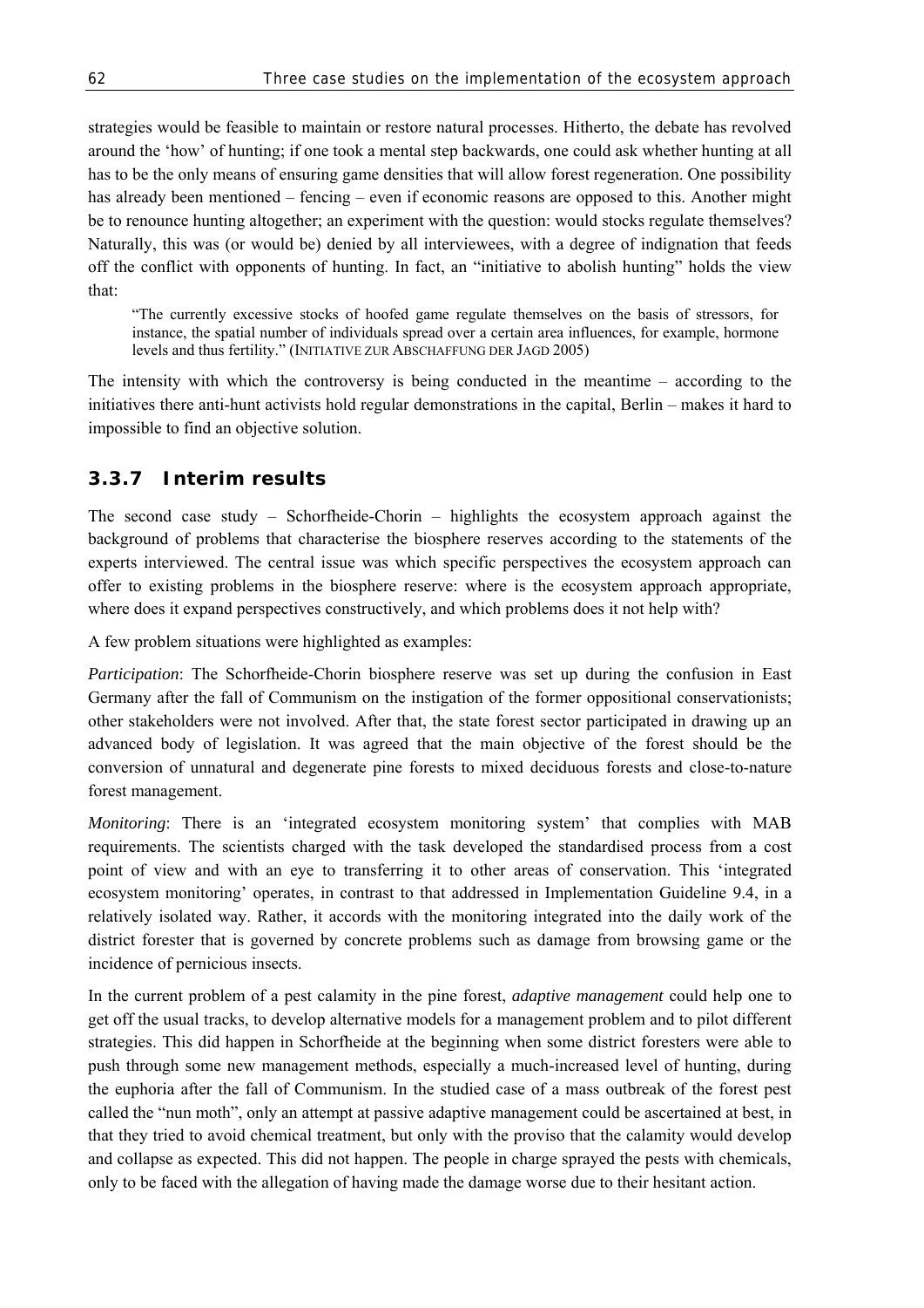strategies would be feasible to maintain or restore natural processes. Hitherto, the debate has revolved around the 'how' of hunting; if one took a mental step backwards, one could ask whether hunting at all has to be the only means of ensuring game densities that will allow forest regeneration. One possibility has already been mentioned – fencing – even if economic reasons are opposed to this. Another might be to renounce hunting altogether; an experiment with the question: would stocks regulate themselves? Naturally, this was (or would be) denied by all interviewees, with a degree of indignation that feeds off the conflict with opponents of hunting. In fact, an "initiative to abolish hunting" holds the view that:

> "The currently excessive stocks of hoofed game regulate themselves on the basis of stressors, for instance, the spatial number of individuals spread over a certain area influences, for example, hormone levels and thus fertility." (INITIATIVE ZUR ABSCHAFFUNG DER JAGD 2005)

The intensity with which the controversy is being conducted in the meantime – according to the initiatives there anti-hunt activists hold regular demonstrations in the capital, Berlin – makes it hard to impossible to find an objective solution.

### 3.3.7 Interim results

The second case study – Schorfheide-Chorin – highlights the ecosystem approach against the background of problems that characterise the biosphere reserves according to the statements of the experts interviewed. The central issue was which specific perspectives the ecosystem approach can offer to existing problems in the biosphere reserve: where is the ecosystem approach appropriate, where does it expand perspectives constructively, and which problems does it not help with?

A few problem situations were highlighted as examples:

*Participation*: The Schorfheide-Chorin biosphere reserve was set up during the confusion in East Germany after the fall of Communism on the instigation of the former oppositional conservationists; other stakeholders were not involved. After that, the state forest sector participated in drawing up an advanced body of legislation. It was agreed that the main objective of the forest should be the conversion of unnatural and degenerate pine forests to mixed deciduous forests and close-to-nature forest management.

*Monitoring*: There is an 'integrated ecosystem monitoring system' that complies with MAB requirements. The scientists charged with the task developed the standardised process from a cost point of view and with an eye to transferring it to other areas of conservation. This 'integrated ecosystem monitoring' operates, in contrast to that addressed in Implementation Guideline 9.4, in a relatively isolated way. Rather, it accords with the monitoring integrated into the daily work of the district forester that is governed by concrete problems such as damage from browsing game or the incidence of pernicious insects.

In the current problem of a pest calamity in the pine forest, *adaptive management* could help one to get off the usual tracks, to develop alternative models for a management problem and to pilot different strategies. This did happen in Schorfheide at the beginning when some district foresters were able to push through some new management methods, especially a much-increased level of hunting, during the euphoria after the fall of Communism. In the studied case of a mass outbreak of the forest pest called the "nun moth", only an attempt at passive adaptive management could be ascertained at best, in that they tried to avoid chemical treatment, but only with the proviso that the calamity would develop and collapse as expected. This did not happen. The people in charge sprayed the pests with chemicals, only to be faced with the allegation of having made the damage worse due to their hesitant action.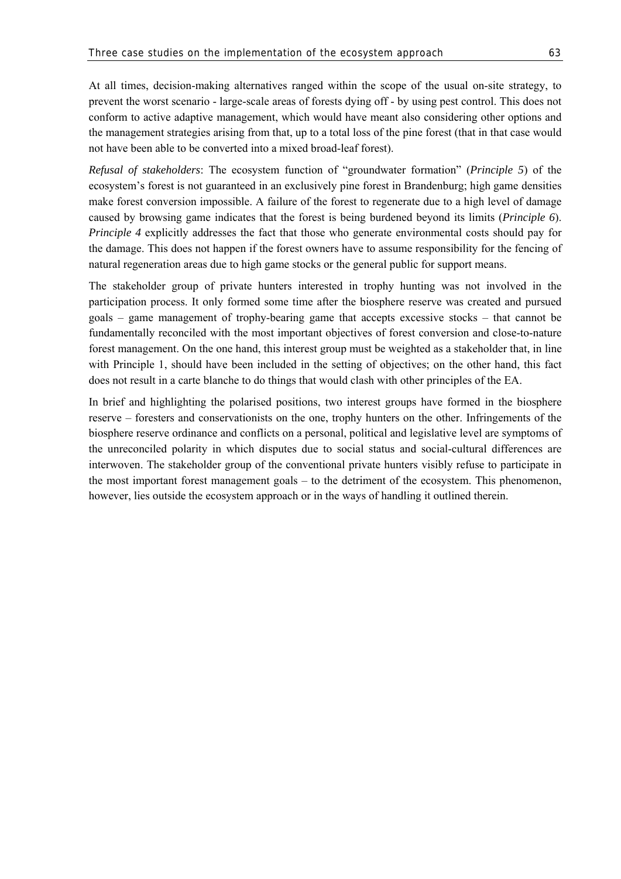At all times, decision-making alternatives ranged within the scope of the usual on-site strategy, to prevent the worst scenario - large-scale areas of forests dying off - by using pest control. This does not conform to active adaptive management, which would have meant also considering other options and the management strategies arising from that, up to a total loss of the pine forest (that in that case would not have been able to be converted into a mixed broad-leaf forest).

*Refusal of stakeholders*: The ecosystem function of "groundwater formation" (*Principle 5*) of the ecosystem's forest is not guaranteed in an exclusively pine forest in Brandenburg; high game densities make forest conversion impossible. A failure of the forest to regenerate due to a high level of damage caused by browsing game indicates that the forest is being burdened beyond its limits (*Principle 6*). *Principle 4* explicitly addresses the fact that those who generate environmental costs should pay for the damage. This does not happen if the forest owners have to assume responsibility for the fencing of natural regeneration areas due to high game stocks or the general public for support means.

The stakeholder group of private hunters interested in trophy hunting was not involved in the participation process. It only formed some time after the biosphere reserve was created and pursued goals – game management of trophy-bearing game that accepts excessive stocks – that cannot be fundamentally reconciled with the most important objectives of forest conversion and close-to-nature forest management. On the one hand, this interest group must be weighted as a stakeholder that, in line with Principle 1, should have been included in the setting of objectives; on the other hand, this fact does not result in a carte blanche to do things that would clash with other principles of the EA.

In brief and highlighting the polarised positions, two interest groups have formed in the biosphere reserve – foresters and conservationists on the one, trophy hunters on the other. Infringements of the biosphere reserve ordinance and conflicts on a personal, political and legislative level are symptoms of the unreconciled polarity in which disputes due to social status and social-cultural differences are interwoven. The stakeholder group of the conventional private hunters visibly refuse to participate in the most important forest management goals – to the detriment of the ecosystem. This phenomenon, however, lies outside the ecosystem approach or in the ways of handling it outlined therein.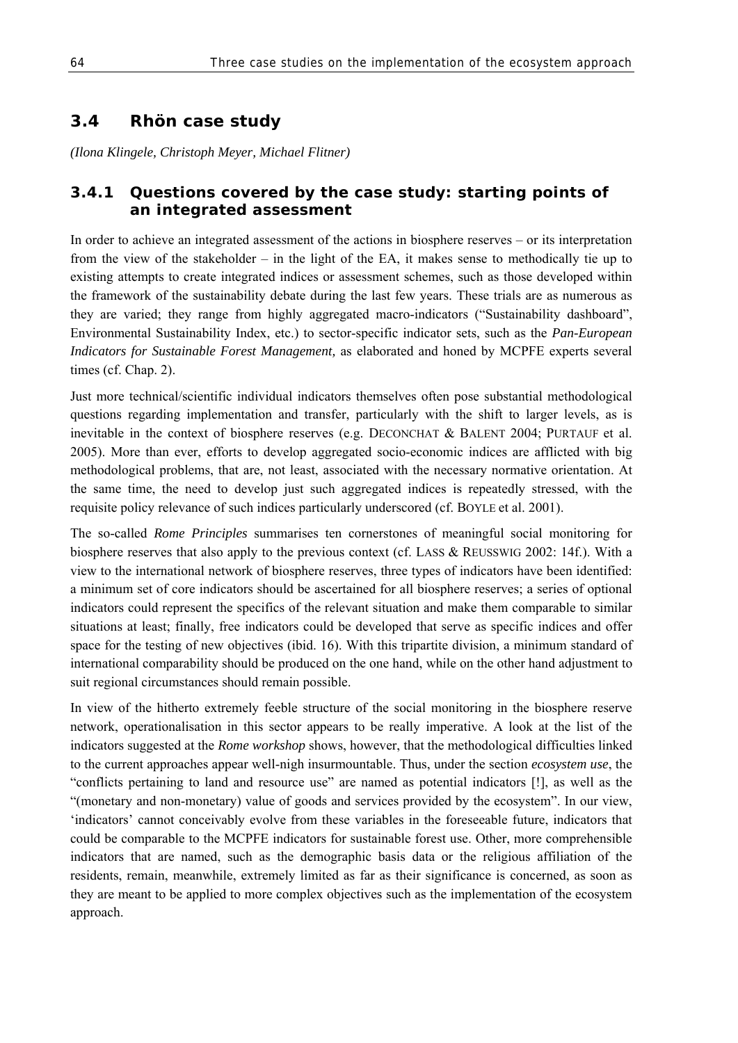## 3.4 Rhön case study

*(Ilona Klingele, Christoph Meyer, Michael Flitner)*

### 3.4.1 Questions covered by the case study: starting points of an integrated assessment

In order to achieve an integrated assessment of the actions in biosphere reserves – or its interpretation from the view of the stakeholder – in the light of the EA, it makes sense to methodically tie up to existing attempts to create integrated indices or assessment schemes, such as those developed within the framework of the sustainability debate during the last few years. These trials are as numerous as they are varied; they range from highly aggregated macro-indicators ("Sustainability dashboard", Environmental Sustainability Index, etc.) to sector-specific indicator sets, such as the *Pan-European Indicators for Sustainable Forest Management,* as elaborated and honed by MCPFE experts several times (cf. Chap. 2).

Just more technical/scientific individual indicators themselves often pose substantial methodological questions regarding implementation and transfer, particularly with the shift to larger levels, as is inevitable in the context of biosphere reserves (e.g. DECONCHAT & BALENT 2004; PURTAUF et al. 2005). More than ever, efforts to develop aggregated socio-economic indices are afflicted with big methodological problems, that are, not least, associated with the necessary normative orientation. At the same time, the need to develop just such aggregated indices is repeatedly stressed, with the requisite policy relevance of such indices particularly underscored (cf. BOYLE et al. 2001).

The so-called *Rome Principles* summarises ten cornerstones of meaningful social monitoring for biosphere reserves that also apply to the previous context (cf. LASS & REUSSWIG 2002: 14f.). With a view to the international network of biosphere reserves, three types of indicators have been identified: a minimum set of core indicators should be ascertained for all biosphere reserves; a series of optional indicators could represent the specifics of the relevant situation and make them comparable to similar situations at least; finally, free indicators could be developed that serve as specific indices and offer space for the testing of new objectives (ibid. 16). With this tripartite division, a minimum standard of international comparability should be produced on the one hand, while on the other hand adjustment to suit regional circumstances should remain possible.

In view of the hitherto extremely feeble structure of the social monitoring in the biosphere reserve network, operationalisation in this sector appears to be really imperative. A look at the list of the indicators suggested at the *Rome workshop* shows, however, that the methodological difficulties linked to the current approaches appear well-nigh insurmountable. Thus, under the section *ecosystem use*, the "conflicts pertaining to land and resource use" are named as potential indicators [!], as well as the "(monetary and non-monetary) value of goods and services provided by the ecosystem". In our view, 'indicators' cannot conceivably evolve from these variables in the foreseeable future, indicators that could be comparable to the MCPFE indicators for sustainable forest use. Other, more comprehensible indicators that are named, such as the demographic basis data or the religious affiliation of the residents, remain, meanwhile, extremely limited as far as their significance is concerned, as soon as they are meant to be applied to more complex objectives such as the implementation of the ecosystem approach.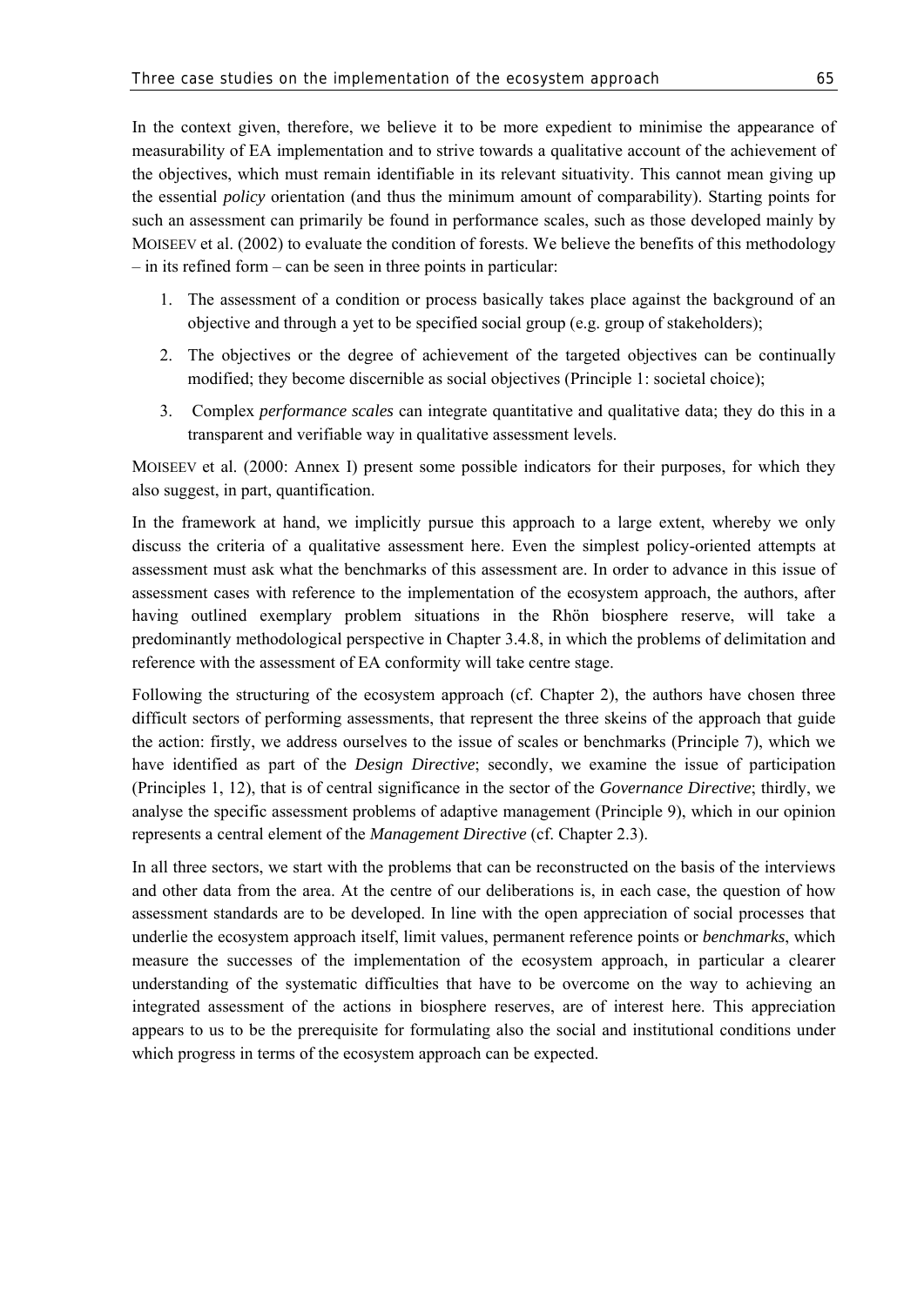In the context given, therefore, we believe it to be more expedient to minimise the appearance of measurability of EA implementation and to strive towards a qualitative account of the achievement of the objectives, which must remain identifiable in its relevant situativity. This cannot mean giving up the essential *policy* orientation (and thus the minimum amount of comparability). Starting points for such an assessment can primarily be found in performance scales, such as those developed mainly by MOISEEV et al. (2002) to evaluate the condition of forests. We believe the benefits of this methodology – in its refined form – can be seen in three points in particular:

1. The assessment of a condition or process basically takes place against the background of an objective and through a yet to be specified social group (e.g. group of stakeholders);
2. The objectives or the degree of achievement of the targeted objectives can be continually modified; they become discernible as social objectives (Principle 1: societal choice);
3. Complex *performance scales* can integrate quantitative and qualitative data; they do this in a transparent and verifiable way in qualitative assessment levels.

MOISEEV et al. (2000: Annex I) present some possible indicators for their purposes, for which they also suggest, in part, quantification.

In the framework at hand, we implicitly pursue this approach to a large extent, whereby we only discuss the criteria of a qualitative assessment here. Even the simplest policy-oriented attempts at assessment must ask what the benchmarks of this assessment are. In order to advance in this issue of assessment cases with reference to the implementation of the ecosystem approach, the authors, after having outlined exemplary problem situations in the Rhön biosphere reserve, will take a predominantly methodological perspective in Chapter 3.4.8, in which the problems of delimitation and reference with the assessment of EA conformity will take centre stage.

Following the structuring of the ecosystem approach (cf. Chapter 2), the authors have chosen three difficult sectors of performing assessments, that represent the three skeins of the approach that guide the action: firstly, we address ourselves to the issue of scales or benchmarks (Principle 7), which we have identified as part of the *Design Directive*; secondly, we examine the issue of participation (Principles 1, 12), that is of central significance in the sector of the *Governance Directive*; thirdly, we analyse the specific assessment problems of adaptive management (Principle 9), which in our opinion represents a central element of the *Management Directive* (cf. Chapter 2.3).

In all three sectors, we start with the problems that can be reconstructed on the basis of the interviews and other data from the area. At the centre of our deliberations is, in each case, the question of how assessment standards are to be developed. In line with the open appreciation of social processes that underlie the ecosystem approach itself, limit values, permanent reference points or *benchmarks*, which measure the successes of the implementation of the ecosystem approach, in particular a clearer understanding of the systematic difficulties that have to be overcome on the way to achieving an integrated assessment of the actions in biosphere reserves, are of interest here. This appreciation appears to us to be the prerequisite for formulating also the social and institutional conditions under which progress in terms of the ecosystem approach can be expected.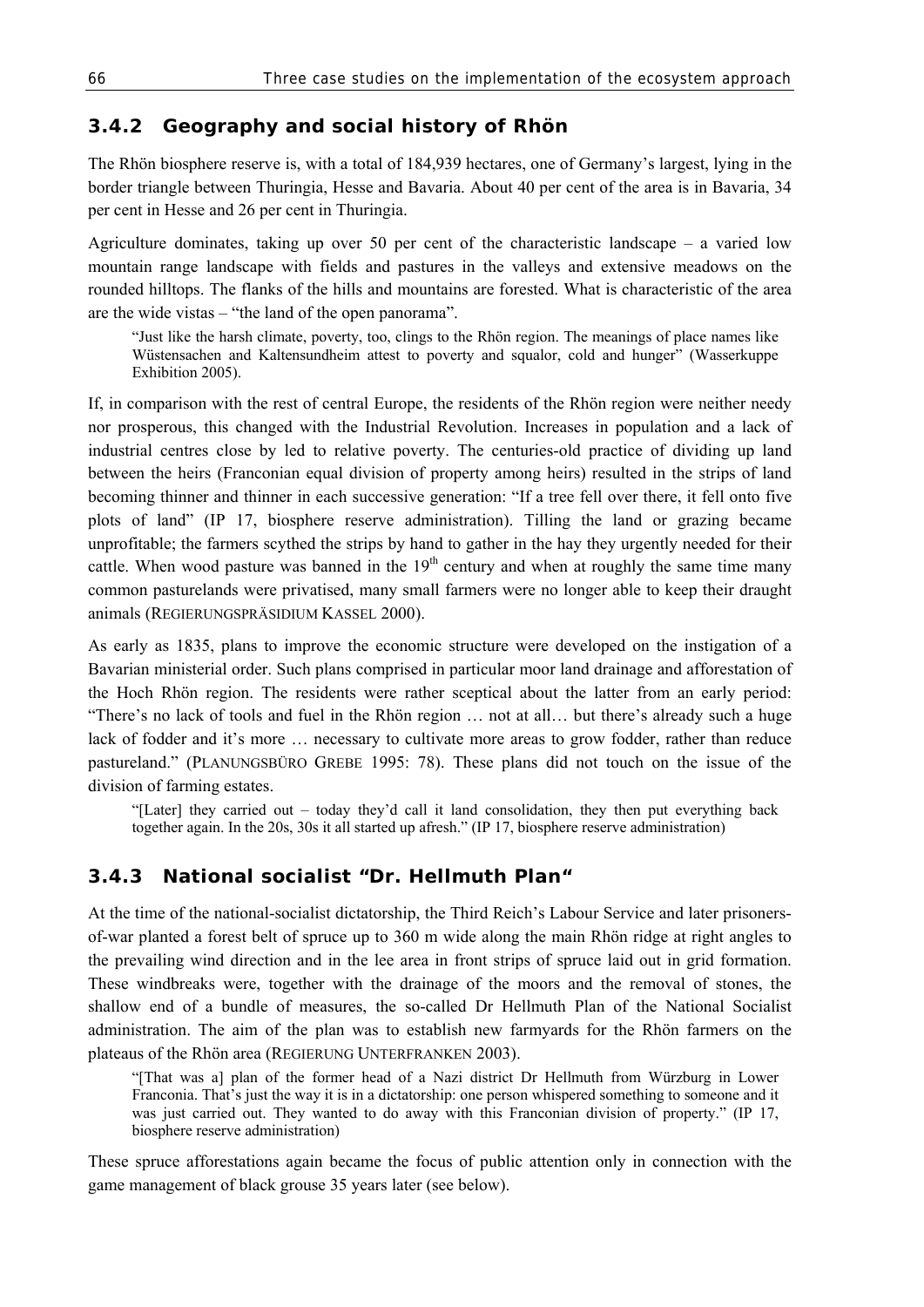### 3.4.2 Geography and social history of Rhön

The Rhön biosphere reserve is, with a total of 184,939 hectares, one of Germany's largest, lying in the border triangle between Thuringia, Hesse and Bavaria. About 40 per cent of the area is in Bavaria, 34 per cent in Hesse and 26 per cent in Thuringia.

Agriculture dominates, taking up over 50 per cent of the characteristic landscape – a varied low mountain range landscape with fields and pastures in the valleys and extensive meadows on the rounded hilltops. The flanks of the hills and mountains are forested. What is characteristic of the area are the wide vistas – "the land of the open panorama".

> "Just like the harsh climate, poverty, too, clings to the Rhön region. The meanings of place names like Wüstensachen and Kaltensundheim attest to poverty and squalor, cold and hunger" (Wasserkuppe Exhibition 2005).

If, in comparison with the rest of central Europe, the residents of the Rhön region were neither needy nor prosperous, this changed with the Industrial Revolution. Increases in population and a lack of industrial centres close by led to relative poverty. The centuries-old practice of dividing up land between the heirs (Franconian equal division of property among heirs) resulted in the strips of land becoming thinner and thinner in each successive generation: "If a tree fell over there, it fell onto five plots of land" (IP 17, biosphere reserve administration). Tilling the land or grazing became unprofitable; the farmers scythed the strips by hand to gather in the hay they urgently needed for their cattle. When wood pasture was banned in the 19th century and when at roughly the same time many common pasturelands were privatised, many small farmers were no longer able to keep their draught animals (REGIERUNGSPRÄSIDIUM KASSEL 2000).

As early as 1835, plans to improve the economic structure were developed on the instigation of a Bavarian ministerial order. Such plans comprised in particular moor land drainage and afforestation of the Hoch Rhön region. The residents were rather sceptical about the latter from an early period: "There's no lack of tools and fuel in the Rhön region … not at all… but there's already such a huge lack of fodder and it's more … necessary to cultivate more areas to grow fodder, rather than reduce pastureland." (PLANUNGSBÜRO GREBE 1995: 78). These plans did not touch on the issue of the division of farming estates.

> "[Later] they carried out – today they'd call it land consolidation, they then put everything back together again. In the 20s, 30s it all started up afresh." (IP 17, biosphere reserve administration)

### 3.4.3 National socialist "Dr. Hellmuth Plan"

At the time of the national-socialist dictatorship, the Third Reich's Labour Service and later prisoners-of-war planted a forest belt of spruce up to 360 m wide along the main Rhön ridge at right angles to the prevailing wind direction and in the lee area in front strips of spruce laid out in grid formation. These windbreaks were, together with the drainage of the moors and the removal of stones, the shallow end of a bundle of measures, the so-called Dr Hellmuth Plan of the National Socialist administration. The aim of the plan was to establish new farmyards for the Rhön farmers on the plateaus of the Rhön area (REGIERUNG UNTERFRANKEN 2003).

> "[That was a] plan of the former head of a Nazi district Dr Hellmuth from Würzburg in Lower Franconia. That's just the way it is in a dictatorship: one person whispered something to someone and it was just carried out. They wanted to do away with this Franconian division of property." (IP 17, biosphere reserve administration)

These spruce afforestations again became the focus of public attention only in connection with the game management of black grouse 35 years later (see below).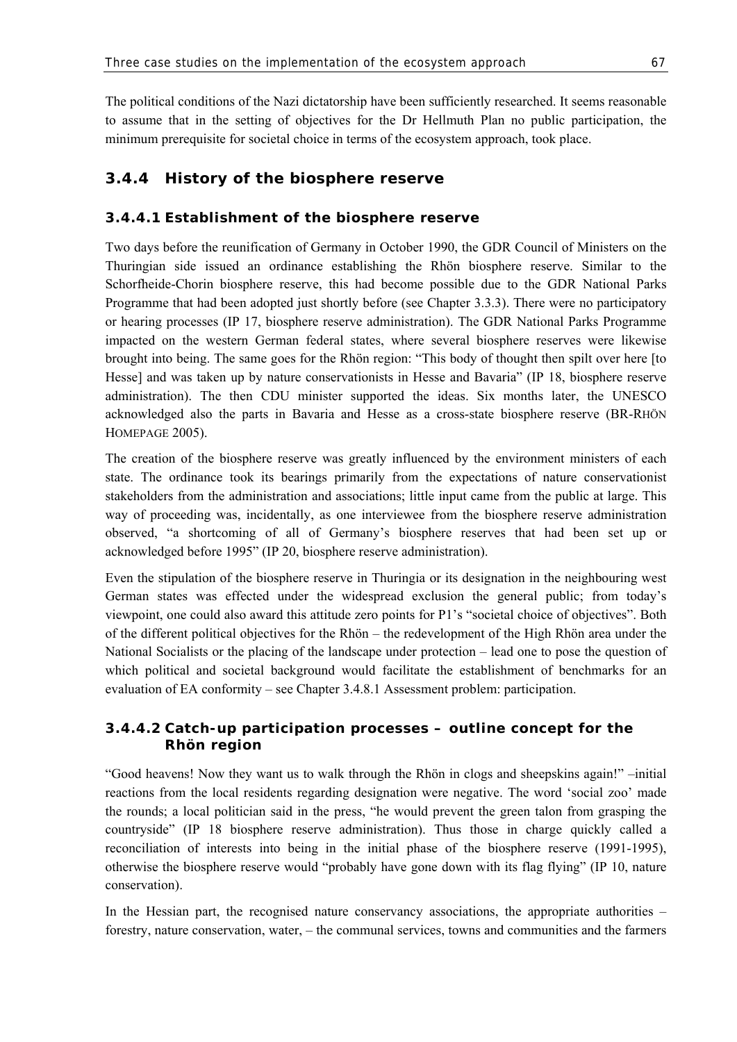The political conditions of the Nazi dictatorship have been sufficiently researched. It seems reasonable to assume that in the setting of objectives for the Dr Hellmuth Plan no public participation, the minimum prerequisite for societal choice in terms of the ecosystem approach, took place.

### 3.4.4 History of the biosphere reserve

#### 3.4.4.1 Establishment of the biosphere reserve

Two days before the reunification of Germany in October 1990, the GDR Council of Ministers on the Thuringian side issued an ordinance establishing the Rhön biosphere reserve. Similar to the Schorfheide-Chorin biosphere reserve, this had become possible due to the GDR National Parks Programme that had been adopted just shortly before (see Chapter 3.3.3). There were no participatory or hearing processes (IP 17, biosphere reserve administration). The GDR National Parks Programme impacted on the western German federal states, where several biosphere reserves were likewise brought into being. The same goes for the Rhön region: "This body of thought then spilt over here [to Hesse] and was taken up by nature conservationists in Hesse and Bavaria" (IP 18, biosphere reserve administration). The then CDU minister supported the ideas. Six months later, the UNESCO acknowledged also the parts in Bavaria and Hesse as a cross-state biosphere reserve (BR-RHÖN HOMEPAGE 2005).

The creation of the biosphere reserve was greatly influenced by the environment ministers of each state. The ordinance took its bearings primarily from the expectations of nature conservationist stakeholders from the administration and associations; little input came from the public at large. This way of proceeding was, incidentally, as one interviewee from the biosphere reserve administration observed, "a shortcoming of all of Germany's biosphere reserves that had been set up or acknowledged before 1995" (IP 20, biosphere reserve administration).

Even the stipulation of the biosphere reserve in Thuringia or its designation in the neighbouring west German states was effected under the widespread exclusion the general public; from today's viewpoint, one could also award this attitude zero points for P1's "societal choice of objectives". Both of the different political objectives for the Rhön – the redevelopment of the High Rhön area under the National Socialists or the placing of the landscape under protection – lead one to pose the question of which political and societal background would facilitate the establishment of benchmarks for an evaluation of EA conformity – see Chapter 3.4.8.1 Assessment problem: participation.

#### 3.4.4.2 Catch-up participation processes – outline concept for the Rhön region

"Good heavens! Now they want us to walk through the Rhön in clogs and sheepskins again!" –initial reactions from the local residents regarding designation were negative. The word 'social zoo' made the rounds; a local politician said in the press, "he would prevent the green talon from grasping the countryside" (IP 18 biosphere reserve administration). Thus those in charge quickly called a reconciliation of interests into being in the initial phase of the biosphere reserve (1991-1995), otherwise the biosphere reserve would "probably have gone down with its flag flying" (IP 10, nature conservation).

In the Hessian part, the recognised nature conservancy associations, the appropriate authorities – forestry, nature conservation, water, – the communal services, towns and communities and the farmers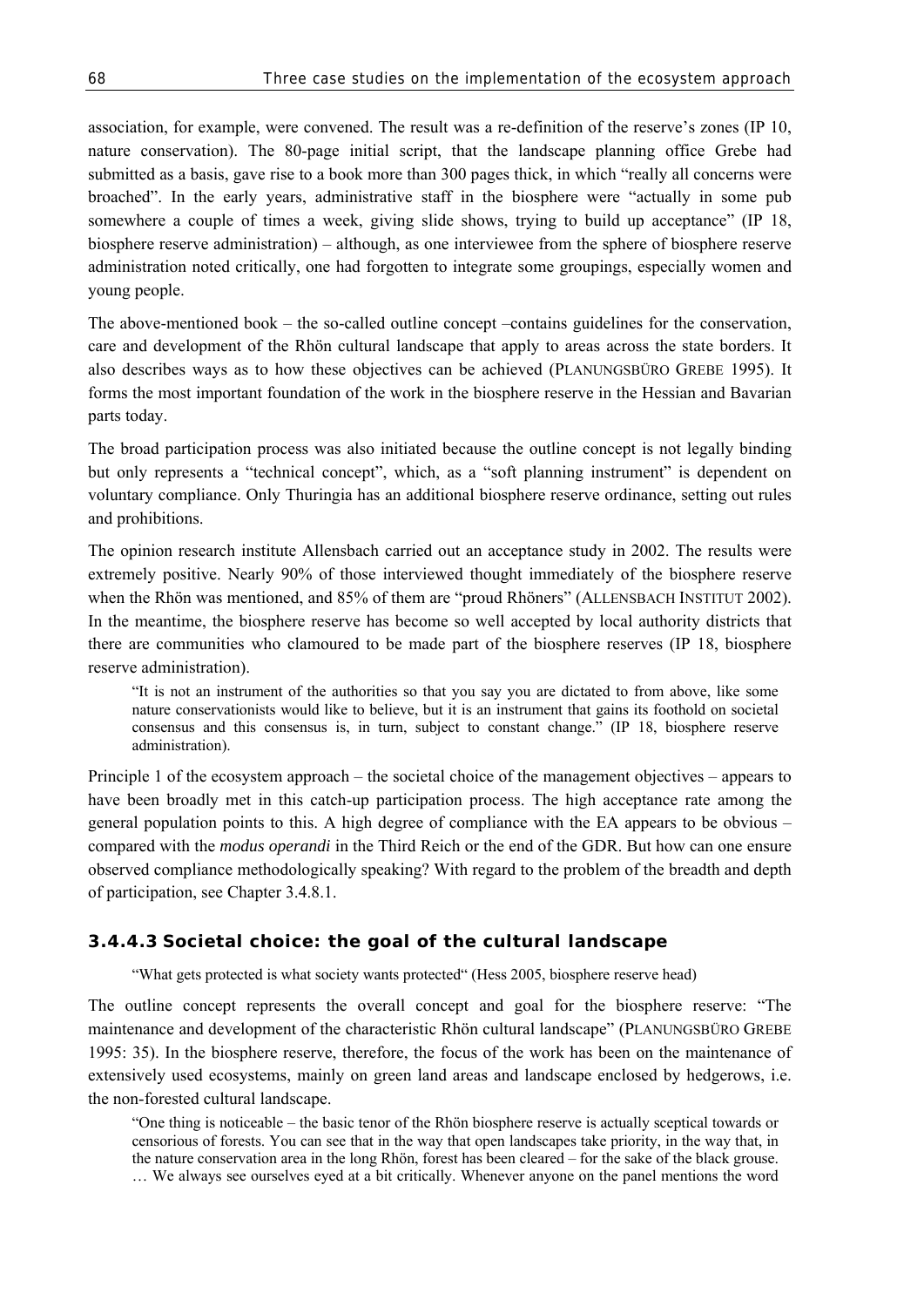association, for example, were convened. The result was a re-definition of the reserve's zones (IP 10, nature conservation). The 80-page initial script, that the landscape planning office Grebe had submitted as a basis, gave rise to a book more than 300 pages thick, in which "really all concerns were broached". In the early years, administrative staff in the biosphere were "actually in some pub somewhere a couple of times a week, giving slide shows, trying to build up acceptance" (IP 18, biosphere reserve administration) – although, as one interviewee from the sphere of biosphere reserve administration noted critically, one had forgotten to integrate some groupings, especially women and young people.

The above-mentioned book – the so-called outline concept –contains guidelines for the conservation, care and development of the Rhön cultural landscape that apply to areas across the state borders. It also describes ways as to how these objectives can be achieved (PLANUNGSBÜRO GREBE 1995). It forms the most important foundation of the work in the biosphere reserve in the Hessian and Bavarian parts today.

The broad participation process was also initiated because the outline concept is not legally binding but only represents a "technical concept", which, as a "soft planning instrument" is dependent on voluntary compliance. Only Thuringia has an additional biosphere reserve ordinance, setting out rules and prohibitions.

The opinion research institute Allensbach carried out an acceptance study in 2002. The results were extremely positive. Nearly 90% of those interviewed thought immediately of the biosphere reserve when the Rhön was mentioned, and 85% of them are "proud Rhöners" (ALLENSBACH INSTITUT 2002). In the meantime, the biosphere reserve has become so well accepted by local authority districts that there are communities who clamoured to be made part of the biosphere reserves (IP 18, biosphere reserve administration).

> "It is not an instrument of the authorities so that you say you are dictated to from above, like some nature conservationists would like to believe, but it is an instrument that gains its foothold on societal consensus and this consensus is, in turn, subject to constant change." (IP 18, biosphere reserve administration).

Principle 1 of the ecosystem approach – the societal choice of the management objectives – appears to have been broadly met in this catch-up participation process. The high acceptance rate among the general population points to this. A high degree of compliance with the EA appears to be obvious – compared with the *modus operandi* in the Third Reich or the end of the GDR. But how can one ensure observed compliance methodologically speaking? With regard to the problem of the breadth and depth of participation, see Chapter 3.4.8.1.

### 3.4.4.3 Societal choice: the goal of the cultural landscape

> "What gets protected is what society wants protected" (Hess 2005, biosphere reserve head)

The outline concept represents the overall concept and goal for the biosphere reserve: "The maintenance and development of the characteristic Rhön cultural landscape" (PLANUNGSBÜRO GREBE 1995: 35). In the biosphere reserve, therefore, the focus of the work has been on the maintenance of extensively used ecosystems, mainly on green land areas and landscape enclosed by hedgerows, i.e. the non-forested cultural landscape.

> "One thing is noticeable – the basic tenor of the Rhön biosphere reserve is actually sceptical towards or censorious of forests. You can see that in the way that open landscapes take priority, in the way that, in the nature conservation area in the long Rhön, forest has been cleared – for the sake of the black grouse. … We always see ourselves eyed at a bit critically. Whenever anyone on the panel mentions the word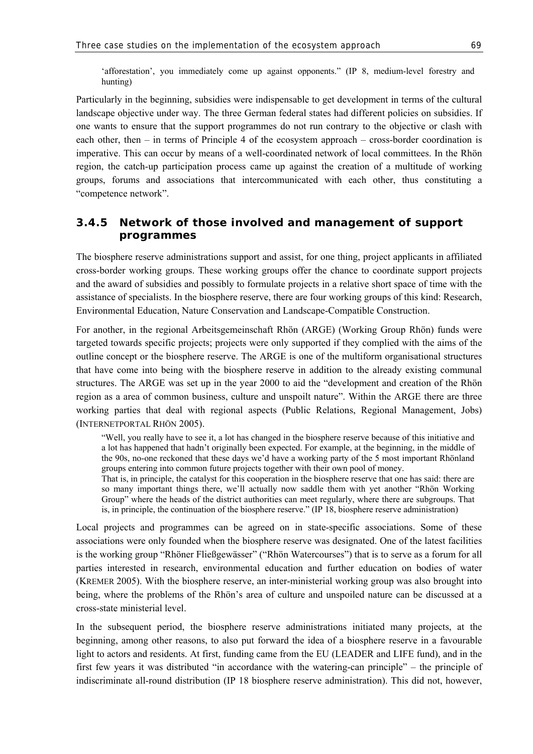> 'afforestation', you immediately come up against opponents." (IP 8, medium-level forestry and hunting)

Particularly in the beginning, subsidies were indispensable to get development in terms of the cultural landscape objective under way. The three German federal states had different policies on subsidies. If one wants to ensure that the support programmes do not run contrary to the objective or clash with each other, then – in terms of Principle 4 of the ecosystem approach – cross-border coordination is imperative. This can occur by means of a well-coordinated network of local committees. In the Rhön region, the catch-up participation process came up against the creation of a multitude of working groups, forums and associations that intercommunicated with each other, thus constituting a "competence network".

### 3.4.5 Network of those involved and management of support programmes

The biosphere reserve administrations support and assist, for one thing, project applicants in affiliated cross-border working groups. These working groups offer the chance to coordinate support projects and the award of subsidies and possibly to formulate projects in a relative short space of time with the assistance of specialists. In the biosphere reserve, there are four working groups of this kind: Research, Environmental Education, Nature Conservation and Landscape-Compatible Construction.

For another, in the regional Arbeitsgemeinschaft Rhön (ARGE) (Working Group Rhön) funds were targeted towards specific projects; projects were only supported if they complied with the aims of the outline concept or the biosphere reserve. The ARGE is one of the multiform organisational structures that have come into being with the biosphere reserve in addition to the already existing communal structures. The ARGE was set up in the year 2000 to aid the "development and creation of the Rhön region as a area of common business, culture and unspoilt nature". Within the ARGE there are three working parties that deal with regional aspects (Public Relations, Regional Management, Jobs) (INTERNETPORTAL RHÖN 2005).

> "Well, you really have to see it, a lot has changed in the biosphere reserve because of this initiative and a lot has happened that hadn't originally been expected. For example, at the beginning, in the middle of the 90s, no-one reckoned that these days we'd have a working party of the 5 most important Rhönland groups entering into common future projects together with their own pool of money.
> That is, in principle, the catalyst for this cooperation in the biosphere reserve that one has said: there are so many important things there, we'll actually now saddle them with yet another "Rhön Working Group" where the heads of the district authorities can meet regularly, where there are subgroups. That is, in principle, the continuation of the biosphere reserve." (IP 18, biosphere reserve administration)

Local projects and programmes can be agreed on in state-specific associations. Some of these associations were only founded when the biosphere reserve was designated. One of the latest facilities is the working group "Rhöner Fließgewässer" ("Rhön Watercourses") that is to serve as a forum for all parties interested in research, environmental education and further education on bodies of water (KREMER 2005). With the biosphere reserve, an inter-ministerial working group was also brought into being, where the problems of the Rhön's area of culture and unspoiled nature can be discussed at a cross-state ministerial level.

In the subsequent period, the biosphere reserve administrations initiated many projects, at the beginning, among other reasons, to also put forward the idea of a biosphere reserve in a favourable light to actors and residents. At first, funding came from the EU (LEADER and LIFE fund), and in the first few years it was distributed "in accordance with the watering-can principle" – the principle of indiscriminate all-round distribution (IP 18 biosphere reserve administration). This did not, however,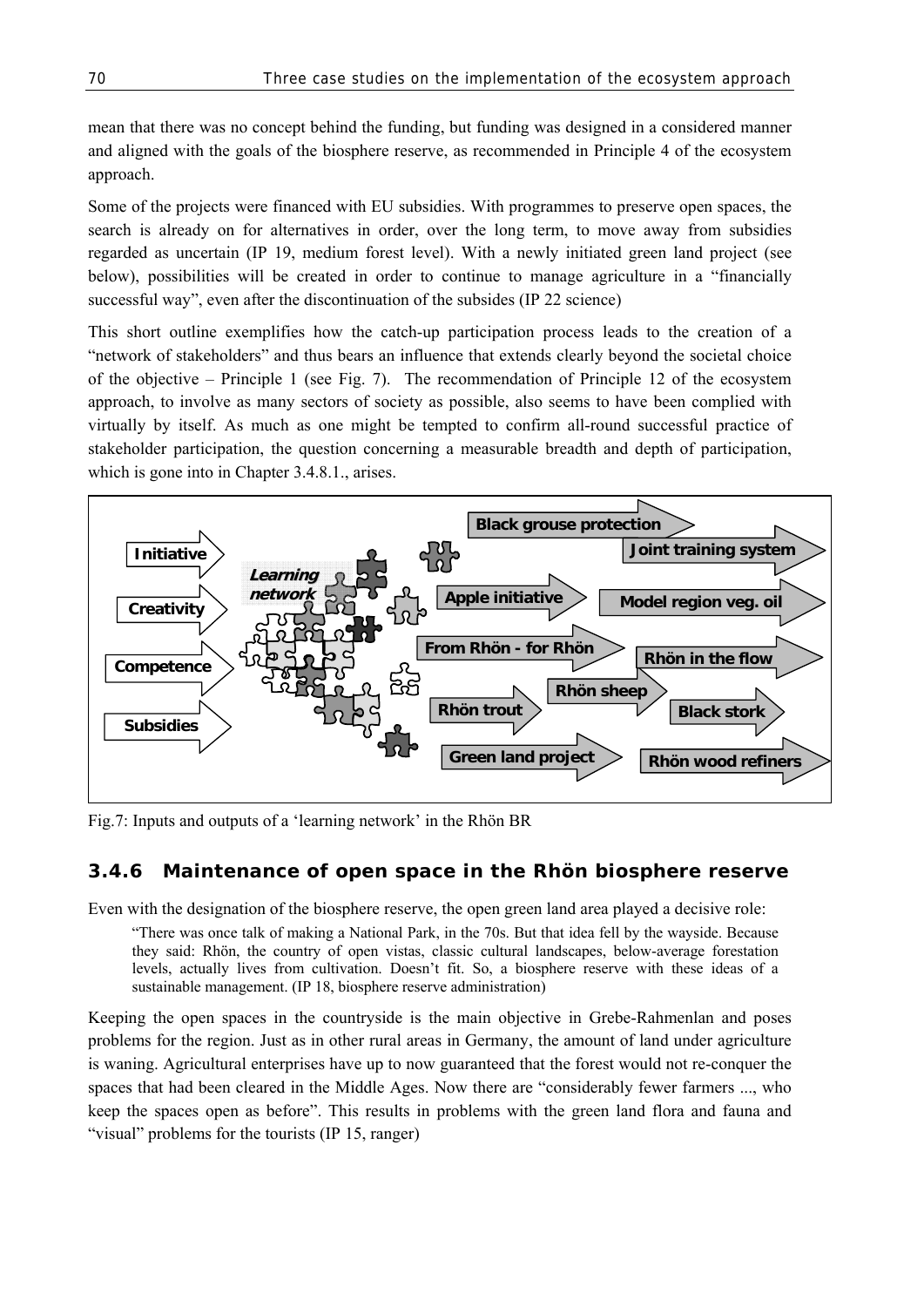mean that there was no concept behind the funding, but funding was designed in a considered manner and aligned with the goals of the biosphere reserve, as recommended in Principle 4 of the ecosystem approach.

Some of the projects were financed with EU subsidies. With programmes to preserve open spaces, the search is already on for alternatives in order, over the long term, to move away from subsidies regarded as uncertain (IP 19, medium forest level). With a newly initiated green land project (see below), possibilities will be created in order to continue to manage agriculture in a "financially successful way", even after the discontinuation of the subsides (IP 22 science)

This short outline exemplifies how the catch-up participation process leads to the creation of a "network of stakeholders" and thus bears an influence that extends clearly beyond the societal choice of the objective – Principle 1 (see Fig. 7). The recommendation of Principle 12 of the ecosystem approach, to involve as many sectors of society as possible, also seems to have been complied with virtually by itself. As much as one might be tempted to confirm all-round successful practice of stakeholder participation, the question concerning a measurable breadth and depth of participation, which is gone into in Chapter 3.4.8.1., arises.

Initiative
Creativity
Competence
Subsidies

*Learning network*

Black grouse protection
Joint training system
Apple initiative
Model region veg. oil
From Rhön - for Rhön
Rhön in the flow
Rhön sheep
Rhön trout
Black stork
Green land project
Rhön wood refiners

Fig.7: Inputs and outputs of a 'learning network' in the Rhön BR

### 3.4.6 Maintenance of open space in the Rhön biosphere reserve

Even with the designation of the biosphere reserve, the open green land area played a decisive role:

> "There was once talk of making a National Park, in the 70s. But that idea fell by the wayside. Because they said: Rhön, the country of open vistas, classic cultural landscapes, below-average forestation levels, actually lives from cultivation. Doesn't fit. So, a biosphere reserve with these ideas of a sustainable management. (IP 18, biosphere reserve administration)

Keeping the open spaces in the countryside is the main objective in Grebe-Rahmenlan and poses problems for the region. Just as in other rural areas in Germany, the amount of land under agriculture is waning. Agricultural enterprises have up to now guaranteed that the forest would not re-conquer the spaces that had been cleared in the Middle Ages. Now there are "considerably fewer farmers ..., who keep the spaces open as before". This results in problems with the green land flora and fauna and "visual" problems for the tourists (IP 15, ranger)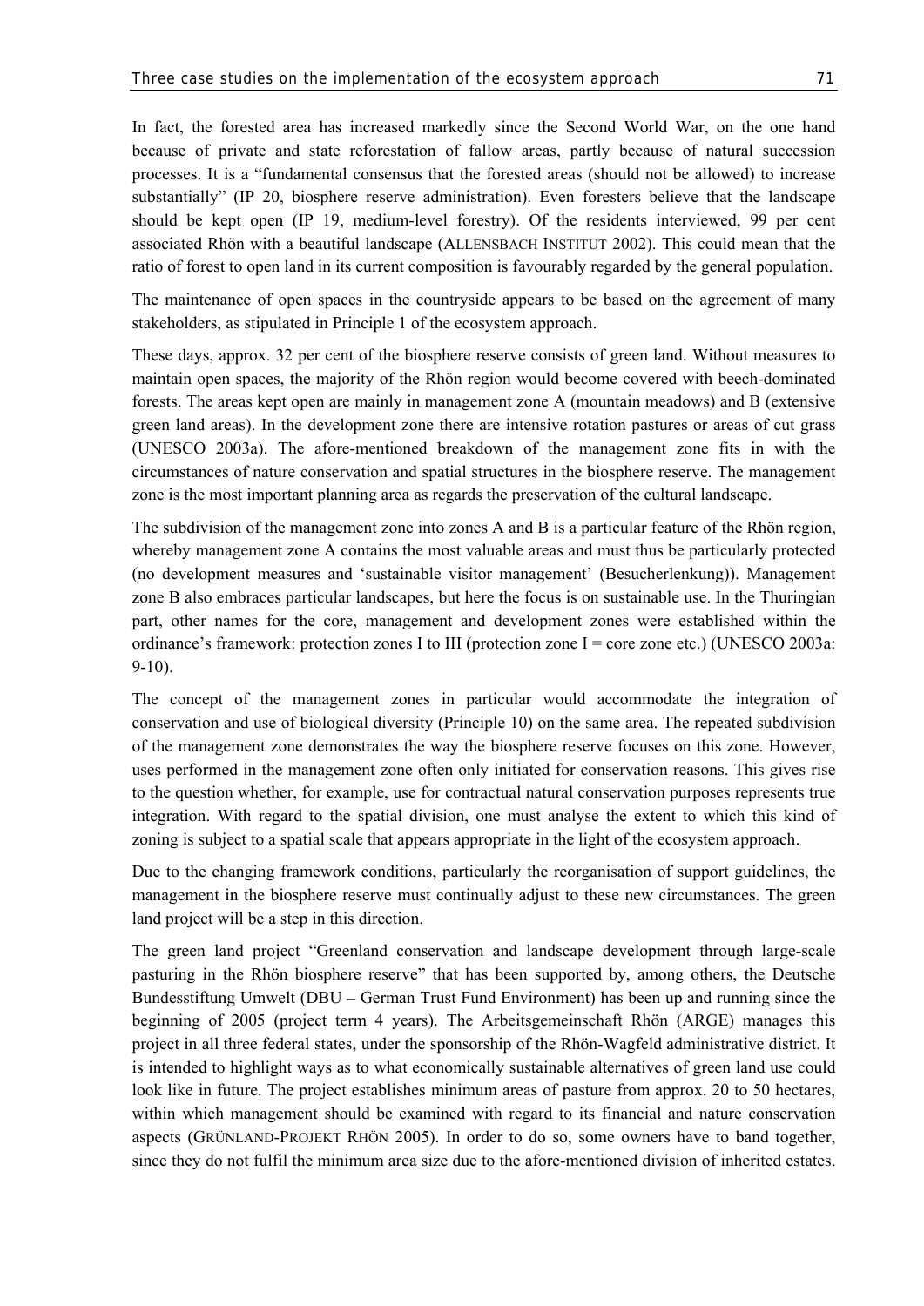In fact, the forested area has increased markedly since the Second World War, on the one hand because of private and state reforestation of fallow areas, partly because of natural succession processes. It is a "fundamental consensus that the forested areas (should not be allowed) to increase substantially" (IP 20, biosphere reserve administration). Even foresters believe that the landscape should be kept open (IP 19, medium-level forestry). Of the residents interviewed, 99 per cent associated Rhön with a beautiful landscape (ALLENSBACH INSTITUT 2002). This could mean that the ratio of forest to open land in its current composition is favourably regarded by the general population.

The maintenance of open spaces in the countryside appears to be based on the agreement of many stakeholders, as stipulated in Principle 1 of the ecosystem approach.

These days, approx. 32 per cent of the biosphere reserve consists of green land. Without measures to maintain open spaces, the majority of the Rhön region would become covered with beech-dominated forests. The areas kept open are mainly in management zone A (mountain meadows) and B (extensive green land areas). In the development zone there are intensive rotation pastures or areas of cut grass (UNESCO 2003a). The afore-mentioned breakdown of the management zone fits in with the circumstances of nature conservation and spatial structures in the biosphere reserve. The management zone is the most important planning area as regards the preservation of the cultural landscape.

The subdivision of the management zone into zones A and B is a particular feature of the Rhön region, whereby management zone A contains the most valuable areas and must thus be particularly protected (no development measures and 'sustainable visitor management' (Besucherlenkung)). Management zone B also embraces particular landscapes, but here the focus is on sustainable use. In the Thuringian part, other names for the core, management and development zones were established within the ordinance's framework: protection zones I to III (protection zone I = core zone etc.) (UNESCO 2003a: 9-10).

The concept of the management zones in particular would accommodate the integration of conservation and use of biological diversity (Principle 10) on the same area. The repeated subdivision of the management zone demonstrates the way the biosphere reserve focuses on this zone. However, uses performed in the management zone often only initiated for conservation reasons. This gives rise to the question whether, for example, use for contractual natural conservation purposes represents true integration. With regard to the spatial division, one must analyse the extent to which this kind of zoning is subject to a spatial scale that appears appropriate in the light of the ecosystem approach.

Due to the changing framework conditions, particularly the reorganisation of support guidelines, the management in the biosphere reserve must continually adjust to these new circumstances. The green land project will be a step in this direction.

The green land project "Greenland conservation and landscape development through large-scale pasturing in the Rhön biosphere reserve" that has been supported by, among others, the Deutsche Bundesstiftung Umwelt (DBU – German Trust Fund Environment) has been up and running since the beginning of 2005 (project term 4 years). The Arbeitsgemeinschaft Rhön (ARGE) manages this project in all three federal states, under the sponsorship of the Rhön-Wagfeld administrative district. It is intended to highlight ways as to what economically sustainable alternatives of green land use could look like in future. The project establishes minimum areas of pasture from approx. 20 to 50 hectares, within which management should be examined with regard to its financial and nature conservation aspects (GRÜNLAND-PROJEKT RHÖN 2005). In order to do so, some owners have to band together, since they do not fulfil the minimum area size due to the afore-mentioned division of inherited estates.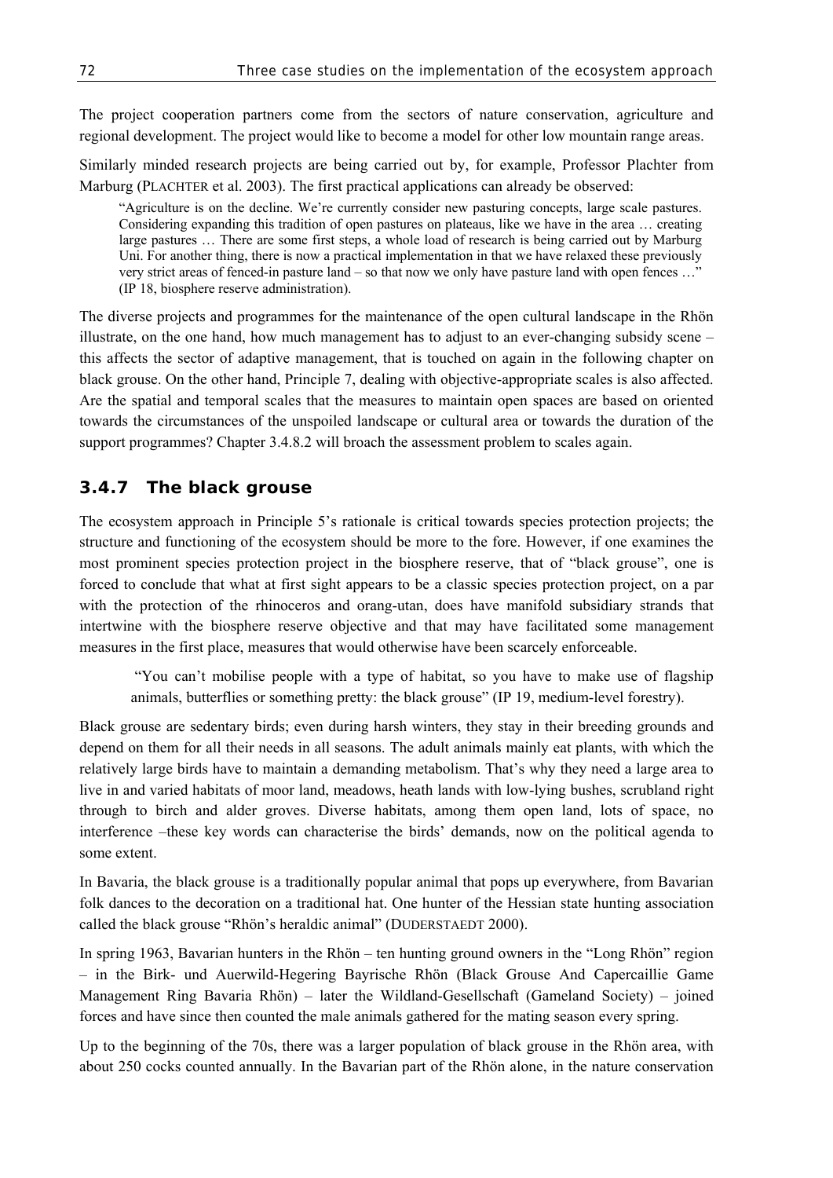The project cooperation partners come from the sectors of nature conservation, agriculture and regional development. The project would like to become a model for other low mountain range areas.

Similarly minded research projects are being carried out by, for example, Professor Plachter from Marburg (PLACHTER et al. 2003). The first practical applications can already be observed:

> "Agriculture is on the decline. We're currently consider new pasturing concepts, large scale pastures. Considering expanding this tradition of open pastures on plateaus, like we have in the area … creating large pastures … There are some first steps, a whole load of research is being carried out by Marburg Uni. For another thing, there is now a practical implementation in that we have relaxed these previously very strict areas of fenced-in pasture land – so that now we only have pasture land with open fences …" (IP 18, biosphere reserve administration).

The diverse projects and programmes for the maintenance of the open cultural landscape in the Rhön illustrate, on the one hand, how much management has to adjust to an ever-changing subsidy scene – this affects the sector of adaptive management, that is touched on again in the following chapter on black grouse. On the other hand, Principle 7, dealing with objective-appropriate scales is also affected. Are the spatial and temporal scales that the measures to maintain open spaces are based on oriented towards the circumstances of the unspoiled landscape or cultural area or towards the duration of the support programmes? Chapter 3.4.8.2 will broach the assessment problem to scales again.

### 3.4.7 The black grouse

The ecosystem approach in Principle 5's rationale is critical towards species protection projects; the structure and functioning of the ecosystem should be more to the fore. However, if one examines the most prominent species protection project in the biosphere reserve, that of "black grouse", one is forced to conclude that what at first sight appears to be a classic species protection project, on a par with the protection of the rhinoceros and orang-utan, does have manifold subsidiary strands that intertwine with the biosphere reserve objective and that may have facilitated some management measures in the first place, measures that would otherwise have been scarcely enforceable.

> "You can't mobilise people with a type of habitat, so you have to make use of flagship animals, butterflies or something pretty: the black grouse" (IP 19, medium-level forestry).

Black grouse are sedentary birds; even during harsh winters, they stay in their breeding grounds and depend on them for all their needs in all seasons. The adult animals mainly eat plants, with which the relatively large birds have to maintain a demanding metabolism. That's why they need a large area to live in and varied habitats of moor land, meadows, heath lands with low-lying bushes, scrubland right through to birch and alder groves. Diverse habitats, among them open land, lots of space, no interference –these key words can characterise the birds' demands, now on the political agenda to some extent.

In Bavaria, the black grouse is a traditionally popular animal that pops up everywhere, from Bavarian folk dances to the decoration on a traditional hat. One hunter of the Hessian state hunting association called the black grouse "Rhön's heraldic animal" (DUDERSTAEDT 2000).

In spring 1963, Bavarian hunters in the Rhön – ten hunting ground owners in the "Long Rhön" region – in the Birk- und Auerwild-Hegering Bayrische Rhön (Black Grouse And Capercaillie Game Management Ring Bavaria Rhön) – later the Wildland-Gesellschaft (Gameland Society) – joined forces and have since then counted the male animals gathered for the mating season every spring.

Up to the beginning of the 70s, there was a larger population of black grouse in the Rhön area, with about 250 cocks counted annually. In the Bavarian part of the Rhön alone, in the nature conservation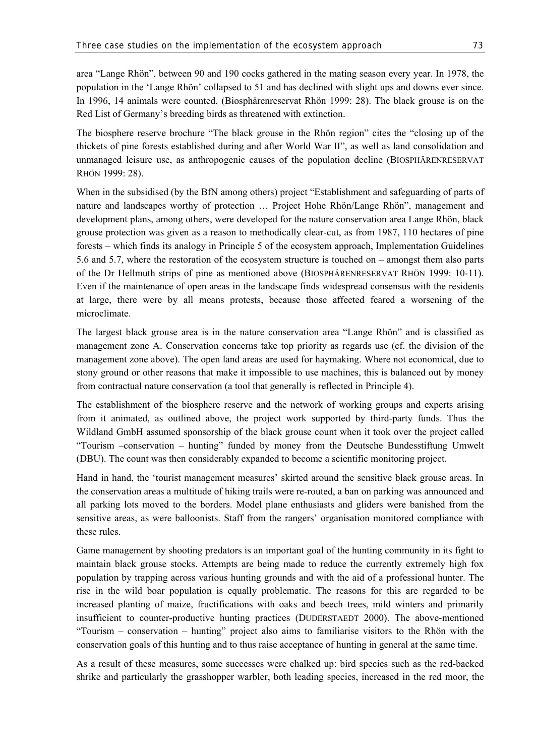area “Lange Rhön”, between 90 and 190 cocks gathered in the mating season every year. In 1978, the population in the ‘Lange Rhön’ collapsed to 51 and has declined with slight ups and downs ever since. In 1996, 14 animals were counted. (Biosphärenreservat Rhön 1999: 28). The black grouse is on the Red List of Germany’s breeding birds as threatened with extinction.

The biosphere reserve brochure “The black grouse in the Rhön region” cites the “closing up of the thickets of pine forests established during and after World War II”, as well as land consolidation and unmanaged leisure use, as anthropogenic causes of the population decline (BIOSPHÄRENRESERVAT RHÖN 1999: 28).

When in the subsidised (by the BfN among others) project “Establishment and safeguarding of parts of nature and landscapes worthy of protection … Project Hohe Rhön/Lange Rhön”, management and development plans, among others, were developed for the nature conservation area Lange Rhön, black grouse protection was given as a reason to methodically clear-cut, as from 1987, 110 hectares of pine forests – which finds its analogy in Principle 5 of the ecosystem approach, Implementation Guidelines 5.6 and 5.7, where the restoration of the ecosystem structure is touched on – amongst them also parts of the Dr Hellmuth strips of pine as mentioned above (BIOSPHÄRENRESERVAT RHÖN 1999: 10-11). Even if the maintenance of open areas in the landscape finds widespread consensus with the residents at large, there were by all means protests, because those affected feared a worsening of the microclimate.

The largest black grouse area is in the nature conservation area “Lange Rhön” and is classified as management zone A. Conservation concerns take top priority as regards use (cf. the division of the management zone above). The open land areas are used for haymaking. Where not economical, due to stony ground or other reasons that make it impossible to use machines, this is balanced out by money from contractual nature conservation (a tool that generally is reflected in Principle 4).

The establishment of the biosphere reserve and the network of working groups and experts arising from it animated, as outlined above, the project work supported by third-party funds. Thus the Wildland GmbH assumed sponsorship of the black grouse count when it took over the project called “Tourism –conservation – hunting” funded by money from the Deutsche Bundesstiftung Umwelt (DBU). The count was then considerably expanded to become a scientific monitoring project.

Hand in hand, the ‘tourist management measures’ skirted around the sensitive black grouse areas. In the conservation areas a multitude of hiking trails were re-routed, a ban on parking was announced and all parking lots moved to the borders. Model plane enthusiasts and gliders were banished from the sensitive areas, as were balloonists. Staff from the rangers’ organisation monitored compliance with these rules.

Game management by shooting predators is an important goal of the hunting community in its fight to maintain black grouse stocks. Attempts are being made to reduce the currently extremely high fox population by trapping across various hunting grounds and with the aid of a professional hunter. The rise in the wild boar population is equally problematic. The reasons for this are regarded to be increased planting of maize, fructifications with oaks and beech trees, mild winters and primarily insufficient to counter-productive hunting practices (DUDERSTAEDT 2000). The above-mentioned “Tourism – conservation – hunting” project also aims to familiarise visitors to the Rhön with the conservation goals of this hunting and to thus raise acceptance of hunting in general at the same time.

As a result of these measures, some successes were chalked up: bird species such as the red-backed shrike and particularly the grasshopper warbler, both leading species, increased in the red moor, the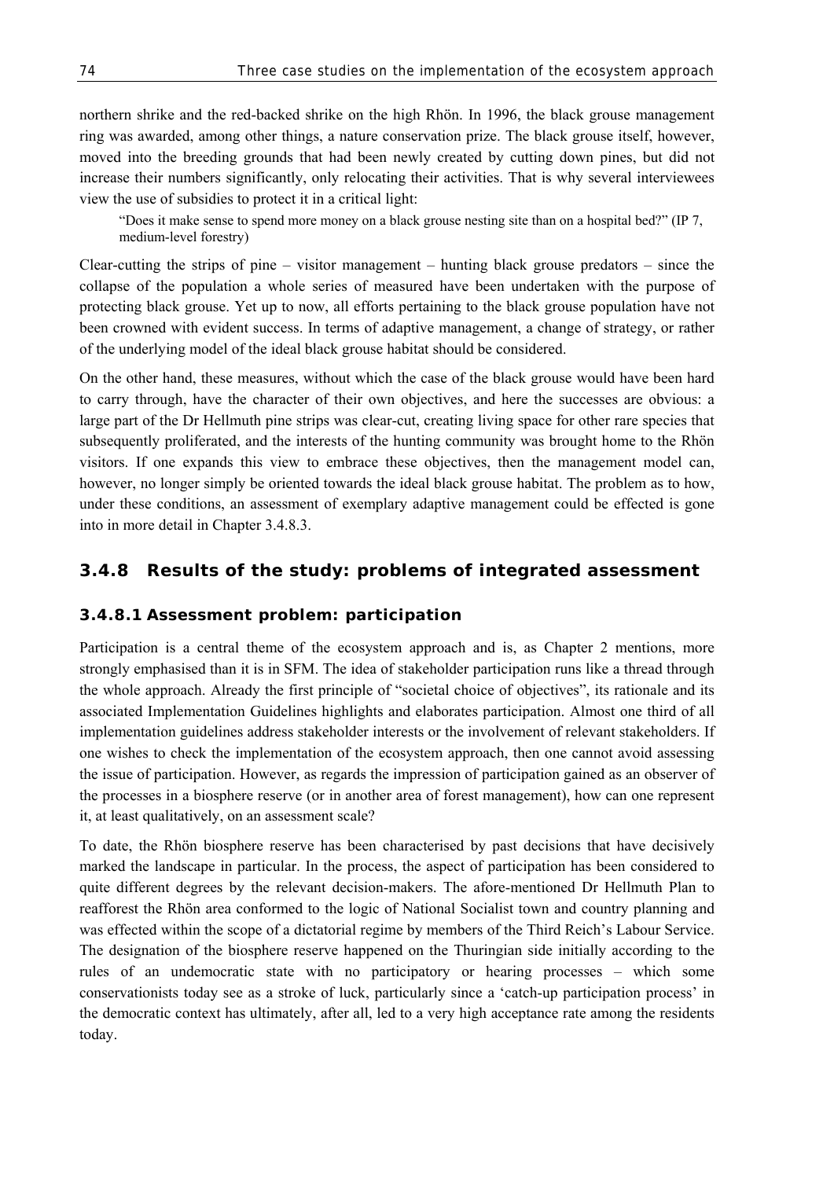northern shrike and the red-backed shrike on the high Rhön. In 1996, the black grouse management ring was awarded, among other things, a nature conservation prize. The black grouse itself, however, moved into the breeding grounds that had been newly created by cutting down pines, but did not increase their numbers significantly, only relocating their activities. That is why several interviewees view the use of subsidies to protect it in a critical light:

> "Does it make sense to spend more money on a black grouse nesting site than on a hospital bed?" (IP 7, medium-level forestry)

Clear-cutting the strips of pine – visitor management – hunting black grouse predators – since the collapse of the population a whole series of measured have been undertaken with the purpose of protecting black grouse. Yet up to now, all efforts pertaining to the black grouse population have not been crowned with evident success. In terms of adaptive management, a change of strategy, or rather of the underlying model of the ideal black grouse habitat should be considered.

On the other hand, these measures, without which the case of the black grouse would have been hard to carry through, have the character of their own objectives, and here the successes are obvious: a large part of the Dr Hellmuth pine strips was clear-cut, creating living space for other rare species that subsequently proliferated, and the interests of the hunting community was brought home to the Rhön visitors. If one expands this view to embrace these objectives, then the management model can, however, no longer simply be oriented towards the ideal black grouse habitat. The problem as to how, under these conditions, an assessment of exemplary adaptive management could be effected is gone into in more detail in Chapter 3.4.8.3.

### 3.4.8 Results of the study: problems of integrated assessment

#### 3.4.8.1 Assessment problem: participation

Participation is a central theme of the ecosystem approach and is, as Chapter 2 mentions, more strongly emphasised than it is in SFM. The idea of stakeholder participation runs like a thread through the whole approach. Already the first principle of "societal choice of objectives", its rationale and its associated Implementation Guidelines highlights and elaborates participation. Almost one third of all implementation guidelines address stakeholder interests or the involvement of relevant stakeholders. If one wishes to check the implementation of the ecosystem approach, then one cannot avoid assessing the issue of participation. However, as regards the impression of participation gained as an observer of the processes in a biosphere reserve (or in another area of forest management), how can one represent it, at least qualitatively, on an assessment scale?

To date, the Rhön biosphere reserve has been characterised by past decisions that have decisively marked the landscape in particular. In the process, the aspect of participation has been considered to quite different degrees by the relevant decision-makers. The afore-mentioned Dr Hellmuth Plan to reafforest the Rhön area conformed to the logic of National Socialist town and country planning and was effected within the scope of a dictatorial regime by members of the Third Reich's Labour Service. The designation of the biosphere reserve happened on the Thuringian side initially according to the rules of an undemocratic state with no participatory or hearing processes – which some conservationists today see as a stroke of luck, particularly since a 'catch-up participation process' in the democratic context has ultimately, after all, led to a very high acceptance rate among the residents today.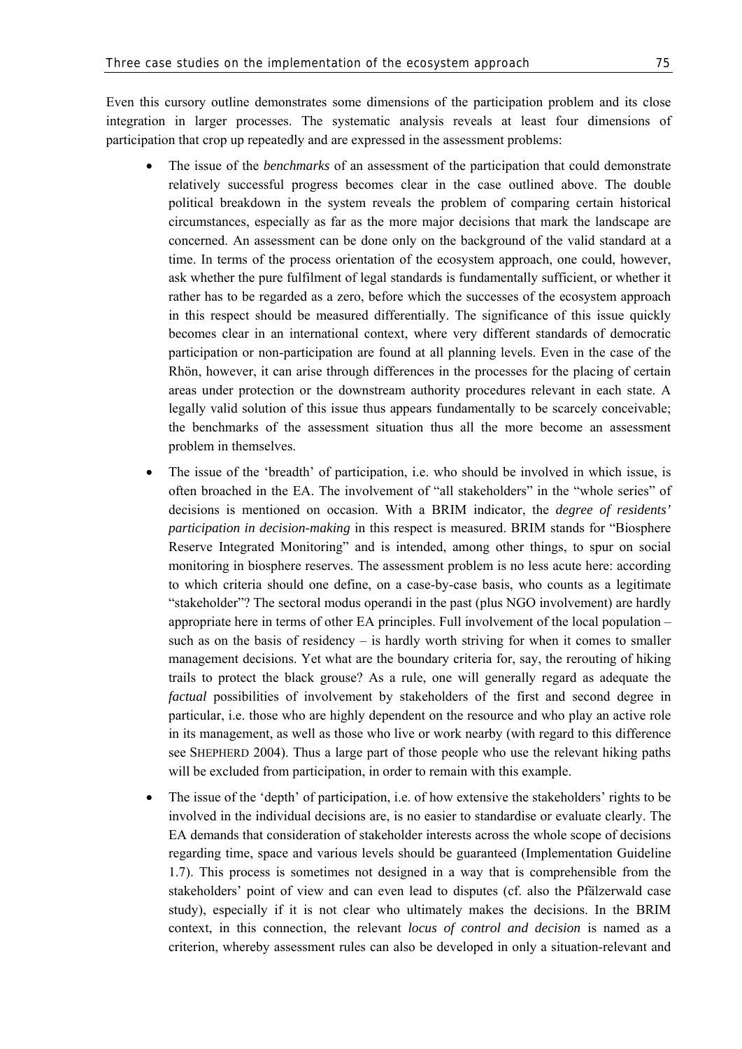Even this cursory outline demonstrates some dimensions of the participation problem and its close integration in larger processes. The systematic analysis reveals at least four dimensions of participation that crop up repeatedly and are expressed in the assessment problems:

- The issue of the *benchmarks* of an assessment of the participation that could demonstrate relatively successful progress becomes clear in the case outlined above. The double political breakdown in the system reveals the problem of comparing certain historical circumstances, especially as far as the more major decisions that mark the landscape are concerned. An assessment can be done only on the background of the valid standard at a time. In terms of the process orientation of the ecosystem approach, one could, however, ask whether the pure fulfilment of legal standards is fundamentally sufficient, or whether it rather has to be regarded as a zero, before which the successes of the ecosystem approach in this respect should be measured differentially. The significance of this issue quickly becomes clear in an international context, where very different standards of democratic participation or non-participation are found at all planning levels. Even in the case of the Rhön, however, it can arise through differences in the processes for the placing of certain areas under protection or the downstream authority procedures relevant in each state. A legally valid solution of this issue thus appears fundamentally to be scarcely conceivable; the benchmarks of the assessment situation thus all the more become an assessment problem in themselves.
- The issue of the 'breadth' of participation, i.e. who should be involved in which issue, is often broached in the EA. The involvement of "all stakeholders" in the "whole series" of decisions is mentioned on occasion. With a BRIM indicator, the *degree of residents' participation in decision-making* in this respect is measured. BRIM stands for "Biosphere Reserve Integrated Monitoring" and is intended, among other things, to spur on social monitoring in biosphere reserves. The assessment problem is no less acute here: according to which criteria should one define, on a case-by-case basis, who counts as a legitimate "stakeholder"? The sectoral modus operandi in the past (plus NGO involvement) are hardly appropriate here in terms of other EA principles. Full involvement of the local population – such as on the basis of residency – is hardly worth striving for when it comes to smaller management decisions. Yet what are the boundary criteria for, say, the rerouting of hiking trails to protect the black grouse? As a rule, one will generally regard as adequate the *factual* possibilities of involvement by stakeholders of the first and second degree in particular, i.e. those who are highly dependent on the resource and who play an active role in its management, as well as those who live or work nearby (with regard to this difference see SHEPHERD 2004). Thus a large part of those people who use the relevant hiking paths will be excluded from participation, in order to remain with this example.
- The issue of the 'depth' of participation, i.e. of how extensive the stakeholders' rights to be involved in the individual decisions are, is no easier to standardise or evaluate clearly. The EA demands that consideration of stakeholder interests across the whole scope of decisions regarding time, space and various levels should be guaranteed (Implementation Guideline 1.7). This process is sometimes not designed in a way that is comprehensible from the stakeholders' point of view and can even lead to disputes (cf. also the Pfälzerwald case study), especially if it is not clear who ultimately makes the decisions. In the BRIM context, in this connection, the relevant *locus of control and decision* is named as a criterion, whereby assessment rules can also be developed in only a situation-relevant and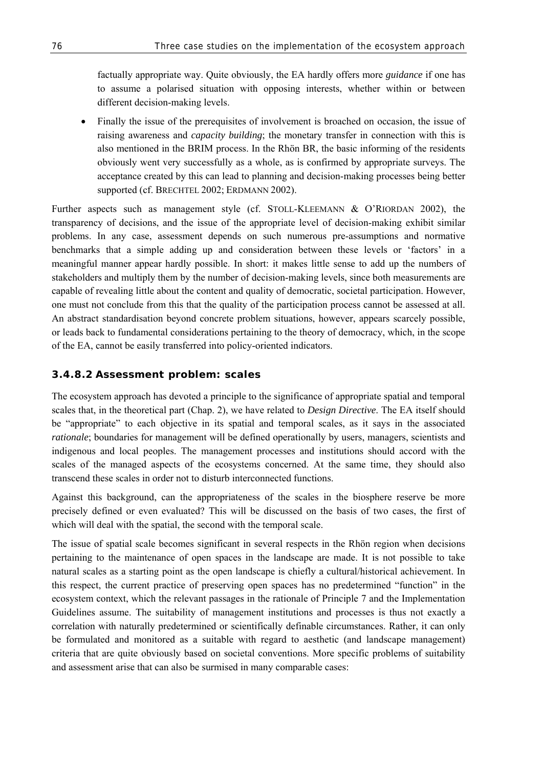factually appropriate way. Quite obviously, the EA hardly offers more *guidance* if one has to assume a polarised situation with opposing interests, whether within or between different decision-making levels.

- Finally the issue of the prerequisites of involvement is broached on occasion, the issue of raising awareness and *capacity building*; the monetary transfer in connection with this is also mentioned in the BRIM process. In the Rhön BR, the basic informing of the residents obviously went very successfully as a whole, as is confirmed by appropriate surveys. The acceptance created by this can lead to planning and decision-making processes being better supported (cf. BRECHTEL 2002; ERDMANN 2002).

Further aspects such as management style (cf. STOLL-KLEEMANN & O'RIORDAN 2002), the transparency of decisions, and the issue of the appropriate level of decision-making exhibit similar problems. In any case, assessment depends on such numerous pre-assumptions and normative benchmarks that a simple adding up and consideration between these levels or 'factors' in a meaningful manner appear hardly possible. In short: it makes little sense to add up the numbers of stakeholders and multiply them by the number of decision-making levels, since both measurements are capable of revealing little about the content and quality of democratic, societal participation. However, one must not conclude from this that the quality of the participation process cannot be assessed at all. An abstract standardisation beyond concrete problem situations, however, appears scarcely possible, or leads back to fundamental considerations pertaining to the theory of democracy, which, in the scope of the EA, cannot be easily transferred into policy-oriented indicators.

### 3.4.8.2 Assessment problem: scales

The ecosystem approach has devoted a principle to the significance of appropriate spatial and temporal scales that, in the theoretical part (Chap. 2), we have related to *Design Directive*. The EA itself should be "appropriate" to each objective in its spatial and temporal scales, as it says in the associated *rationale*; boundaries for management will be defined operationally by users, managers, scientists and indigenous and local peoples. The management processes and institutions should accord with the scales of the managed aspects of the ecosystems concerned. At the same time, they should also transcend these scales in order not to disturb interconnected functions.

Against this background, can the appropriateness of the scales in the biosphere reserve be more precisely defined or even evaluated? This will be discussed on the basis of two cases, the first of which will deal with the spatial, the second with the temporal scale.

The issue of spatial scale becomes significant in several respects in the Rhön region when decisions pertaining to the maintenance of open spaces in the landscape are made. It is not possible to take natural scales as a starting point as the open landscape is chiefly a cultural/historical achievement. In this respect, the current practice of preserving open spaces has no predetermined "function" in the ecosystem context, which the relevant passages in the rationale of Principle 7 and the Implementation Guidelines assume. The suitability of management institutions and processes is thus not exactly a correlation with naturally predetermined or scientifically definable circumstances. Rather, it can only be formulated and monitored as a suitable with regard to aesthetic (and landscape management) criteria that are quite obviously based on societal conventions. More specific problems of suitability and assessment arise that can also be surmised in many comparable cases: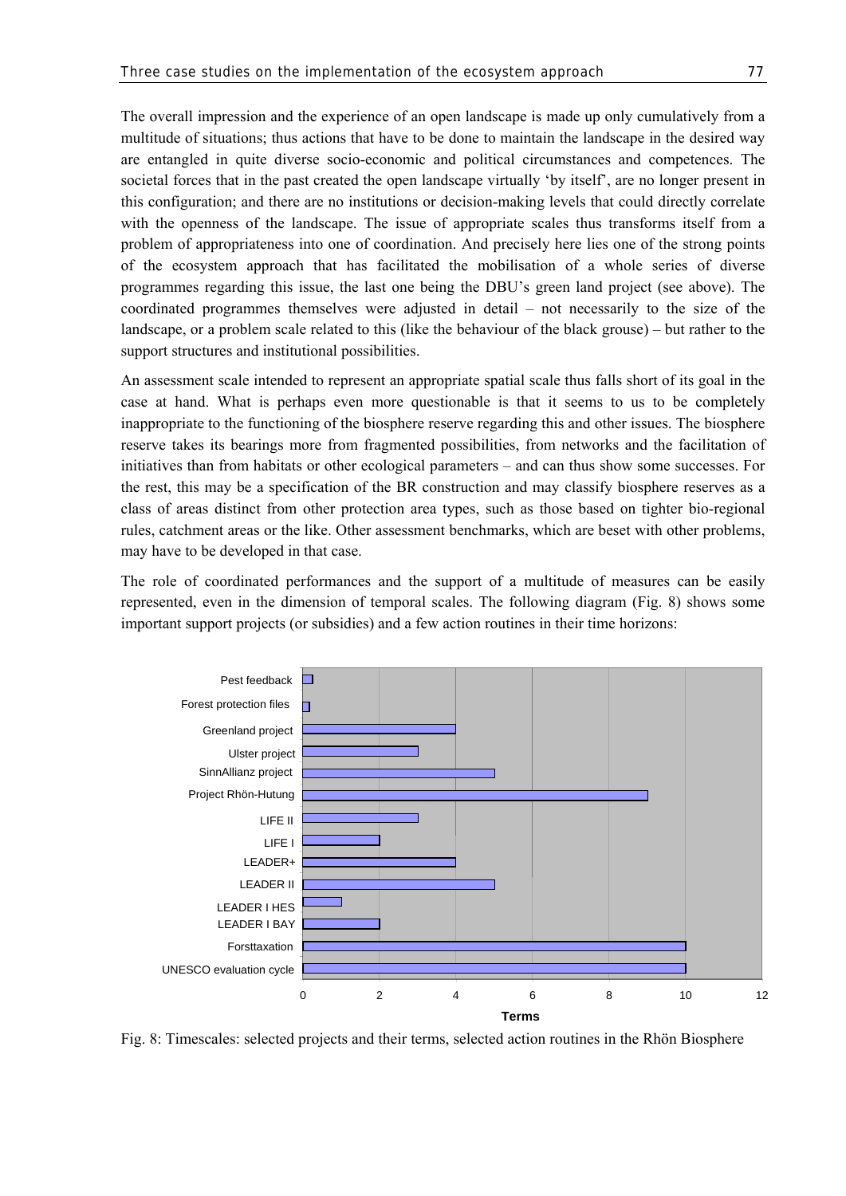The overall impression and the experience of an open landscape is made up only cumulatively from a multitude of situations; thus actions that have to be done to maintain the landscape in the desired way are entangled in quite diverse socio-economic and political circumstances and competences. The societal forces that in the past created the open landscape virtually 'by itself', are no longer present in this configuration; and there are no institutions or decision-making levels that could directly correlate with the openness of the landscape. The issue of appropriate scales thus transforms itself from a problem of appropriateness into one of coordination. And precisely here lies one of the strong points of the ecosystem approach that has facilitated the mobilisation of a whole series of diverse programmes regarding this issue, the last one being the DBU's green land project (see above). The coordinated programmes themselves were adjusted in detail – not necessarily to the size of the landscape, or a problem scale related to this (like the behaviour of the black grouse) – but rather to the support structures and institutional possibilities.

An assessment scale intended to represent an appropriate spatial scale thus falls short of its goal in the case at hand. What is perhaps even more questionable is that it seems to us to be completely inappropriate to the functioning of the biosphere reserve regarding this and other issues. The biosphere reserve takes its bearings more from fragmented possibilities, from networks and the facilitation of initiatives than from habitats or other ecological parameters – and can thus show some successes. For the rest, this may be a specification of the BR construction and may classify biosphere reserves as a class of areas distinct from other protection area types, such as those based on tighter bio-regional rules, catchment areas or the like. Other assessment benchmarks, which are beset with other problems, may have to be developed in that case.

The role of coordinated performances and the support of a multitude of measures can be easily represented, even in the dimension of temporal scales. The following diagram (Fig. 8) shows some important support projects (or subsidies) and a few action routines in their time horizons:

| Project / routine | Terms |
|---|---|
| Pest feedback | ~0.25 |
| Forest protection files | ~0.15 |
| Greenland project | 4 |
| Ulster project | 3 |
| SinnAllianz project | 5 |
| Project Rhön-Hutung | 9 |
| LIFE II | 3 |
| LIFE I | 2 |
| LEADER+ | 4 |
| LEADER II | 5 |
| LEADER I HES | 1 |
| LEADER I BAY | 2 |
| Forsttaxation | 10 |
| UNESCO evaluation cycle | 10 |

Fig. 8: Timescales: selected projects and their terms, selected action routines in the Rhön Biosphere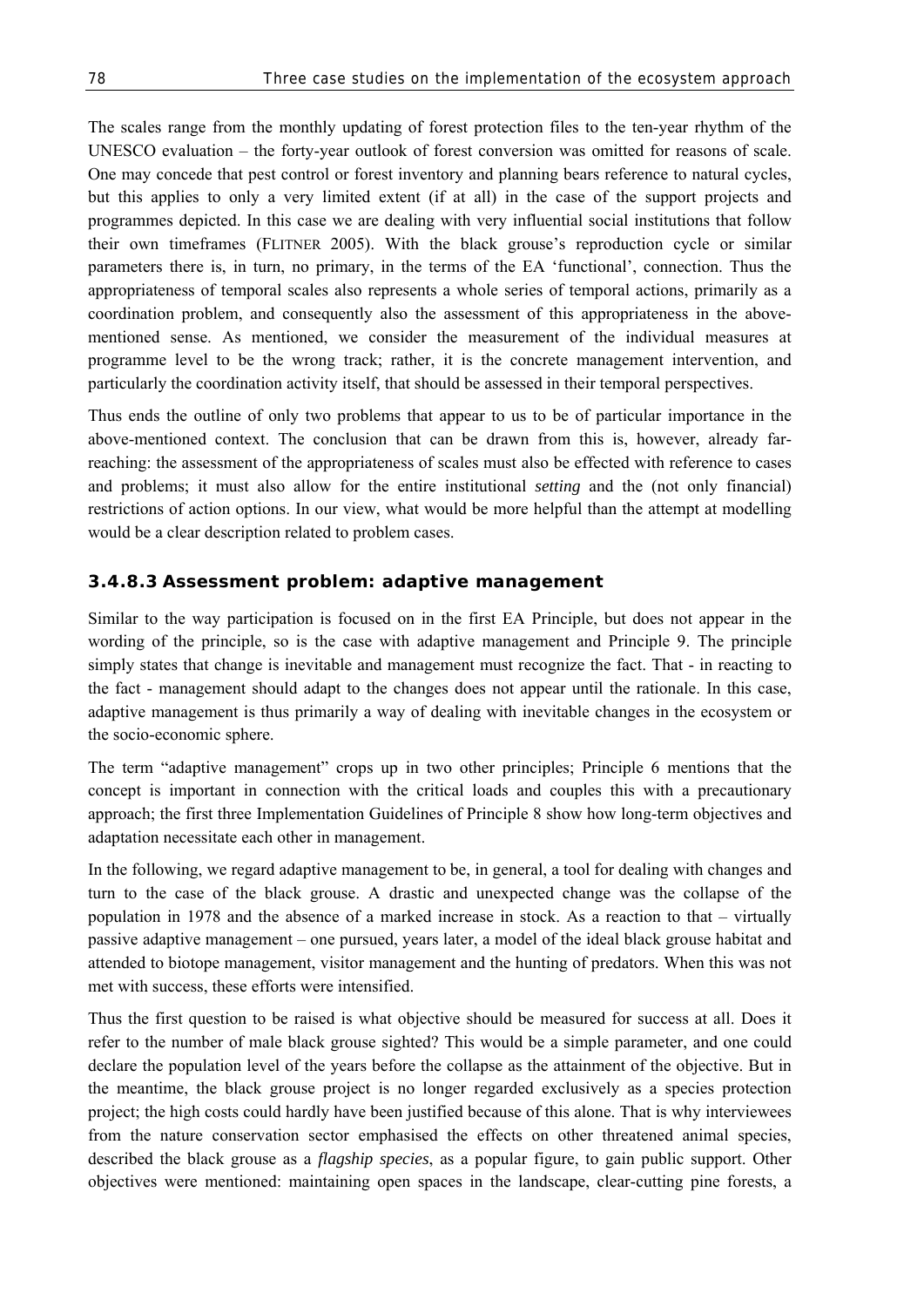The scales range from the monthly updating of forest protection files to the ten-year rhythm of the UNESCO evaluation – the forty-year outlook of forest conversion was omitted for reasons of scale. One may concede that pest control or forest inventory and planning bears reference to natural cycles, but this applies to only a very limited extent (if at all) in the case of the support projects and programmes depicted. In this case we are dealing with very influential social institutions that follow their own timeframes (FLITNER 2005). With the black grouse's reproduction cycle or similar parameters there is, in turn, no primary, in the terms of the EA 'functional', connection. Thus the appropriateness of temporal scales also represents a whole series of temporal actions, primarily as a coordination problem, and consequently also the assessment of this appropriateness in the above-mentioned sense. As mentioned, we consider the measurement of the individual measures at programme level to be the wrong track; rather, it is the concrete management intervention, and particularly the coordination activity itself, that should be assessed in their temporal perspectives.

Thus ends the outline of only two problems that appear to us to be of particular importance in the above-mentioned context. The conclusion that can be drawn from this is, however, already far-reaching: the assessment of the appropriateness of scales must also be effected with reference to cases and problems; it must also allow for the entire institutional *setting* and the (not only financial) restrictions of action options. In our view, what would be more helpful than the attempt at modelling would be a clear description related to problem cases.

### 3.4.8.3 Assessment problem: adaptive management

Similar to the way participation is focused on in the first EA Principle, but does not appear in the wording of the principle, so is the case with adaptive management and Principle 9. The principle simply states that change is inevitable and management must recognize the fact. That - in reacting to the fact - management should adapt to the changes does not appear until the rationale. In this case, adaptive management is thus primarily a way of dealing with inevitable changes in the ecosystem or the socio-economic sphere.

The term "adaptive management" crops up in two other principles; Principle 6 mentions that the concept is important in connection with the critical loads and couples this with a precautionary approach; the first three Implementation Guidelines of Principle 8 show how long-term objectives and adaptation necessitate each other in management.

In the following, we regard adaptive management to be, in general, a tool for dealing with changes and turn to the case of the black grouse. A drastic and unexpected change was the collapse of the population in 1978 and the absence of a marked increase in stock. As a reaction to that – virtually passive adaptive management – one pursued, years later, a model of the ideal black grouse habitat and attended to biotope management, visitor management and the hunting of predators. When this was not met with success, these efforts were intensified.

Thus the first question to be raised is what objective should be measured for success at all. Does it refer to the number of male black grouse sighted? This would be a simple parameter, and one could declare the population level of the years before the collapse as the attainment of the objective. But in the meantime, the black grouse project is no longer regarded exclusively as a species protection project; the high costs could hardly have been justified because of this alone. That is why interviewees from the nature conservation sector emphasised the effects on other threatened animal species, described the black grouse as a *flagship species*, as a popular figure, to gain public support. Other objectives were mentioned: maintaining open spaces in the landscape, clear-cutting pine forests, a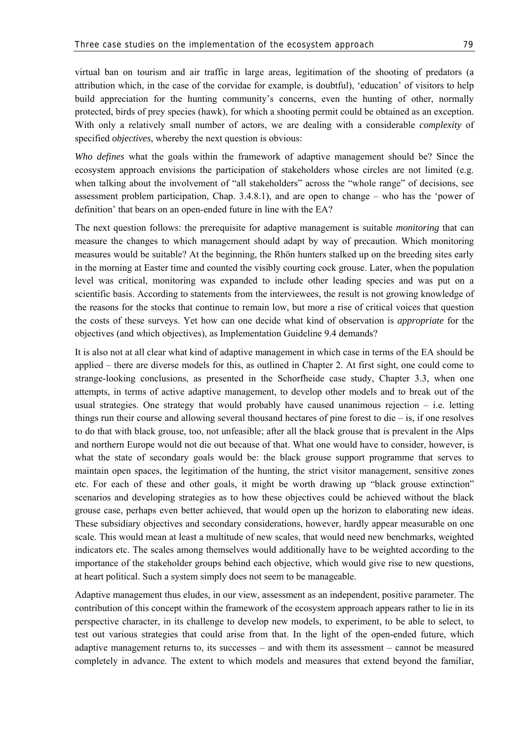virtual ban on tourism and air traffic in large areas, legitimation of the shooting of predators (a attribution which, in the case of the corvidae for example, is doubtful), 'education' of visitors to help build appreciation for the hunting community's concerns, even the hunting of other, normally protected, birds of prey species (hawk), for which a shooting permit could be obtained as an exception. With only a relatively small number of actors, we are dealing with a considerable *complexity* of specified *objectives*, whereby the next question is obvious:

*Who defines* what the goals within the framework of adaptive management should be? Since the ecosystem approach envisions the participation of stakeholders whose circles are not limited (e.g. when talking about the involvement of "all stakeholders" across the "whole range" of decisions, see assessment problem participation, Chap. 3.4.8.1), and are open to change – who has the 'power of definition' that bears on an open-ended future in line with the EA?

The next question follows: the prerequisite for adaptive management is suitable *monitoring* that can measure the changes to which management should adapt by way of precaution. Which monitoring measures would be suitable? At the beginning, the Rhön hunters stalked up on the breeding sites early in the morning at Easter time and counted the visibly courting cock grouse. Later, when the population level was critical, monitoring was expanded to include other leading species and was put on a scientific basis. According to statements from the interviewees, the result is not growing knowledge of the reasons for the stocks that continue to remain low, but more a rise of critical voices that question the costs of these surveys. Yet how can one decide what kind of observation is *appropriate* for the objectives (and which objectives), as Implementation Guideline 9.4 demands?

It is also not at all clear what kind of adaptive management in which case in terms of the EA should be applied – there are diverse models for this, as outlined in Chapter 2. At first sight, one could come to strange-looking conclusions, as presented in the Schorfheide case study, Chapter 3.3, when one attempts, in terms of active adaptive management, to develop other models and to break out of the usual strategies. One strategy that would probably have caused unanimous rejection – i.e. letting things run their course and allowing several thousand hectares of pine forest to die – is, if one resolves to do that with black grouse, too, not unfeasible; after all the black grouse that is prevalent in the Alps and northern Europe would not die out because of that. What one would have to consider, however, is what the state of secondary goals would be: the black grouse support programme that serves to maintain open spaces, the legitimation of the hunting, the strict visitor management, sensitive zones etc. For each of these and other goals, it might be worth drawing up "black grouse extinction" scenarios and developing strategies as to how these objectives could be achieved without the black grouse case, perhaps even better achieved, that would open up the horizon to elaborating new ideas. These subsidiary objectives and secondary considerations, however, hardly appear measurable on one scale. This would mean at least a multitude of new scales, that would need new benchmarks, weighted indicators etc. The scales among themselves would additionally have to be weighted according to the importance of the stakeholder groups behind each objective, which would give rise to new questions, at heart political. Such a system simply does not seem to be manageable.

Adaptive management thus eludes, in our view, assessment as an independent, positive parameter. The contribution of this concept within the framework of the ecosystem approach appears rather to lie in its perspective character, in its challenge to develop new models, to experiment, to be able to select, to test out various strategies that could arise from that. In the light of the open-ended future, which adaptive management returns to, its successes – and with them its assessment – cannot be measured completely in advance. The extent to which models and measures that extend beyond the familiar,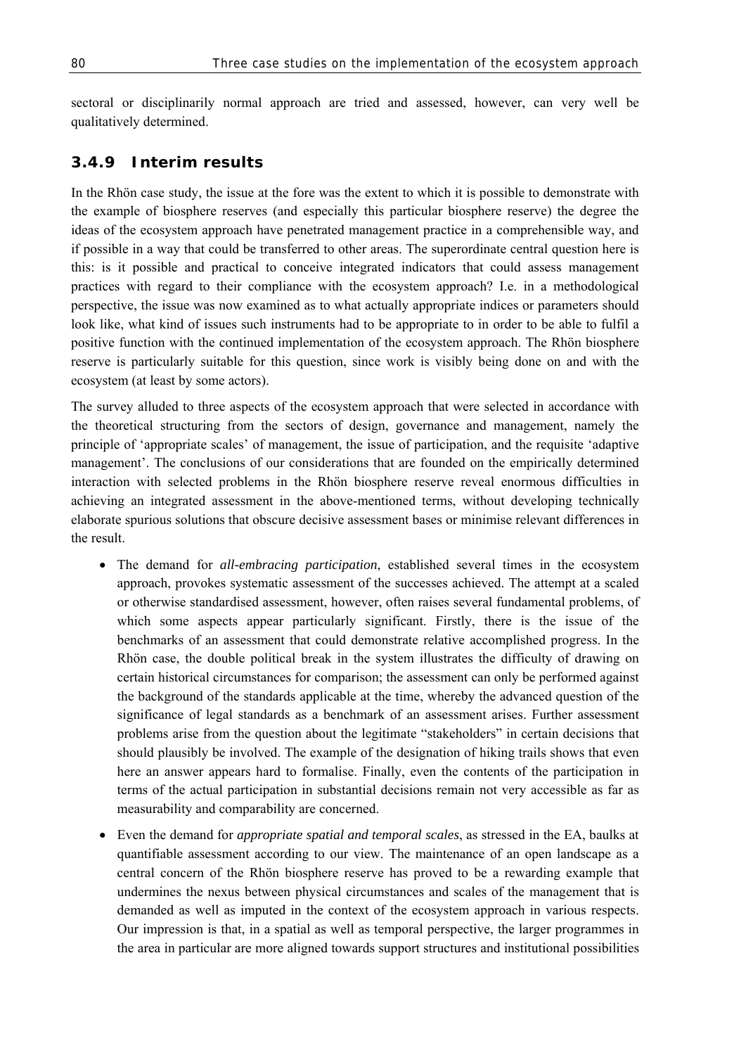sectoral or disciplinarily normal approach are tried and assessed, however, can very well be qualitatively determined.

### 3.4.9 Interim results

In the Rhön case study, the issue at the fore was the extent to which it is possible to demonstrate with the example of biosphere reserves (and especially this particular biosphere reserve) the degree the ideas of the ecosystem approach have penetrated management practice in a comprehensible way, and if possible in a way that could be transferred to other areas. The superordinate central question here is this: is it possible and practical to conceive integrated indicators that could assess management practices with regard to their compliance with the ecosystem approach? I.e. in a methodological perspective, the issue was now examined as to what actually appropriate indices or parameters should look like, what kind of issues such instruments had to be appropriate to in order to be able to fulfil a positive function with the continued implementation of the ecosystem approach. The Rhön biosphere reserve is particularly suitable for this question, since work is visibly being done on and with the ecosystem (at least by some actors).

The survey alluded to three aspects of the ecosystem approach that were selected in accordance with the theoretical structuring from the sectors of design, governance and management, namely the principle of 'appropriate scales' of management, the issue of participation, and the requisite 'adaptive management'. The conclusions of our considerations that are founded on the empirically determined interaction with selected problems in the Rhön biosphere reserve reveal enormous difficulties in achieving an integrated assessment in the above-mentioned terms, without developing technically elaborate spurious solutions that obscure decisive assessment bases or minimise relevant differences in the result.

- The demand for *all-embracing participation*, established several times in the ecosystem approach, provokes systematic assessment of the successes achieved. The attempt at a scaled or otherwise standardised assessment, however, often raises several fundamental problems, of which some aspects appear particularly significant. Firstly, there is the issue of the benchmarks of an assessment that could demonstrate relative accomplished progress. In the Rhön case, the double political break in the system illustrates the difficulty of drawing on certain historical circumstances for comparison; the assessment can only be performed against the background of the standards applicable at the time, whereby the advanced question of the significance of legal standards as a benchmark of an assessment arises. Further assessment problems arise from the question about the legitimate "stakeholders" in certain decisions that should plausibly be involved. The example of the designation of hiking trails shows that even here an answer appears hard to formalise. Finally, even the contents of the participation in terms of the actual participation in substantial decisions remain not very accessible as far as measurability and comparability are concerned.
- Even the demand for *appropriate spatial and temporal scales*, as stressed in the EA, baulks at quantifiable assessment according to our view. The maintenance of an open landscape as a central concern of the Rhön biosphere reserve has proved to be a rewarding example that undermines the nexus between physical circumstances and scales of the management that is demanded as well as imputed in the context of the ecosystem approach in various respects. Our impression is that, in a spatial as well as temporal perspective, the larger programmes in the area in particular are more aligned towards support structures and institutional possibilities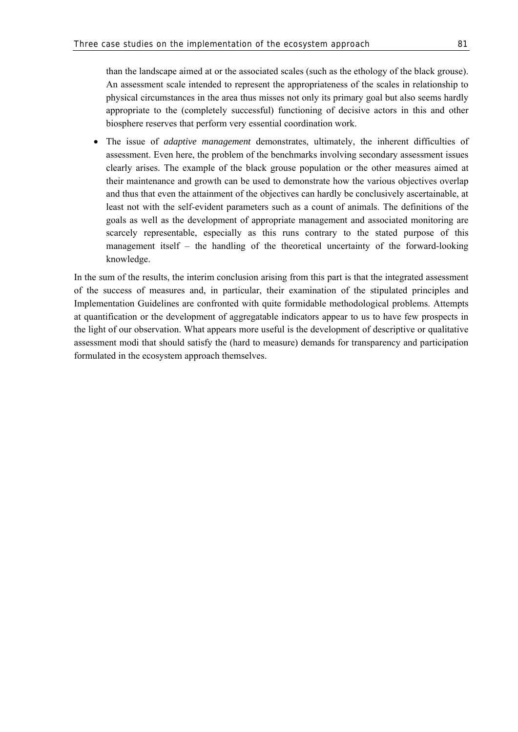than the landscape aimed at or the associated scales (such as the ethology of the black grouse). An assessment scale intended to represent the appropriateness of the scales in relationship to physical circumstances in the area thus misses not only its primary goal but also seems hardly appropriate to the (completely successful) functioning of decisive actors in this and other biosphere reserves that perform very essential coordination work.

- The issue of *adaptive management* demonstrates, ultimately, the inherent difficulties of assessment. Even here, the problem of the benchmarks involving secondary assessment issues clearly arises. The example of the black grouse population or the other measures aimed at their maintenance and growth can be used to demonstrate how the various objectives overlap and thus that even the attainment of the objectives can hardly be conclusively ascertainable, at least not with the self-evident parameters such as a count of animals. The definitions of the goals as well as the development of appropriate management and associated monitoring are scarcely representable, especially as this runs contrary to the stated purpose of this management itself – the handling of the theoretical uncertainty of the forward-looking knowledge.

In the sum of the results, the interim conclusion arising from this part is that the integrated assessment of the success of measures and, in particular, their examination of the stipulated principles and Implementation Guidelines are confronted with quite formidable methodological problems. Attempts at quantification or the development of aggregatable indicators appear to us to have few prospects in the light of our observation. What appears more useful is the development of descriptive or qualitative assessment modi that should satisfy the (hard to measure) demands for transparency and participation formulated in the ecosystem approach themselves.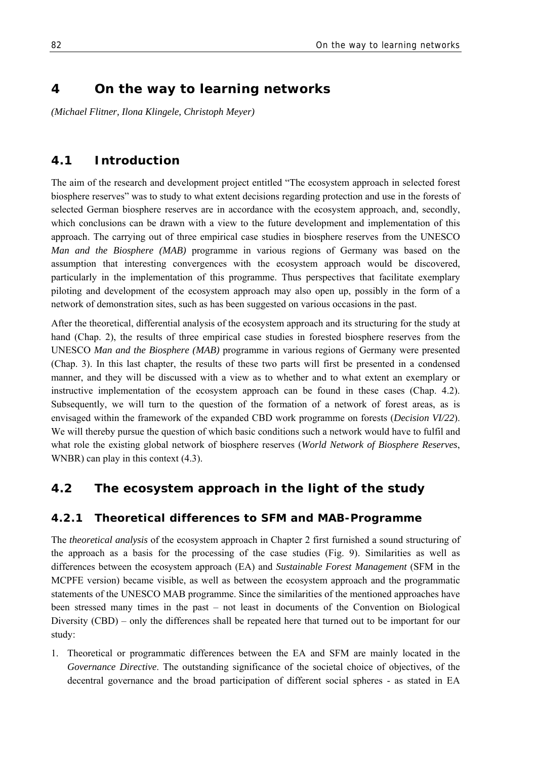# 4 On the way to learning networks

*(Michael Flitner, Ilona Klingele, Christoph Meyer)*

## 4.1 Introduction

The aim of the research and development project entitled "The ecosystem approach in selected forest biosphere reserves" was to study to what extent decisions regarding protection and use in the forests of selected German biosphere reserves are in accordance with the ecosystem approach, and, secondly, which conclusions can be drawn with a view to the future development and implementation of this approach. The carrying out of three empirical case studies in biosphere reserves from the UNESCO *Man and the Biosphere (MAB)* programme in various regions of Germany was based on the assumption that interesting convergences with the ecosystem approach would be discovered, particularly in the implementation of this programme. Thus perspectives that facilitate exemplary piloting and development of the ecosystem approach may also open up, possibly in the form of a network of demonstration sites, such as has been suggested on various occasions in the past.

After the theoretical, differential analysis of the ecosystem approach and its structuring for the study at hand (Chap. 2), the results of three empirical case studies in forested biosphere reserves from the UNESCO *Man and the Biosphere (MAB)* programme in various regions of Germany were presented (Chap. 3). In this last chapter, the results of these two parts will first be presented in a condensed manner, and they will be discussed with a view as to whether and to what extent an exemplary or instructive implementation of the ecosystem approach can be found in these cases (Chap. 4.2). Subsequently, we will turn to the question of the formation of a network of forest areas, as is envisaged within the framework of the expanded CBD work programme on forests (*Decision VI/22*). We will thereby pursue the question of which basic conditions such a network would have to fulfil and what role the existing global network of biosphere reserves (*World Network of Biosphere Reserves*, WNBR) can play in this context (4.3).

## 4.2 The ecosystem approach in the light of the study

### 4.2.1 Theoretical differences to SFM and MAB-Programme

The *theoretical analysis* of the ecosystem approach in Chapter 2 first furnished a sound structuring of the approach as a basis for the processing of the case studies (Fig. 9). Similarities as well as differences between the ecosystem approach (EA) and *Sustainable Forest Management* (SFM in the MCPFE version) became visible, as well as between the ecosystem approach and the programmatic statements of the UNESCO MAB programme. Since the similarities of the mentioned approaches have been stressed many times in the past – not least in documents of the Convention on Biological Diversity (CBD) – only the differences shall be repeated here that turned out to be important for our study:

1. Theoretical or programmatic differences between the EA and SFM are mainly located in the *Governance Directive*. The outstanding significance of the societal choice of objectives, of the decentral governance and the broad participation of different social spheres - as stated in EA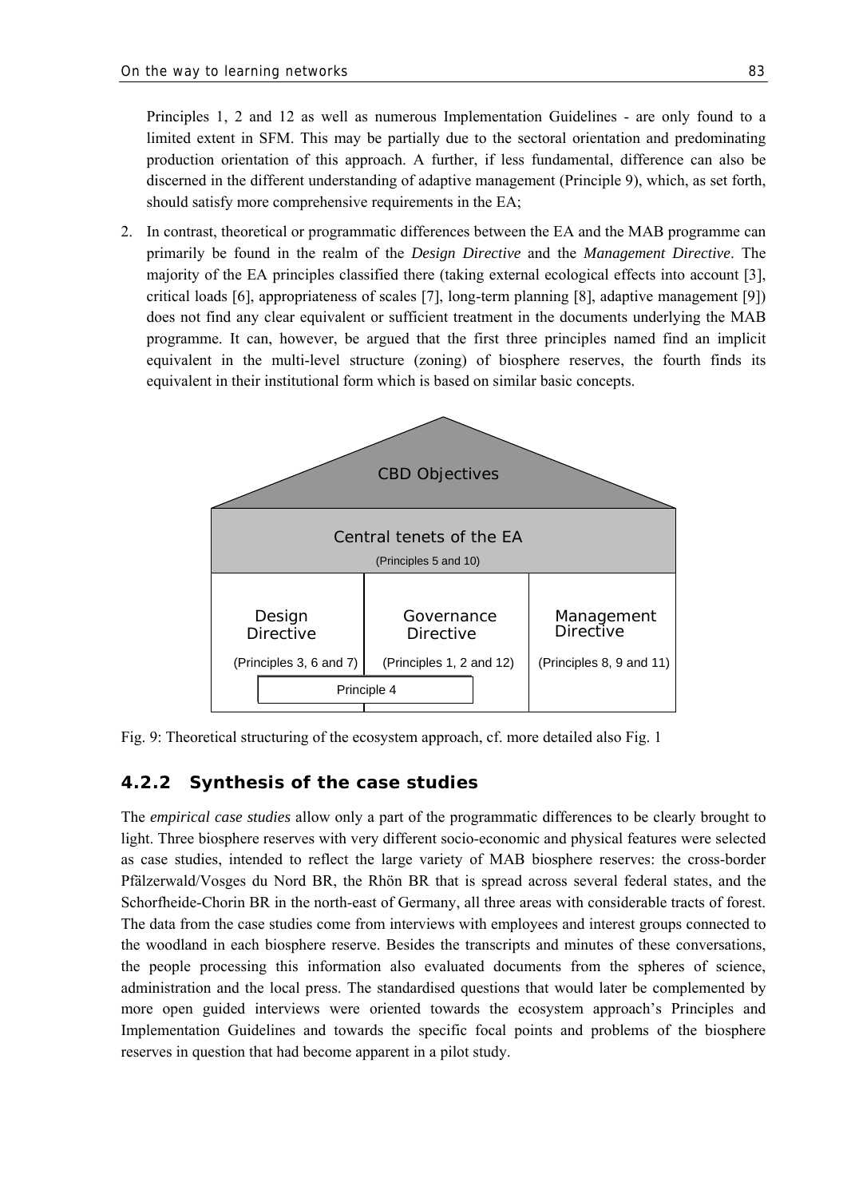Principles 1, 2 and 12 as well as numerous Implementation Guidelines - are only found to a limited extent in SFM. This may be partially due to the sectoral orientation and predominating production orientation of this approach. A further, if less fundamental, difference can also be discerned in the different understanding of adaptive management (Principle 9), which, as set forth, should satisfy more comprehensive requirements in the EA;

2. In contrast, theoretical or programmatic differences between the EA and the MAB programme can primarily be found in the realm of the *Design Directive* and the *Management Directive*. The majority of the EA principles classified there (taking external ecological effects into account [3], critical loads [6], appropriateness of scales [7], long-term planning [8], adaptive management [9]) does not find any clear equivalent or sufficient treatment in the documents underlying the MAB programme. It can, however, be argued that the first three principles named find an implicit equivalent in the multi-level structure (zoning) of biosphere reserves, the fourth finds its equivalent in their institutional form which is based on similar basic concepts.

CBD Objectives

Central tenets of the EA
(Principles 5 and 10)

| Design Directive | Governance Directive | Management Directive |
|---|---|---|
| (Principles 3, 6 and 7) | (Principles 1, 2 and 12) | (Principles 8, 9 and 11) |

Principle 4

Fig. 9: Theoretical structuring of the ecosystem approach, cf. more detailed also Fig. 1

### 4.2.2 Synthesis of the case studies

The *empirical case studies* allow only a part of the programmatic differences to be clearly brought to light. Three biosphere reserves with very different socio-economic and physical features were selected as case studies, intended to reflect the large variety of MAB biosphere reserves: the cross-border Pfälzerwald/Vosges du Nord BR, the Rhön BR that is spread across several federal states, and the Schorfheide-Chorin BR in the north-east of Germany, all three areas with considerable tracts of forest. The data from the case studies come from interviews with employees and interest groups connected to the woodland in each biosphere reserve. Besides the transcripts and minutes of these conversations, the people processing this information also evaluated documents from the spheres of science, administration and the local press. The standardised questions that would later be complemented by more open guided interviews were oriented towards the ecosystem approach's Principles and Implementation Guidelines and towards the specific focal points and problems of the biosphere reserves in question that had become apparent in a pilot study.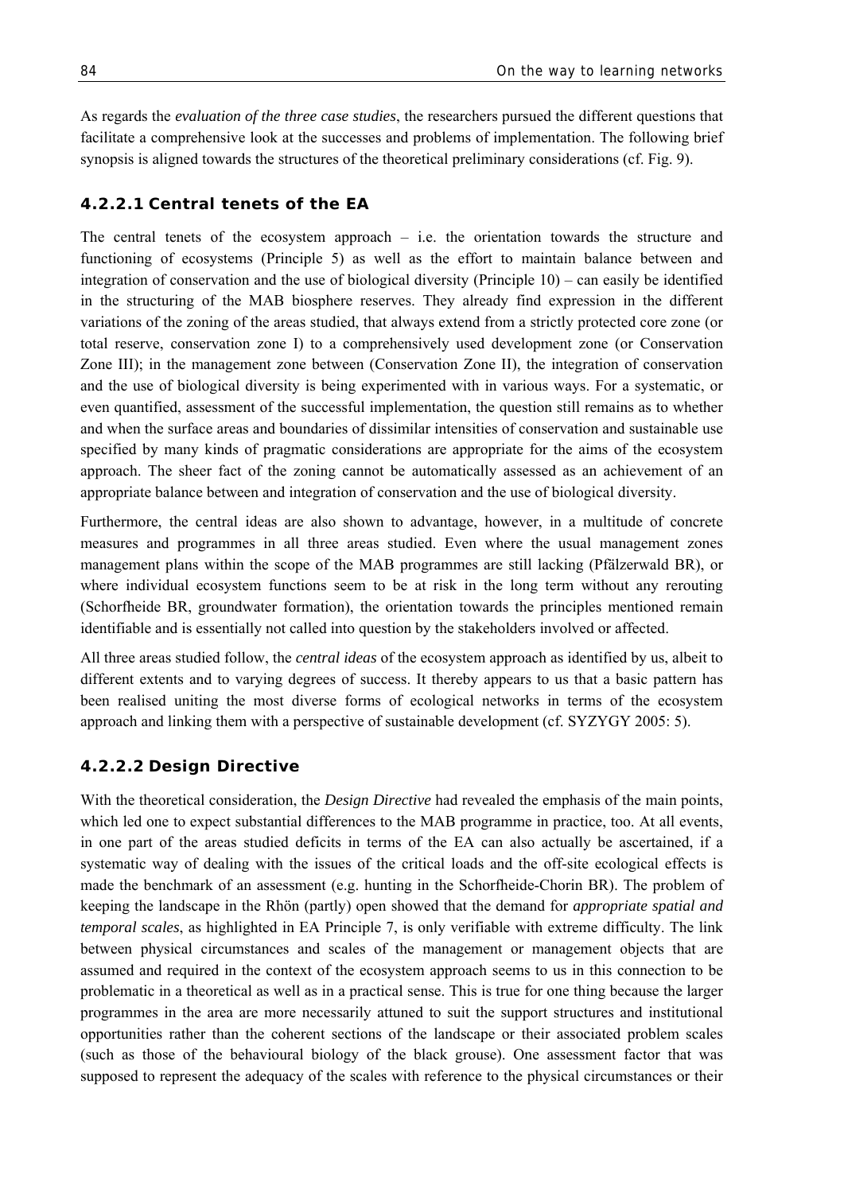As regards the *evaluation of the three case studies*, the researchers pursued the different questions that facilitate a comprehensive look at the successes and problems of implementation. The following brief synopsis is aligned towards the structures of the theoretical preliminary considerations (cf. Fig. 9).

#### 4.2.2.1 Central tenets of the EA

The central tenets of the ecosystem approach – i.e. the orientation towards the structure and functioning of ecosystems (Principle 5) as well as the effort to maintain balance between and integration of conservation and the use of biological diversity (Principle 10) – can easily be identified in the structuring of the MAB biosphere reserves. They already find expression in the different variations of the zoning of the areas studied, that always extend from a strictly protected core zone (or total reserve, conservation zone I) to a comprehensively used development zone (or Conservation Zone III); in the management zone between (Conservation Zone II), the integration of conservation and the use of biological diversity is being experimented with in various ways. For a systematic, or even quantified, assessment of the successful implementation, the question still remains as to whether and when the surface areas and boundaries of dissimilar intensities of conservation and sustainable use specified by many kinds of pragmatic considerations are appropriate for the aims of the ecosystem approach. The sheer fact of the zoning cannot be automatically assessed as an achievement of an appropriate balance between and integration of conservation and the use of biological diversity.

Furthermore, the central ideas are also shown to advantage, however, in a multitude of concrete measures and programmes in all three areas studied. Even where the usual management zones management plans within the scope of the MAB programmes are still lacking (Pfälzerwald BR), or where individual ecosystem functions seem to be at risk in the long term without any rerouting (Schorfheide BR, groundwater formation), the orientation towards the principles mentioned remain identifiable and is essentially not called into question by the stakeholders involved or affected.

All three areas studied follow, the *central ideas* of the ecosystem approach as identified by us, albeit to different extents and to varying degrees of success. It thereby appears to us that a basic pattern has been realised uniting the most diverse forms of ecological networks in terms of the ecosystem approach and linking them with a perspective of sustainable development (cf. SYZYGY 2005: 5).

#### 4.2.2.2 Design Directive

With the theoretical consideration, the *Design Directive* had revealed the emphasis of the main points, which led one to expect substantial differences to the MAB programme in practice, too. At all events, in one part of the areas studied deficits in terms of the EA can also actually be ascertained, if a systematic way of dealing with the issues of the critical loads and the off-site ecological effects is made the benchmark of an assessment (e.g. hunting in the Schorfheide-Chorin BR). The problem of keeping the landscape in the Rhön (partly) open showed that the demand for *appropriate spatial and temporal scales*, as highlighted in EA Principle 7, is only verifiable with extreme difficulty. The link between physical circumstances and scales of the management or management objects that are assumed and required in the context of the ecosystem approach seems to us in this connection to be problematic in a theoretical as well as in a practical sense. This is true for one thing because the larger programmes in the area are more necessarily attuned to suit the support structures and institutional opportunities rather than the coherent sections of the landscape or their associated problem scales (such as those of the behavioural biology of the black grouse). One assessment factor that was supposed to represent the adequacy of the scales with reference to the physical circumstances or their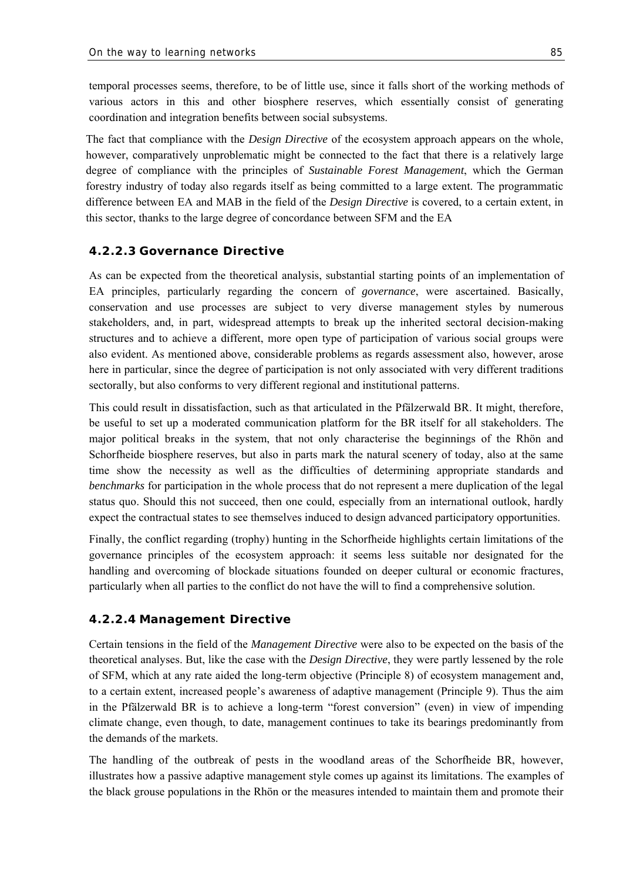temporal processes seems, therefore, to be of little use, since it falls short of the working methods of various actors in this and other biosphere reserves, which essentially consist of generating coordination and integration benefits between social subsystems.

The fact that compliance with the *Design Directive* of the ecosystem approach appears on the whole, however, comparatively unproblematic might be connected to the fact that there is a relatively large degree of compliance with the principles of *Sustainable Forest Management*, which the German forestry industry of today also regards itself as being committed to a large extent. The programmatic difference between EA and MAB in the field of the *Design Directive* is covered, to a certain extent, in this sector, thanks to the large degree of concordance between SFM and the EA

#### 4.2.2.3 Governance Directive

As can be expected from the theoretical analysis, substantial starting points of an implementation of EA principles, particularly regarding the concern of *governance*, were ascertained. Basically, conservation and use processes are subject to very diverse management styles by numerous stakeholders, and, in part, widespread attempts to break up the inherited sectoral decision-making structures and to achieve a different, more open type of participation of various social groups were also evident. As mentioned above, considerable problems as regards assessment also, however, arose here in particular, since the degree of participation is not only associated with very different traditions sectorally, but also conforms to very different regional and institutional patterns.

This could result in dissatisfaction, such as that articulated in the Pfälzerwald BR. It might, therefore, be useful to set up a moderated communication platform for the BR itself for all stakeholders. The major political breaks in the system, that not only characterise the beginnings of the Rhön and Schorfheide biosphere reserves, but also in parts mark the natural scenery of today, also at the same time show the necessity as well as the difficulties of determining appropriate standards and *benchmarks* for participation in the whole process that do not represent a mere duplication of the legal status quo. Should this not succeed, then one could, especially from an international outlook, hardly expect the contractual states to see themselves induced to design advanced participatory opportunities.

Finally, the conflict regarding (trophy) hunting in the Schorfheide highlights certain limitations of the governance principles of the ecosystem approach: it seems less suitable nor designated for the handling and overcoming of blockade situations founded on deeper cultural or economic fractures, particularly when all parties to the conflict do not have the will to find a comprehensive solution.

#### 4.2.2.4 Management Directive

Certain tensions in the field of the *Management Directive* were also to be expected on the basis of the theoretical analyses. But, like the case with the *Design Directive*, they were partly lessened by the role of SFM, which at any rate aided the long-term objective (Principle 8) of ecosystem management and, to a certain extent, increased people's awareness of adaptive management (Principle 9). Thus the aim in the Pfälzerwald BR is to achieve a long-term "forest conversion" (even) in view of impending climate change, even though, to date, management continues to take its bearings predominantly from the demands of the markets.

The handling of the outbreak of pests in the woodland areas of the Schorfheide BR, however, illustrates how a passive adaptive management style comes up against its limitations. The examples of the black grouse populations in the Rhön or the measures intended to maintain them and promote their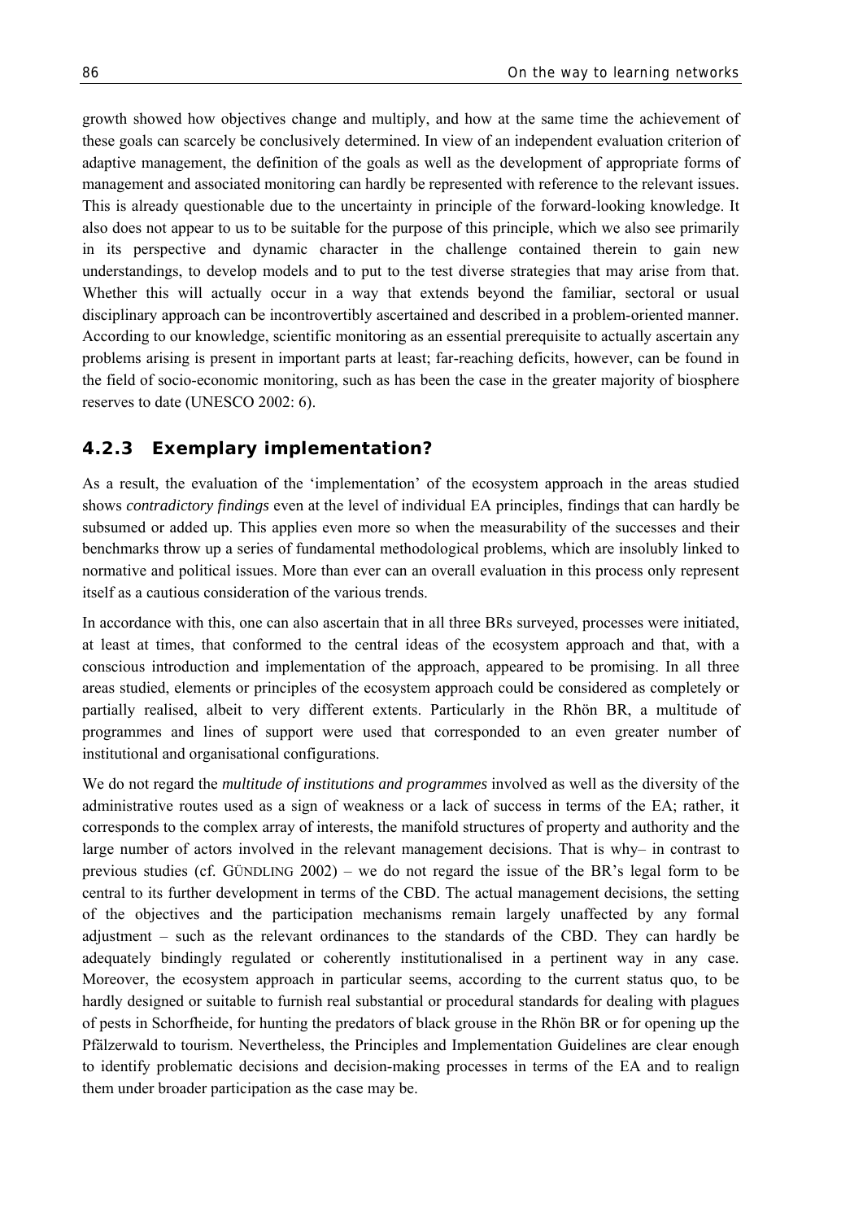growth showed how objectives change and multiply, and how at the same time the achievement of these goals can scarcely be conclusively determined. In view of an independent evaluation criterion of adaptive management, the definition of the goals as well as the development of appropriate forms of management and associated monitoring can hardly be represented with reference to the relevant issues. This is already questionable due to the uncertainty in principle of the forward-looking knowledge. It also does not appear to us to be suitable for the purpose of this principle, which we also see primarily in its perspective and dynamic character in the challenge contained therein to gain new understandings, to develop models and to put to the test diverse strategies that may arise from that. Whether this will actually occur in a way that extends beyond the familiar, sectoral or usual disciplinary approach can be incontrovertibly ascertained and described in a problem-oriented manner. According to our knowledge, scientific monitoring as an essential prerequisite to actually ascertain any problems arising is present in important parts at least; far-reaching deficits, however, can be found in the field of socio-economic monitoring, such as has been the case in the greater majority of biosphere reserves to date (UNESCO 2002: 6).

### 4.2.3 Exemplary implementation?

As a result, the evaluation of the 'implementation' of the ecosystem approach in the areas studied shows *contradictory findings* even at the level of individual EA principles, findings that can hardly be subsumed or added up. This applies even more so when the measurability of the successes and their benchmarks throw up a series of fundamental methodological problems, which are insolubly linked to normative and political issues. More than ever can an overall evaluation in this process only represent itself as a cautious consideration of the various trends.

In accordance with this, one can also ascertain that in all three BRs surveyed, processes were initiated, at least at times, that conformed to the central ideas of the ecosystem approach and that, with a conscious introduction and implementation of the approach, appeared to be promising. In all three areas studied, elements or principles of the ecosystem approach could be considered as completely or partially realised, albeit to very different extents. Particularly in the Rhön BR, a multitude of programmes and lines of support were used that corresponded to an even greater number of institutional and organisational configurations.

We do not regard the *multitude of institutions and programmes* involved as well as the diversity of the administrative routes used as a sign of weakness or a lack of success in terms of the EA; rather, it corresponds to the complex array of interests, the manifold structures of property and authority and the large number of actors involved in the relevant management decisions. That is why– in contrast to previous studies (cf. GÜNDLING 2002) – we do not regard the issue of the BR's legal form to be central to its further development in terms of the CBD. The actual management decisions, the setting of the objectives and the participation mechanisms remain largely unaffected by any formal adjustment – such as the relevant ordinances to the standards of the CBD. They can hardly be adequately bindingly regulated or coherently institutionalised in a pertinent way in any case. Moreover, the ecosystem approach in particular seems, according to the current status quo, to be hardly designed or suitable to furnish real substantial or procedural standards for dealing with plagues of pests in Schorfheide, for hunting the predators of black grouse in the Rhön BR or for opening up the Pfälzerwald to tourism. Nevertheless, the Principles and Implementation Guidelines are clear enough to identify problematic decisions and decision-making processes in terms of the EA and to realign them under broader participation as the case may be.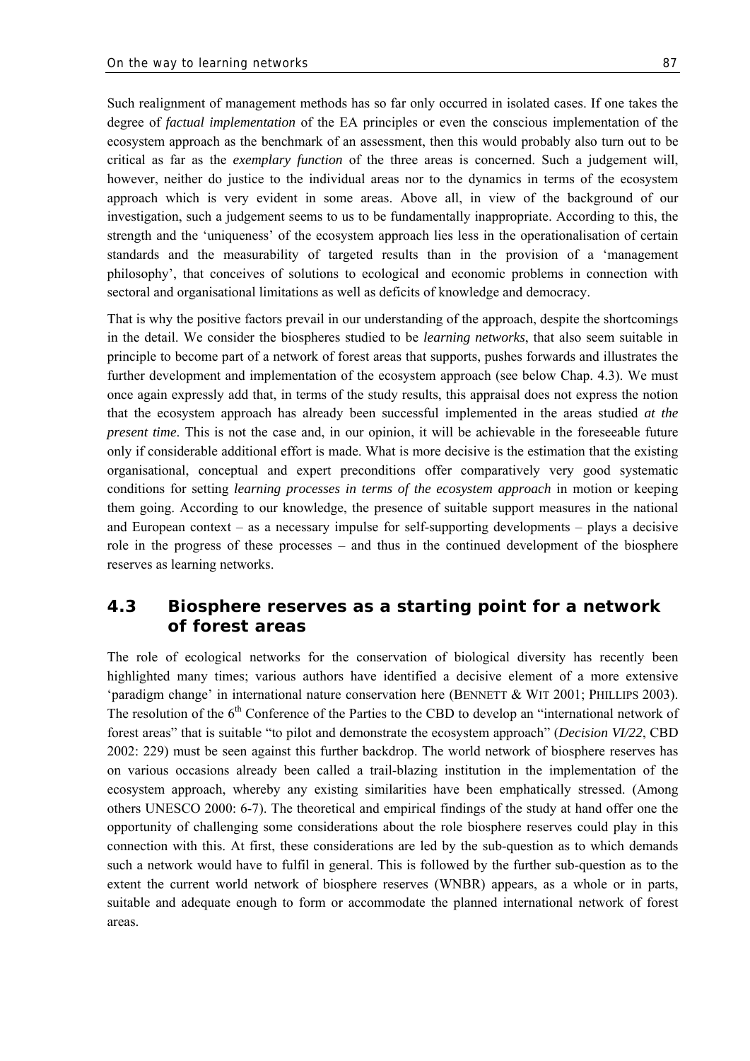Such realignment of management methods has so far only occurred in isolated cases. If one takes the degree of *factual implementation* of the EA principles or even the conscious implementation of the ecosystem approach as the benchmark of an assessment, then this would probably also turn out to be critical as far as the *exemplary function* of the three areas is concerned. Such a judgement will, however, neither do justice to the individual areas nor to the dynamics in terms of the ecosystem approach which is very evident in some areas. Above all, in view of the background of our investigation, such a judgement seems to us to be fundamentally inappropriate. According to this, the strength and the 'uniqueness' of the ecosystem approach lies less in the operationalisation of certain standards and the measurability of targeted results than in the provision of a 'management philosophy', that conceives of solutions to ecological and economic problems in connection with sectoral and organisational limitations as well as deficits of knowledge and democracy.

That is why the positive factors prevail in our understanding of the approach, despite the shortcomings in the detail. We consider the biospheres studied to be *learning networks*, that also seem suitable in principle to become part of a network of forest areas that supports, pushes forwards and illustrates the further development and implementation of the ecosystem approach (see below Chap. 4.3). We must once again expressly add that, in terms of the study results, this appraisal does not express the notion that the ecosystem approach has already been successful implemented in the areas studied *at the present time*. This is not the case and, in our opinion, it will be achievable in the foreseeable future only if considerable additional effort is made. What is more decisive is the estimation that the existing organisational, conceptual and expert preconditions offer comparatively very good systematic conditions for setting *learning processes in terms of the ecosystem approach* in motion or keeping them going. According to our knowledge, the presence of suitable support measures in the national and European context – as a necessary impulse for self-supporting developments – plays a decisive role in the progress of these processes – and thus in the continued development of the biosphere reserves as learning networks.

## 4.3 Biosphere reserves as a starting point for a network of forest areas

The role of ecological networks for the conservation of biological diversity has recently been highlighted many times; various authors have identified a decisive element of a more extensive 'paradigm change' in international nature conservation here (BENNETT & WIT 2001; PHILLIPS 2003). The resolution of the 6th Conference of the Parties to the CBD to develop an "international network of forest areas" that is suitable "to pilot and demonstrate the ecosystem approach" (*Decision VI/22*, CBD 2002: 229) must be seen against this further backdrop. The world network of biosphere reserves has on various occasions already been called a trail-blazing institution in the implementation of the ecosystem approach, whereby any existing similarities have been emphatically stressed. (Among others UNESCO 2000: 6-7). The theoretical and empirical findings of the study at hand offer one the opportunity of challenging some considerations about the role biosphere reserves could play in this connection with this. At first, these considerations are led by the sub-question as to which demands such a network would have to fulfil in general. This is followed by the further sub-question as to the extent the current world network of biosphere reserves (WNBR) appears, as a whole or in parts, suitable and adequate enough to form or accommodate the planned international network of forest areas.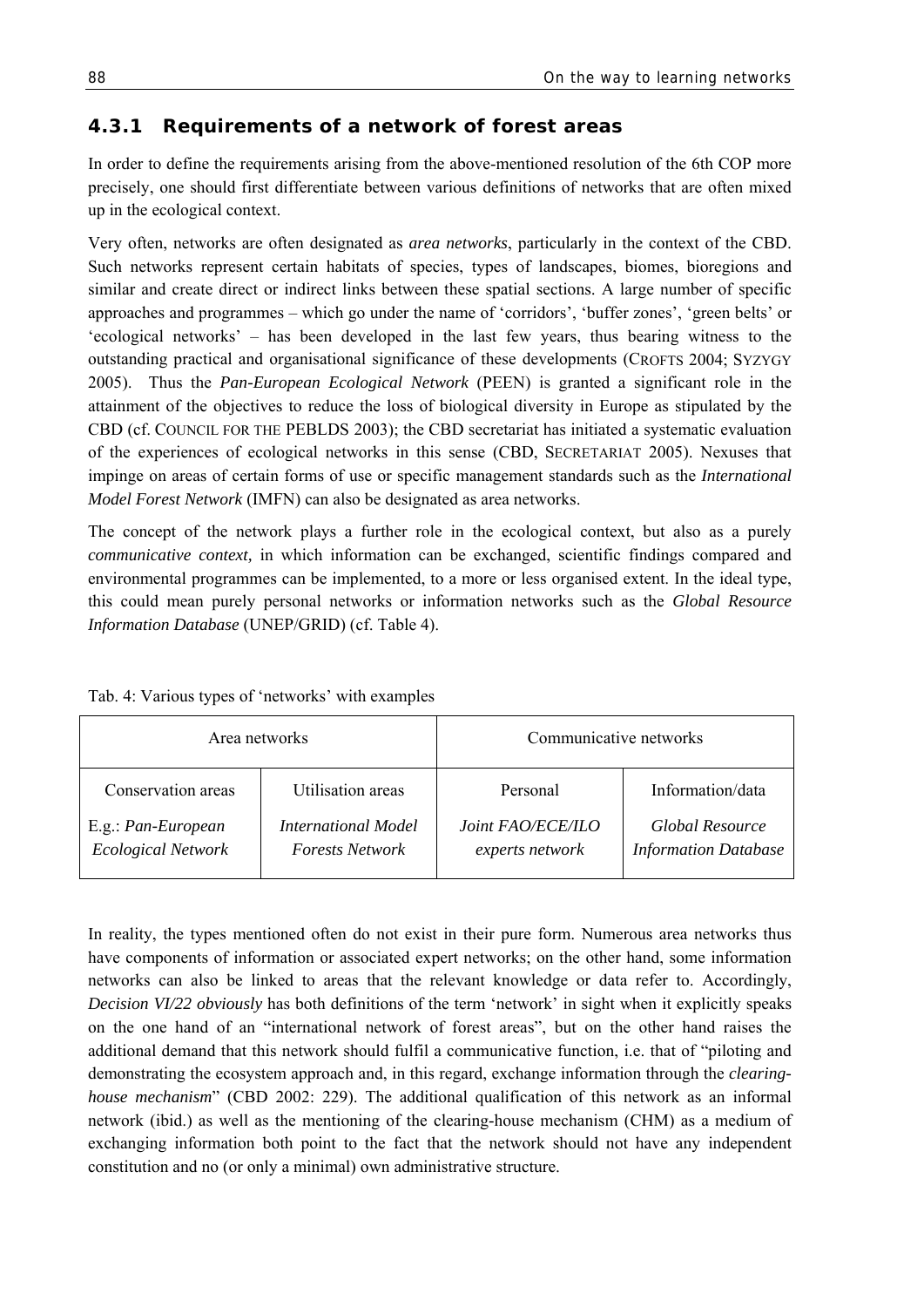### 4.3.1 Requirements of a network of forest areas

In order to define the requirements arising from the above-mentioned resolution of the 6th COP more precisely, one should first differentiate between various definitions of networks that are often mixed up in the ecological context.

Very often, networks are often designated as *area networks*, particularly in the context of the CBD. Such networks represent certain habitats of species, types of landscapes, biomes, bioregions and similar and create direct or indirect links between these spatial sections. A large number of specific approaches and programmes – which go under the name of 'corridors', 'buffer zones', 'green belts' or 'ecological networks' – has been developed in the last few years, thus bearing witness to the outstanding practical and organisational significance of these developments (CROFTS 2004; SYZYGY 2005). Thus the *Pan-European Ecological Network* (PEEN) is granted a significant role in the attainment of the objectives to reduce the loss of biological diversity in Europe as stipulated by the CBD (cf. COUNCIL FOR THE PEBLDS 2003); the CBD secretariat has initiated a systematic evaluation of the experiences of ecological networks in this sense (CBD, SECRETARIAT 2005). Nexuses that impinge on areas of certain forms of use or specific management standards such as the *International Model Forest Network* (IMFN) can also be designated as area networks.

The concept of the network plays a further role in the ecological context, but also as a purely *communicative context,* in which information can be exchanged, scientific findings compared and environmental programmes can be implemented, to a more or less organised extent. In the ideal type, this could mean purely personal networks or information networks such as the *Global Resource Information Database* (UNEP/GRID) (cf. Table 4).

Tab. 4: Various types of 'networks' with examples

| Area networks | | Communicative networks | |
|---|---|---|---|
| Conservation areas | Utilisation areas | Personal | Information/data |
| E.g.: *Pan-European Ecological Network* | *International Model Forests Network* | *Joint FAO/ECE/ILO experts network* | *Global Resource Information Database* |

In reality, the types mentioned often do not exist in their pure form. Numerous area networks thus have components of information or associated expert networks; on the other hand, some information networks can also be linked to areas that the relevant knowledge or data refer to. Accordingly, *Decision VI/22 obviously* has both definitions of the term 'network' in sight when it explicitly speaks on the one hand of an "international network of forest areas", but on the other hand raises the additional demand that this network should fulfil a communicative function, i.e. that of "piloting and demonstrating the ecosystem approach and, in this regard, exchange information through the *clearing-house mechanism*" (CBD 2002: 229). The additional qualification of this network as an informal network (ibid.) as well as the mentioning of the clearing-house mechanism (CHM) as a medium of exchanging information both point to the fact that the network should not have any independent constitution and no (or only a minimal) own administrative structure.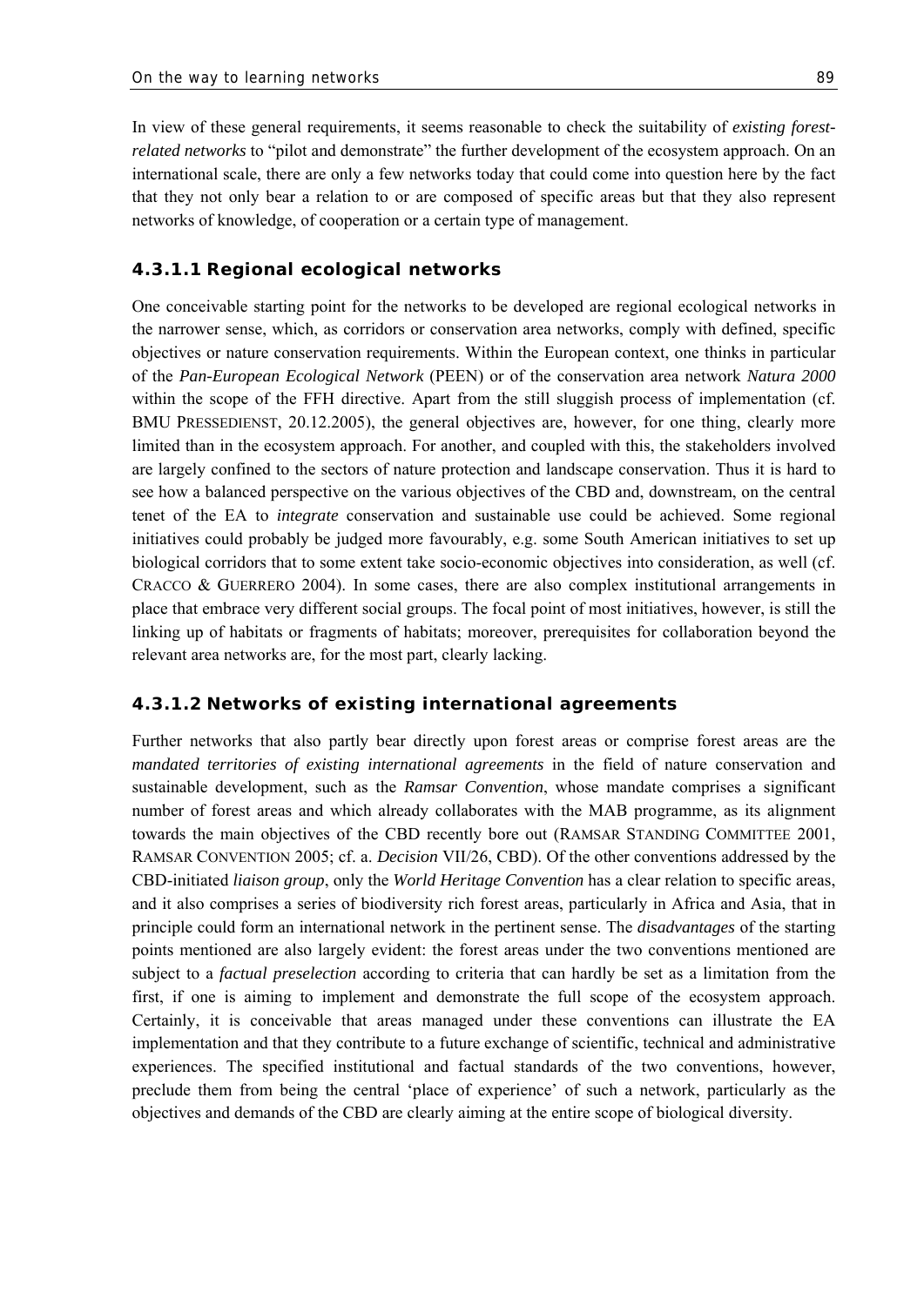In view of these general requirements, it seems reasonable to check the suitability of *existing forest-related networks* to "pilot and demonstrate" the further development of the ecosystem approach. On an international scale, there are only a few networks today that could come into question here by the fact that they not only bear a relation to or are composed of specific areas but that they also represent networks of knowledge, of cooperation or a certain type of management.

#### 4.3.1.1 Regional ecological networks

One conceivable starting point for the networks to be developed are regional ecological networks in the narrower sense, which, as corridors or conservation area networks, comply with defined, specific objectives or nature conservation requirements. Within the European context, one thinks in particular of the *Pan-European Ecological Network* (PEEN) or of the conservation area network *Natura 2000* within the scope of the FFH directive. Apart from the still sluggish process of implementation (cf. BMU PRESSEDIENST, 20.12.2005), the general objectives are, however, for one thing, clearly more limited than in the ecosystem approach. For another, and coupled with this, the stakeholders involved are largely confined to the sectors of nature protection and landscape conservation. Thus it is hard to see how a balanced perspective on the various objectives of the CBD and, downstream, on the central tenet of the EA to *integrate* conservation and sustainable use could be achieved. Some regional initiatives could probably be judged more favourably, e.g. some South American initiatives to set up biological corridors that to some extent take socio-economic objectives into consideration, as well (cf. CRACCO & GUERRERO 2004). In some cases, there are also complex institutional arrangements in place that embrace very different social groups. The focal point of most initiatives, however, is still the linking up of habitats or fragments of habitats; moreover, prerequisites for collaboration beyond the relevant area networks are, for the most part, clearly lacking.

#### 4.3.1.2 Networks of existing international agreements

Further networks that also partly bear directly upon forest areas or comprise forest areas are the *mandated territories of existing international agreements* in the field of nature conservation and sustainable development, such as the *Ramsar Convention*, whose mandate comprises a significant number of forest areas and which already collaborates with the MAB programme, as its alignment towards the main objectives of the CBD recently bore out (RAMSAR STANDING COMMITTEE 2001, RAMSAR CONVENTION 2005; cf. a. *Decision* VII/26, CBD). Of the other conventions addressed by the CBD-initiated *liaison group*, only the *World Heritage Convention* has a clear relation to specific areas, and it also comprises a series of biodiversity rich forest areas, particularly in Africa and Asia, that in principle could form an international network in the pertinent sense. The *disadvantages* of the starting points mentioned are also largely evident: the forest areas under the two conventions mentioned are subject to a *factual preselection* according to criteria that can hardly be set as a limitation from the first, if one is aiming to implement and demonstrate the full scope of the ecosystem approach. Certainly, it is conceivable that areas managed under these conventions can illustrate the EA implementation and that they contribute to a future exchange of scientific, technical and administrative experiences. The specified institutional and factual standards of the two conventions, however, preclude them from being the central 'place of experience' of such a network, particularly as the objectives and demands of the CBD are clearly aiming at the entire scope of biological diversity.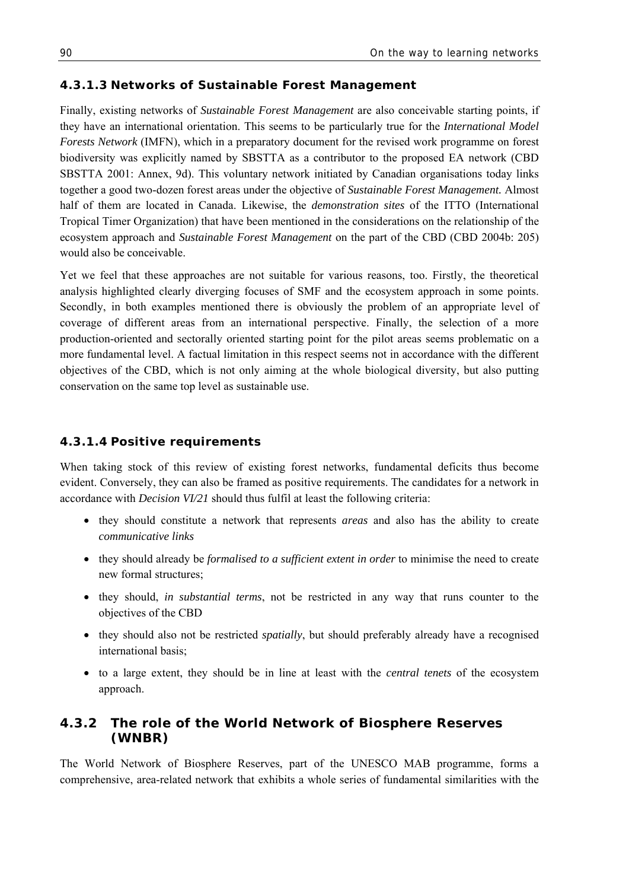#### 4.3.1.3 Networks of Sustainable Forest Management

Finally, existing networks of *Sustainable Forest Management* are also conceivable starting points, if they have an international orientation. This seems to be particularly true for the *International Model Forests Network* (IMFN), which in a preparatory document for the revised work programme on forest biodiversity was explicitly named by SBSTTA as a contributor to the proposed EA network (CBD SBSTTA 2001: Annex, 9d). This voluntary network initiated by Canadian organisations today links together a good two-dozen forest areas under the objective of *Sustainable Forest Management.* Almost half of them are located in Canada. Likewise, the *demonstration sites* of the ITTO (International Tropical Timer Organization) that have been mentioned in the considerations on the relationship of the ecosystem approach and *Sustainable Forest Management* on the part of the CBD (CBD 2004b: 205) would also be conceivable.

Yet we feel that these approaches are not suitable for various reasons, too. Firstly, the theoretical analysis highlighted clearly diverging focuses of SMF and the ecosystem approach in some points. Secondly, in both examples mentioned there is obviously the problem of an appropriate level of coverage of different areas from an international perspective. Finally, the selection of a more production-oriented and sectorally oriented starting point for the pilot areas seems problematic on a more fundamental level. A factual limitation in this respect seems not in accordance with the different objectives of the CBD, which is not only aiming at the whole biological diversity, but also putting conservation on the same top level as sustainable use.

#### 4.3.1.4 Positive requirements

When taking stock of this review of existing forest networks, fundamental deficits thus become evident. Conversely, they can also be framed as positive requirements. The candidates for a network in accordance with *Decision VI/21* should thus fulfil at least the following criteria:

- they should constitute a network that represents *areas* and also has the ability to create *communicative links*
- they should already be *formalised to a sufficient extent in order* to minimise the need to create new formal structures;
- they should, *in substantial terms*, not be restricted in any way that runs counter to the objectives of the CBD
- they should also not be restricted *spatially*, but should preferably already have a recognised international basis;
- to a large extent, they should be in line at least with the *central tenets* of the ecosystem approach.

### 4.3.2 The role of the World Network of Biosphere Reserves (WNBR)

The World Network of Biosphere Reserves, part of the UNESCO MAB programme, forms a comprehensive, area-related network that exhibits a whole series of fundamental similarities with the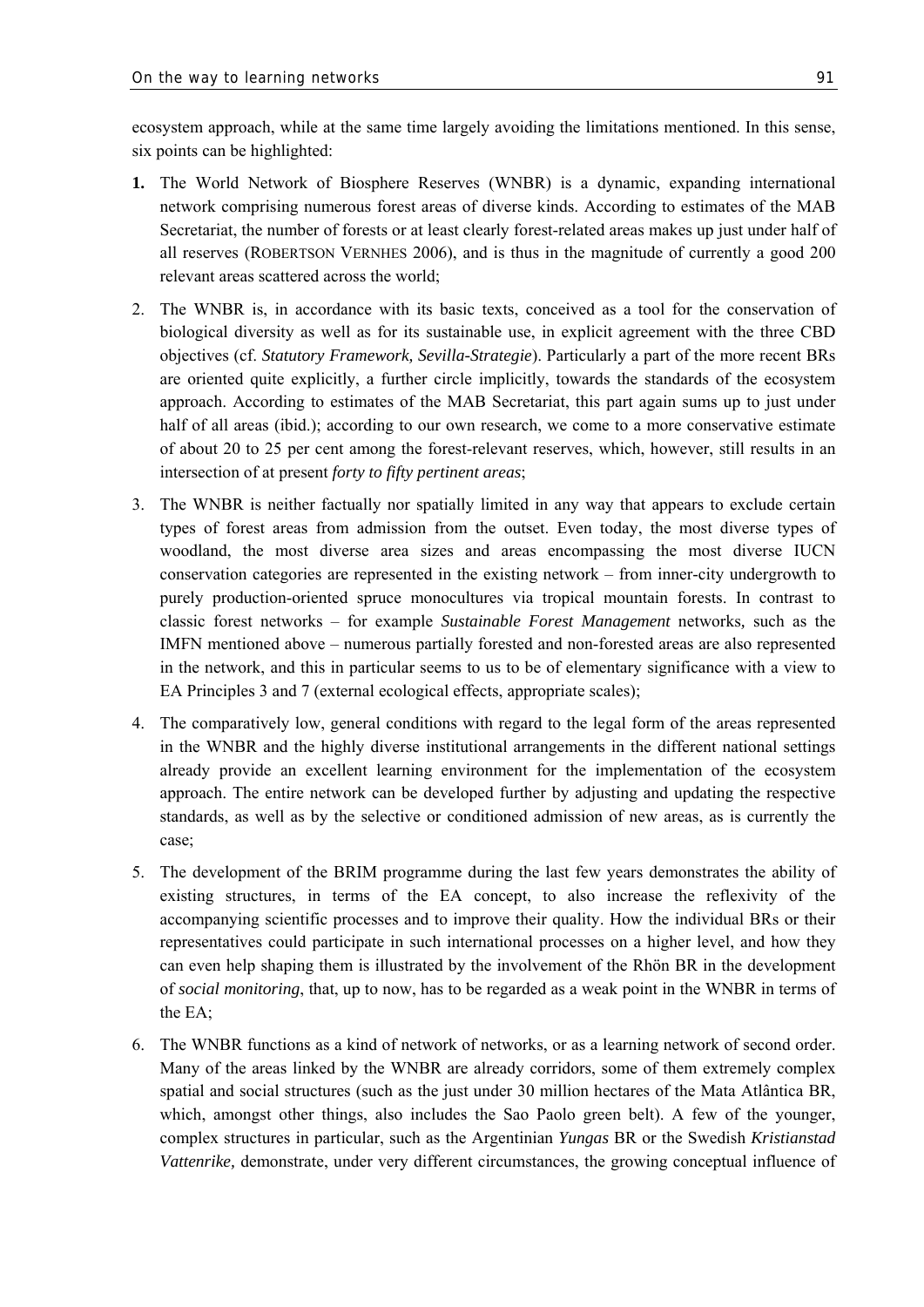ecosystem approach, while at the same time largely avoiding the limitations mentioned. In this sense, six points can be highlighted:

1. The World Network of Biosphere Reserves (WNBR) is a dynamic, expanding international network comprising numerous forest areas of diverse kinds. According to estimates of the MAB Secretariat, the number of forests or at least clearly forest-related areas makes up just under half of all reserves (ROBERTSON VERNHES 2006), and is thus in the magnitude of currently a good 200 relevant areas scattered across the world;
2. The WNBR is, in accordance with its basic texts, conceived as a tool for the conservation of biological diversity as well as for its sustainable use, in explicit agreement with the three CBD objectives (cf. *Statutory Framework, Sevilla-Strategie*). Particularly a part of the more recent BRs are oriented quite explicitly, a further circle implicitly, towards the standards of the ecosystem approach. According to estimates of the MAB Secretariat, this part again sums up to just under half of all areas (ibid.); according to our own research, we come to a more conservative estimate of about 20 to 25 per cent among the forest-relevant reserves, which, however, still results in an intersection of at present *forty to fifty pertinent areas*;
3. The WNBR is neither factually nor spatially limited in any way that appears to exclude certain types of forest areas from admission from the outset. Even today, the most diverse types of woodland, the most diverse area sizes and areas encompassing the most diverse IUCN conservation categories are represented in the existing network – from inner-city undergrowth to purely production-oriented spruce monocultures via tropical mountain forests. In contrast to classic forest networks – for example *Sustainable Forest Management* networks, such as the IMFN mentioned above – numerous partially forested and non-forested areas are also represented in the network, and this in particular seems to us to be of elementary significance with a view to EA Principles 3 and 7 (external ecological effects, appropriate scales);
4. The comparatively low, general conditions with regard to the legal form of the areas represented in the WNBR and the highly diverse institutional arrangements in the different national settings already provide an excellent learning environment for the implementation of the ecosystem approach. The entire network can be developed further by adjusting and updating the respective standards, as well as by the selective or conditioned admission of new areas, as is currently the case;
5. The development of the BRIM programme during the last few years demonstrates the ability of existing structures, in terms of the EA concept, to also increase the reflexivity of the accompanying scientific processes and to improve their quality. How the individual BRs or their representatives could participate in such international processes on a higher level, and how they can even help shaping them is illustrated by the involvement of the Rhön BR in the development of *social monitoring*, that, up to now, has to be regarded as a weak point in the WNBR in terms of the EA;
6. The WNBR functions as a kind of network of networks, or as a learning network of second order. Many of the areas linked by the WNBR are already corridors, some of them extremely complex spatial and social structures (such as the just under 30 million hectares of the Mata Atlântica BR, which, amongst other things, also includes the Sao Paolo green belt). A few of the younger, complex structures in particular, such as the Argentinian *Yungas* BR or the Swedish *Kristianstad Vattenrike,* demonstrate, under very different circumstances, the growing conceptual influence of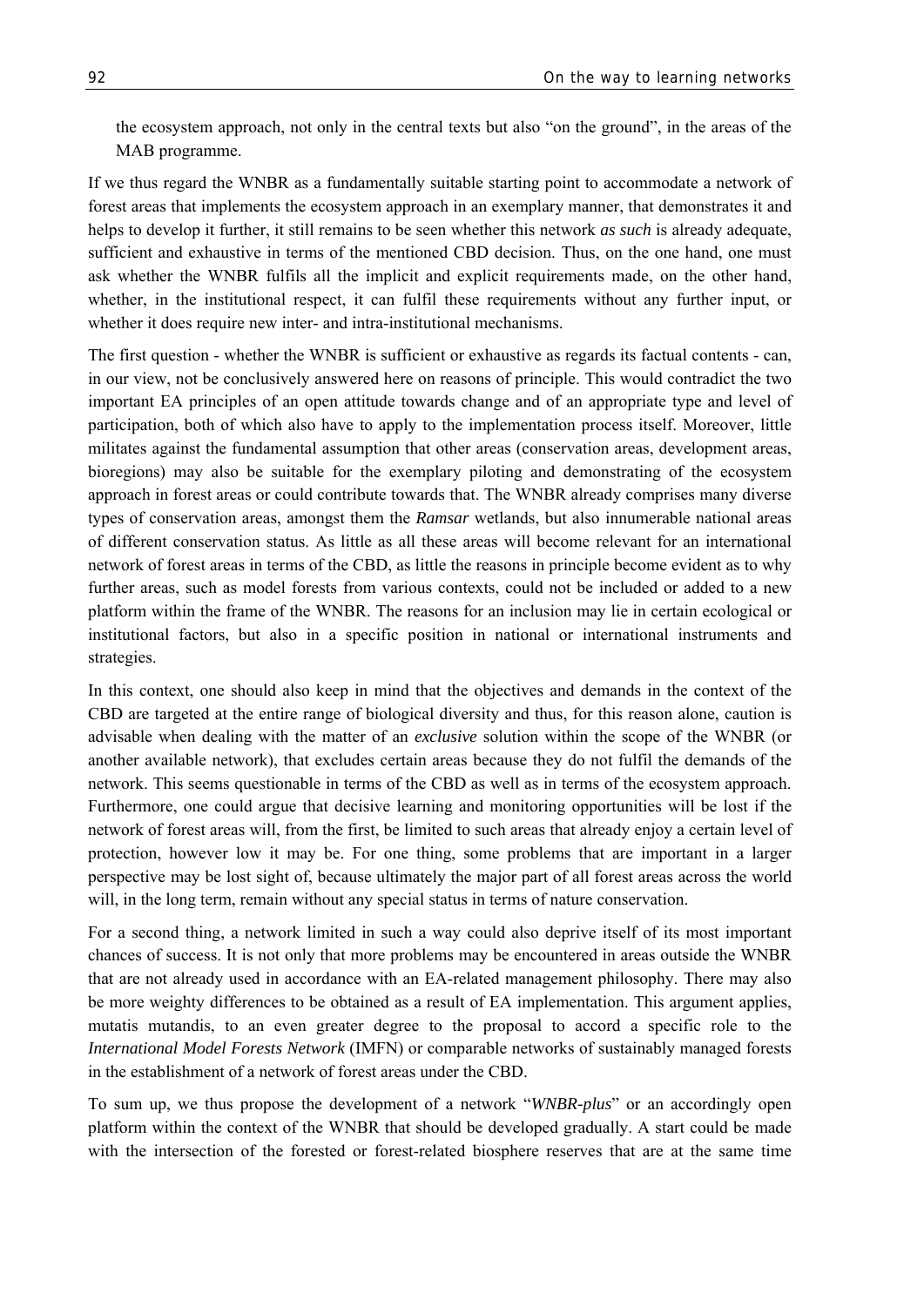the ecosystem approach, not only in the central texts but also "on the ground", in the areas of the MAB programme.

If we thus regard the WNBR as a fundamentally suitable starting point to accommodate a network of forest areas that implements the ecosystem approach in an exemplary manner, that demonstrates it and helps to develop it further, it still remains to be seen whether this network *as such* is already adequate, sufficient and exhaustive in terms of the mentioned CBD decision. Thus, on the one hand, one must ask whether the WNBR fulfils all the implicit and explicit requirements made, on the other hand, whether, in the institutional respect, it can fulfil these requirements without any further input, or whether it does require new inter- and intra-institutional mechanisms.

The first question - whether the WNBR is sufficient or exhaustive as regards its factual contents - can, in our view, not be conclusively answered here on reasons of principle. This would contradict the two important EA principles of an open attitude towards change and of an appropriate type and level of participation, both of which also have to apply to the implementation process itself. Moreover, little militates against the fundamental assumption that other areas (conservation areas, development areas, bioregions) may also be suitable for the exemplary piloting and demonstrating of the ecosystem approach in forest areas or could contribute towards that. The WNBR already comprises many diverse types of conservation areas, amongst them the *Ramsar* wetlands, but also innumerable national areas of different conservation status. As little as all these areas will become relevant for an international network of forest areas in terms of the CBD, as little the reasons in principle become evident as to why further areas, such as model forests from various contexts, could not be included or added to a new platform within the frame of the WNBR. The reasons for an inclusion may lie in certain ecological or institutional factors, but also in a specific position in national or international instruments and strategies.

In this context, one should also keep in mind that the objectives and demands in the context of the CBD are targeted at the entire range of biological diversity and thus, for this reason alone, caution is advisable when dealing with the matter of an *exclusive* solution within the scope of the WNBR (or another available network), that excludes certain areas because they do not fulfil the demands of the network. This seems questionable in terms of the CBD as well as in terms of the ecosystem approach. Furthermore, one could argue that decisive learning and monitoring opportunities will be lost if the network of forest areas will, from the first, be limited to such areas that already enjoy a certain level of protection, however low it may be. For one thing, some problems that are important in a larger perspective may be lost sight of, because ultimately the major part of all forest areas across the world will, in the long term, remain without any special status in terms of nature conservation.

For a second thing, a network limited in such a way could also deprive itself of its most important chances of success. It is not only that more problems may be encountered in areas outside the WNBR that are not already used in accordance with an EA-related management philosophy. There may also be more weighty differences to be obtained as a result of EA implementation. This argument applies, mutatis mutandis, to an even greater degree to the proposal to accord a specific role to the *International Model Forests Network* (IMFN) or comparable networks of sustainably managed forests in the establishment of a network of forest areas under the CBD.

To sum up, we thus propose the development of a network "*WNBR-plus*" or an accordingly open platform within the context of the WNBR that should be developed gradually. A start could be made with the intersection of the forested or forest-related biosphere reserves that are at the same time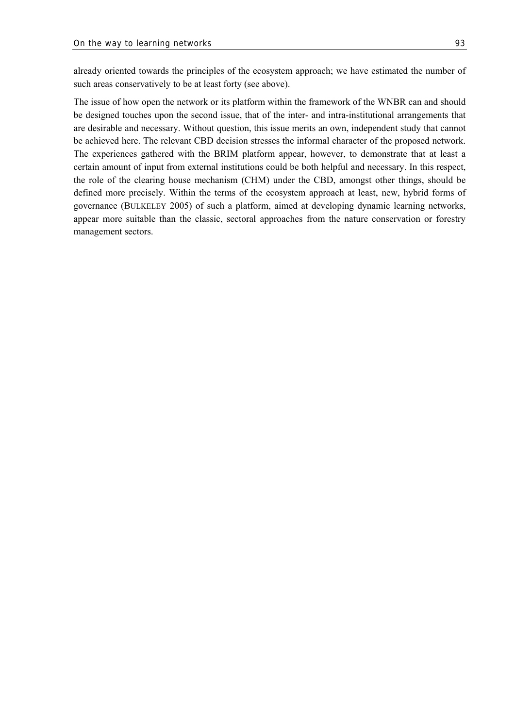already oriented towards the principles of the ecosystem approach; we have estimated the number of such areas conservatively to be at least forty (see above).

The issue of how open the network or its platform within the framework of the WNBR can and should be designed touches upon the second issue, that of the inter- and intra-institutional arrangements that are desirable and necessary. Without question, this issue merits an own, independent study that cannot be achieved here. The relevant CBD decision stresses the informal character of the proposed network. The experiences gathered with the BRIM platform appear, however, to demonstrate that at least a certain amount of input from external institutions could be both helpful and necessary. In this respect, the role of the clearing house mechanism (CHM) under the CBD, amongst other things, should be defined more precisely. Within the terms of the ecosystem approach at least, new, hybrid forms of governance (BULKELEY 2005) of such a platform, aimed at developing dynamic learning networks, appear more suitable than the classic, sectoral approaches from the nature conservation or forestry management sectors.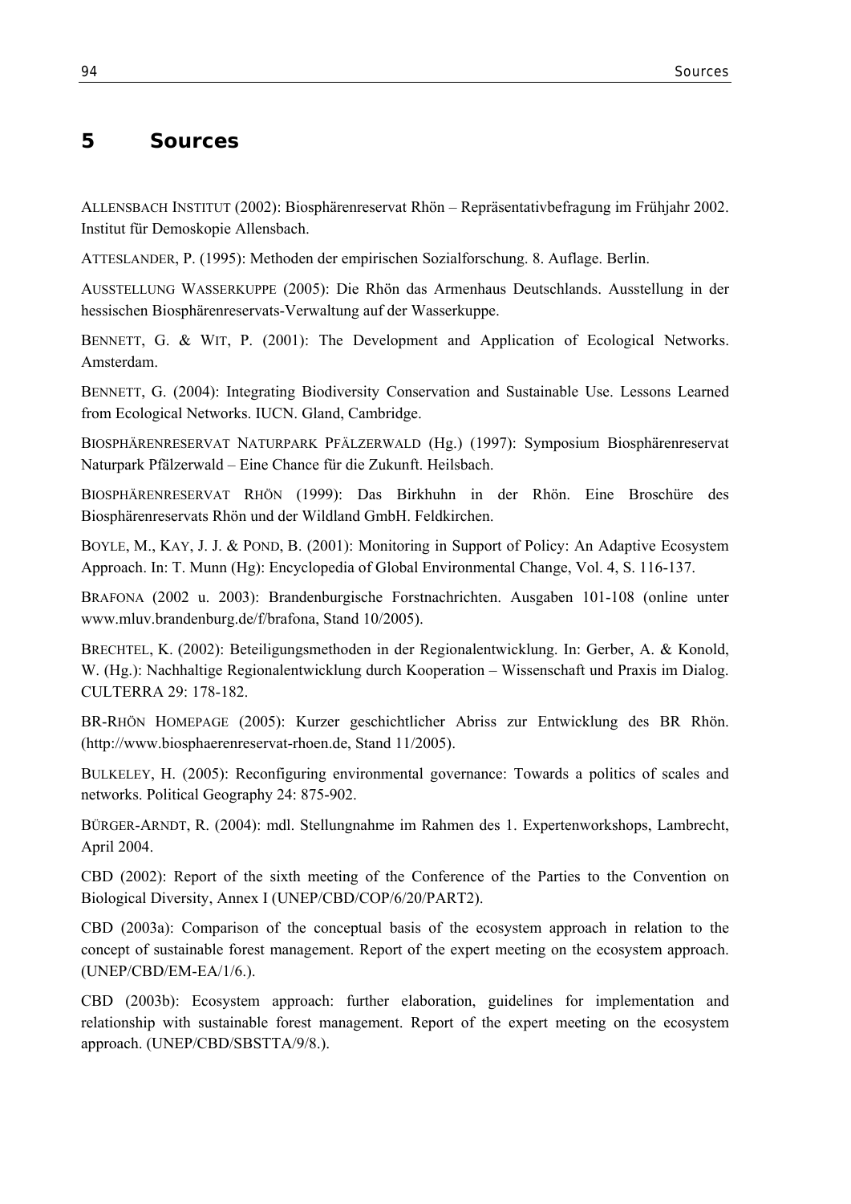# 5 Sources

ALLENSBACH INSTITUT (2002): Biosphärenreservat Rhön – Repräsentativbefragung im Frühjahr 2002. Institut für Demoskopie Allensbach.

ATTESLANDER, P. (1995): Methoden der empirischen Sozialforschung. 8. Auflage. Berlin.

AUSSTELLUNG WASSERKUPPE (2005): Die Rhön das Armenhaus Deutschlands. Ausstellung in der hessischen Biosphärenreservats-Verwaltung auf der Wasserkuppe.

BENNETT, G. & WIT, P. (2001): The Development and Application of Ecological Networks. Amsterdam.

BENNETT, G. (2004): Integrating Biodiversity Conservation and Sustainable Use. Lessons Learned from Ecological Networks. IUCN. Gland, Cambridge.

BIOSPHÄRENRESERVAT NATURPARK PFÄLZERWALD (Hg.) (1997): Symposium Biosphärenreservat Naturpark Pfälzerwald – Eine Chance für die Zukunft. Heilsbach.

BIOSPHÄRENRESERVAT RHÖN (1999): Das Birkhuhn in der Rhön. Eine Broschüre des Biosphärenreservats Rhön und der Wildland GmbH. Feldkirchen.

BOYLE, M., KAY, J. J. & POND, B. (2001): Monitoring in Support of Policy: An Adaptive Ecosystem Approach. In: T. Munn (Hg): Encyclopedia of Global Environmental Change, Vol. 4, S. 116-137.

BRAFONA (2002 u. 2003): Brandenburgische Forstnachrichten. Ausgaben 101-108 (online unter www.mluv.brandenburg.de/f/brafona, Stand 10/2005).

BRECHTEL, K. (2002): Beteiligungsmethoden in der Regionalentwicklung. In: Gerber, A. & Konold, W. (Hg.): Nachhaltige Regionalentwicklung durch Kooperation – Wissenschaft und Praxis im Dialog. CULTERRA 29: 178-182.

BR-RHÖN HOMEPAGE (2005): Kurzer geschichtlicher Abriss zur Entwicklung des BR Rhön. (http://www.biosphaerenreservat-rhoen.de, Stand 11/2005).

BULKELEY, H. (2005): Reconfiguring environmental governance: Towards a politics of scales and networks. Political Geography 24: 875-902.

BÜRGER-ARNDT, R. (2004): mdl. Stellungnahme im Rahmen des 1. Expertenworkshops, Lambrecht, April 2004.

CBD (2002): Report of the sixth meeting of the Conference of the Parties to the Convention on Biological Diversity, Annex I (UNEP/CBD/COP/6/20/PART2).

CBD (2003a): Comparison of the conceptual basis of the ecosystem approach in relation to the concept of sustainable forest management. Report of the expert meeting on the ecosystem approach. (UNEP/CBD/EM-EA/1/6.).

CBD (2003b): Ecosystem approach: further elaboration, guidelines for implementation and relationship with sustainable forest management. Report of the expert meeting on the ecosystem approach. (UNEP/CBD/SBSTTA/9/8.).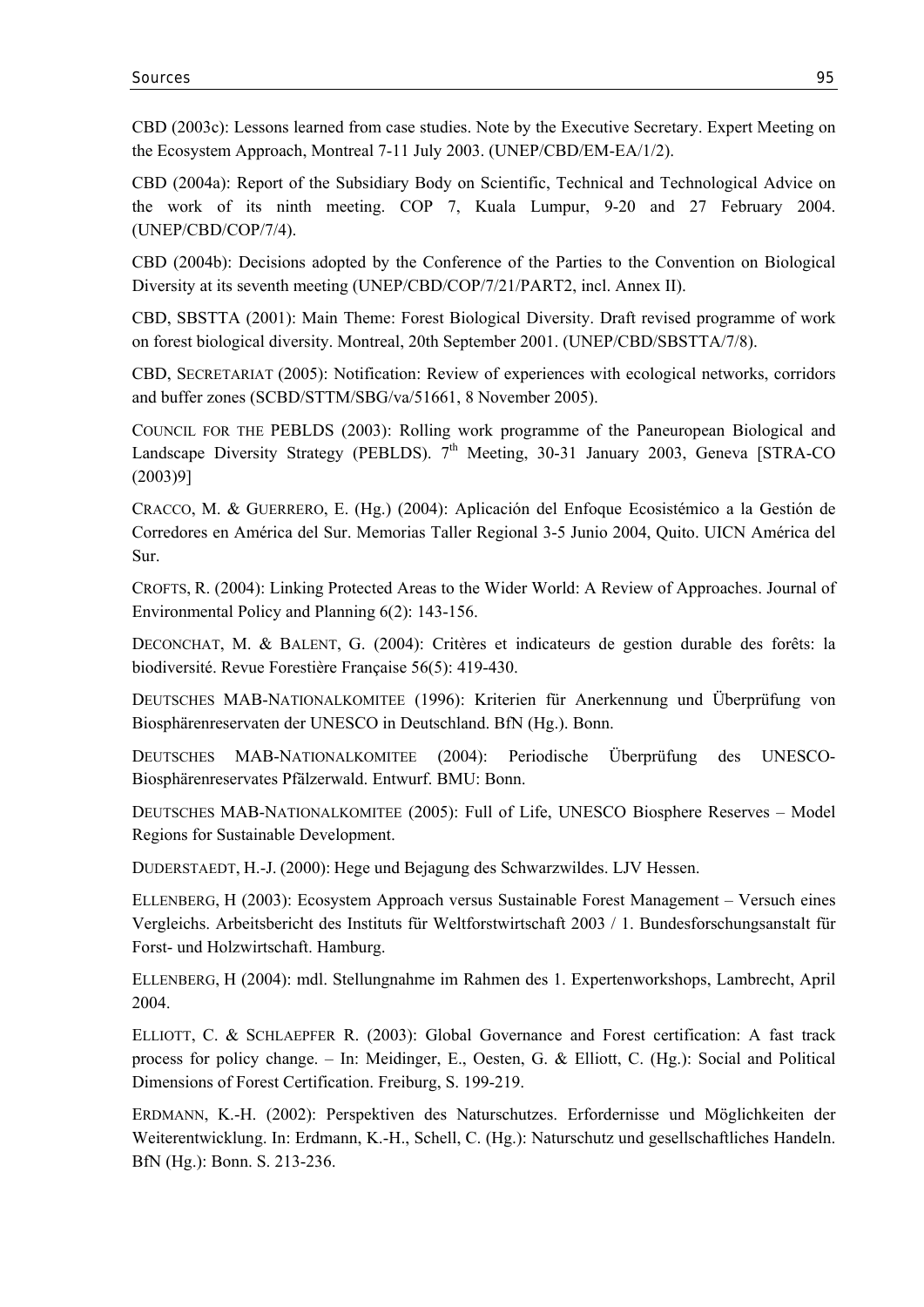CBD (2003c): Lessons learned from case studies. Note by the Executive Secretary. Expert Meeting on the Ecosystem Approach, Montreal 7-11 July 2003. (UNEP/CBD/EM-EA/1/2).

CBD (2004a): Report of the Subsidiary Body on Scientific, Technical and Technological Advice on the work of its ninth meeting. COP 7, Kuala Lumpur, 9-20 and 27 February 2004. (UNEP/CBD/COP/7/4).

CBD (2004b): Decisions adopted by the Conference of the Parties to the Convention on Biological Diversity at its seventh meeting (UNEP/CBD/COP/7/21/PART2, incl. Annex II).

CBD, SBSTTA (2001): Main Theme: Forest Biological Diversity. Draft revised programme of work on forest biological diversity. Montreal, 20th September 2001. (UNEP/CBD/SBSTTA/7/8).

CBD, SECRETARIAT (2005): Notification: Review of experiences with ecological networks, corridors and buffer zones (SCBD/STTM/SBG/va/51661, 8 November 2005).

COUNCIL FOR THE PEBLDS (2003): Rolling work programme of the Paneuropean Biological and Landscape Diversity Strategy (PEBLDS). 7th Meeting, 30-31 January 2003, Geneva [STRA-CO (2003)9]

CRACCO, M. & GUERRERO, E. (Hg.) (2004): Aplicación del Enfoque Ecosistémico a la Gestión de Corredores en América del Sur. Memorias Taller Regional 3-5 Junio 2004, Quito. UICN América del Sur.

CROFTS, R. (2004): Linking Protected Areas to the Wider World: A Review of Approaches. Journal of Environmental Policy and Planning 6(2): 143-156.

DECONCHAT, M. & BALENT, G. (2004): Critères et indicateurs de gestion durable des forêts: la biodiversité. Revue Forestière Française 56(5): 419-430.

DEUTSCHES MAB-NATIONALKOMITEE (1996): Kriterien für Anerkennung und Überprüfung von Biosphärenreservaten der UNESCO in Deutschland. BfN (Hg.). Bonn.

DEUTSCHES MAB-NATIONALKOMITEE (2004): Periodische Überprüfung des UNESCO-Biosphärenreservates Pfälzerwald. Entwurf. BMU: Bonn.

DEUTSCHES MAB-NATIONALKOMITEE (2005): Full of Life, UNESCO Biosphere Reserves – Model Regions for Sustainable Development.

DUDERSTAEDT, H.-J. (2000): Hege und Bejagung des Schwarzwildes. LJV Hessen.

ELLENBERG, H (2003): Ecosystem Approach versus Sustainable Forest Management – Versuch eines Vergleichs. Arbeitsbericht des Instituts für Weltforstwirtschaft 2003 / 1. Bundesforschungsanstalt für Forst- und Holzwirtschaft. Hamburg.

ELLENBERG, H (2004): mdl. Stellungnahme im Rahmen des 1. Expertenworkshops, Lambrecht, April 2004.

ELLIOTT, C. & SCHLAEPFER R. (2003): Global Governance and Forest certification: A fast track process for policy change. – In: Meidinger, E., Oesten, G. & Elliott, C. (Hg.): Social and Political Dimensions of Forest Certification. Freiburg, S. 199-219.

ERDMANN, K.-H. (2002): Perspektiven des Naturschutzes. Erfordernisse und Möglichkeiten der Weiterentwicklung. In: Erdmann, K.-H., Schell, C. (Hg.): Naturschutz und gesellschaftliches Handeln. BfN (Hg.): Bonn. S. 213-236.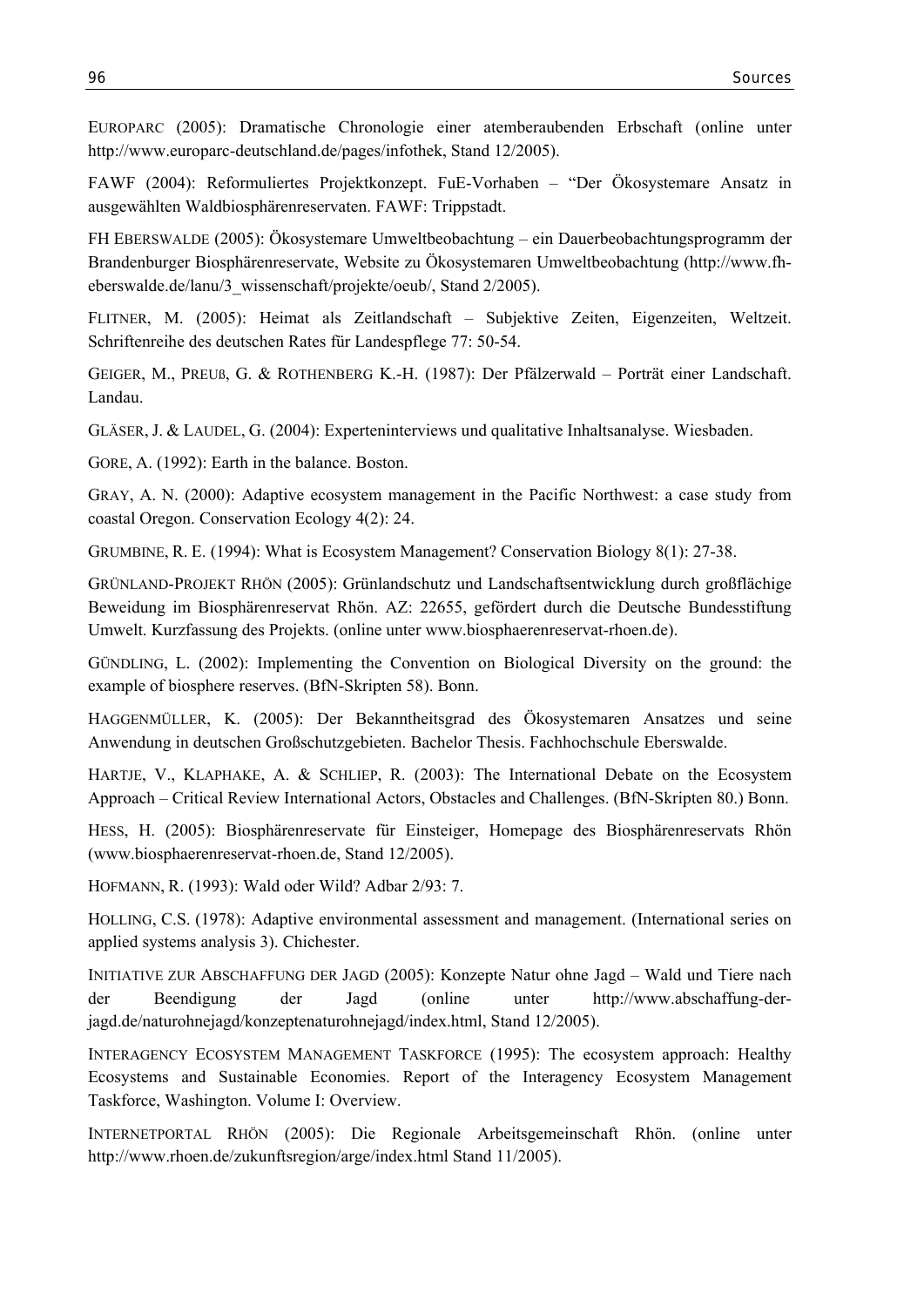EUROPARC (2005): Dramatische Chronologie einer atemberaubenden Erbschaft (online unter http://www.europarc-deutschland.de/pages/infothek, Stand 12/2005).

FAWF (2004): Reformuliertes Projektkonzept. FuE-Vorhaben – "Der Ökosystemare Ansatz in ausgewählten Waldbiosphärenreservaten. FAWF: Trippstadt.

FH EBERSWALDE (2005): Ökosystemare Umweltbeobachtung – ein Dauerbeobachtungsprogramm der Brandenburger Biosphärenreservate, Website zu Ökosystemaren Umweltbeobachtung (http://www.fh-eberswalde.de/lanu/3_wissenschaft/projekte/oeub/, Stand 2/2005).

FLITNER, M. (2005): Heimat als Zeitlandschaft – Subjektive Zeiten, Eigenzeiten, Weltzeit. Schriftenreihe des deutschen Rates für Landespflege 77: 50-54.

GEIGER, M., PREUß, G. & ROTHENBERG K.-H. (1987): Der Pfälzerwald – Porträt einer Landschaft. Landau.

GLÄSER, J. & LAUDEL, G. (2004): Experteninterviews und qualitative Inhaltsanalyse. Wiesbaden.

GORE, A. (1992): Earth in the balance. Boston.

GRAY, A. N. (2000): Adaptive ecosystem management in the Pacific Northwest: a case study from coastal Oregon. Conservation Ecology 4(2): 24.

GRUMBINE, R. E. (1994): What is Ecosystem Management? Conservation Biology 8(1): 27-38.

GRÜNLAND-PROJEKT RHÖN (2005): Grünlandschutz und Landschaftsentwicklung durch großflächige Beweidung im Biosphärenreservat Rhön. AZ: 22655, gefördert durch die Deutsche Bundesstiftung Umwelt. Kurzfassung des Projekts. (online unter www.biosphaerenreservat-rhoen.de).

GÜNDLING, L. (2002): Implementing the Convention on Biological Diversity on the ground: the example of biosphere reserves. (BfN-Skripten 58). Bonn.

HAGGENMÜLLER, K. (2005): Der Bekanntheitsgrad des Ökosystemaren Ansatzes und seine Anwendung in deutschen Großschutzgebieten. Bachelor Thesis. Fachhochschule Eberswalde.

HARTJE, V., KLAPHAKE, A. & SCHLIEP, R. (2003): The International Debate on the Ecosystem Approach – Critical Review International Actors, Obstacles and Challenges. (BfN-Skripten 80.) Bonn.

HESS, H. (2005): Biosphärenreservate für Einsteiger, Homepage des Biosphärenreservats Rhön (www.biosphaerenreservat-rhoen.de, Stand 12/2005).

HOFMANN, R. (1993): Wald oder Wild? Adbar 2/93: 7.

HOLLING, C.S. (1978): Adaptive environmental assessment and management. (International series on applied systems analysis 3). Chichester.

INITIATIVE ZUR ABSCHAFFUNG DER JAGD (2005): Konzepte Natur ohne Jagd – Wald und Tiere nach der Beendigung der Jagd (online unter http://www.abschaffung-der-jagd.de/naturohnejagd/konzeptenaturohnejagd/index.html, Stand 12/2005).

INTERAGENCY ECOSYSTEM MANAGEMENT TASKFORCE (1995): The ecosystem approach: Healthy Ecosystems and Sustainable Economies. Report of the Interagency Ecosystem Management Taskforce, Washington. Volume I: Overview.

INTERNETPORTAL RHÖN (2005): Die Regionale Arbeitsgemeinschaft Rhön. (online unter http://www.rhoen.de/zukunftsregion/arge/index.html Stand 11/2005).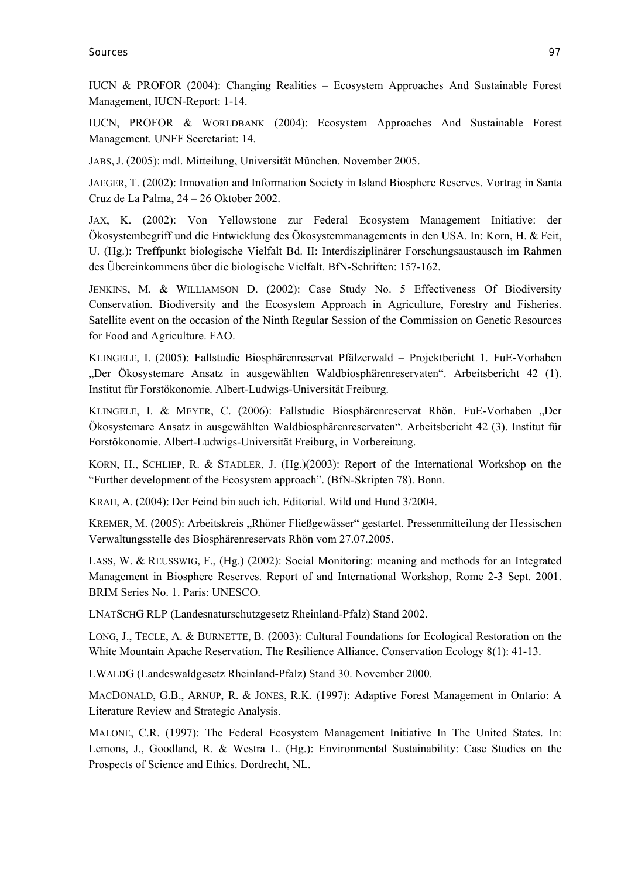IUCN & PROFOR (2004): Changing Realities – Ecosystem Approaches And Sustainable Forest Management, IUCN-Report: 1-14.

IUCN, PROFOR & WORLDBANK (2004): Ecosystem Approaches And Sustainable Forest Management. UNFF Secretariat: 14.

JABS, J. (2005): mdl. Mitteilung, Universität München. November 2005.

JAEGER, T. (2002): Innovation and Information Society in Island Biosphere Reserves. Vortrag in Santa Cruz de La Palma, 24 – 26 Oktober 2002.

JAX, K. (2002): Von Yellowstone zur Federal Ecosystem Management Initiative: der Ökosystembegriff und die Entwicklung des Ökosystemmanagements in den USA. In: Korn, H. & Feit, U. (Hg.): Treffpunkt biologische Vielfalt Bd. II: Interdisziplinärer Forschungsaustausch im Rahmen des Übereinkommens über die biologische Vielfalt. BfN-Schriften: 157-162.

JENKINS, M. & WILLIAMSON D. (2002): Case Study No. 5 Effectiveness Of Biodiversity Conservation. Biodiversity and the Ecosystem Approach in Agriculture, Forestry and Fisheries. Satellite event on the occasion of the Ninth Regular Session of the Commission on Genetic Resources for Food and Agriculture. FAO.

KLINGELE, I. (2005): Fallstudie Biosphärenreservat Pfälzerwald – Projektbericht 1. FuE-Vorhaben „Der Ökosystemare Ansatz in ausgewählten Waldbiosphärenreservaten“. Arbeitsbericht 42 (1). Institut für Forstökonomie. Albert-Ludwigs-Universität Freiburg.

KLINGELE, I. & MEYER, C. (2006): Fallstudie Biosphärenreservat Rhön. FuE-Vorhaben „Der Ökosystemare Ansatz in ausgewählten Waldbiosphärenreservaten“. Arbeitsbericht 42 (3). Institut für Forstökonomie. Albert-Ludwigs-Universität Freiburg, in Vorbereitung.

KORN, H., SCHLIEP, R. & STADLER, J. (Hg.)(2003): Report of the International Workshop on the “Further development of the Ecosystem approach”. (BfN-Skripten 78). Bonn.

KRAH, A. (2004): Der Feind bin auch ich. Editorial. Wild und Hund 3/2004.

KREMER, M. (2005): Arbeitskreis „Rhöner Fließgewässer“ gestartet. Pressenmitteilung der Hessischen Verwaltungsstelle des Biosphärenreservats Rhön vom 27.07.2005.

LASS, W. & REUSSWIG, F., (Hg.) (2002): Social Monitoring: meaning and methods for an Integrated Management in Biosphere Reserves. Report of and International Workshop, Rome 2-3 Sept. 2001. BRIM Series No. 1. Paris: UNESCO.

LNATSCHG RLP (Landesnaturschutzgesetz Rheinland-Pfalz) Stand 2002.

LONG, J., TECLE, A. & BURNETTE, B. (2003): Cultural Foundations for Ecological Restoration on the White Mountain Apache Reservation. The Resilience Alliance. Conservation Ecology 8(1): 41-13.

LWALDG (Landeswaldgesetz Rheinland-Pfalz) Stand 30. November 2000.

MACDONALD, G.B., ARNUP, R. & JONES, R.K. (1997): Adaptive Forest Management in Ontario: A Literature Review and Strategic Analysis.

MALONE, C.R. (1997): The Federal Ecosystem Management Initiative In The United States. In: Lemons, J., Goodland, R. & Westra L. (Hg.): Environmental Sustainability: Case Studies on the Prospects of Science and Ethics. Dordrecht, NL.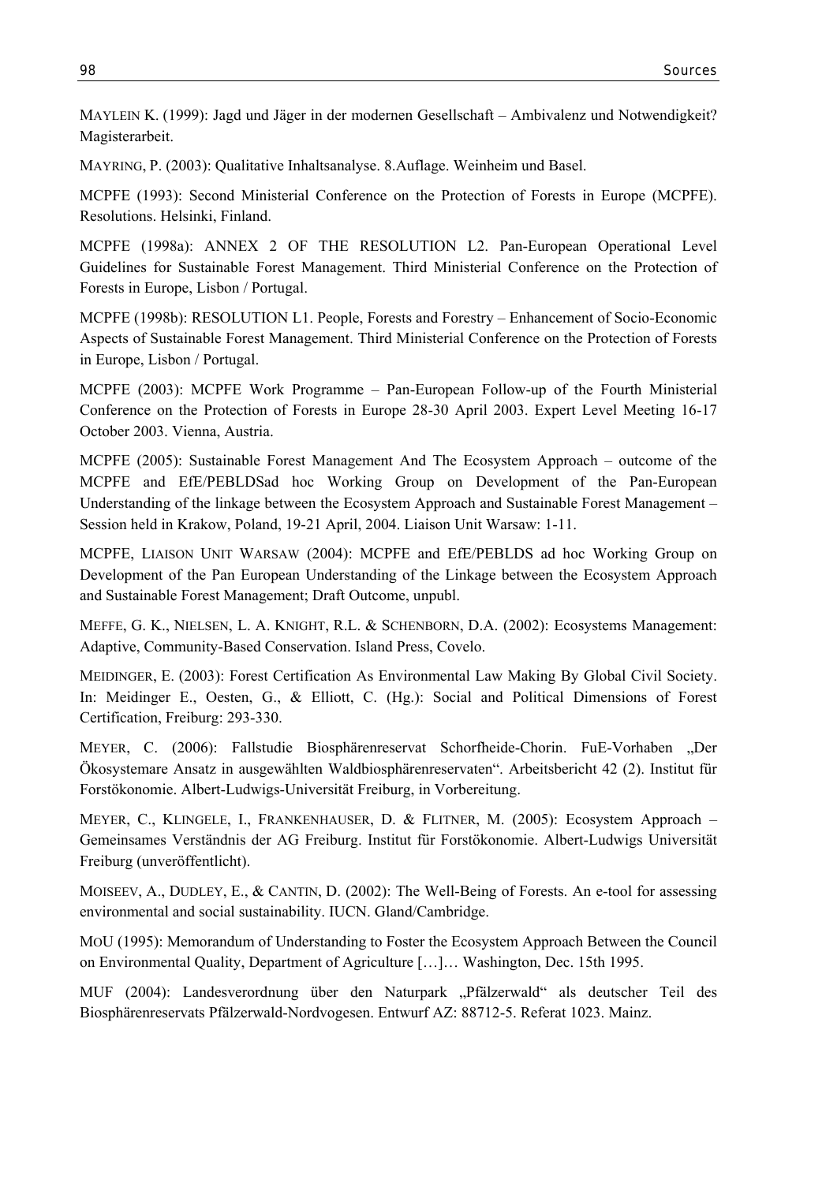MAYLEIN K. (1999): Jagd und Jäger in der modernen Gesellschaft – Ambivalenz und Notwendigkeit? Magisterarbeit.

MAYRING, P. (2003): Qualitative Inhaltsanalyse. 8.Auflage. Weinheim und Basel.

MCPFE (1993): Second Ministerial Conference on the Protection of Forests in Europe (MCPFE). Resolutions. Helsinki, Finland.

MCPFE (1998a): ANNEX 2 OF THE RESOLUTION L2. Pan-European Operational Level Guidelines for Sustainable Forest Management. Third Ministerial Conference on the Protection of Forests in Europe, Lisbon / Portugal.

MCPFE (1998b): RESOLUTION L1. People, Forests and Forestry – Enhancement of Socio-Economic Aspects of Sustainable Forest Management. Third Ministerial Conference on the Protection of Forests in Europe, Lisbon / Portugal.

MCPFE (2003): MCPFE Work Programme – Pan-European Follow-up of the Fourth Ministerial Conference on the Protection of Forests in Europe 28-30 April 2003. Expert Level Meeting 16-17 October 2003. Vienna, Austria.

MCPFE (2005): Sustainable Forest Management And The Ecosystem Approach – outcome of the MCPFE and EfE/PEBLDSad hoc Working Group on Development of the Pan-European Understanding of the linkage between the Ecosystem Approach and Sustainable Forest Management – Session held in Krakow, Poland, 19-21 April, 2004. Liaison Unit Warsaw: 1-11.

MCPFE, LIAISON UNIT WARSAW (2004): MCPFE and EfE/PEBLDS ad hoc Working Group on Development of the Pan European Understanding of the Linkage between the Ecosystem Approach and Sustainable Forest Management; Draft Outcome, unpubl.

MEFFE, G. K., NIELSEN, L. A. KNIGHT, R.L. & SCHENBORN, D.A. (2002): Ecosystems Management: Adaptive, Community-Based Conservation. Island Press, Covelo.

MEIDINGER, E. (2003): Forest Certification As Environmental Law Making By Global Civil Society. In: Meidinger E., Oesten, G., & Elliott, C. (Hg.): Social and Political Dimensions of Forest Certification, Freiburg: 293-330.

MEYER, C. (2006): Fallstudie Biosphärenreservat Schorfheide-Chorin. FuE-Vorhaben „Der Ökosystemare Ansatz in ausgewählten Waldbiosphärenreservaten“. Arbeitsbericht 42 (2). Institut für Forstökonomie. Albert-Ludwigs-Universität Freiburg, in Vorbereitung.

MEYER, C., KLINGELE, I., FRANKENHAUSER, D. & FLITNER, M. (2005): Ecosystem Approach – Gemeinsames Verständnis der AG Freiburg. Institut für Forstökonomie. Albert-Ludwigs Universität Freiburg (unveröffentlicht).

MOISEEV, A., DUDLEY, E., & CANTIN, D. (2002): The Well-Being of Forests. An e-tool for assessing environmental and social sustainability. IUCN. Gland/Cambridge.

MOU (1995): Memorandum of Understanding to Foster the Ecosystem Approach Between the Council on Environmental Quality, Department of Agriculture […]… Washington, Dec. 15th 1995.

MUF (2004): Landesverordnung über den Naturpark „Pfälzerwald“ als deutscher Teil des Biosphärenreservats Pfälzerwald-Nordvogesen. Entwurf AZ: 88712-5. Referat 1023. Mainz.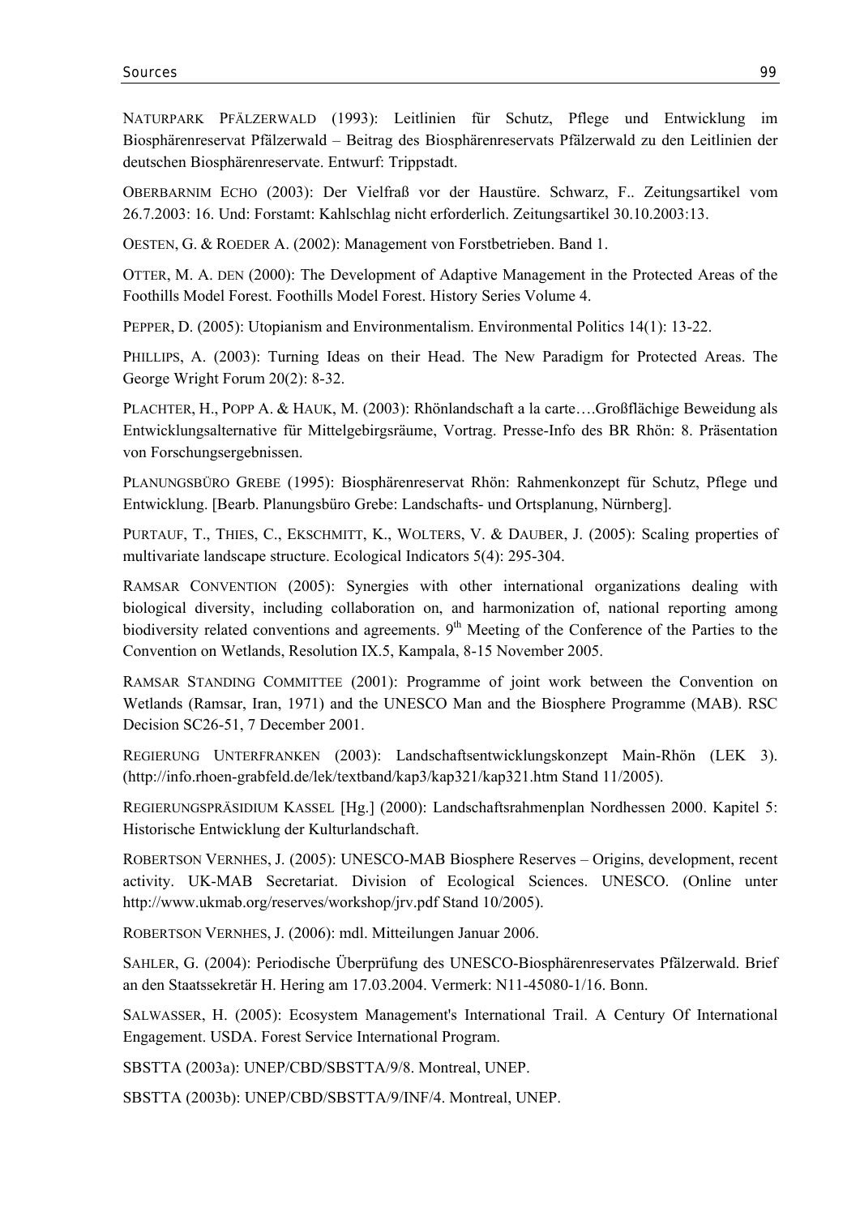NATURPARK PFÄLZERWALD (1993): Leitlinien für Schutz, Pflege und Entwicklung im Biosphärenreservat Pfälzerwald – Beitrag des Biosphärenreservats Pfälzerwald zu den Leitlinien der deutschen Biosphärenreservate. Entwurf: Trippstadt.

OBERBARNIM ECHO (2003): Der Vielfraß vor der Haustüre. Schwarz, F.. Zeitungsartikel vom 26.7.2003: 16. Und: Forstamt: Kahlschlag nicht erforderlich. Zeitungsartikel 30.10.2003:13.

OESTEN, G. & ROEDER A. (2002): Management von Forstbetrieben. Band 1.

OTTER, M. A. DEN (2000): The Development of Adaptive Management in the Protected Areas of the Foothills Model Forest. Foothills Model Forest. History Series Volume 4.

PEPPER, D. (2005): Utopianism and Environmentalism. Environmental Politics 14(1): 13-22.

PHILLIPS, A. (2003): Turning Ideas on their Head. The New Paradigm for Protected Areas. The George Wright Forum 20(2): 8-32.

PLACHTER, H., POPP A. & HAUK, M. (2003): Rhönlandschaft a la carte….Großflächige Beweidung als Entwicklungsalternative für Mittelgebirgsräume, Vortrag. Presse-Info des BR Rhön: 8. Präsentation von Forschungsergebnissen.

PLANUNGSBÜRO GREBE (1995): Biosphärenreservat Rhön: Rahmenkonzept für Schutz, Pflege und Entwicklung. [Bearb. Planungsbüro Grebe: Landschafts- und Ortsplanung, Nürnberg].

PURTAUF, T., THIES, C., EKSCHMITT, K., WOLTERS, V. & DAUBER, J. (2005): Scaling properties of multivariate landscape structure. Ecological Indicators 5(4): 295-304.

RAMSAR CONVENTION (2005): Synergies with other international organizations dealing with biological diversity, including collaboration on, and harmonization of, national reporting among biodiversity related conventions and agreements. 9th Meeting of the Conference of the Parties to the Convention on Wetlands, Resolution IX.5, Kampala, 8-15 November 2005.

RAMSAR STANDING COMMITTEE (2001): Programme of joint work between the Convention on Wetlands (Ramsar, Iran, 1971) and the UNESCO Man and the Biosphere Programme (MAB). RSC Decision SC26-51, 7 December 2001.

REGIERUNG UNTERFRANKEN (2003): Landschaftsentwicklungskonzept Main-Rhön (LEK 3). (http://info.rhoen-grabfeld.de/lek/textband/kap3/kap321/kap321.htm Stand 11/2005).

REGIERUNGSPRÄSIDIUM KASSEL [Hg.] (2000): Landschaftsrahmenplan Nordhessen 2000. Kapitel 5: Historische Entwicklung der Kulturlandschaft.

ROBERTSON VERNHES, J. (2005): UNESCO-MAB Biosphere Reserves – Origins, development, recent activity. UK-MAB Secretariat. Division of Ecological Sciences. UNESCO. (Online unter http://www.ukmab.org/reserves/workshop/jrv.pdf Stand 10/2005).

ROBERTSON VERNHES, J. (2006): mdl. Mitteilungen Januar 2006.

SAHLER, G. (2004): Periodische Überprüfung des UNESCO-Biosphärenreservates Pfälzerwald. Brief an den Staatssekretär H. Hering am 17.03.2004. Vermerk: N11-45080-1/16. Bonn.

SALWASSER, H. (2005): Ecosystem Management's International Trail. A Century Of International Engagement. USDA. Forest Service International Program.

SBSTTA (2003a): UNEP/CBD/SBSTTA/9/8. Montreal, UNEP.

SBSTTA (2003b): UNEP/CBD/SBSTTA/9/INF/4. Montreal, UNEP.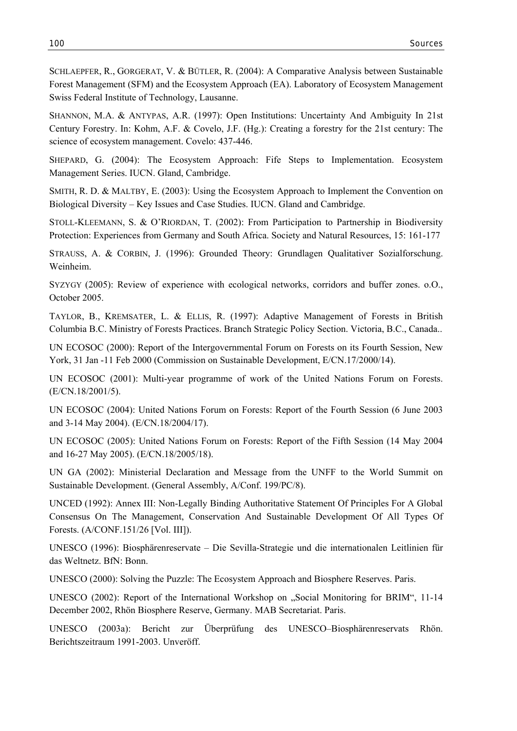SCHLAEPFER, R., GORGERAT, V. & BÜTLER, R. (2004): A Comparative Analysis between Sustainable Forest Management (SFM) and the Ecosystem Approach (EA). Laboratory of Ecosystem Management Swiss Federal Institute of Technology, Lausanne.

SHANNON, M.A. & ANTYPAS, A.R. (1997): Open Institutions: Uncertainty And Ambiguity In 21st Century Forestry. In: Kohm, A.F. & Covelo, J.F. (Hg.): Creating a forestry for the 21st century: The science of ecosystem management. Covelo: 437-446.

SHEPARD, G. (2004): The Ecosystem Approach: Fife Steps to Implementation. Ecosystem Management Series. IUCN. Gland, Cambridge.

SMITH, R. D. & MALTBY, E. (2003): Using the Ecosystem Approach to Implement the Convention on Biological Diversity – Key Issues and Case Studies. IUCN. Gland and Cambridge.

STOLL-KLEEMANN, S. & O'RIORDAN, T. (2002): From Participation to Partnership in Biodiversity Protection: Experiences from Germany and South Africa. Society and Natural Resources, 15: 161-177

STRAUSS, A. & CORBIN, J. (1996): Grounded Theory: Grundlagen Qualitativer Sozialforschung. Weinheim.

SYZYGY (2005): Review of experience with ecological networks, corridors and buffer zones. o.O., October 2005.

TAYLOR, B., KREMSATER, L. & ELLIS, R. (1997): Adaptive Management of Forests in British Columbia B.C. Ministry of Forests Practices. Branch Strategic Policy Section. Victoria, B.C., Canada..

UN ECOSOC (2000): Report of the Intergovernmental Forum on Forests on its Fourth Session, New York, 31 Jan -11 Feb 2000 (Commission on Sustainable Development, E/CN.17/2000/14).

UN ECOSOC (2001): Multi-year programme of work of the United Nations Forum on Forests. (E/CN.18/2001/5).

UN ECOSOC (2004): United Nations Forum on Forests: Report of the Fourth Session (6 June 2003 and 3-14 May 2004). (E/CN.18/2004/17).

UN ECOSOC (2005): United Nations Forum on Forests: Report of the Fifth Session (14 May 2004 and 16-27 May 2005). (E/CN.18/2005/18).

UN GA (2002): Ministerial Declaration and Message from the UNFF to the World Summit on Sustainable Development. (General Assembly, A/Conf. 199/PC/8).

UNCED (1992): Annex III: Non-Legally Binding Authoritative Statement Of Principles For A Global Consensus On The Management, Conservation And Sustainable Development Of All Types Of Forests. (A/CONF.151/26 [Vol. III]).

UNESCO (1996): Biosphärenreservate – Die Sevilla-Strategie und die internationalen Leitlinien für das Weltnetz. BfN: Bonn.

UNESCO (2000): Solving the Puzzle: The Ecosystem Approach and Biosphere Reserves. Paris.

UNESCO (2002): Report of the International Workshop on „Social Monitoring for BRIM", 11-14 December 2002, Rhön Biosphere Reserve, Germany. MAB Secretariat. Paris.

UNESCO (2003a): Bericht zur Überprüfung des UNESCO–Biosphärenreservats Rhön. Berichtszeitraum 1991-2003. Unveröff.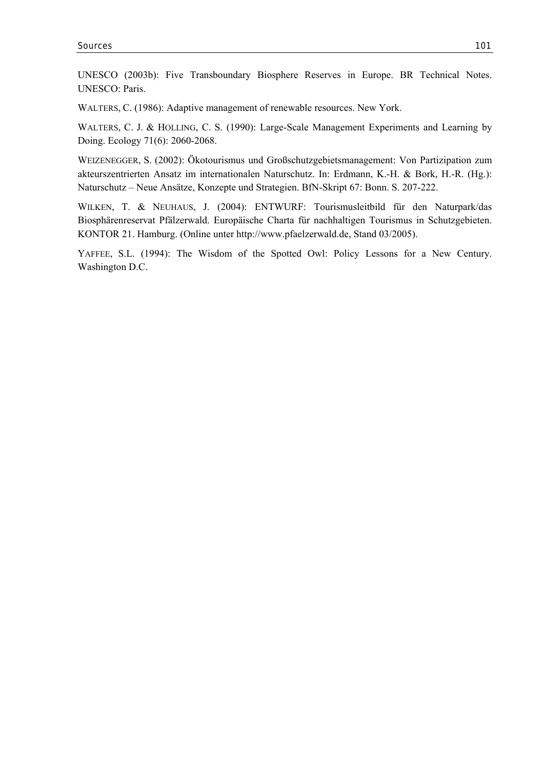UNESCO (2003b): Five Transboundary Biosphere Reserves in Europe. BR Technical Notes. UNESCO: Paris.

WALTERS, C. (1986): Adaptive management of renewable resources. New York.

WALTERS, C. J. & HOLLING, C. S. (1990): Large-Scale Management Experiments and Learning by Doing. Ecology 71(6): 2060-2068.

WEIZENEGGER, S. (2002): Ökotourismus und Großschutzgebietsmanagement: Von Partizipation zum akteurszentrierten Ansatz im internationalen Naturschutz. In: Erdmann, K.-H. & Bork, H.-R. (Hg.): Naturschutz – Neue Ansätze, Konzepte und Strategien. BfN-Skript 67: Bonn. S. 207-222.

WILKEN, T. & NEUHAUS, J. (2004): ENTWURF: Tourismusleitbild für den Naturpark/das Biosphärenreservat Pfälzerwald. Europäische Charta für nachhaltigen Tourismus in Schutzgebieten. KONTOR 21. Hamburg. (Online unter http://www.pfaelzerwald.de, Stand 03/2005).

YAFFEE, S.L. (1994): The Wisdom of the Spotted Owl: Policy Lessons for a New Century. Washington D.C.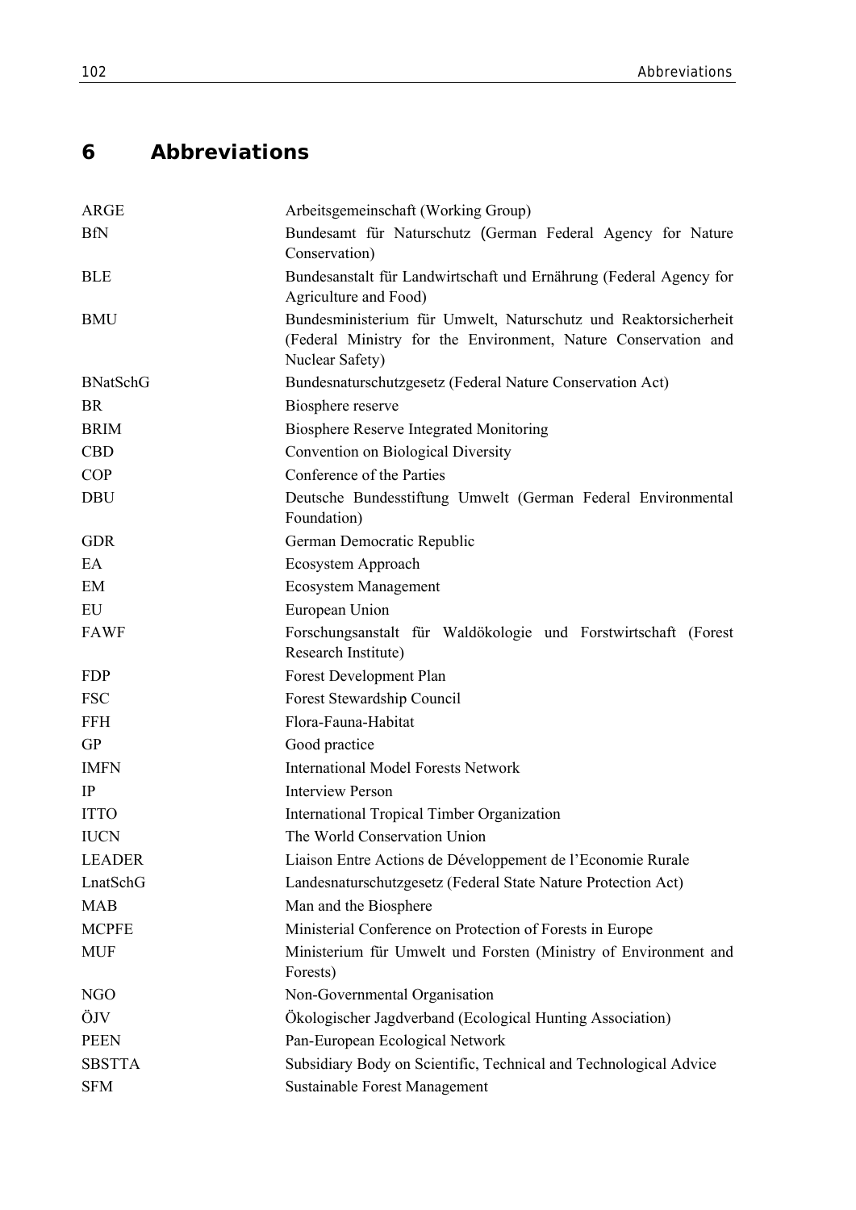# 6 Abbreviations

| | |
|---|---|
| ARGE | Arbeitsgemeinschaft (Working Group) |
| BfN | Bundesamt für Naturschutz (German Federal Agency for Nature Conservation) |
| BLE | Bundesanstalt für Landwirtschaft und Ernährung (Federal Agency for Agriculture and Food) |
| BMU | Bundesministerium für Umwelt, Naturschutz und Reaktorsicherheit (Federal Ministry for the Environment, Nature Conservation and Nuclear Safety) |
| BNatSchG | Bundesnaturschutzgesetz (Federal Nature Conservation Act) |
| BR | Biosphere reserve |
| BRIM | Biosphere Reserve Integrated Monitoring |
| CBD | Convention on Biological Diversity |
| COP | Conference of the Parties |
| DBU | Deutsche Bundesstiftung Umwelt (German Federal Environmental Foundation) |
| GDR | German Democratic Republic |
| EA | Ecosystem Approach |
| EM | Ecosystem Management |
| EU | European Union |
| FAWF | Forschungsanstalt für Waldökologie und Forstwirtschaft (Forest Research Institute) |
| FDP | Forest Development Plan |
| FSC | Forest Stewardship Council |
| FFH | Flora-Fauna-Habitat |
| GP | Good practice |
| IMFN | International Model Forests Network |
| IP | Interview Person |
| ITTO | International Tropical Timber Organization |
| IUCN | The World Conservation Union |
| LEADER | Liaison Entre Actions de Développement de l'Economie Rurale |
| LnatSchG | Landesnaturschutzgesetz (Federal State Nature Protection Act) |
| MAB | Man and the Biosphere |
| MCPFE | Ministerial Conference on Protection of Forests in Europe |
| MUF | Ministerium für Umwelt und Forsten (Ministry of Environment and Forests) |
| NGO | Non-Governmental Organisation |
| ÖJV | Ökologischer Jagdverband (Ecological Hunting Association) |
| PEEN | Pan-European Ecological Network |
| SBSTTA | Subsidiary Body on Scientific, Technical and Technological Advice |
| SFM | Sustainable Forest Management |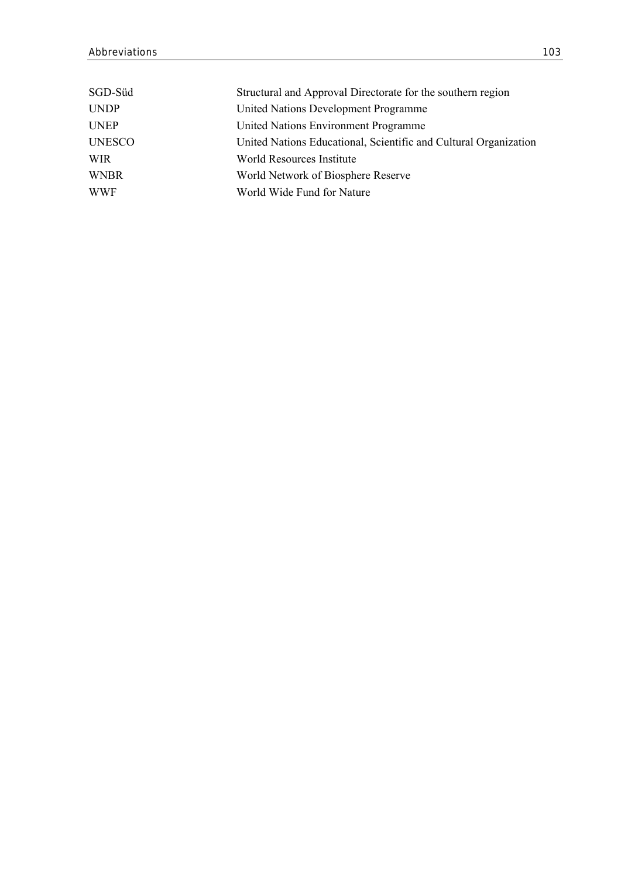| | |
|---|---|
| SGD-Süd | Structural and Approval Directorate for the southern region |
| UNDP | United Nations Development Programme |
| UNEP | United Nations Environment Programme |
| UNESCO | United Nations Educational, Scientific and Cultural Organization |
| WIR | World Resources Institute |
| WNBR | World Network of Biosphere Reserve |
| WWF | World Wide Fund for Nature |